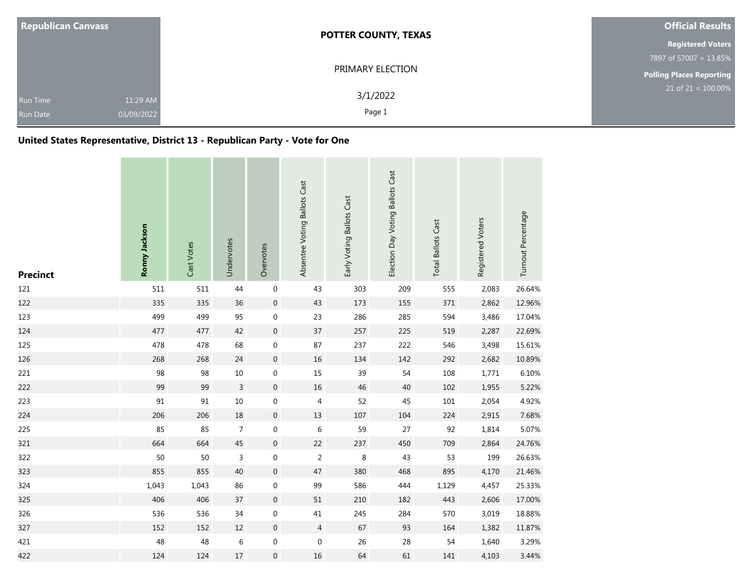Republican Canvass

Run Time 11:29 AM

Run Date 03/09/2022

**POTTER COUNTY, TEXAS**

PRIMARY ELECTION

3/1/2022

**Official Results**

**Registered Voters**

7897 of 57007 = 13.85%

**Polling Places Reporting**

21 of 21 = 100.00%

## United States Representative, District 13 - Republican Party - Vote for One

| Precinct | **Ronny Jackson** | Cast Votes | Undervotes | Overvotes | Absentee Voting Ballots Cast | Early Voting Ballots Cast | Election Day Voting Ballots Cast | Total Ballots Cast | Registered Voters | Turnout Percentage |
|---|---|---|---|---|---|---|---|---|---|---|
| 121 | 511 | 511 | 44 | 0 | 43 | 303 | 209 | 555 | 2,083 | 26.64% |
| 122 | 335 | 335 | 36 | 0 | 43 | 173 | 155 | 371 | 2,862 | 12.96% |
| 123 | 499 | 499 | 95 | 0 | 23 | 286 | 285 | 594 | 3,486 | 17.04% |
| 124 | 477 | 477 | 42 | 0 | 37 | 257 | 225 | 519 | 2,287 | 22.69% |
| 125 | 478 | 478 | 68 | 0 | 87 | 237 | 222 | 546 | 3,498 | 15.61% |
| 126 | 268 | 268 | 24 | 0 | 16 | 134 | 142 | 292 | 2,682 | 10.89% |
| 221 | 98 | 98 | 10 | 0 | 15 | 39 | 54 | 108 | 1,771 | 6.10% |
| 222 | 99 | 99 | 3 | 0 | 16 | 46 | 40 | 102 | 1,955 | 5.22% |
| 223 | 91 | 91 | 10 | 0 | 4 | 52 | 45 | 101 | 2,054 | 4.92% |
| 224 | 206 | 206 | 18 | 0 | 13 | 107 | 104 | 224 | 2,915 | 7.68% |
| 225 | 85 | 85 | 7 | 0 | 6 | 59 | 27 | 92 | 1,814 | 5.07% |
| 321 | 664 | 664 | 45 | 0 | 22 | 237 | 450 | 709 | 2,864 | 24.76% |
| 322 | 50 | 50 | 3 | 0 | 2 | 8 | 43 | 53 | 199 | 26.63% |
| 323 | 855 | 855 | 40 | 0 | 47 | 380 | 468 | 895 | 4,170 | 21.46% |
| 324 | 1,043 | 1,043 | 86 | 0 | 99 | 586 | 444 | 1,129 | 4,457 | 25.33% |
| 325 | 406 | 406 | 37 | 0 | 51 | 210 | 182 | 443 | 2,606 | 17.00% |
| 326 | 536 | 536 | 34 | 0 | 41 | 245 | 284 | 570 | 3,019 | 18.88% |
| 327 | 152 | 152 | 12 | 0 | 4 | 67 | 93 | 164 | 1,382 | 11.87% |
| 421 | 48 | 48 | 6 | 0 | 0 | 26 | 28 | 54 | 1,640 | 3.29% |
| 422 | 124 | 124 | 17 | 0 | 16 | 64 | 61 | 141 | 4,103 | 3.44% |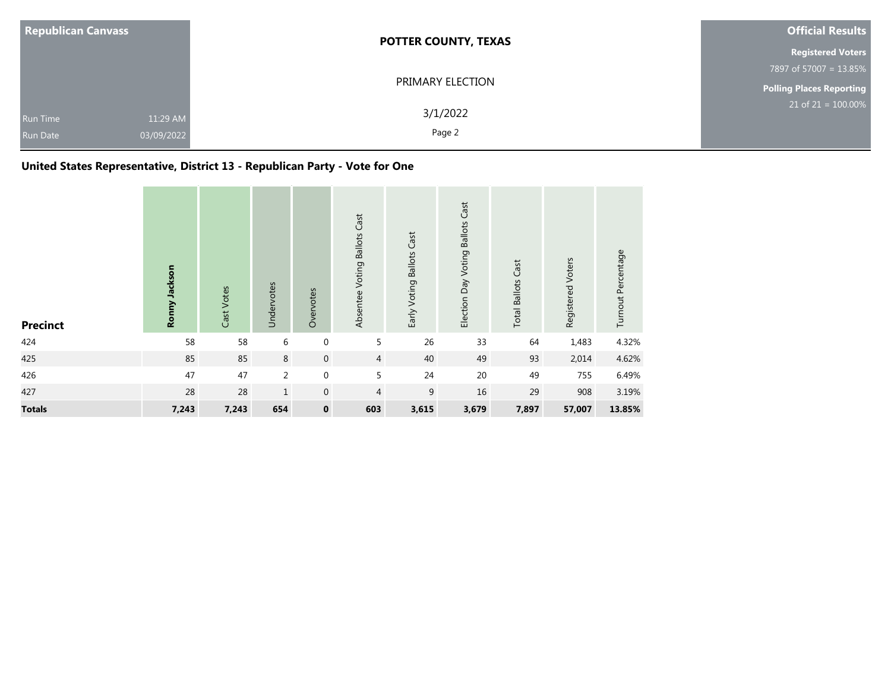**Republican Canvass**

Run Time 11:29 AM

Run Date 03/09/2022

**POTTER COUNTY, TEXAS**

PRIMARY ELECTION

3/1/2022

**Official Results**

**Registered Voters**

7897 of 57007 = 13.85%

**Polling Places Reporting**

21 of 21 = 100.00%

## United States Representative, District 13 - Republican Party - Vote for One

| Precinct | Ronny Jackson | Cast Votes | Undervotes | Overvotes | Absentee Voting Ballots Cast | Early Voting Ballots Cast | Election Day Voting Ballots Cast | Total Ballots Cast | Registered Voters | Turnout Percentage |
|---|---|---|---|---|---|---|---|---|---|---|
| 424 | 58 | 58 | 6 | 0 | 5 | 26 | 33 | 64 | 1,483 | 4.32% |
| 425 | 85 | 85 | 8 | 0 | 4 | 40 | 49 | 93 | 2,014 | 4.62% |
| 426 | 47 | 47 | 2 | 0 | 5 | 24 | 20 | 49 | 755 | 6.49% |
| 427 | 28 | 28 | 1 | 0 | 4 | 9 | 16 | 29 | 908 | 3.19% |
| **Totals** | **7,243** | **7,243** | **654** | **0** | **603** | **3,615** | **3,679** | **7,897** | **57,007** | **13.85%** |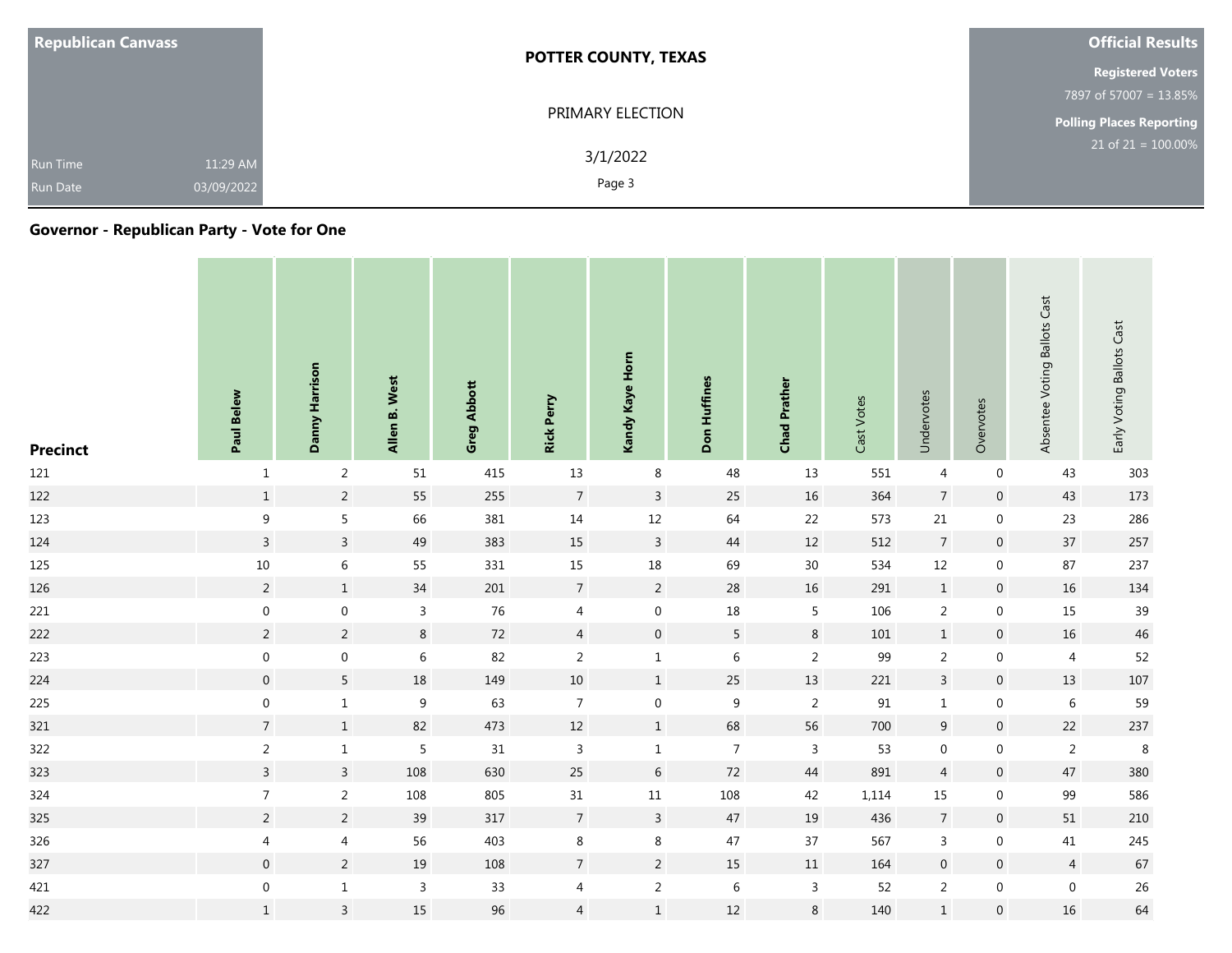| Republican Canvass | | POTTER COUNTY, TEXAS | Official Results |
|---|---|---|---|
| | | PRIMARY ELECTION | Registered Voters |
| | | | 7897 of 57007 = 13.85% |
| | | 3/1/2022 | Polling Places Reporting |
| Run Time | 11:29 AM | | 21 of 21 = 100.00% |
| Run Date | 03/09/2022 | | |

## Governor - Republican Party - Vote for One

| Precinct | Paul Belew | Danny Harrison | Allen B. West | Greg Abbott | Rick Perry | Kandy Kaye Horn | Don Huffines | Chad Prather | Cast Votes | Undervotes | Overvotes | Absentee Voting Ballots Cast | Early Voting Ballots Cast |
|---|---|---|---|---|---|---|---|---|---|---|---|---|---|
| 121 | 1 | 2 | 51 | 415 | 13 | 8 | 48 | 13 | 551 | 4 | 0 | 43 | 303 |
| 122 | 1 | 2 | 55 | 255 | 7 | 3 | 25 | 16 | 364 | 7 | 0 | 43 | 173 |
| 123 | 9 | 5 | 66 | 381 | 14 | 12 | 64 | 22 | 573 | 21 | 0 | 23 | 286 |
| 124 | 3 | 3 | 49 | 383 | 15 | 3 | 44 | 12 | 512 | 7 | 0 | 37 | 257 |
| 125 | 10 | 6 | 55 | 331 | 15 | 18 | 69 | 30 | 534 | 12 | 0 | 87 | 237 |
| 126 | 2 | 1 | 34 | 201 | 7 | 2 | 28 | 16 | 291 | 1 | 0 | 16 | 134 |
| 221 | 0 | 0 | 3 | 76 | 4 | 0 | 18 | 5 | 106 | 2 | 0 | 15 | 39 |
| 222 | 2 | 2 | 8 | 72 | 4 | 0 | 5 | 8 | 101 | 1 | 0 | 16 | 46 |
| 223 | 0 | 0 | 6 | 82 | 2 | 1 | 6 | 2 | 99 | 2 | 0 | 4 | 52 |
| 224 | 0 | 5 | 18 | 149 | 10 | 1 | 25 | 13 | 221 | 3 | 0 | 13 | 107 |
| 225 | 0 | 1 | 9 | 63 | 7 | 0 | 9 | 2 | 91 | 1 | 0 | 6 | 59 |
| 321 | 7 | 1 | 82 | 473 | 12 | 1 | 68 | 56 | 700 | 9 | 0 | 22 | 237 |
| 322 | 2 | 1 | 5 | 31 | 3 | 1 | 7 | 3 | 53 | 0 | 0 | 2 | 8 |
| 323 | 3 | 3 | 108 | 630 | 25 | 6 | 72 | 44 | 891 | 4 | 0 | 47 | 380 |
| 324 | 7 | 2 | 108 | 805 | 31 | 11 | 108 | 42 | 1,114 | 15 | 0 | 99 | 586 |
| 325 | 2 | 2 | 39 | 317 | 7 | 3 | 47 | 19 | 436 | 7 | 0 | 51 | 210 |
| 326 | 4 | 4 | 56 | 403 | 8 | 8 | 47 | 37 | 567 | 3 | 0 | 41 | 245 |
| 327 | 0 | 2 | 19 | 108 | 7 | 2 | 15 | 11 | 164 | 0 | 0 | 4 | 67 |
| 421 | 0 | 1 | 3 | 33 | 4 | 2 | 6 | 3 | 52 | 2 | 0 | 0 | 26 |
| 422 | 1 | 3 | 15 | 96 | 4 | 1 | 12 | 8 | 140 | 1 | 0 | 16 | 64 |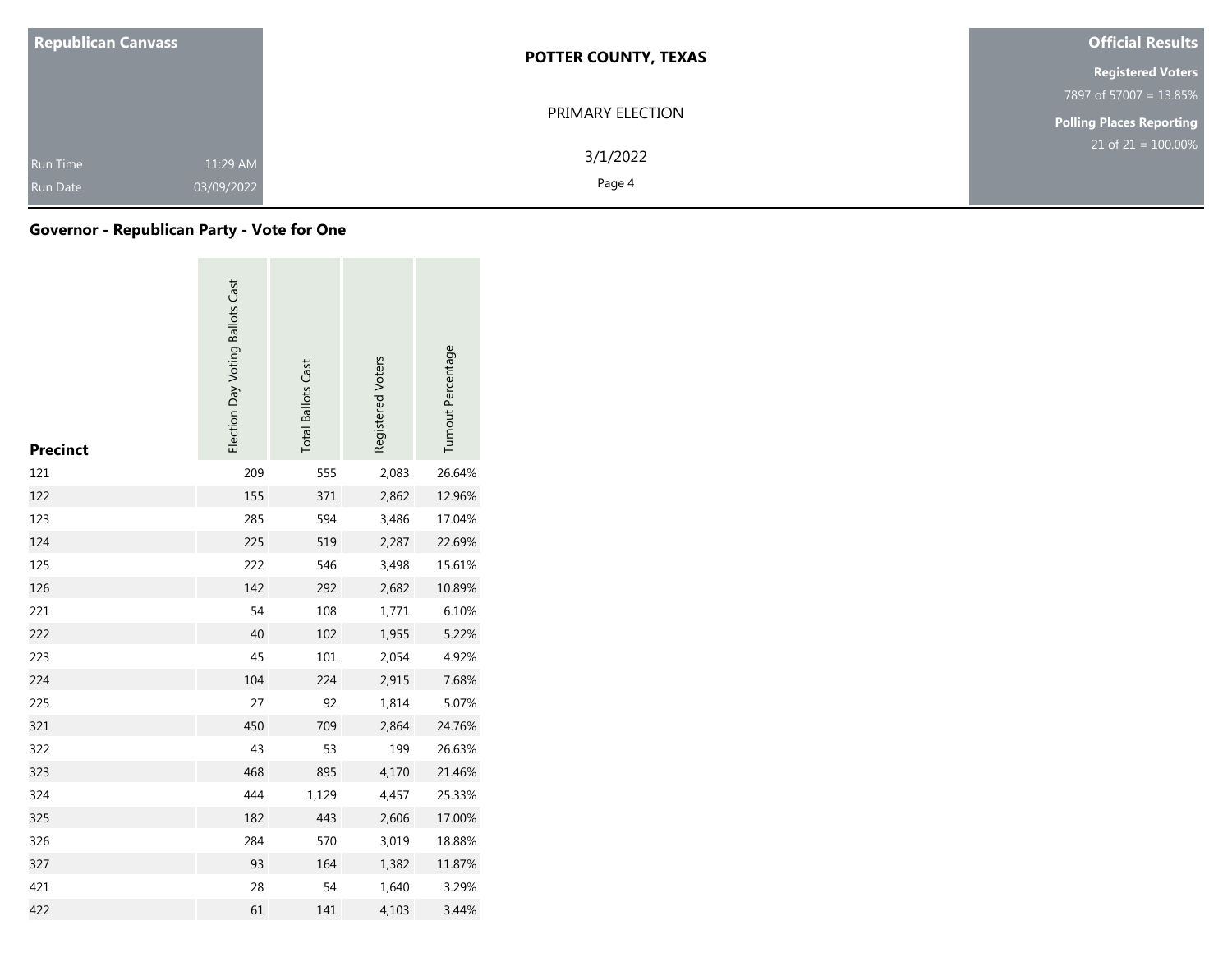## Governor - Republican Party - Vote for One

| Precinct | Election Day Voting Ballots Cast | Total Ballots Cast | Registered Voters | Turnout Percentage |
|---|---|---|---|---|
| 121 | 209 | 555 | 2,083 | 26.64% |
| 122 | 155 | 371 | 2,862 | 12.96% |
| 123 | 285 | 594 | 3,486 | 17.04% |
| 124 | 225 | 519 | 2,287 | 22.69% |
| 125 | 222 | 546 | 3,498 | 15.61% |
| 126 | 142 | 292 | 2,682 | 10.89% |
| 221 | 54 | 108 | 1,771 | 6.10% |
| 222 | 40 | 102 | 1,955 | 5.22% |
| 223 | 45 | 101 | 2,054 | 4.92% |
| 224 | 104 | 224 | 2,915 | 7.68% |
| 225 | 27 | 92 | 1,814 | 5.07% |
| 321 | 450 | 709 | 2,864 | 24.76% |
| 322 | 43 | 53 | 199 | 26.63% |
| 323 | 468 | 895 | 4,170 | 21.46% |
| 324 | 444 | 1,129 | 4,457 | 25.33% |
| 325 | 182 | 443 | 2,606 | 17.00% |
| 326 | 284 | 570 | 3,019 | 18.88% |
| 327 | 93 | 164 | 1,382 | 11.87% |
| 421 | 28 | 54 | 1,640 | 3.29% |
| 422 | 61 | 141 | 4,103 | 3.44% |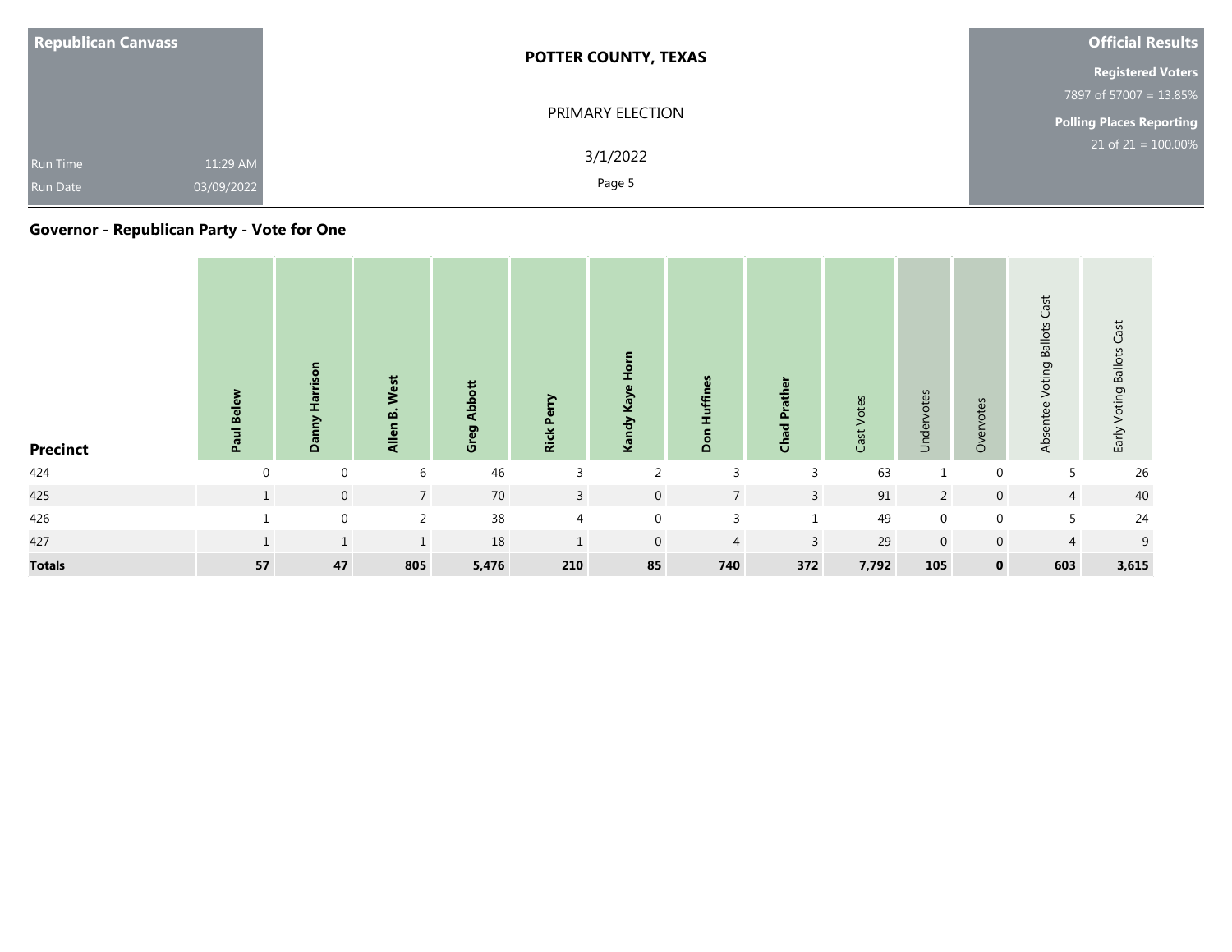| Republican Canvass | POTTER COUNTY, TEXAS | Official Results |
|---|---|---|
| | PRIMARY ELECTION | Registered Voters |
| | | 7897 of 57007 = 13.85% |
| | 3/1/2022 | Polling Places Reporting |
| Run Time 11:29 AM | | 21 of 21 = 100.00% |
| Run Date 03/09/2022 | | |

## Governor - Republican Party - Vote for One

| Precinct | Paul Belew | Danny Harrison | Allen B. West | Greg Abbott | Rick Perry | Kandy Kaye Horn | Don Huffines | Chad Prather | Cast Votes | Undervotes | Overvotes | Absentee Voting Ballots Cast | Early Voting Ballots Cast |
|---|---|---|---|---|---|---|---|---|---|---|---|---|---|
| 424 | 0 | 0 | 6 | 46 | 3 | 2 | 3 | 3 | 63 | 1 | 0 | 5 | 26 |
| 425 | 1 | 0 | 7 | 70 | 3 | 0 | 7 | 3 | 91 | 2 | 0 | 4 | 40 |
| 426 | 1 | 0 | 2 | 38 | 4 | 0 | 3 | 1 | 49 | 0 | 0 | 5 | 24 |
| 427 | 1 | 1 | 1 | 18 | 1 | 0 | 4 | 3 | 29 | 0 | 0 | 4 | 9 |
| **Totals** | **57** | **47** | **805** | **5,476** | **210** | **85** | **740** | **372** | **7,792** | **105** | **0** | **603** | **3,615** |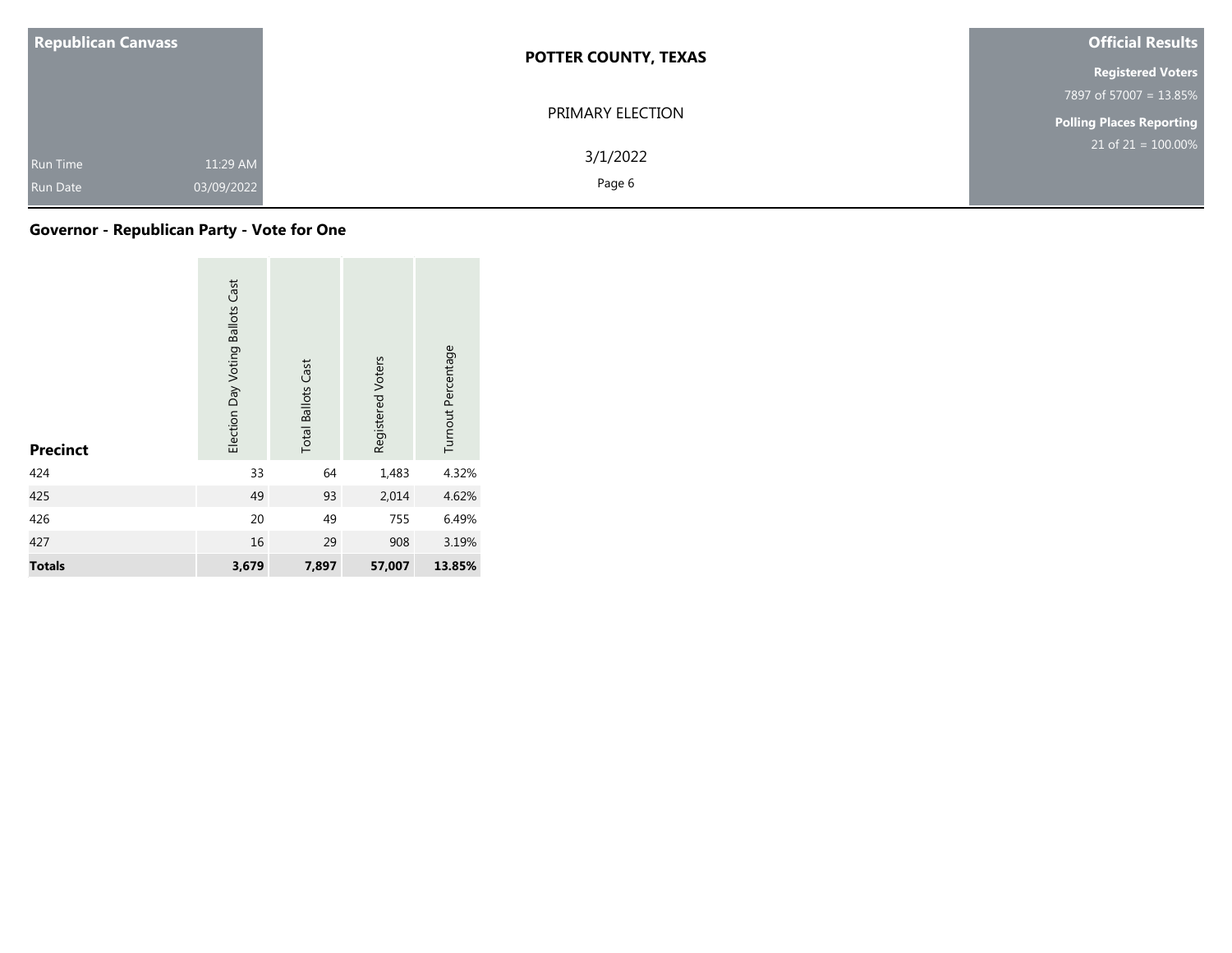## Governor - Republican Party - Vote for One

| Precinct | Election Day Voting Ballots Cast | Total Ballots Cast | Registered Voters | Turnout Percentage |
|---|---|---|---|---|
| 424 | 33 | 64 | 1,483 | 4.32% |
| 425 | 49 | 93 | 2,014 | 4.62% |
| 426 | 20 | 49 | 755 | 6.49% |
| 427 | 16 | 29 | 908 | 3.19% |
| **Totals** | **3,679** | **7,897** | **57,007** | **13.85%** |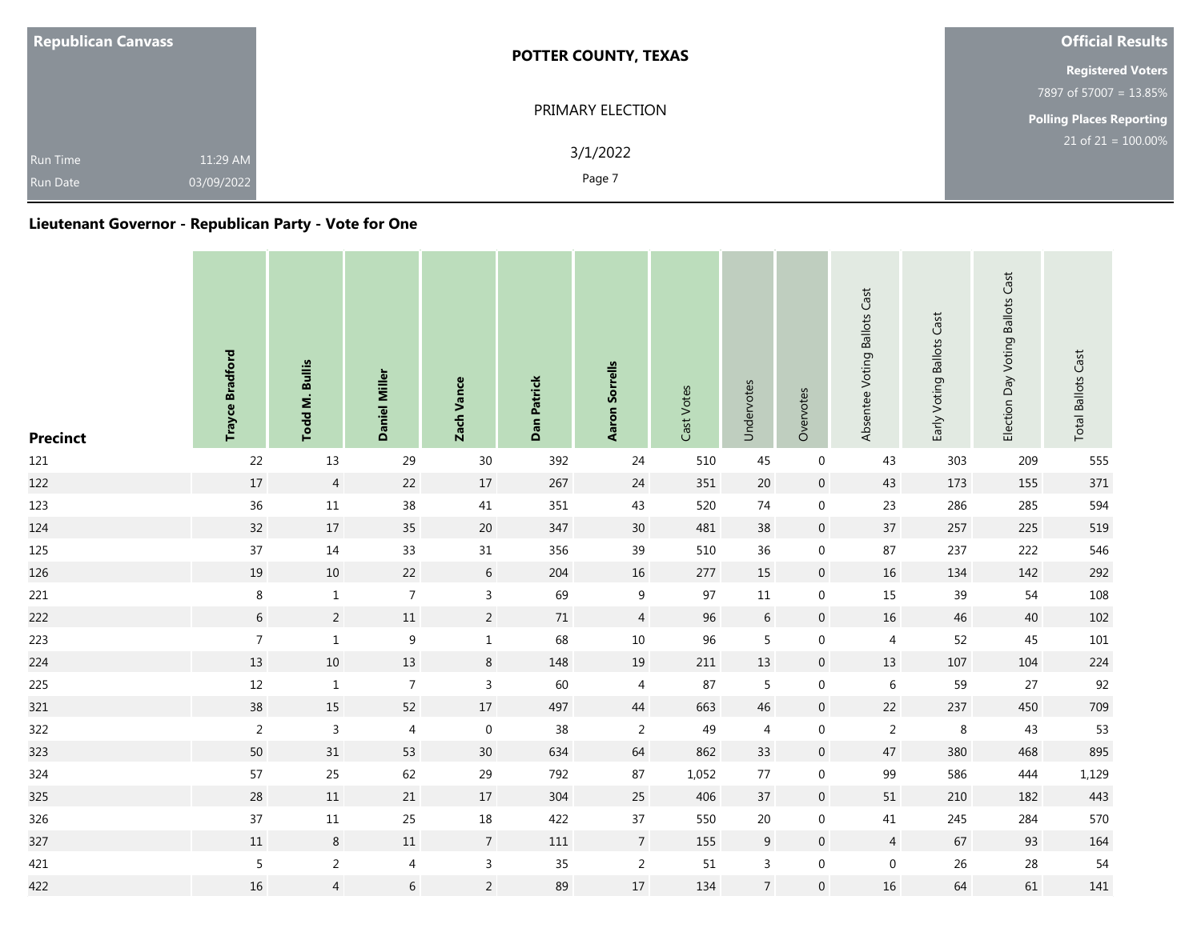| Republican Canvass | POTTER COUNTY, TEXAS | Official Results |
|---|---|---|
| | PRIMARY ELECTION | Registered Voters 7897 of 57007 = 13.85% |
| Run Time 11:29 AM | 3/1/2022 | Polling Places Reporting 21 of 21 = 100.00% |
| Run Date 03/09/2022 | | |

## Lieutenant Governor - Republican Party - Vote for One

| Precinct | Trayce Bradford | Todd M. Bullis | Daniel Miller | Zach Vance | Dan Patrick | Aaron Sorrells | Cast Votes | Undervotes | Overvotes | Absentee Voting Ballots Cast | Early Voting Ballots Cast | Election Day Voting Ballots Cast | Total Ballots Cast |
|---|---|---|---|---|---|---|---|---|---|---|---|---|---|
| 121 | 22 | 13 | 29 | 30 | 392 | 24 | 510 | 45 | 0 | 43 | 303 | 209 | 555 |
| 122 | 17 | 4 | 22 | 17 | 267 | 24 | 351 | 20 | 0 | 43 | 173 | 155 | 371 |
| 123 | 36 | 11 | 38 | 41 | 351 | 43 | 520 | 74 | 0 | 23 | 286 | 285 | 594 |
| 124 | 32 | 17 | 35 | 20 | 347 | 30 | 481 | 38 | 0 | 37 | 257 | 225 | 519 |
| 125 | 37 | 14 | 33 | 31 | 356 | 39 | 510 | 36 | 0 | 87 | 237 | 222 | 546 |
| 126 | 19 | 10 | 22 | 6 | 204 | 16 | 277 | 15 | 0 | 16 | 134 | 142 | 292 |
| 221 | 8 | 1 | 7 | 3 | 69 | 9 | 97 | 11 | 0 | 15 | 39 | 54 | 108 |
| 222 | 6 | 2 | 11 | 2 | 71 | 4 | 96 | 6 | 0 | 16 | 46 | 40 | 102 |
| 223 | 7 | 1 | 9 | 1 | 68 | 10 | 96 | 5 | 0 | 4 | 52 | 45 | 101 |
| 224 | 13 | 10 | 13 | 8 | 148 | 19 | 211 | 13 | 0 | 13 | 107 | 104 | 224 |
| 225 | 12 | 1 | 7 | 3 | 60 | 4 | 87 | 5 | 0 | 6 | 59 | 27 | 92 |
| 321 | 38 | 15 | 52 | 17 | 497 | 44 | 663 | 46 | 0 | 22 | 237 | 450 | 709 |
| 322 | 2 | 3 | 4 | 0 | 38 | 2 | 49 | 4 | 0 | 2 | 8 | 43 | 53 |
| 323 | 50 | 31 | 53 | 30 | 634 | 64 | 862 | 33 | 0 | 47 | 380 | 468 | 895 |
| 324 | 57 | 25 | 62 | 29 | 792 | 87 | 1,052 | 77 | 0 | 99 | 586 | 444 | 1,129 |
| 325 | 28 | 11 | 21 | 17 | 304 | 25 | 406 | 37 | 0 | 51 | 210 | 182 | 443 |
| 326 | 37 | 11 | 25 | 18 | 422 | 37 | 550 | 20 | 0 | 41 | 245 | 284 | 570 |
| 327 | 11 | 8 | 11 | 7 | 111 | 7 | 155 | 9 | 0 | 4 | 67 | 93 | 164 |
| 421 | 5 | 2 | 4 | 3 | 35 | 2 | 51 | 3 | 0 | 0 | 26 | 28 | 54 |
| 422 | 16 | 4 | 6 | 2 | 89 | 17 | 134 | 7 | 0 | 16 | 64 | 61 | 141 |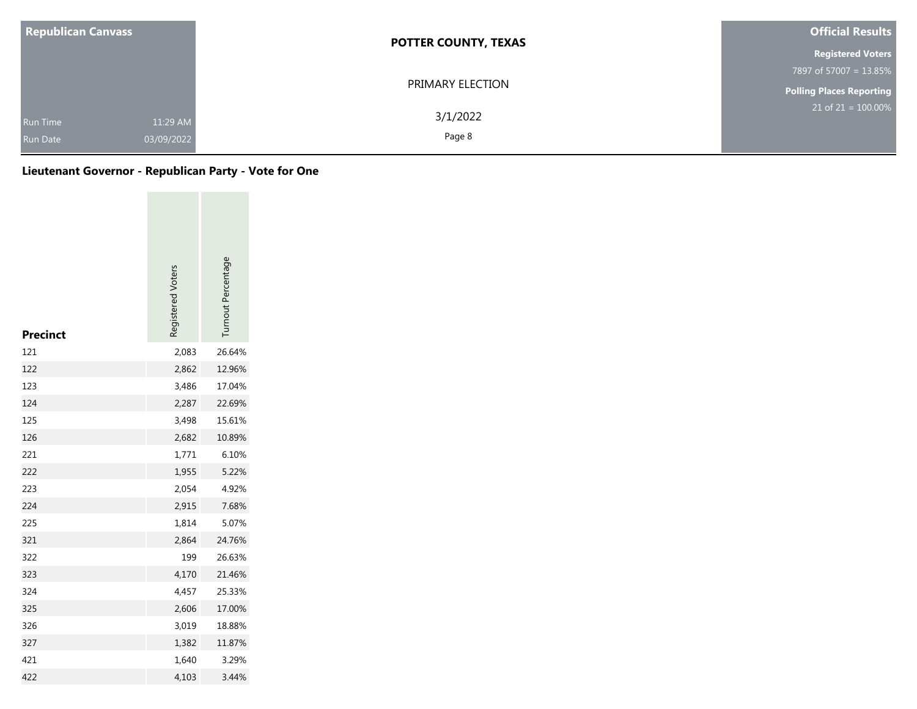| Republican Canvass | POTTER COUNTY, TEXAS | Official Results |
|---|---|---|
| | PRIMARY ELECTION | Registered Voters |
| | 3/1/2022 | 7897 of 57007 = 13.85% |
| Run Time 11:29 AM | | Polling Places Reporting |
| Run Date 03/09/2022 | | 21 of 21 = 100.00% |

## Lieutenant Governor - Republican Party - Vote for One

| Precinct | Registered Voters | Turnout Percentage |
|---|---|---|
| 121 | 2,083 | 26.64% |
| 122 | 2,862 | 12.96% |
| 123 | 3,486 | 17.04% |
| 124 | 2,287 | 22.69% |
| 125 | 3,498 | 15.61% |
| 126 | 2,682 | 10.89% |
| 221 | 1,771 | 6.10% |
| 222 | 1,955 | 5.22% |
| 223 | 2,054 | 4.92% |
| 224 | 2,915 | 7.68% |
| 225 | 1,814 | 5.07% |
| 321 | 2,864 | 24.76% |
| 322 | 199 | 26.63% |
| 323 | 4,170 | 21.46% |
| 324 | 4,457 | 25.33% |
| 325 | 2,606 | 17.00% |
| 326 | 3,019 | 18.88% |
| 327 | 1,382 | 11.87% |
| 421 | 1,640 | 3.29% |
| 422 | 4,103 | 3.44% |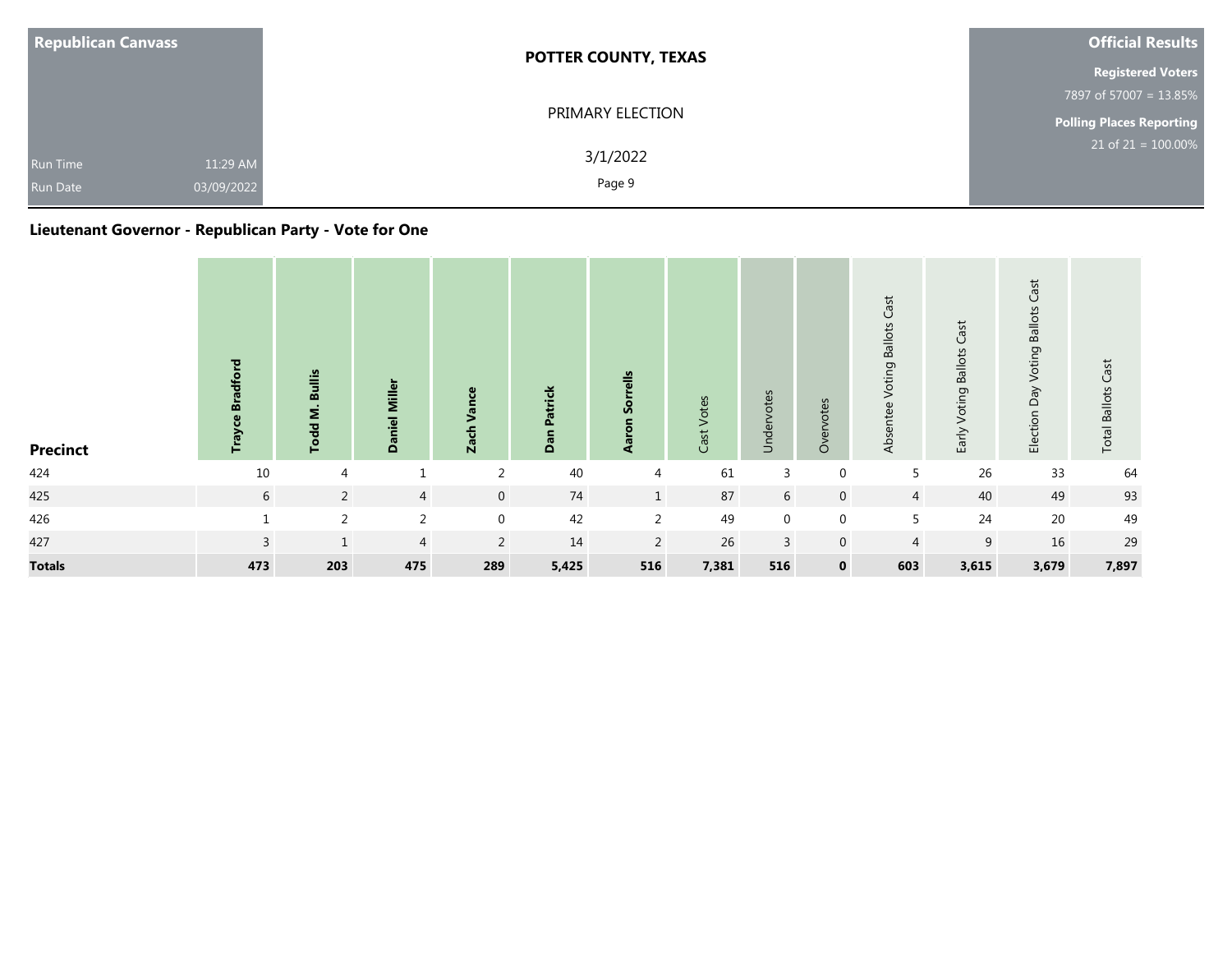| Republican Canvass | | POTTER COUNTY, TEXAS | Official Results |
|---|---|---|---|
| | | PRIMARY ELECTION | Registered Voters |
| | | | 7897 of 57007 = 13.85% |
| | | | Polling Places Reporting |
| Run Time | 11:29 AM | 3/1/2022 | 21 of 21 = 100.00% |
| Run Date | 03/09/2022 | | |

## Lieutenant Governor - Republican Party - Vote for One

| Precinct | Trayce Bradford | Todd M. Bullis | Daniel Miller | Zach Vance | Dan Patrick | Aaron Sorrells | Cast Votes | Undervotes | Overvotes | Absentee Voting Ballots Cast | Early Voting Ballots Cast | Election Day Voting Ballots Cast | Total Ballots Cast |
|---|---|---|---|---|---|---|---|---|---|---|---|---|---|
| 424 | 10 | 4 | 1 | 2 | 40 | 4 | 61 | 3 | 0 | 5 | 26 | 33 | 64 |
| 425 | 6 | 2 | 4 | 0 | 74 | 1 | 87 | 6 | 0 | 4 | 40 | 49 | 93 |
| 426 | 1 | 2 | 2 | 0 | 42 | 2 | 49 | 0 | 0 | 5 | 24 | 20 | 49 |
| 427 | 3 | 1 | 4 | 2 | 14 | 2 | 26 | 3 | 0 | 4 | 9 | 16 | 29 |
| **Totals** | **473** | **203** | **475** | **289** | **5,425** | **516** | **7,381** | **516** | **0** | **603** | **3,615** | **3,679** | **7,897** |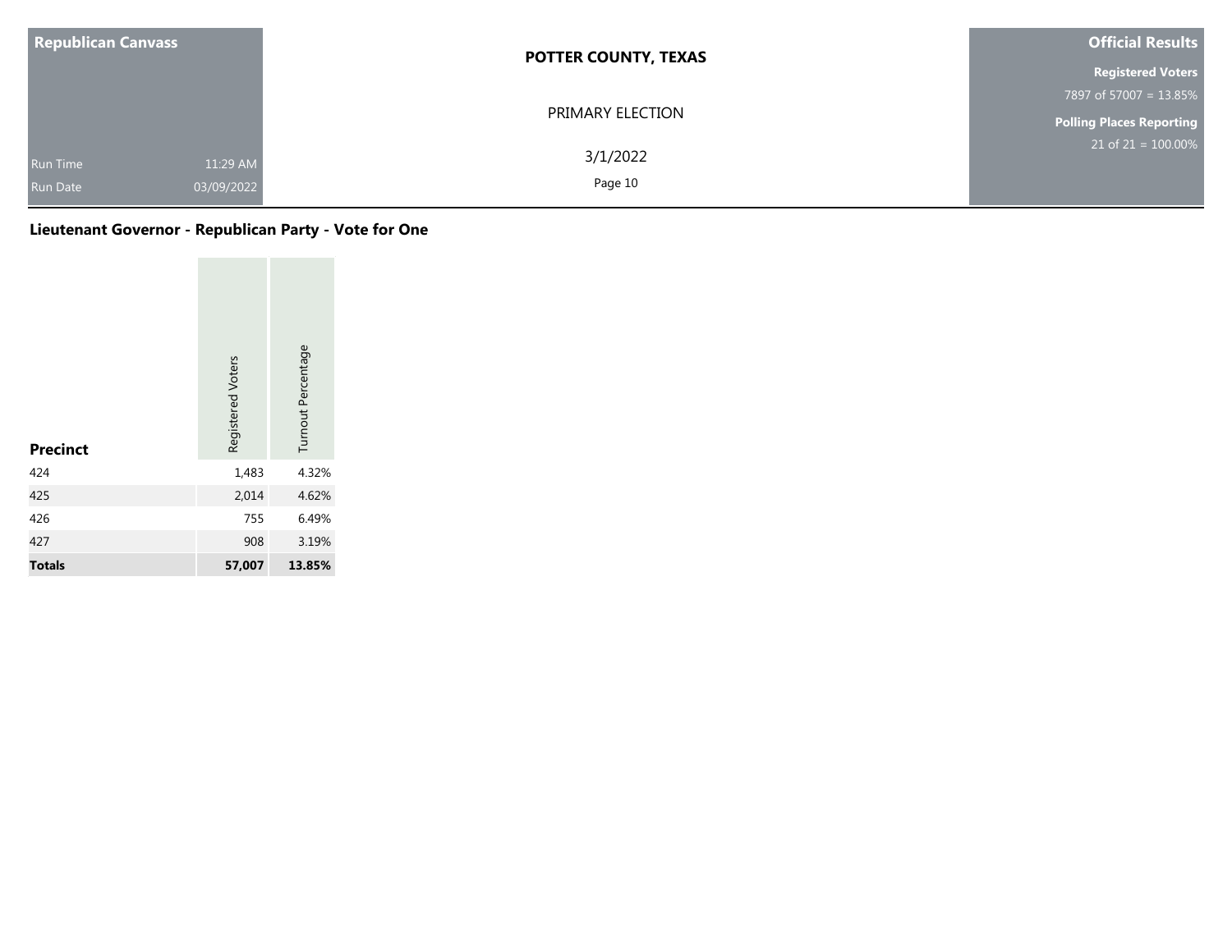| Republican Canvass | | POTTER COUNTY, TEXAS | Official Results |
|---|---|---|---|
| | | PRIMARY ELECTION | **Registered Voters** 7897 of 57007 = 13.85% |
| Run Time | 11:29 AM | 3/1/2022 | **Polling Places Reporting** 21 of 21 = 100.00% |
| Run Date | 03/09/2022 | | |

## Lieutenant Governor - Republican Party - Vote for One

| Precinct | Registered Voters | Turnout Percentage |
|---|---|---|
| 424 | 1,483 | 4.32% |
| 425 | 2,014 | 4.62% |
| 426 | 755 | 6.49% |
| 427 | 908 | 3.19% |
| **Totals** | **57,007** | **13.85%** |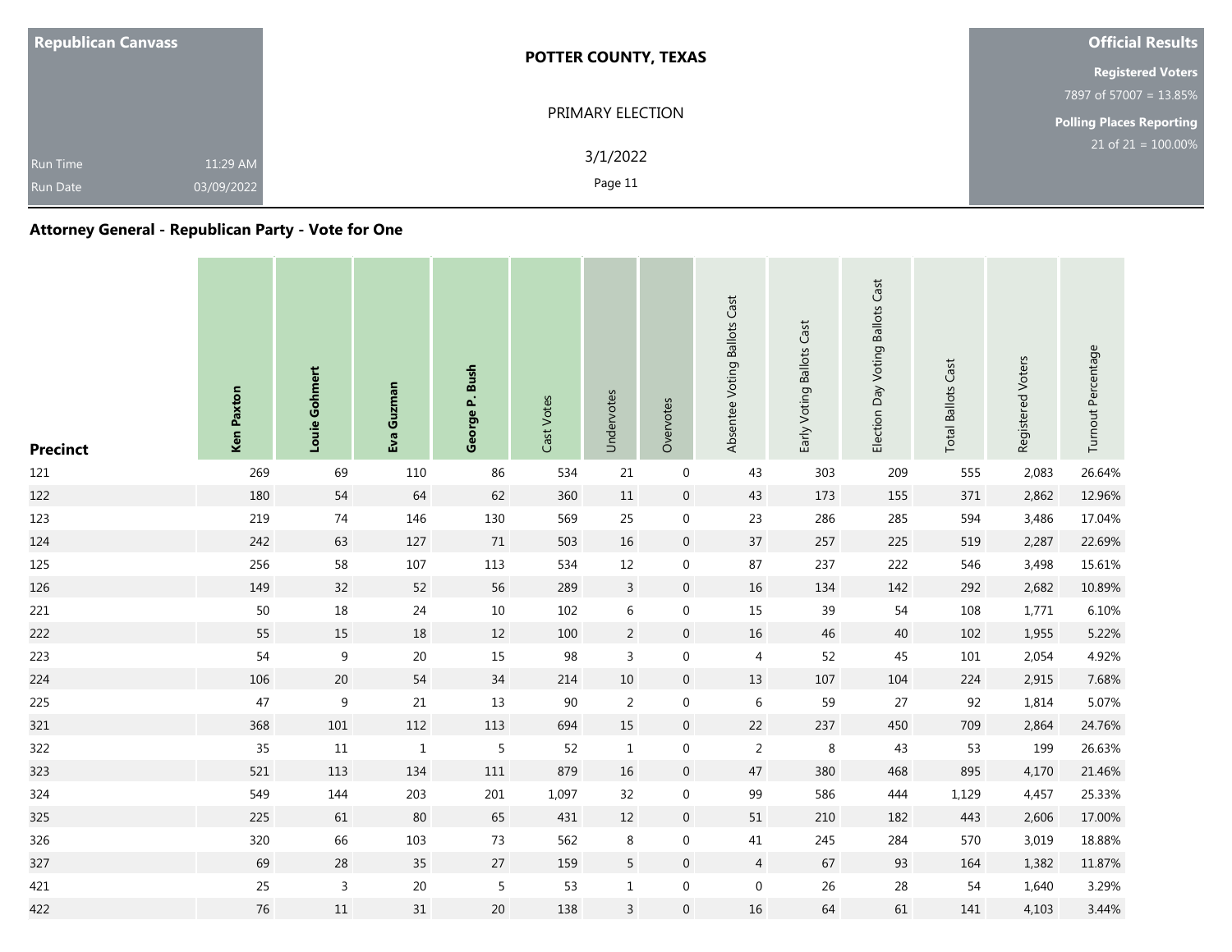**Republican Canvass**

Run Time 11:29 AM

Run Date 03/09/2022

**POTTER COUNTY, TEXAS**

PRIMARY ELECTION

3/1/2022

**Official Results**

**Registered Voters**

7897 of 57007 = 13.85%

**Polling Places Reporting**

21 of 21 = 100.00%

### Attorney General - Republican Party - Vote for One

| Precinct | Ken Paxton | Louie Gohmert | Eva Guzman | George P. Bush | Cast Votes | Undervotes | Overvotes | Absentee Voting Ballots Cast | Early Voting Ballots Cast | Election Day Voting Ballots Cast | Total Ballots Cast | Registered Voters | Turnout Percentage |
|---|---|---|---|---|---|---|---|---|---|---|---|---|---|
| 121 | 269 | 69 | 110 | 86 | 534 | 21 | 0 | 43 | 303 | 209 | 555 | 2,083 | 26.64% |
| 122 | 180 | 54 | 64 | 62 | 360 | 11 | 0 | 43 | 173 | 155 | 371 | 2,862 | 12.96% |
| 123 | 219 | 74 | 146 | 130 | 569 | 25 | 0 | 23 | 286 | 285 | 594 | 3,486 | 17.04% |
| 124 | 242 | 63 | 127 | 71 | 503 | 16 | 0 | 37 | 257 | 225 | 519 | 2,287 | 22.69% |
| 125 | 256 | 58 | 107 | 113 | 534 | 12 | 0 | 87 | 237 | 222 | 546 | 3,498 | 15.61% |
| 126 | 149 | 32 | 52 | 56 | 289 | 3 | 0 | 16 | 134 | 142 | 292 | 2,682 | 10.89% |
| 221 | 50 | 18 | 24 | 10 | 102 | 6 | 0 | 15 | 39 | 54 | 108 | 1,771 | 6.10% |
| 222 | 55 | 15 | 18 | 12 | 100 | 2 | 0 | 16 | 46 | 40 | 102 | 1,955 | 5.22% |
| 223 | 54 | 9 | 20 | 15 | 98 | 3 | 0 | 4 | 52 | 45 | 101 | 2,054 | 4.92% |
| 224 | 106 | 20 | 54 | 34 | 214 | 10 | 0 | 13 | 107 | 104 | 224 | 2,915 | 7.68% |
| 225 | 47 | 9 | 21 | 13 | 90 | 2 | 0 | 6 | 59 | 27 | 92 | 1,814 | 5.07% |
| 321 | 368 | 101 | 112 | 113 | 694 | 15 | 0 | 22 | 237 | 450 | 709 | 2,864 | 24.76% |
| 322 | 35 | 11 | 1 | 5 | 52 | 1 | 0 | 2 | 8 | 43 | 53 | 199 | 26.63% |
| 323 | 521 | 113 | 134 | 111 | 879 | 16 | 0 | 47 | 380 | 468 | 895 | 4,170 | 21.46% |
| 324 | 549 | 144 | 203 | 201 | 1,097 | 32 | 0 | 99 | 586 | 444 | 1,129 | 4,457 | 25.33% |
| 325 | 225 | 61 | 80 | 65 | 431 | 12 | 0 | 51 | 210 | 182 | 443 | 2,606 | 17.00% |
| 326 | 320 | 66 | 103 | 73 | 562 | 8 | 0 | 41 | 245 | 284 | 570 | 3,019 | 18.88% |
| 327 | 69 | 28 | 35 | 27 | 159 | 5 | 0 | 4 | 67 | 93 | 164 | 1,382 | 11.87% |
| 421 | 25 | 3 | 20 | 5 | 53 | 1 | 0 | 0 | 26 | 28 | 54 | 1,640 | 3.29% |
| 422 | 76 | 11 | 31 | 20 | 138 | 3 | 0 | 16 | 64 | 61 | 141 | 4,103 | 3.44% |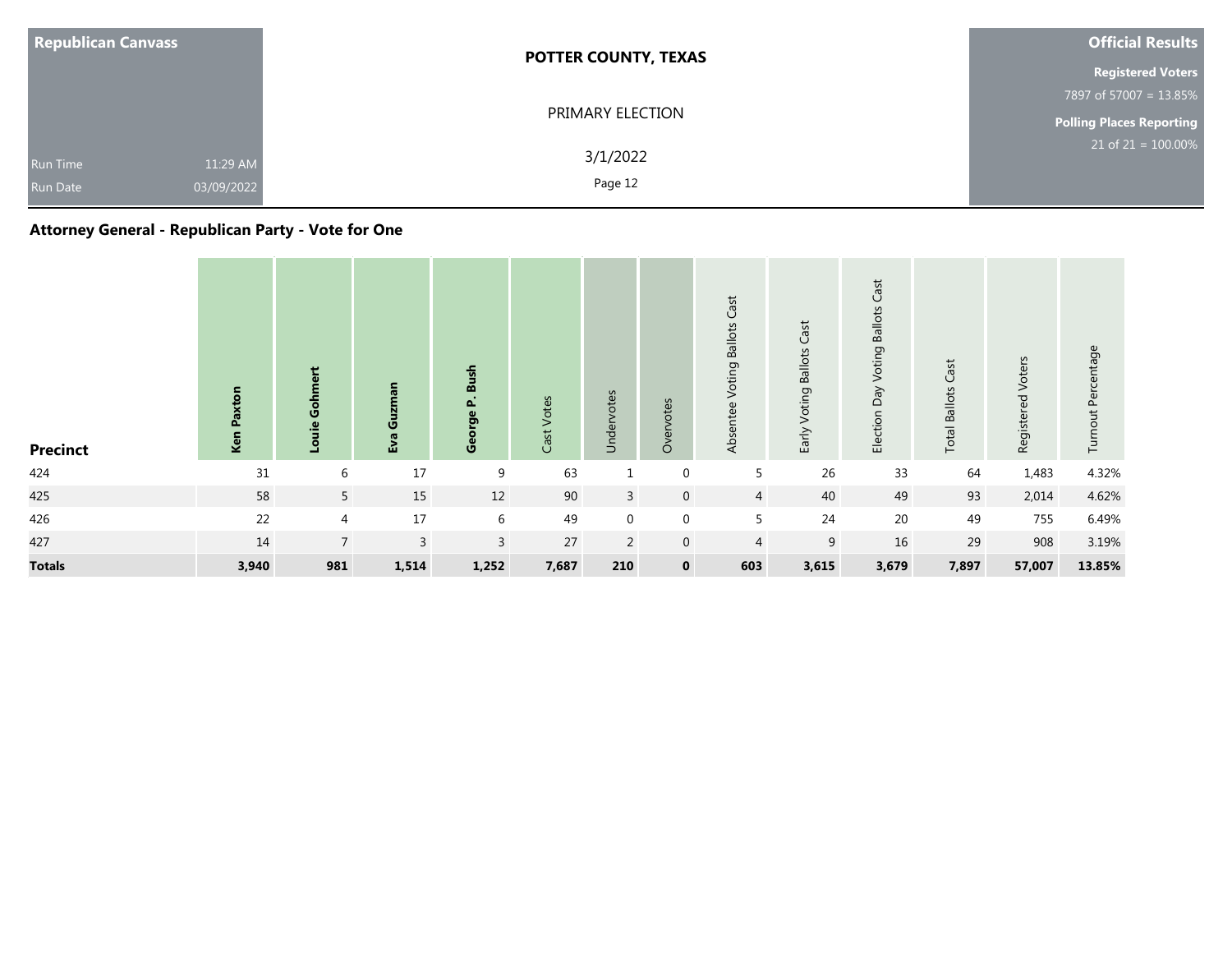Republican Canvass

Run Time 11:29 AM
Run Date 03/09/2022

**POTTER COUNTY, TEXAS**

PRIMARY ELECTION

3/1/2022

**Official Results**

**Registered Voters**
7897 of 57007 = 13.85%

**Polling Places Reporting**
21 of 21 = 100.00%

## Attorney General - Republican Party - Vote for One

| Precinct | Ken Paxton | Louie Gohmert | Eva Guzman | George P. Bush | Cast Votes | Undervotes | Overvotes | Absentee Voting Ballots Cast | Early Voting Ballots Cast | Election Day Voting Ballots Cast | Total Ballots Cast | Registered Voters | Turnout Percentage |
|---|---|---|---|---|---|---|---|---|---|---|---|---|---|
| 424 | 31 | 6 | 17 | 9 | 63 | 1 | 0 | 5 | 26 | 33 | 64 | 1,483 | 4.32% |
| 425 | 58 | 5 | 15 | 12 | 90 | 3 | 0 | 4 | 40 | 49 | 93 | 2,014 | 4.62% |
| 426 | 22 | 4 | 17 | 6 | 49 | 0 | 0 | 5 | 24 | 20 | 49 | 755 | 6.49% |
| 427 | 14 | 7 | 3 | 3 | 27 | 2 | 0 | 4 | 9 | 16 | 29 | 908 | 3.19% |
| **Totals** | **3,940** | **981** | **1,514** | **1,252** | **7,687** | **210** | **0** | **603** | **3,615** | **3,679** | **7,897** | **57,007** | **13.85%** |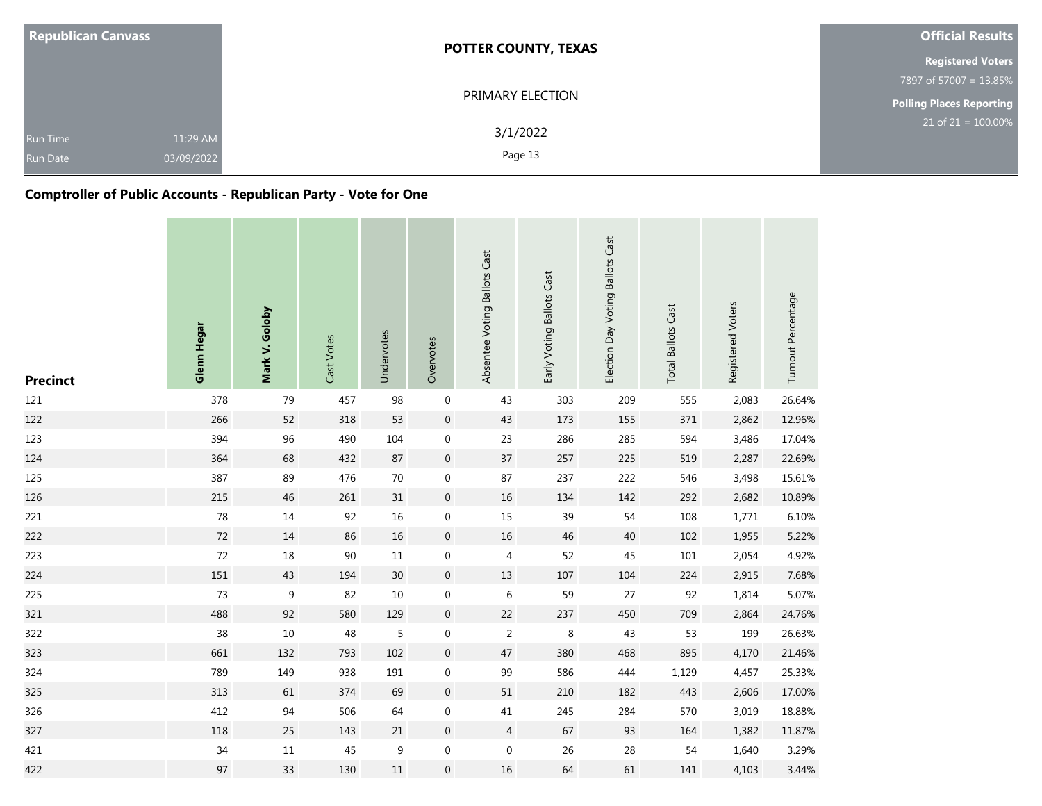| Republican Canvass | POTTER COUNTY, TEXAS | Official Results |
|---|---|---|
| | PRIMARY ELECTION | Registered Voters 7897 of 57007 = 13.85% |
| Run Time 11:29 AM | 3/1/2022 | Polling Places Reporting 21 of 21 = 100.00% |
| Run Date 03/09/2022 | | |

## Comptroller of Public Accounts - Republican Party - Vote for One

| Precinct | Glenn Hegar | Mark V. Goloby | Cast Votes | Undervotes | Overvotes | Absentee Voting Ballots Cast | Early Voting Ballots Cast | Election Day Voting Ballots Cast | Total Ballots Cast | Registered Voters | Turnout Percentage |
|---|---|---|---|---|---|---|---|---|---|---|---|
| 121 | 378 | 79 | 457 | 98 | 0 | 43 | 303 | 209 | 555 | 2,083 | 26.64% |
| 122 | 266 | 52 | 318 | 53 | 0 | 43 | 173 | 155 | 371 | 2,862 | 12.96% |
| 123 | 394 | 96 | 490 | 104 | 0 | 23 | 286 | 285 | 594 | 3,486 | 17.04% |
| 124 | 364 | 68 | 432 | 87 | 0 | 37 | 257 | 225 | 519 | 2,287 | 22.69% |
| 125 | 387 | 89 | 476 | 70 | 0 | 87 | 237 | 222 | 546 | 3,498 | 15.61% |
| 126 | 215 | 46 | 261 | 31 | 0 | 16 | 134 | 142 | 292 | 2,682 | 10.89% |
| 221 | 78 | 14 | 92 | 16 | 0 | 15 | 39 | 54 | 108 | 1,771 | 6.10% |
| 222 | 72 | 14 | 86 | 16 | 0 | 16 | 46 | 40 | 102 | 1,955 | 5.22% |
| 223 | 72 | 18 | 90 | 11 | 0 | 4 | 52 | 45 | 101 | 2,054 | 4.92% |
| 224 | 151 | 43 | 194 | 30 | 0 | 13 | 107 | 104 | 224 | 2,915 | 7.68% |
| 225 | 73 | 9 | 82 | 10 | 0 | 6 | 59 | 27 | 92 | 1,814 | 5.07% |
| 321 | 488 | 92 | 580 | 129 | 0 | 22 | 237 | 450 | 709 | 2,864 | 24.76% |
| 322 | 38 | 10 | 48 | 5 | 0 | 2 | 8 | 43 | 53 | 199 | 26.63% |
| 323 | 661 | 132 | 793 | 102 | 0 | 47 | 380 | 468 | 895 | 4,170 | 21.46% |
| 324 | 789 | 149 | 938 | 191 | 0 | 99 | 586 | 444 | 1,129 | 4,457 | 25.33% |
| 325 | 313 | 61 | 374 | 69 | 0 | 51 | 210 | 182 | 443 | 2,606 | 17.00% |
| 326 | 412 | 94 | 506 | 64 | 0 | 41 | 245 | 284 | 570 | 3,019 | 18.88% |
| 327 | 118 | 25 | 143 | 21 | 0 | 4 | 67 | 93 | 164 | 1,382 | 11.87% |
| 421 | 34 | 11 | 45 | 9 | 0 | 0 | 26 | 28 | 54 | 1,640 | 3.29% |
| 422 | 97 | 33 | 130 | 11 | 0 | 16 | 64 | 61 | 141 | 4,103 | 3.44% |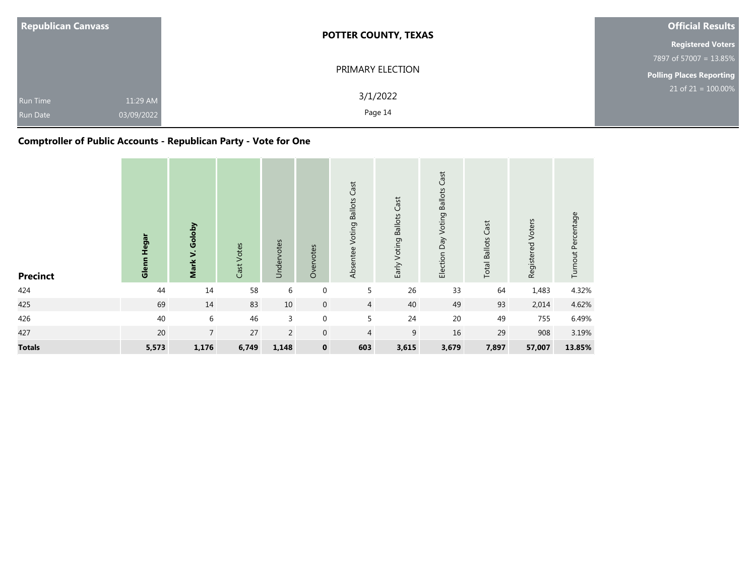| Republican Canvass | | POTTER COUNTY, TEXAS | Official Results |
|---|---|---|---|
| | | PRIMARY ELECTION | Registered Voters |
| | | | 7897 of 57007 = 13.85% |
| | | | Polling Places Reporting |
| Run Time | 11:29 AM | 3/1/2022 | 21 of 21 = 100.00% |
| Run Date | 03/09/2022 | | |

## Comptroller of Public Accounts - Republican Party - Vote for One

| Precinct | **Glenn Hegar** | **Mark V. Goloby** | Cast Votes | Undervotes | Overvotes | Absentee Voting Ballots Cast | Early Voting Ballots Cast | Election Day Voting Ballots Cast | Total Ballots Cast | Registered Voters | Turnout Percentage |
|---|---|---|---|---|---|---|---|---|---|---|---|
| 424 | 44 | 14 | 58 | 6 | 0 | 5 | 26 | 33 | 64 | 1,483 | 4.32% |
| 425 | 69 | 14 | 83 | 10 | 0 | 4 | 40 | 49 | 93 | 2,014 | 4.62% |
| 426 | 40 | 6 | 46 | 3 | 0 | 5 | 24 | 20 | 49 | 755 | 6.49% |
| 427 | 20 | 7 | 27 | 2 | 0 | 4 | 9 | 16 | 29 | 908 | 3.19% |
| **Totals** | **5,573** | **1,176** | **6,749** | **1,148** | **0** | **603** | **3,615** | **3,679** | **7,897** | **57,007** | **13.85%** |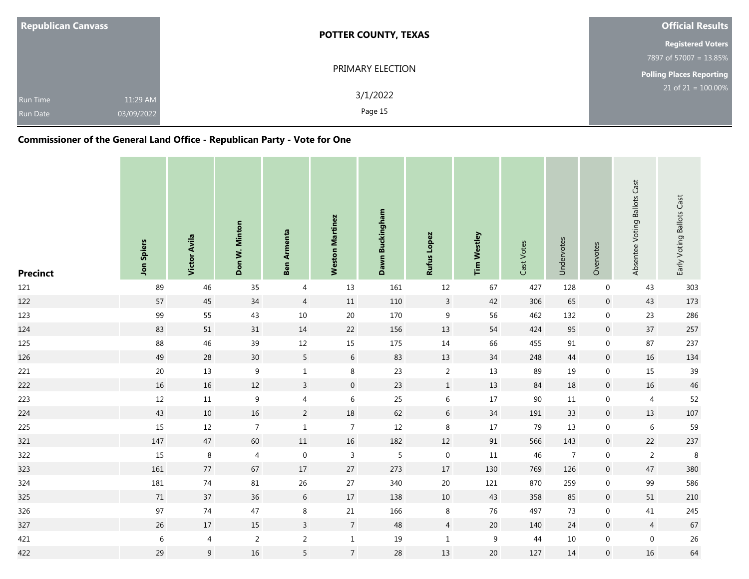| Republican Canvass | POTTER COUNTY, TEXAS | Official Results |
|---|---|---|
| | PRIMARY ELECTION | Registered Voters 7897 of 57007 = 13.85% |
| Run Time 11:29 AM | 3/1/2022 | Polling Places Reporting 21 of 21 = 100.00% |
| Run Date 03/09/2022 | | |

## Commissioner of the General Land Office - Republican Party - Vote for One

| Precinct | Jon Spiers | Victor Avila | Don W. Minton | Ben Armenta | Weston Martinez | Dawn Buckingham | Rufus Lopez | Tim Westley | Cast Votes | Undervotes | Overvotes | Absentee Voting Ballots Cast | Early Voting Ballots Cast |
|---|---|---|---|---|---|---|---|---|---|---|---|---|---|
| 121 | 89 | 46 | 35 | 4 | 13 | 161 | 12 | 67 | 427 | 128 | 0 | 43 | 303 |
| 122 | 57 | 45 | 34 | 4 | 11 | 110 | 3 | 42 | 306 | 65 | 0 | 43 | 173 |
| 123 | 99 | 55 | 43 | 10 | 20 | 170 | 9 | 56 | 462 | 132 | 0 | 23 | 286 |
| 124 | 83 | 51 | 31 | 14 | 22 | 156 | 13 | 54 | 424 | 95 | 0 | 37 | 257 |
| 125 | 88 | 46 | 39 | 12 | 15 | 175 | 14 | 66 | 455 | 91 | 0 | 87 | 237 |
| 126 | 49 | 28 | 30 | 5 | 6 | 83 | 13 | 34 | 248 | 44 | 0 | 16 | 134 |
| 221 | 20 | 13 | 9 | 1 | 8 | 23 | 2 | 13 | 89 | 19 | 0 | 15 | 39 |
| 222 | 16 | 16 | 12 | 3 | 0 | 23 | 1 | 13 | 84 | 18 | 0 | 16 | 46 |
| 223 | 12 | 11 | 9 | 4 | 6 | 25 | 6 | 17 | 90 | 11 | 0 | 4 | 52 |
| 224 | 43 | 10 | 16 | 2 | 18 | 62 | 6 | 34 | 191 | 33 | 0 | 13 | 107 |
| 225 | 15 | 12 | 7 | 1 | 7 | 12 | 8 | 17 | 79 | 13 | 0 | 6 | 59 |
| 321 | 147 | 47 | 60 | 11 | 16 | 182 | 12 | 91 | 566 | 143 | 0 | 22 | 237 |
| 322 | 15 | 8 | 4 | 0 | 3 | 5 | 0 | 11 | 46 | 7 | 0 | 2 | 8 |
| 323 | 161 | 77 | 67 | 17 | 27 | 273 | 17 | 130 | 769 | 126 | 0 | 47 | 380 |
| 324 | 181 | 74 | 81 | 26 | 27 | 340 | 20 | 121 | 870 | 259 | 0 | 99 | 586 |
| 325 | 71 | 37 | 36 | 6 | 17 | 138 | 10 | 43 | 358 | 85 | 0 | 51 | 210 |
| 326 | 97 | 74 | 47 | 8 | 21 | 166 | 8 | 76 | 497 | 73 | 0 | 41 | 245 |
| 327 | 26 | 17 | 15 | 3 | 7 | 48 | 4 | 20 | 140 | 24 | 0 | 4 | 67 |
| 421 | 6 | 4 | 2 | 2 | 1 | 19 | 1 | 9 | 44 | 10 | 0 | 0 | 26 |
| 422 | 29 | 9 | 16 | 5 | 7 | 28 | 13 | 20 | 127 | 14 | 0 | 16 | 64 |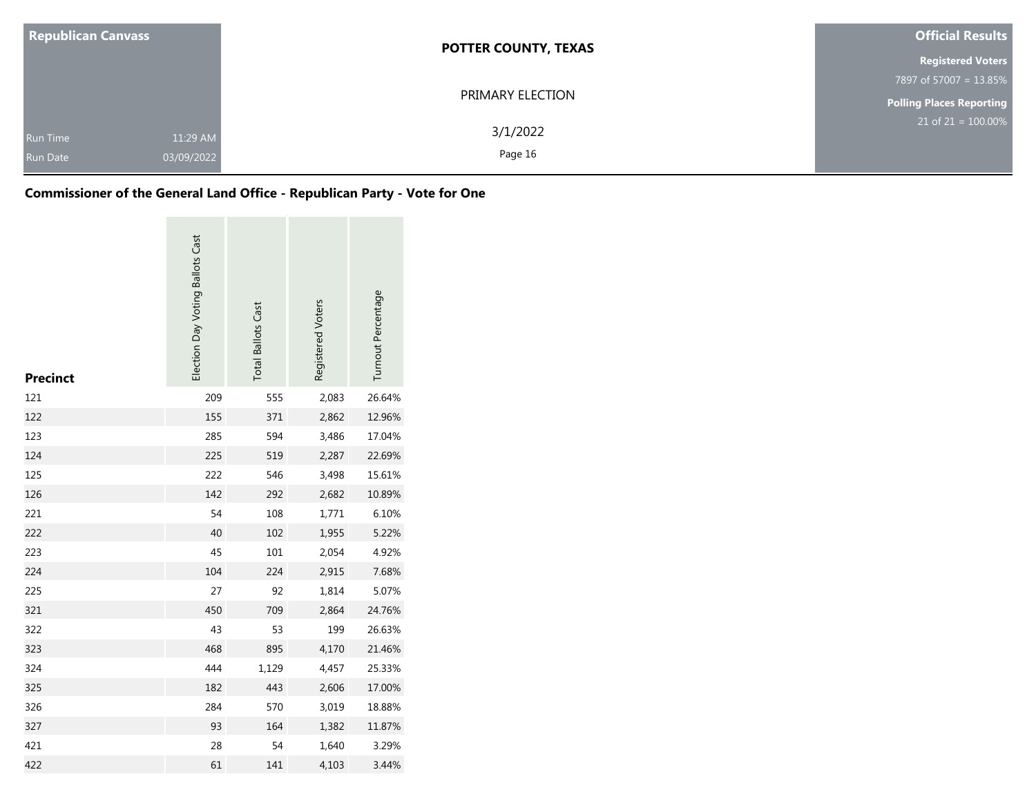**Republican Canvass**

Run Time 11:29 AM
Run Date 03/09/2022

**POTTER COUNTY, TEXAS**

PRIMARY ELECTION

3/1/2022

**Official Results**

**Registered Voters**
7897 of 57007 = 13.85%

**Polling Places Reporting**
21 of 21 = 100.00%

## Commissioner of the General Land Office - Republican Party - Vote for One

| Precinct | Election Day Voting Ballots Cast | Total Ballots Cast | Registered Voters | Turnout Percentage |
|---|---|---|---|---|
| 121 | 209 | 555 | 2,083 | 26.64% |
| 122 | 155 | 371 | 2,862 | 12.96% |
| 123 | 285 | 594 | 3,486 | 17.04% |
| 124 | 225 | 519 | 2,287 | 22.69% |
| 125 | 222 | 546 | 3,498 | 15.61% |
| 126 | 142 | 292 | 2,682 | 10.89% |
| 221 | 54 | 108 | 1,771 | 6.10% |
| 222 | 40 | 102 | 1,955 | 5.22% |
| 223 | 45 | 101 | 2,054 | 4.92% |
| 224 | 104 | 224 | 2,915 | 7.68% |
| 225 | 27 | 92 | 1,814 | 5.07% |
| 321 | 450 | 709 | 2,864 | 24.76% |
| 322 | 43 | 53 | 199 | 26.63% |
| 323 | 468 | 895 | 4,170 | 21.46% |
| 324 | 444 | 1,129 | 4,457 | 25.33% |
| 325 | 182 | 443 | 2,606 | 17.00% |
| 326 | 284 | 570 | 3,019 | 18.88% |
| 327 | 93 | 164 | 1,382 | 11.87% |
| 421 | 28 | 54 | 1,640 | 3.29% |
| 422 | 61 | 141 | 4,103 | 3.44% |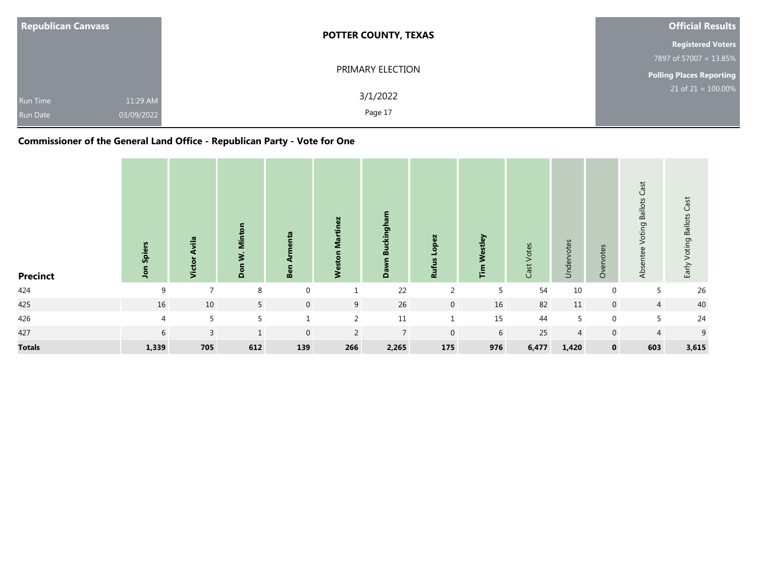| Republican Canvass | POTTER COUNTY, TEXAS | Official Results |
|---|---|---|
| | PRIMARY ELECTION | Registered Voters 7897 of 57007 = 13.85% |
| Run Time 11:29 AM | 3/1/2022 | Polling Places Reporting 21 of 21 = 100.00% |
| Run Date 03/09/2022 | | |

## Commissioner of the General Land Office - Republican Party - Vote for One

| Precinct | Jon Spiers | Victor Avila | Don W. Minton | Ben Armenta | Weston Martinez | Dawn Buckingham | Rufus Lopez | Tim Westley | Cast Votes | Undervotes | Overvotes | Absentee Voting Ballots Cast | Early Voting Ballots Cast |
|---|---|---|---|---|---|---|---|---|---|---|---|---|---|
| 424 | 9 | 7 | 8 | 0 | 1 | 22 | 2 | 5 | 54 | 10 | 0 | 5 | 26 |
| 425 | 16 | 10 | 5 | 0 | 9 | 26 | 0 | 16 | 82 | 11 | 0 | 4 | 40 |
| 426 | 4 | 5 | 5 | 1 | 2 | 11 | 1 | 15 | 44 | 5 | 0 | 5 | 24 |
| 427 | 6 | 3 | 1 | 0 | 2 | 7 | 0 | 6 | 25 | 4 | 0 | 4 | 9 |
| **Totals** | **1,339** | **705** | **612** | **139** | **266** | **2,265** | **175** | **976** | **6,477** | **1,420** | **0** | **603** | **3,615** |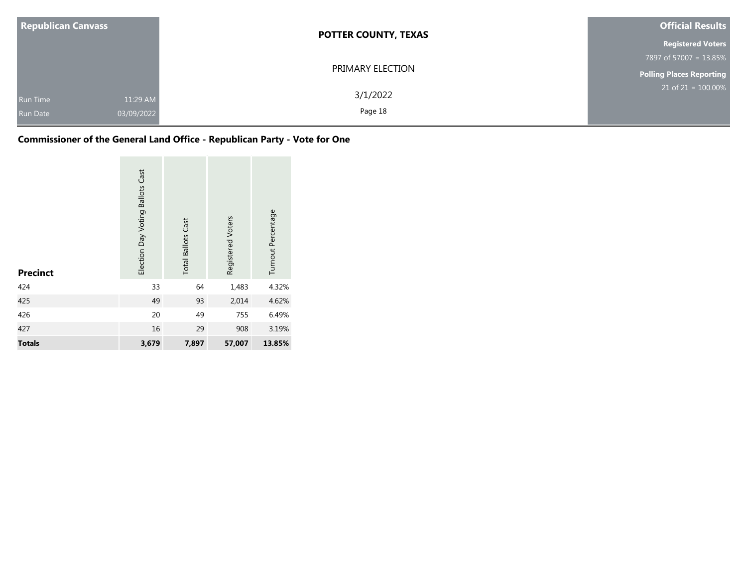| Republican Canvass | | POTTER COUNTY, TEXAS | Official Results |
|---|---|---|---|
| | | PRIMARY ELECTION | Registered Voters |
| | | | 7897 of 57007 = 13.85% |
| | | | Polling Places Reporting |
| Run Time | 11:29 AM | 3/1/2022 | 21 of 21 = 100.00% |
| Run Date | 03/09/2022 | | |

## Commissioner of the General Land Office - Republican Party - Vote for One

| Precinct | Election Day Voting Ballots Cast | Total Ballots Cast | Registered Voters | Turnout Percentage |
|---|---|---|---|---|
| 424 | 33 | 64 | 1,483 | 4.32% |
| 425 | 49 | 93 | 2,014 | 4.62% |
| 426 | 20 | 49 | 755 | 6.49% |
| 427 | 16 | 29 | 908 | 3.19% |
| **Totals** | **3,679** | **7,897** | **57,007** | **13.85%** |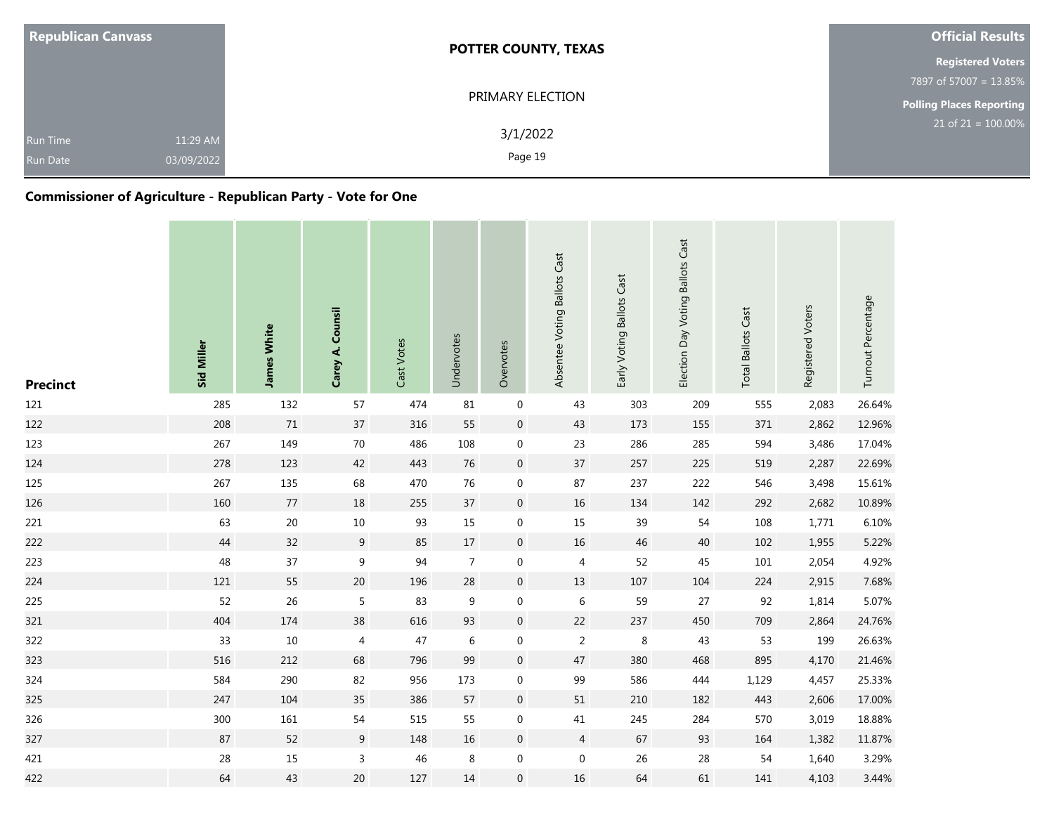| Republican Canvass | POTTER COUNTY, TEXAS | Official Results |
|---|---|---|
| | PRIMARY ELECTION | Registered Voters |
| | | 7897 of 57007 = 13.85% |
| | | Polling Places Reporting |
| Run Time 11:29 AM | 3/1/2022 | 21 of 21 = 100.00% |
| Run Date 03/09/2022 | | |

## Commissioner of Agriculture - Republican Party - Vote for One

| Precinct | Sid Miller | James White | Carey A. Counsil | Cast Votes | Undervotes | Overvotes | Absentee Voting Ballots Cast | Early Voting Ballots Cast | Election Day Voting Ballots Cast | Total Ballots Cast | Registered Voters | Turnout Percentage |
|---|---|---|---|---|---|---|---|---|---|---|---|---|
| 121 | 285 | 132 | 57 | 474 | 81 | 0 | 43 | 303 | 209 | 555 | 2,083 | 26.64% |
| 122 | 208 | 71 | 37 | 316 | 55 | 0 | 43 | 173 | 155 | 371 | 2,862 | 12.96% |
| 123 | 267 | 149 | 70 | 486 | 108 | 0 | 23 | 286 | 285 | 594 | 3,486 | 17.04% |
| 124 | 278 | 123 | 42 | 443 | 76 | 0 | 37 | 257 | 225 | 519 | 2,287 | 22.69% |
| 125 | 267 | 135 | 68 | 470 | 76 | 0 | 87 | 237 | 222 | 546 | 3,498 | 15.61% |
| 126 | 160 | 77 | 18 | 255 | 37 | 0 | 16 | 134 | 142 | 292 | 2,682 | 10.89% |
| 221 | 63 | 20 | 10 | 93 | 15 | 0 | 15 | 39 | 54 | 108 | 1,771 | 6.10% |
| 222 | 44 | 32 | 9 | 85 | 17 | 0 | 16 | 46 | 40 | 102 | 1,955 | 5.22% |
| 223 | 48 | 37 | 9 | 94 | 7 | 0 | 4 | 52 | 45 | 101 | 2,054 | 4.92% |
| 224 | 121 | 55 | 20 | 196 | 28 | 0 | 13 | 107 | 104 | 224 | 2,915 | 7.68% |
| 225 | 52 | 26 | 5 | 83 | 9 | 0 | 6 | 59 | 27 | 92 | 1,814 | 5.07% |
| 321 | 404 | 174 | 38 | 616 | 93 | 0 | 22 | 237 | 450 | 709 | 2,864 | 24.76% |
| 322 | 33 | 10 | 4 | 47 | 6 | 0 | 2 | 8 | 43 | 53 | 199 | 26.63% |
| 323 | 516 | 212 | 68 | 796 | 99 | 0 | 47 | 380 | 468 | 895 | 4,170 | 21.46% |
| 324 | 584 | 290 | 82 | 956 | 173 | 0 | 99 | 586 | 444 | 1,129 | 4,457 | 25.33% |
| 325 | 247 | 104 | 35 | 386 | 57 | 0 | 51 | 210 | 182 | 443 | 2,606 | 17.00% |
| 326 | 300 | 161 | 54 | 515 | 55 | 0 | 41 | 245 | 284 | 570 | 3,019 | 18.88% |
| 327 | 87 | 52 | 9 | 148 | 16 | 0 | 4 | 67 | 93 | 164 | 1,382 | 11.87% |
| 421 | 28 | 15 | 3 | 46 | 8 | 0 | 0 | 26 | 28 | 54 | 1,640 | 3.29% |
| 422 | 64 | 43 | 20 | 127 | 14 | 0 | 16 | 64 | 61 | 141 | 4,103 | 3.44% |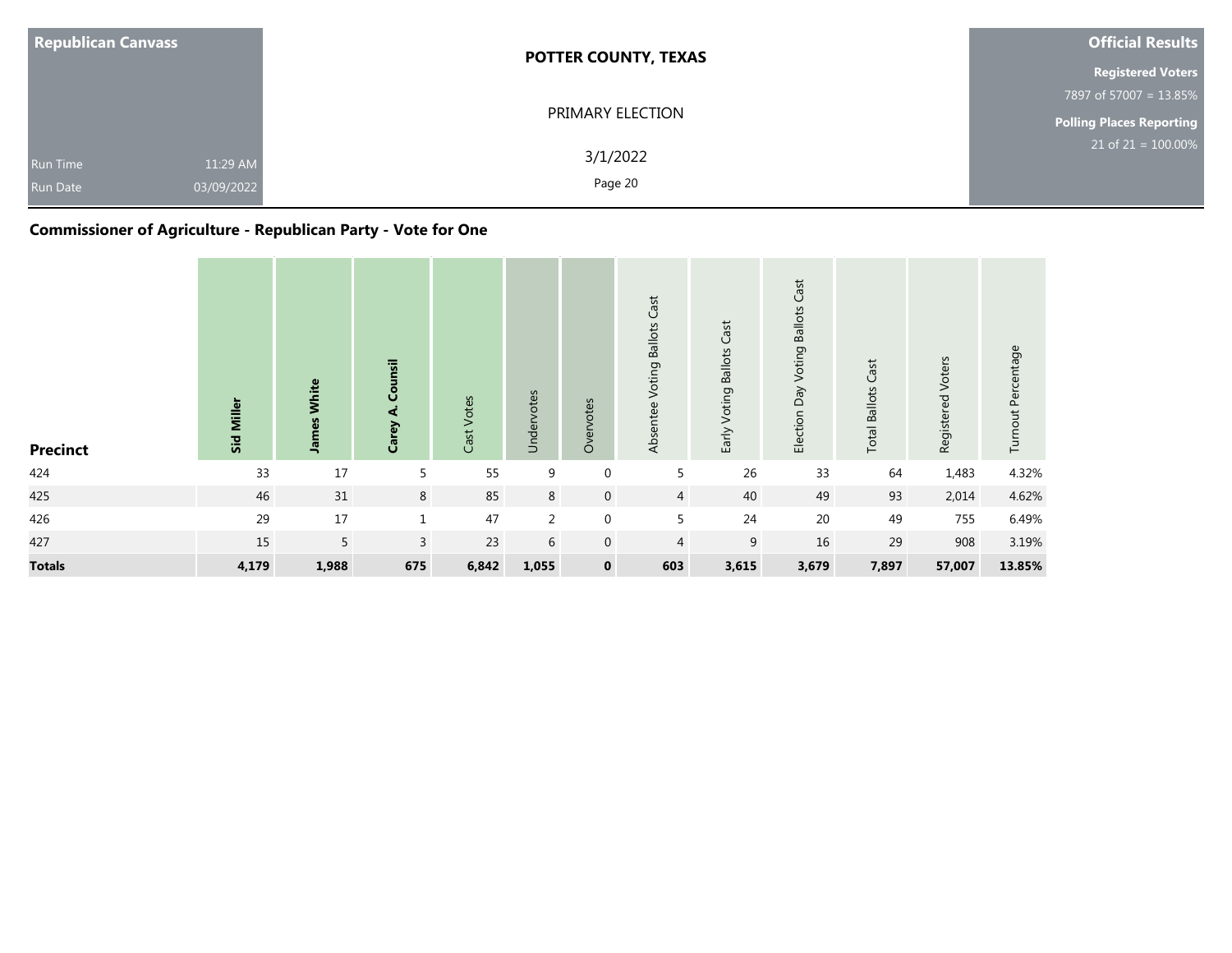| Republican Canvass | | |
|---|---|---|
| Run Time | 11:29 AM | |
| Run Date | 03/09/2022 | |

**POTTER COUNTY, TEXAS**

PRIMARY ELECTION

3/1/2022

**Official Results**

**Registered Voters**
7897 of 57007 = 13.85%

**Polling Places Reporting**
21 of 21 = 100.00%

## Commissioner of Agriculture - Republican Party - Vote for One

| Precinct | Sid Miller | James White | Carey A. Counsil | Cast Votes | Undervotes | Overvotes | Absentee Voting Ballots Cast | Early Voting Ballots Cast | Election Day Voting Ballots Cast | Total Ballots Cast | Registered Voters | Turnout Percentage |
|---|---|---|---|---|---|---|---|---|---|---|---|---|
| 424 | 33 | 17 | 5 | 55 | 9 | 0 | 5 | 26 | 33 | 64 | 1,483 | 4.32% |
| 425 | 46 | 31 | 8 | 85 | 8 | 0 | 4 | 40 | 49 | 93 | 2,014 | 4.62% |
| 426 | 29 | 17 | 1 | 47 | 2 | 0 | 5 | 24 | 20 | 49 | 755 | 6.49% |
| 427 | 15 | 5 | 3 | 23 | 6 | 0 | 4 | 9 | 16 | 29 | 908 | 3.19% |
| **Totals** | **4,179** | **1,988** | **675** | **6,842** | **1,055** | **0** | **603** | **3,615** | **3,679** | **7,897** | **57,007** | **13.85%** |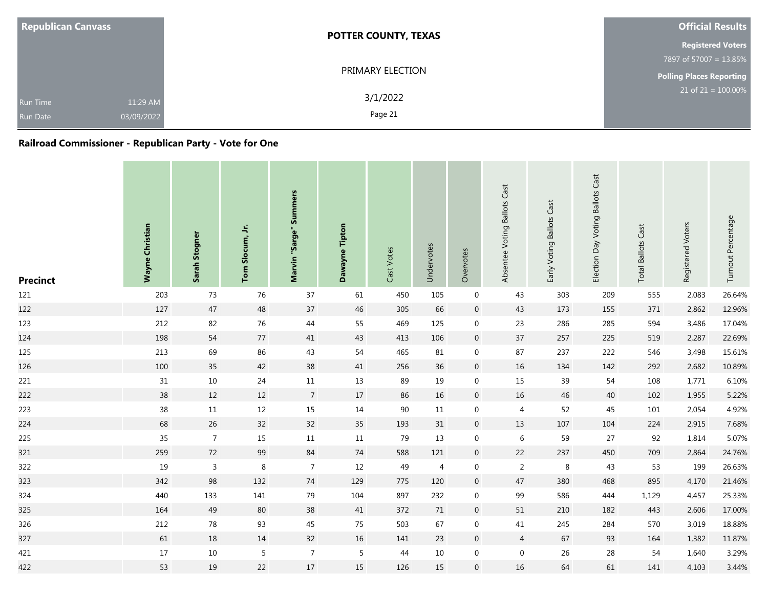**Republican Canvass**

Run Time 11:29 AM
Run Date 03/09/2022

**POTTER COUNTY, TEXAS**

PRIMARY ELECTION

3/1/2022

**Official Results**

**Registered Voters**
7897 of 57007 = 13.85%

**Polling Places Reporting**
21 of 21 = 100.00%

## Railroad Commissioner - Republican Party - Vote for One

| Precinct | Wayne Christian | Sarah Stogner | Tom Slocum, Jr. | Marvin "Sarge" Summers | Dawayne Tipton | Cast Votes | Undervotes | Overvotes | Absentee Voting Ballots Cast | Early Voting Ballots Cast | Election Day Voting Ballots Cast | Total Ballots Cast | Registered Voters | Turnout Percentage |
|---|---|---|---|---|---|---|---|---|---|---|---|---|---|---|
| 121 | 203 | 73 | 76 | 37 | 61 | 450 | 105 | 0 | 43 | 303 | 209 | 555 | 2,083 | 26.64% |
| 122 | 127 | 47 | 48 | 37 | 46 | 305 | 66 | 0 | 43 | 173 | 155 | 371 | 2,862 | 12.96% |
| 123 | 212 | 82 | 76 | 44 | 55 | 469 | 125 | 0 | 23 | 286 | 285 | 594 | 3,486 | 17.04% |
| 124 | 198 | 54 | 77 | 41 | 43 | 413 | 106 | 0 | 37 | 257 | 225 | 519 | 2,287 | 22.69% |
| 125 | 213 | 69 | 86 | 43 | 54 | 465 | 81 | 0 | 87 | 237 | 222 | 546 | 3,498 | 15.61% |
| 126 | 100 | 35 | 42 | 38 | 41 | 256 | 36 | 0 | 16 | 134 | 142 | 292 | 2,682 | 10.89% |
| 221 | 31 | 10 | 24 | 11 | 13 | 89 | 19 | 0 | 15 | 39 | 54 | 108 | 1,771 | 6.10% |
| 222 | 38 | 12 | 12 | 7 | 17 | 86 | 16 | 0 | 16 | 46 | 40 | 102 | 1,955 | 5.22% |
| 223 | 38 | 11 | 12 | 15 | 14 | 90 | 11 | 0 | 4 | 52 | 45 | 101 | 2,054 | 4.92% |
| 224 | 68 | 26 | 32 | 32 | 35 | 193 | 31 | 0 | 13 | 107 | 104 | 224 | 2,915 | 7.68% |
| 225 | 35 | 7 | 15 | 11 | 11 | 79 | 13 | 0 | 6 | 59 | 27 | 92 | 1,814 | 5.07% |
| 321 | 259 | 72 | 99 | 84 | 74 | 588 | 121 | 0 | 22 | 237 | 450 | 709 | 2,864 | 24.76% |
| 322 | 19 | 3 | 8 | 7 | 12 | 49 | 4 | 0 | 2 | 8 | 43 | 53 | 199 | 26.63% |
| 323 | 342 | 98 | 132 | 74 | 129 | 775 | 120 | 0 | 47 | 380 | 468 | 895 | 4,170 | 21.46% |
| 324 | 440 | 133 | 141 | 79 | 104 | 897 | 232 | 0 | 99 | 586 | 444 | 1,129 | 4,457 | 25.33% |
| 325 | 164 | 49 | 80 | 38 | 41 | 372 | 71 | 0 | 51 | 210 | 182 | 443 | 2,606 | 17.00% |
| 326 | 212 | 78 | 93 | 45 | 75 | 503 | 67 | 0 | 41 | 245 | 284 | 570 | 3,019 | 18.88% |
| 327 | 61 | 18 | 14 | 32 | 16 | 141 | 23 | 0 | 4 | 67 | 93 | 164 | 1,382 | 11.87% |
| 421 | 17 | 10 | 5 | 7 | 5 | 44 | 10 | 0 | 0 | 26 | 28 | 54 | 1,640 | 3.29% |
| 422 | 53 | 19 | 22 | 17 | 15 | 126 | 15 | 0 | 16 | 64 | 61 | 141 | 4,103 | 3.44% |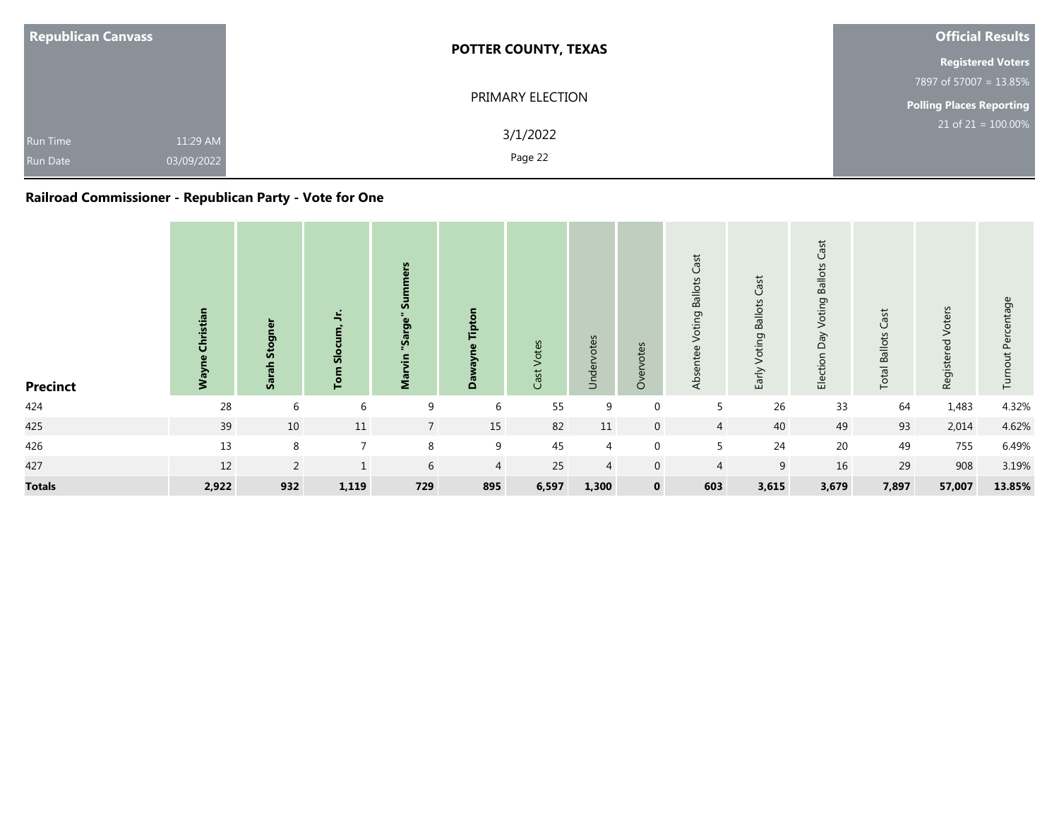| Republican Canvass | POTTER COUNTY, TEXAS | Official Results |
|---|---|---|
| | PRIMARY ELECTION | Registered Voters 7897 of 57007 = 13.85% |
| Run Time 11:29 AM | 3/1/2022 | Polling Places Reporting 21 of 21 = 100.00% |
| Run Date 03/09/2022 | | |

## Railroad Commissioner - Republican Party - Vote for One

| Precinct | Wayne Christian | Sarah Stogner | Tom Slocum, Jr. | Marvin "Sarge" Summers | Dawayne Tipton | Cast Votes | Undervotes | Overvotes | Absentee Voting Ballots Cast | Early Voting Ballots Cast | Election Day Voting Ballots Cast | Total Ballots Cast | Registered Voters | Turnout Percentage |
|---|---|---|---|---|---|---|---|---|---|---|---|---|---|---|
| 424 | 28 | 6 | 6 | 9 | 6 | 55 | 9 | 0 | 5 | 26 | 33 | 64 | 1,483 | 4.32% |
| 425 | 39 | 10 | 11 | 7 | 15 | 82 | 11 | 0 | 4 | 40 | 49 | 93 | 2,014 | 4.62% |
| 426 | 13 | 8 | 7 | 8 | 9 | 45 | 4 | 0 | 5 | 24 | 20 | 49 | 755 | 6.49% |
| 427 | 12 | 2 | 1 | 6 | 4 | 25 | 4 | 0 | 4 | 9 | 16 | 29 | 908 | 3.19% |
| **Totals** | **2,922** | **932** | **1,119** | **729** | **895** | **6,597** | **1,300** | **0** | **603** | **3,615** | **3,679** | **7,897** | **57,007** | **13.85%** |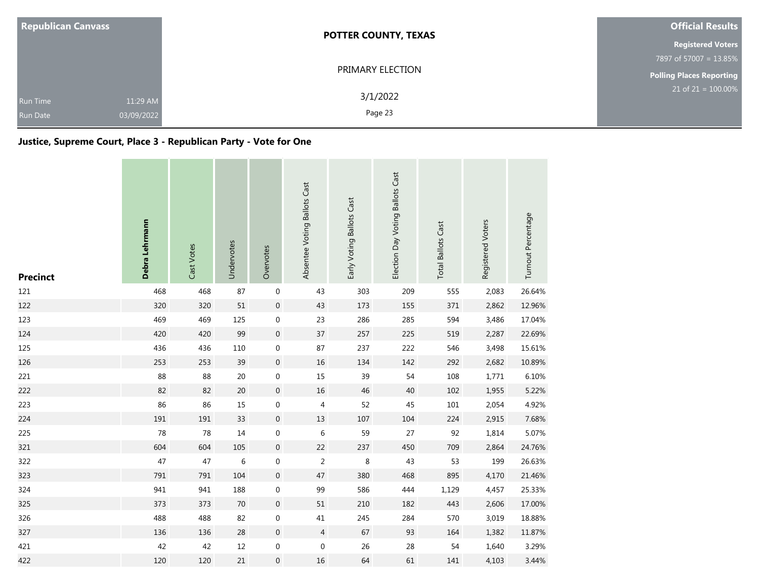| Republican Canvass | POTTER COUNTY, TEXAS | Official Results |
|---|---|---|
| | PRIMARY ELECTION | Registered Voters |
| | | 7897 of 57007 = 13.85% |
| | | Polling Places Reporting |
| Run Time 11:29 AM | 3/1/2022 | 21 of 21 = 100.00% |
| Run Date 03/09/2022 | | |

## Justice, Supreme Court, Place 3 - Republican Party - Vote for One

| Precinct | **Debra Lehrmann** | Cast Votes | Undervotes | Overvotes | Absentee Voting Ballots Cast | Early Voting Ballots Cast | Election Day Voting Ballots Cast | Total Ballots Cast | Registered Voters | Turnout Percentage |
|---|---|---|---|---|---|---|---|---|---|---|
| 121 | 468 | 468 | 87 | 0 | 43 | 303 | 209 | 555 | 2,083 | 26.64% |
| 122 | 320 | 320 | 51 | 0 | 43 | 173 | 155 | 371 | 2,862 | 12.96% |
| 123 | 469 | 469 | 125 | 0 | 23 | 286 | 285 | 594 | 3,486 | 17.04% |
| 124 | 420 | 420 | 99 | 0 | 37 | 257 | 225 | 519 | 2,287 | 22.69% |
| 125 | 436 | 436 | 110 | 0 | 87 | 237 | 222 | 546 | 3,498 | 15.61% |
| 126 | 253 | 253 | 39 | 0 | 16 | 134 | 142 | 292 | 2,682 | 10.89% |
| 221 | 88 | 88 | 20 | 0 | 15 | 39 | 54 | 108 | 1,771 | 6.10% |
| 222 | 82 | 82 | 20 | 0 | 16 | 46 | 40 | 102 | 1,955 | 5.22% |
| 223 | 86 | 86 | 15 | 0 | 4 | 52 | 45 | 101 | 2,054 | 4.92% |
| 224 | 191 | 191 | 33 | 0 | 13 | 107 | 104 | 224 | 2,915 | 7.68% |
| 225 | 78 | 78 | 14 | 0 | 6 | 59 | 27 | 92 | 1,814 | 5.07% |
| 321 | 604 | 604 | 105 | 0 | 22 | 237 | 450 | 709 | 2,864 | 24.76% |
| 322 | 47 | 47 | 6 | 0 | 2 | 8 | 43 | 53 | 199 | 26.63% |
| 323 | 791 | 791 | 104 | 0 | 47 | 380 | 468 | 895 | 4,170 | 21.46% |
| 324 | 941 | 941 | 188 | 0 | 99 | 586 | 444 | 1,129 | 4,457 | 25.33% |
| 325 | 373 | 373 | 70 | 0 | 51 | 210 | 182 | 443 | 2,606 | 17.00% |
| 326 | 488 | 488 | 82 | 0 | 41 | 245 | 284 | 570 | 3,019 | 18.88% |
| 327 | 136 | 136 | 28 | 0 | 4 | 67 | 93 | 164 | 1,382 | 11.87% |
| 421 | 42 | 42 | 12 | 0 | 0 | 26 | 28 | 54 | 1,640 | 3.29% |
| 422 | 120 | 120 | 21 | 0 | 16 | 64 | 61 | 141 | 4,103 | 3.44% |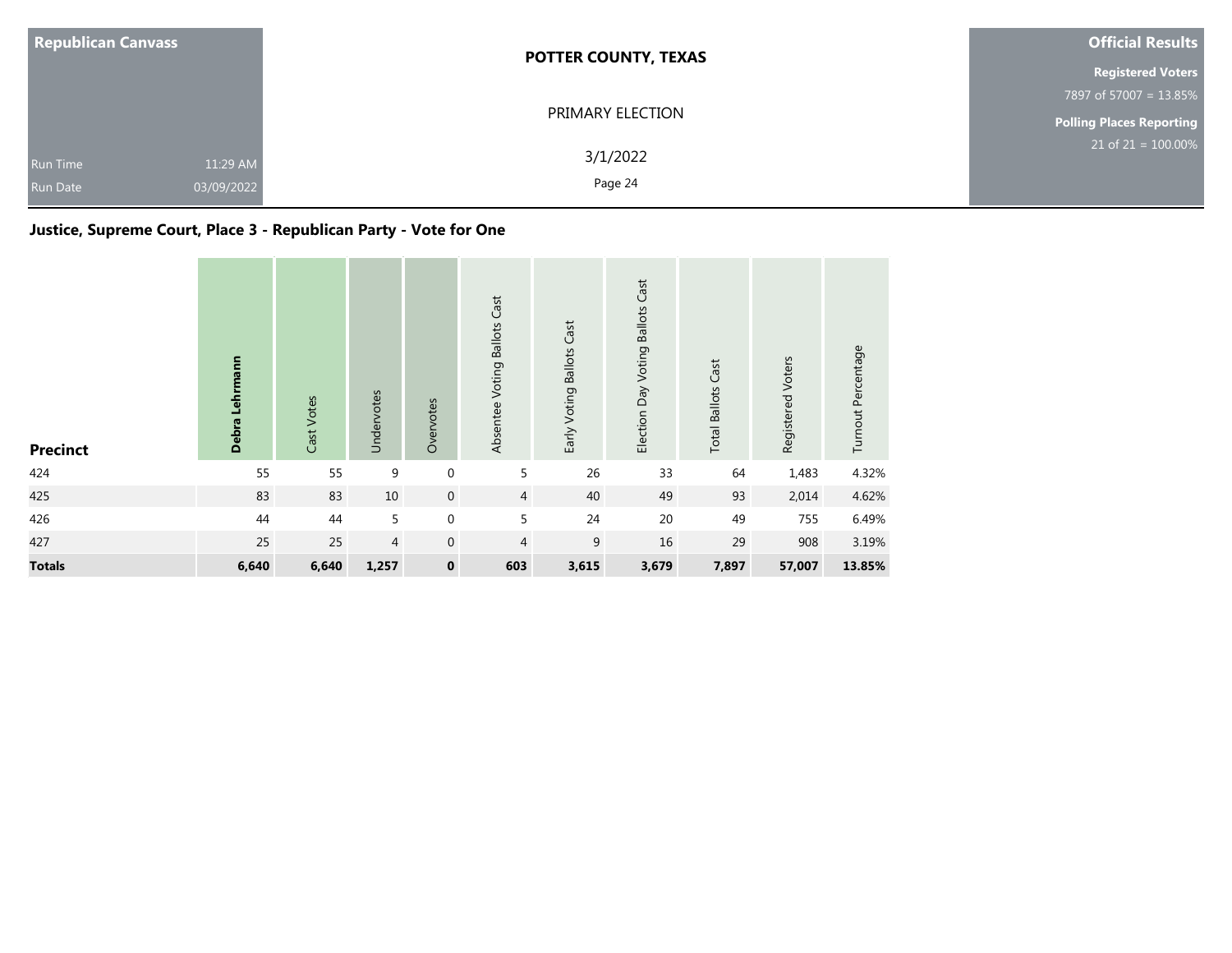**Republican Canvass**

Run Time 11:29 AM
Run Date 03/09/2022

**POTTER COUNTY, TEXAS**

PRIMARY ELECTION

3/1/2022

**Official Results**

**Registered Voters**
7897 of 57007 = 13.85%

**Polling Places Reporting**
21 of 21 = 100.00%

## Justice, Supreme Court, Place 3 - Republican Party - Vote for One

| Precinct | Debra Lehrmann | Cast Votes | Undervotes | Overvotes | Absentee Voting Ballots Cast | Early Voting Ballots Cast | Election Day Voting Ballots Cast | Total Ballots Cast | Registered Voters | Turnout Percentage |
|---|---|---|---|---|---|---|---|---|---|---|
| 424 | 55 | 55 | 9 | 0 | 5 | 26 | 33 | 64 | 1,483 | 4.32% |
| 425 | 83 | 83 | 10 | 0 | 4 | 40 | 49 | 93 | 2,014 | 4.62% |
| 426 | 44 | 44 | 5 | 0 | 5 | 24 | 20 | 49 | 755 | 6.49% |
| 427 | 25 | 25 | 4 | 0 | 4 | 9 | 16 | 29 | 908 | 3.19% |
| **Totals** | **6,640** | **6,640** | **1,257** | **0** | **603** | **3,615** | **3,679** | **7,897** | **57,007** | **13.85%** |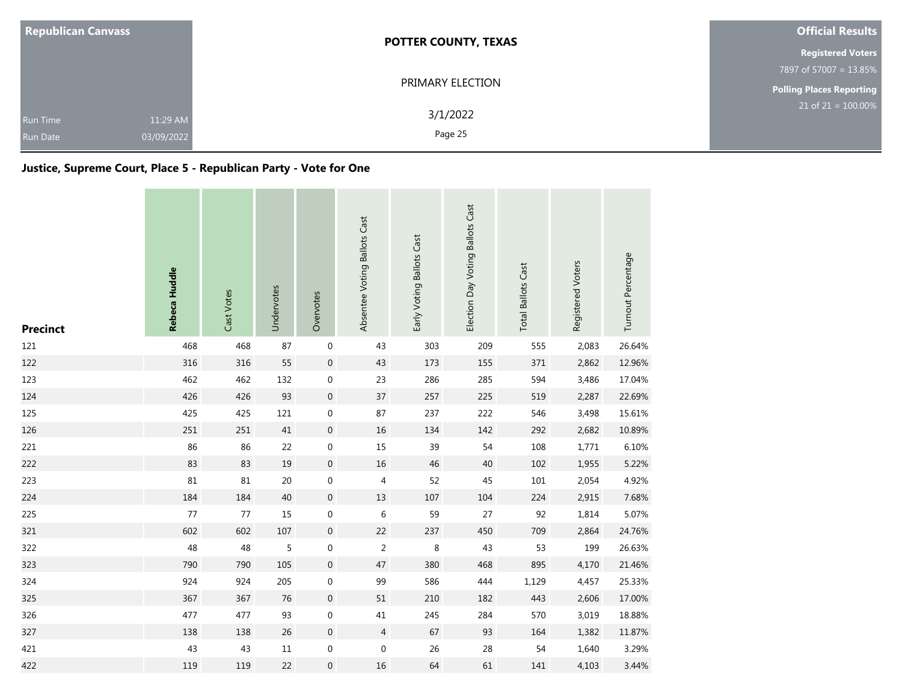| Republican Canvass | POTTER COUNTY, TEXAS | Official Results |
|---|---|---|
| | PRIMARY ELECTION | Registered Voters 7897 of 57007 = 13.85% |
| Run Time 11:29 AM | 3/1/2022 | Polling Places Reporting 21 of 21 = 100.00% |
| Run Date 03/09/2022 | | |

## Justice, Supreme Court, Place 5 - Republican Party - Vote for One

| Precinct | Rebeca Huddle | Cast Votes | Undervotes | Overvotes | Absentee Voting Ballots Cast | Early Voting Ballots Cast | Election Day Voting Ballots Cast | Total Ballots Cast | Registered Voters | Turnout Percentage |
|---|---|---|---|---|---|---|---|---|---|---|
| 121 | 468 | 468 | 87 | 0 | 43 | 303 | 209 | 555 | 2,083 | 26.64% |
| 122 | 316 | 316 | 55 | 0 | 43 | 173 | 155 | 371 | 2,862 | 12.96% |
| 123 | 462 | 462 | 132 | 0 | 23 | 286 | 285 | 594 | 3,486 | 17.04% |
| 124 | 426 | 426 | 93 | 0 | 37 | 257 | 225 | 519 | 2,287 | 22.69% |
| 125 | 425 | 425 | 121 | 0 | 87 | 237 | 222 | 546 | 3,498 | 15.61% |
| 126 | 251 | 251 | 41 | 0 | 16 | 134 | 142 | 292 | 2,682 | 10.89% |
| 221 | 86 | 86 | 22 | 0 | 15 | 39 | 54 | 108 | 1,771 | 6.10% |
| 222 | 83 | 83 | 19 | 0 | 16 | 46 | 40 | 102 | 1,955 | 5.22% |
| 223 | 81 | 81 | 20 | 0 | 4 | 52 | 45 | 101 | 2,054 | 4.92% |
| 224 | 184 | 184 | 40 | 0 | 13 | 107 | 104 | 224 | 2,915 | 7.68% |
| 225 | 77 | 77 | 15 | 0 | 6 | 59 | 27 | 92 | 1,814 | 5.07% |
| 321 | 602 | 602 | 107 | 0 | 22 | 237 | 450 | 709 | 2,864 | 24.76% |
| 322 | 48 | 48 | 5 | 0 | 2 | 8 | 43 | 53 | 199 | 26.63% |
| 323 | 790 | 790 | 105 | 0 | 47 | 380 | 468 | 895 | 4,170 | 21.46% |
| 324 | 924 | 924 | 205 | 0 | 99 | 586 | 444 | 1,129 | 4,457 | 25.33% |
| 325 | 367 | 367 | 76 | 0 | 51 | 210 | 182 | 443 | 2,606 | 17.00% |
| 326 | 477 | 477 | 93 | 0 | 41 | 245 | 284 | 570 | 3,019 | 18.88% |
| 327 | 138 | 138 | 26 | 0 | 4 | 67 | 93 | 164 | 1,382 | 11.87% |
| 421 | 43 | 43 | 11 | 0 | 0 | 26 | 28 | 54 | 1,640 | 3.29% |
| 422 | 119 | 119 | 22 | 0 | 16 | 64 | 61 | 141 | 4,103 | 3.44% |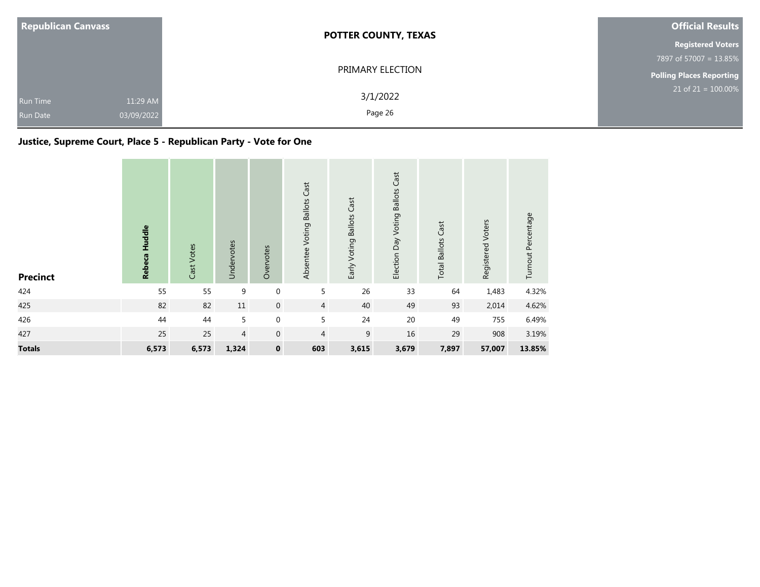| Republican Canvass | |
|---|---|
| Run Time | 11:29 AM |
| Run Date | 03/09/2022 |

**POTTER COUNTY, TEXAS**

PRIMARY ELECTION

3/1/2022

| Official Results |
|---|
| **Registered Voters** |
| 7897 of 57007 = 13.85% |
| **Polling Places Reporting** |
| 21 of 21 = 100.00% |

## Justice, Supreme Court, Place 5 - Republican Party - Vote for One

| Precinct | Rebeca Huddle | Cast Votes | Undervotes | Overvotes | Absentee Voting Ballots Cast | Early Voting Ballots Cast | Election Day Voting Ballots Cast | Total Ballots Cast | Registered Voters | Turnout Percentage |
|---|---|---|---|---|---|---|---|---|---|---|
| 424 | 55 | 55 | 9 | 0 | 5 | 26 | 33 | 64 | 1,483 | 4.32% |
| 425 | 82 | 82 | 11 | 0 | 4 | 40 | 49 | 93 | 2,014 | 4.62% |
| 426 | 44 | 44 | 5 | 0 | 5 | 24 | 20 | 49 | 755 | 6.49% |
| 427 | 25 | 25 | 4 | 0 | 4 | 9 | 16 | 29 | 908 | 3.19% |
| **Totals** | **6,573** | **6,573** | **1,324** | **0** | **603** | **3,615** | **3,679** | **7,897** | **57,007** | **13.85%** |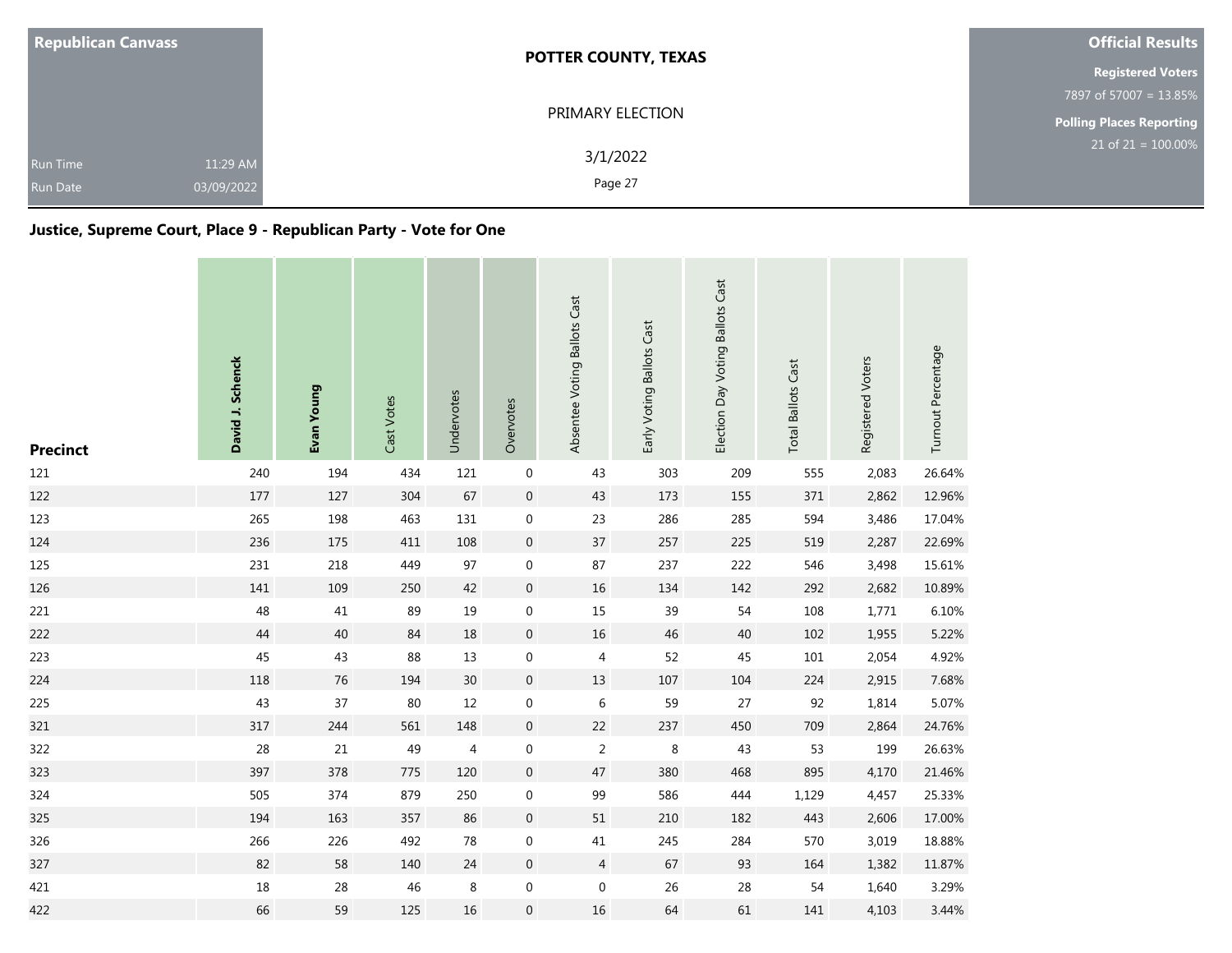Republican Canvass

Run Time 11:29 AM
Run Date 03/09/2022

**POTTER COUNTY, TEXAS**

PRIMARY ELECTION

3/1/2022

**Official Results**

**Registered Voters**
7897 of 57007 = 13.85%

**Polling Places Reporting**
21 of 21 = 100.00%

## Justice, Supreme Court, Place 9 - Republican Party - Vote for One

| Precinct | David J. Schenck | Evan Young | Cast Votes | Undervotes | Overvotes | Absentee Voting Ballots Cast | Early Voting Ballots Cast | Election Day Voting Ballots Cast | Total Ballots Cast | Registered Voters | Turnout Percentage |
|---|---|---|---|---|---|---|---|---|---|---|---|
| 121 | 240 | 194 | 434 | 121 | 0 | 43 | 303 | 209 | 555 | 2,083 | 26.64% |
| 122 | 177 | 127 | 304 | 67 | 0 | 43 | 173 | 155 | 371 | 2,862 | 12.96% |
| 123 | 265 | 198 | 463 | 131 | 0 | 23 | 286 | 285 | 594 | 3,486 | 17.04% |
| 124 | 236 | 175 | 411 | 108 | 0 | 37 | 257 | 225 | 519 | 2,287 | 22.69% |
| 125 | 231 | 218 | 449 | 97 | 0 | 87 | 237 | 222 | 546 | 3,498 | 15.61% |
| 126 | 141 | 109 | 250 | 42 | 0 | 16 | 134 | 142 | 292 | 2,682 | 10.89% |
| 221 | 48 | 41 | 89 | 19 | 0 | 15 | 39 | 54 | 108 | 1,771 | 6.10% |
| 222 | 44 | 40 | 84 | 18 | 0 | 16 | 46 | 40 | 102 | 1,955 | 5.22% |
| 223 | 45 | 43 | 88 | 13 | 0 | 4 | 52 | 45 | 101 | 2,054 | 4.92% |
| 224 | 118 | 76 | 194 | 30 | 0 | 13 | 107 | 104 | 224 | 2,915 | 7.68% |
| 225 | 43 | 37 | 80 | 12 | 0 | 6 | 59 | 27 | 92 | 1,814 | 5.07% |
| 321 | 317 | 244 | 561 | 148 | 0 | 22 | 237 | 450 | 709 | 2,864 | 24.76% |
| 322 | 28 | 21 | 49 | 4 | 0 | 2 | 8 | 43 | 53 | 199 | 26.63% |
| 323 | 397 | 378 | 775 | 120 | 0 | 47 | 380 | 468 | 895 | 4,170 | 21.46% |
| 324 | 505 | 374 | 879 | 250 | 0 | 99 | 586 | 444 | 1,129 | 4,457 | 25.33% |
| 325 | 194 | 163 | 357 | 86 | 0 | 51 | 210 | 182 | 443 | 2,606 | 17.00% |
| 326 | 266 | 226 | 492 | 78 | 0 | 41 | 245 | 284 | 570 | 3,019 | 18.88% |
| 327 | 82 | 58 | 140 | 24 | 0 | 4 | 67 | 93 | 164 | 1,382 | 11.87% |
| 421 | 18 | 28 | 46 | 8 | 0 | 0 | 26 | 28 | 54 | 1,640 | 3.29% |
| 422 | 66 | 59 | 125 | 16 | 0 | 16 | 64 | 61 | 141 | 4,103 | 3.44% |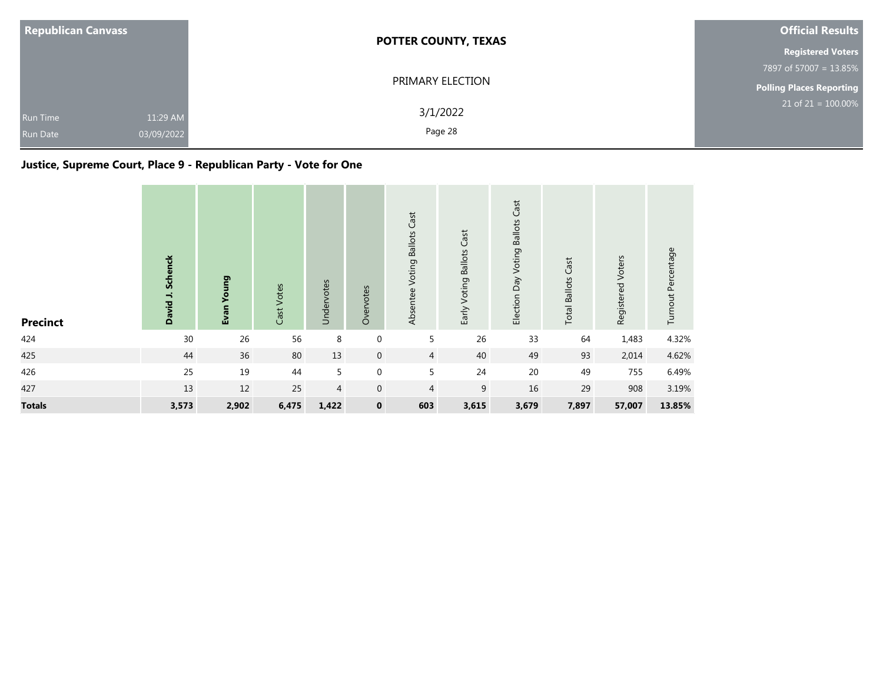| Republican Canvass | POTTER COUNTY, TEXAS | Official Results |
|---|---|---|
| | PRIMARY ELECTION | Registered Voters |
| | | 7897 of 57007 = 13.85% |
| | | Polling Places Reporting |
| Run Time 11:29 AM | 3/1/2022 | 21 of 21 = 100.00% |
| Run Date 03/09/2022 | | |

## Justice, Supreme Court, Place 9 - Republican Party - Vote for One

| Precinct | **David J. Schenck** | **Evan Young** | Cast Votes | Undervotes | Overvotes | Absentee Voting Ballots Cast | Early Voting Ballots Cast | Election Day Voting Ballots Cast | Total Ballots Cast | Registered Voters | Turnout Percentage |
|---|---|---|---|---|---|---|---|---|---|---|---|
| 424 | 30 | 26 | 56 | 8 | 0 | 5 | 26 | 33 | 64 | 1,483 | 4.32% |
| 425 | 44 | 36 | 80 | 13 | 0 | 4 | 40 | 49 | 93 | 2,014 | 4.62% |
| 426 | 25 | 19 | 44 | 5 | 0 | 5 | 24 | 20 | 49 | 755 | 6.49% |
| 427 | 13 | 12 | 25 | 4 | 0 | 4 | 9 | 16 | 29 | 908 | 3.19% |
| **Totals** | **3,573** | **2,902** | **6,475** | **1,422** | **0** | **603** | **3,615** | **3,679** | **7,897** | **57,007** | **13.85%** |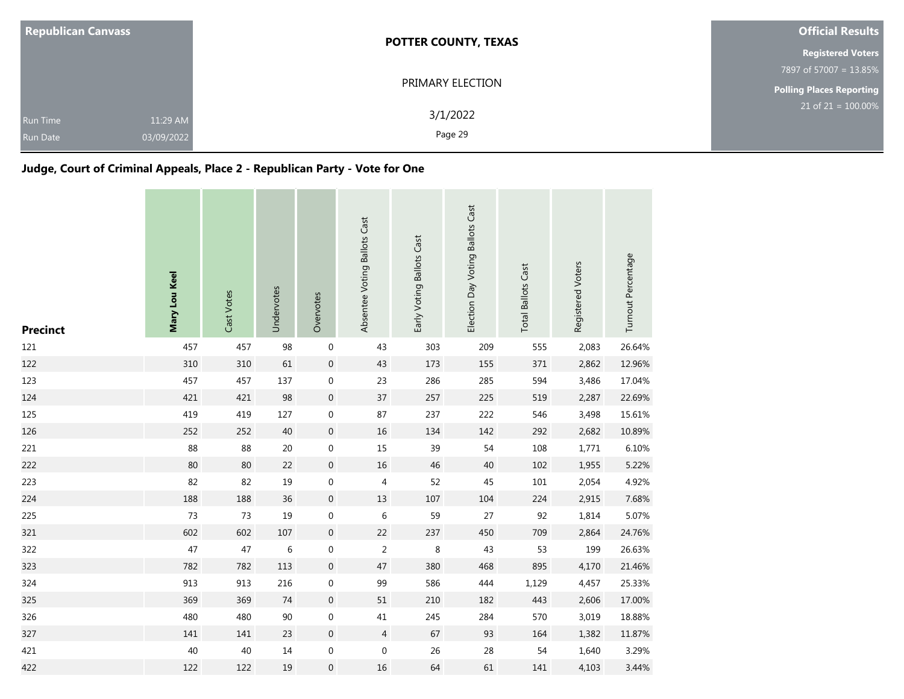| Republican Canvass | |
|---|---|
| Run Time | 11:29 AM |
| Run Date | 03/09/2022 |

**POTTER COUNTY, TEXAS**

PRIMARY ELECTION

3/1/2022

| Official Results | |
|---|---|
| Registered Voters | 7897 of 57007 = 13.85% |
| Polling Places Reporting | 21 of 21 = 100.00% |

## Judge, Court of Criminal Appeals, Place 2 - Republican Party - Vote for One

| Precinct | **Mary Lou Keel** | Cast Votes | Undervotes | Overvotes | Absentee Voting Ballots Cast | Early Voting Ballots Cast | Election Day Voting Ballots Cast | Total Ballots Cast | Registered Voters | Turnout Percentage |
|---|---|---|---|---|---|---|---|---|---|---|
| 121 | 457 | 457 | 98 | 0 | 43 | 303 | 209 | 555 | 2,083 | 26.64% |
| 122 | 310 | 310 | 61 | 0 | 43 | 173 | 155 | 371 | 2,862 | 12.96% |
| 123 | 457 | 457 | 137 | 0 | 23 | 286 | 285 | 594 | 3,486 | 17.04% |
| 124 | 421 | 421 | 98 | 0 | 37 | 257 | 225 | 519 | 2,287 | 22.69% |
| 125 | 419 | 419 | 127 | 0 | 87 | 237 | 222 | 546 | 3,498 | 15.61% |
| 126 | 252 | 252 | 40 | 0 | 16 | 134 | 142 | 292 | 2,682 | 10.89% |
| 221 | 88 | 88 | 20 | 0 | 15 | 39 | 54 | 108 | 1,771 | 6.10% |
| 222 | 80 | 80 | 22 | 0 | 16 | 46 | 40 | 102 | 1,955 | 5.22% |
| 223 | 82 | 82 | 19 | 0 | 4 | 52 | 45 | 101 | 2,054 | 4.92% |
| 224 | 188 | 188 | 36 | 0 | 13 | 107 | 104 | 224 | 2,915 | 7.68% |
| 225 | 73 | 73 | 19 | 0 | 6 | 59 | 27 | 92 | 1,814 | 5.07% |
| 321 | 602 | 602 | 107 | 0 | 22 | 237 | 450 | 709 | 2,864 | 24.76% |
| 322 | 47 | 47 | 6 | 0 | 2 | 8 | 43 | 53 | 199 | 26.63% |
| 323 | 782 | 782 | 113 | 0 | 47 | 380 | 468 | 895 | 4,170 | 21.46% |
| 324 | 913 | 913 | 216 | 0 | 99 | 586 | 444 | 1,129 | 4,457 | 25.33% |
| 325 | 369 | 369 | 74 | 0 | 51 | 210 | 182 | 443 | 2,606 | 17.00% |
| 326 | 480 | 480 | 90 | 0 | 41 | 245 | 284 | 570 | 3,019 | 18.88% |
| 327 | 141 | 141 | 23 | 0 | 4 | 67 | 93 | 164 | 1,382 | 11.87% |
| 421 | 40 | 40 | 14 | 0 | 0 | 26 | 28 | 54 | 1,640 | 3.29% |
| 422 | 122 | 122 | 19 | 0 | 16 | 64 | 61 | 141 | 4,103 | 3.44% |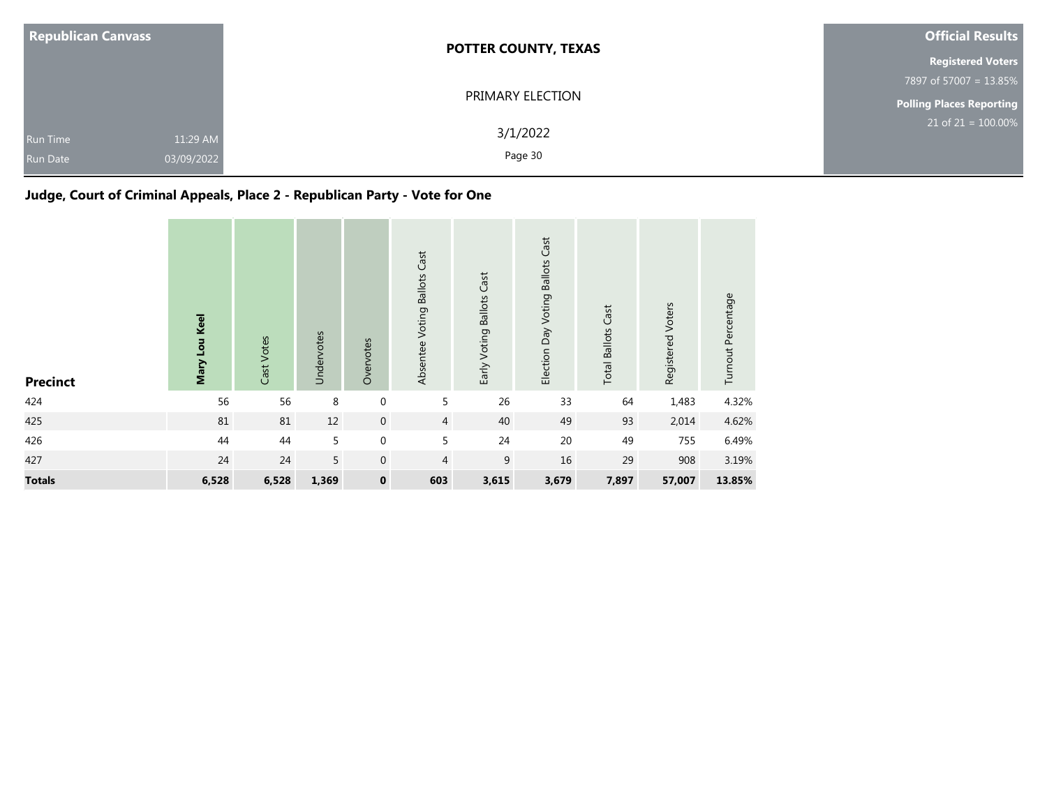Republican Canvass

Run Time 11:29 AM
Run Date 03/09/2022

**POTTER COUNTY, TEXAS**

PRIMARY ELECTION

3/1/2022

**Official Results**

**Registered Voters**
7897 of 57007 = 13.85%

**Polling Places Reporting**
21 of 21 = 100.00%

## Judge, Court of Criminal Appeals, Place 2 - Republican Party - Vote for One

| Precinct | **Mary Lou Keel** | Cast Votes | Undervotes | Overvotes | Absentee Voting Ballots Cast | Early Voting Ballots Cast | Election Day Voting Ballots Cast | Total Ballots Cast | Registered Voters | Turnout Percentage |
|---|---|---|---|---|---|---|---|---|---|---|
| 424 | 56 | 56 | 8 | 0 | 5 | 26 | 33 | 64 | 1,483 | 4.32% |
| 425 | 81 | 81 | 12 | 0 | 4 | 40 | 49 | 93 | 2,014 | 4.62% |
| 426 | 44 | 44 | 5 | 0 | 5 | 24 | 20 | 49 | 755 | 6.49% |
| 427 | 24 | 24 | 5 | 0 | 4 | 9 | 16 | 29 | 908 | 3.19% |
| **Totals** | **6,528** | **6,528** | **1,369** | **0** | **603** | **3,615** | **3,679** | **7,897** | **57,007** | **13.85%** |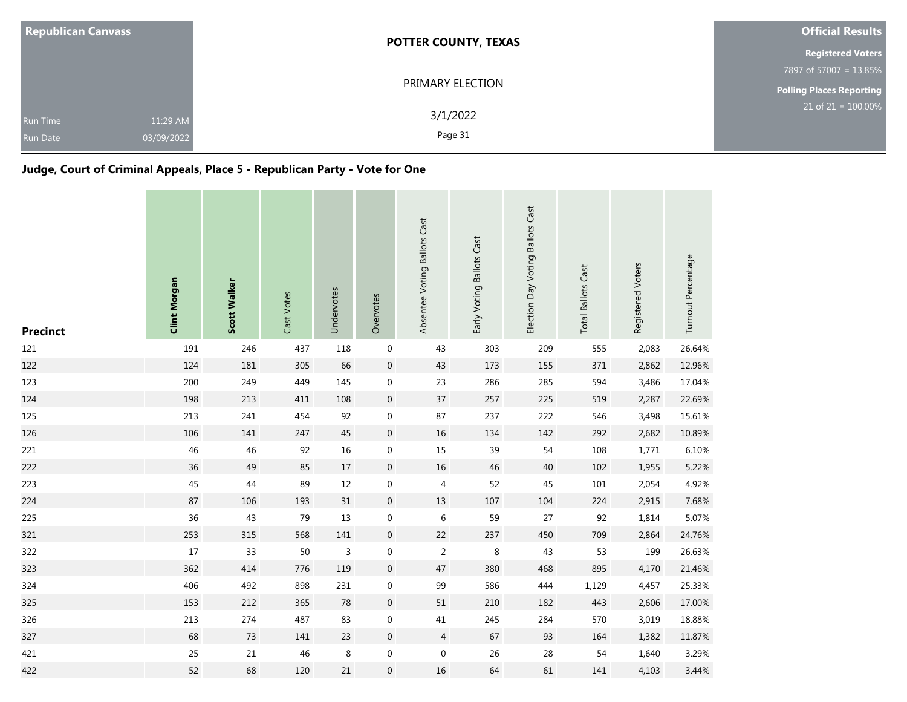**Republican Canvass**

Run Time 11:29 AM

Run Date 03/09/2022

**POTTER COUNTY, TEXAS**

PRIMARY ELECTION

3/1/2022

**Official Results**

**Registered Voters**

7897 of 57007 = 13.85%

**Polling Places Reporting**

21 of 21 = 100.00%

## Judge, Court of Criminal Appeals, Place 5 - Republican Party - Vote for One

| Precinct | Clint Morgan | Scott Walker | Cast Votes | Undervotes | Overvotes | Absentee Voting Ballots Cast | Early Voting Ballots Cast | Election Day Voting Ballots Cast | Total Ballots Cast | Registered Voters | Turnout Percentage |
|---|---|---|---|---|---|---|---|---|---|---|---|
| 121 | 191 | 246 | 437 | 118 | 0 | 43 | 303 | 209 | 555 | 2,083 | 26.64% |
| 122 | 124 | 181 | 305 | 66 | 0 | 43 | 173 | 155 | 371 | 2,862 | 12.96% |
| 123 | 200 | 249 | 449 | 145 | 0 | 23 | 286 | 285 | 594 | 3,486 | 17.04% |
| 124 | 198 | 213 | 411 | 108 | 0 | 37 | 257 | 225 | 519 | 2,287 | 22.69% |
| 125 | 213 | 241 | 454 | 92 | 0 | 87 | 237 | 222 | 546 | 3,498 | 15.61% |
| 126 | 106 | 141 | 247 | 45 | 0 | 16 | 134 | 142 | 292 | 2,682 | 10.89% |
| 221 | 46 | 46 | 92 | 16 | 0 | 15 | 39 | 54 | 108 | 1,771 | 6.10% |
| 222 | 36 | 49 | 85 | 17 | 0 | 16 | 46 | 40 | 102 | 1,955 | 5.22% |
| 223 | 45 | 44 | 89 | 12 | 0 | 4 | 52 | 45 | 101 | 2,054 | 4.92% |
| 224 | 87 | 106 | 193 | 31 | 0 | 13 | 107 | 104 | 224 | 2,915 | 7.68% |
| 225 | 36 | 43 | 79 | 13 | 0 | 6 | 59 | 27 | 92 | 1,814 | 5.07% |
| 321 | 253 | 315 | 568 | 141 | 0 | 22 | 237 | 450 | 709 | 2,864 | 24.76% |
| 322 | 17 | 33 | 50 | 3 | 0 | 2 | 8 | 43 | 53 | 199 | 26.63% |
| 323 | 362 | 414 | 776 | 119 | 0 | 47 | 380 | 468 | 895 | 4,170 | 21.46% |
| 324 | 406 | 492 | 898 | 231 | 0 | 99 | 586 | 444 | 1,129 | 4,457 | 25.33% |
| 325 | 153 | 212 | 365 | 78 | 0 | 51 | 210 | 182 | 443 | 2,606 | 17.00% |
| 326 | 213 | 274 | 487 | 83 | 0 | 41 | 245 | 284 | 570 | 3,019 | 18.88% |
| 327 | 68 | 73 | 141 | 23 | 0 | 4 | 67 | 93 | 164 | 1,382 | 11.87% |
| 421 | 25 | 21 | 46 | 8 | 0 | 0 | 26 | 28 | 54 | 1,640 | 3.29% |
| 422 | 52 | 68 | 120 | 21 | 0 | 16 | 64 | 61 | 141 | 4,103 | 3.44% |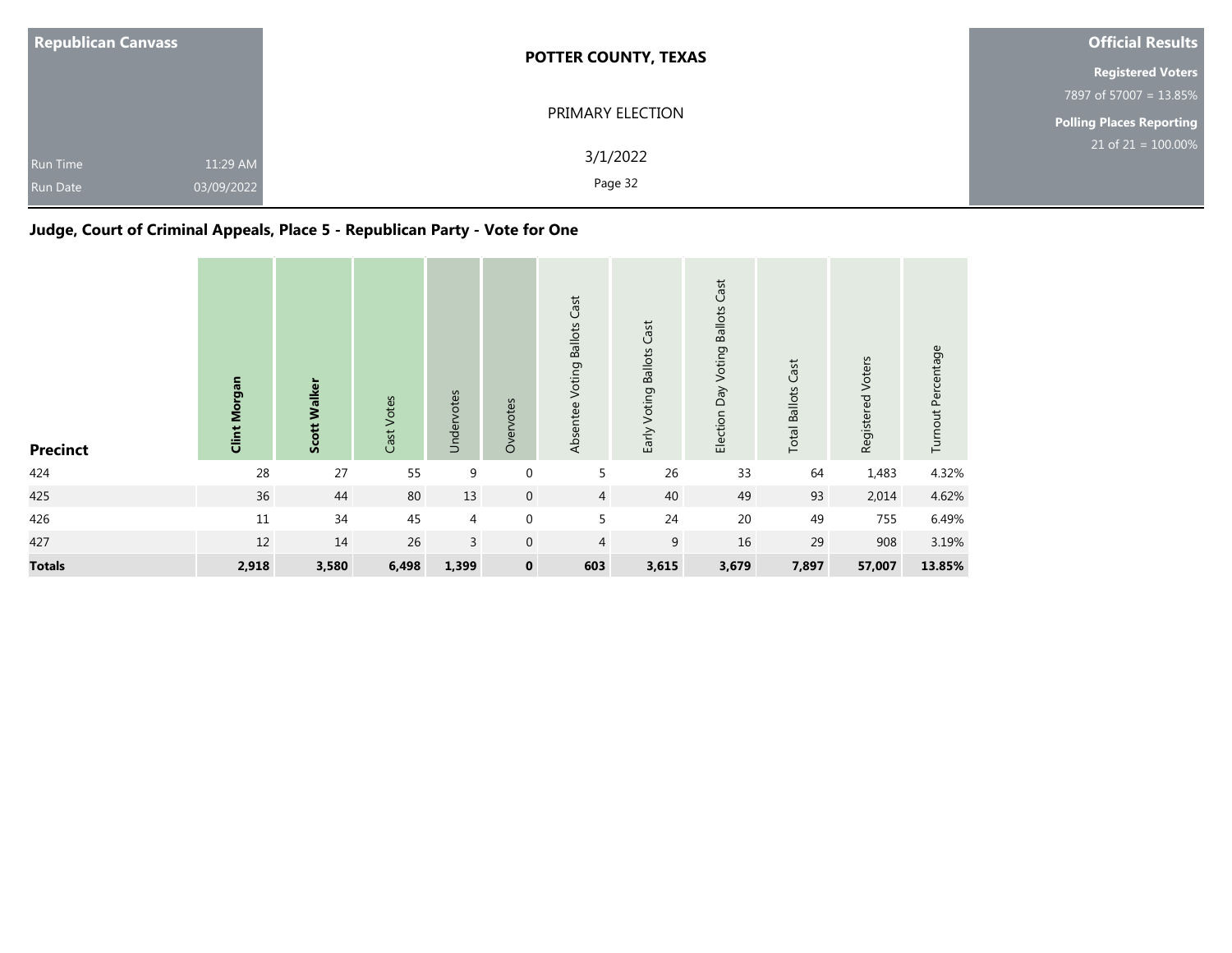| Republican Canvass | POTTER COUNTY, TEXAS | Official Results |
|---|---|---|
| | PRIMARY ELECTION | **Registered Voters** 7897 of 57007 = 13.85% |
| Run Time 11:29 AM | 3/1/2022 | **Polling Places Reporting** 21 of 21 = 100.00% |
| Run Date 03/09/2022 | | |

## Judge, Court of Criminal Appeals, Place 5 - Republican Party - Vote for One

| Precinct | **Clint Morgan** | **Scott Walker** | Cast Votes | Undervotes | Overvotes | Absentee Voting Ballots Cast | Early Voting Ballots Cast | Election Day Voting Ballots Cast | Total Ballots Cast | Registered Voters | Turnout Percentage |
|---|---|---|---|---|---|---|---|---|---|---|---|
| 424 | 28 | 27 | 55 | 9 | 0 | 5 | 26 | 33 | 64 | 1,483 | 4.32% |
| 425 | 36 | 44 | 80 | 13 | 0 | 4 | 40 | 49 | 93 | 2,014 | 4.62% |
| 426 | 11 | 34 | 45 | 4 | 0 | 5 | 24 | 20 | 49 | 755 | 6.49% |
| 427 | 12 | 14 | 26 | 3 | 0 | 4 | 9 | 16 | 29 | 908 | 3.19% |
| **Totals** | **2,918** | **3,580** | **6,498** | **1,399** | **0** | **603** | **3,615** | **3,679** | **7,897** | **57,007** | **13.85%** |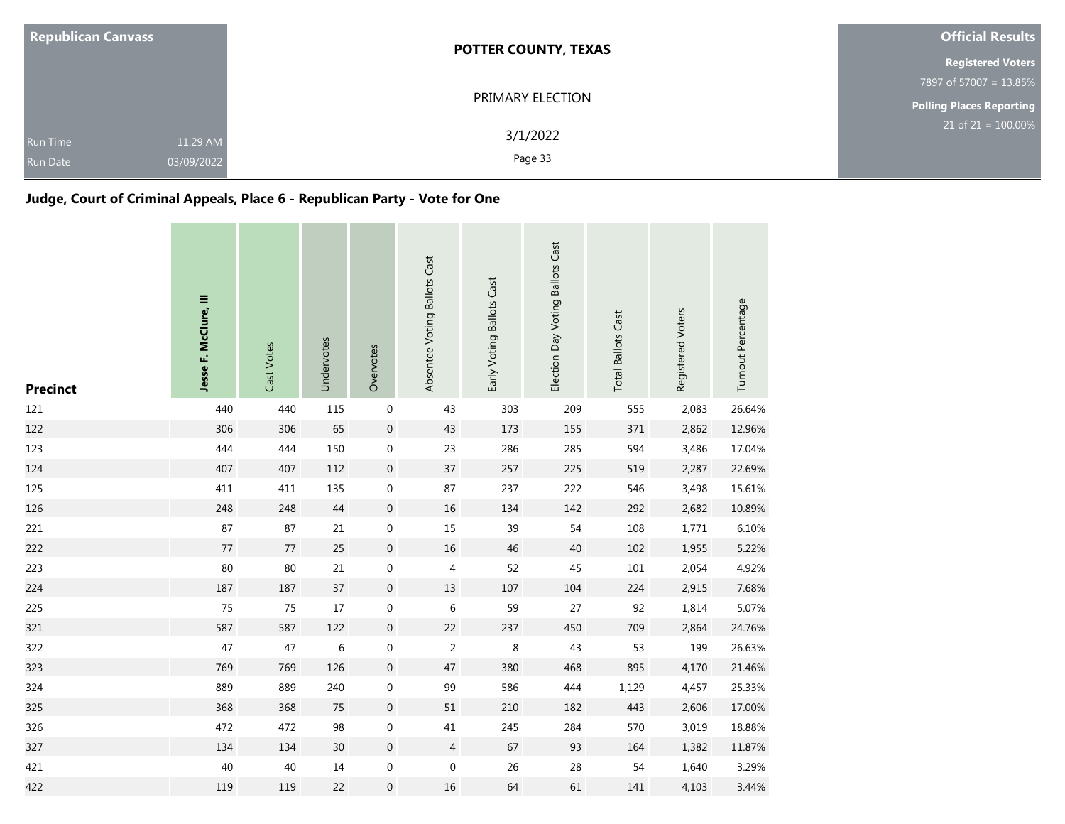Republican Canvass

Run Time 11:29 AM
Run Date 03/09/2022

**POTTER COUNTY, TEXAS**

PRIMARY ELECTION

3/1/2022

**Official Results**

**Registered Voters**
7897 of 57007 = 13.85%

**Polling Places Reporting**
21 of 21 = 100.00%

## Judge, Court of Criminal Appeals, Place 6 - Republican Party - Vote for One

| Precinct | Jesse F. McClure, III | Cast Votes | Undervotes | Overvotes | Absentee Voting Ballots Cast | Early Voting Ballots Cast | Election Day Voting Ballots Cast | Total Ballots Cast | Registered Voters | Turnout Percentage |
|---|---|---|---|---|---|---|---|---|---|---|
| 121 | 440 | 440 | 115 | 0 | 43 | 303 | 209 | 555 | 2,083 | 26.64% |
| 122 | 306 | 306 | 65 | 0 | 43 | 173 | 155 | 371 | 2,862 | 12.96% |
| 123 | 444 | 444 | 150 | 0 | 23 | 286 | 285 | 594 | 3,486 | 17.04% |
| 124 | 407 | 407 | 112 | 0 | 37 | 257 | 225 | 519 | 2,287 | 22.69% |
| 125 | 411 | 411 | 135 | 0 | 87 | 237 | 222 | 546 | 3,498 | 15.61% |
| 126 | 248 | 248 | 44 | 0 | 16 | 134 | 142 | 292 | 2,682 | 10.89% |
| 221 | 87 | 87 | 21 | 0 | 15 | 39 | 54 | 108 | 1,771 | 6.10% |
| 222 | 77 | 77 | 25 | 0 | 16 | 46 | 40 | 102 | 1,955 | 5.22% |
| 223 | 80 | 80 | 21 | 0 | 4 | 52 | 45 | 101 | 2,054 | 4.92% |
| 224 | 187 | 187 | 37 | 0 | 13 | 107 | 104 | 224 | 2,915 | 7.68% |
| 225 | 75 | 75 | 17 | 0 | 6 | 59 | 27 | 92 | 1,814 | 5.07% |
| 321 | 587 | 587 | 122 | 0 | 22 | 237 | 450 | 709 | 2,864 | 24.76% |
| 322 | 47 | 47 | 6 | 0 | 2 | 8 | 43 | 53 | 199 | 26.63% |
| 323 | 769 | 769 | 126 | 0 | 47 | 380 | 468 | 895 | 4,170 | 21.46% |
| 324 | 889 | 889 | 240 | 0 | 99 | 586 | 444 | 1,129 | 4,457 | 25.33% |
| 325 | 368 | 368 | 75 | 0 | 51 | 210 | 182 | 443 | 2,606 | 17.00% |
| 326 | 472 | 472 | 98 | 0 | 41 | 245 | 284 | 570 | 3,019 | 18.88% |
| 327 | 134 | 134 | 30 | 0 | 4 | 67 | 93 | 164 | 1,382 | 11.87% |
| 421 | 40 | 40 | 14 | 0 | 0 | 26 | 28 | 54 | 1,640 | 3.29% |
| 422 | 119 | 119 | 22 | 0 | 16 | 64 | 61 | 141 | 4,103 | 3.44% |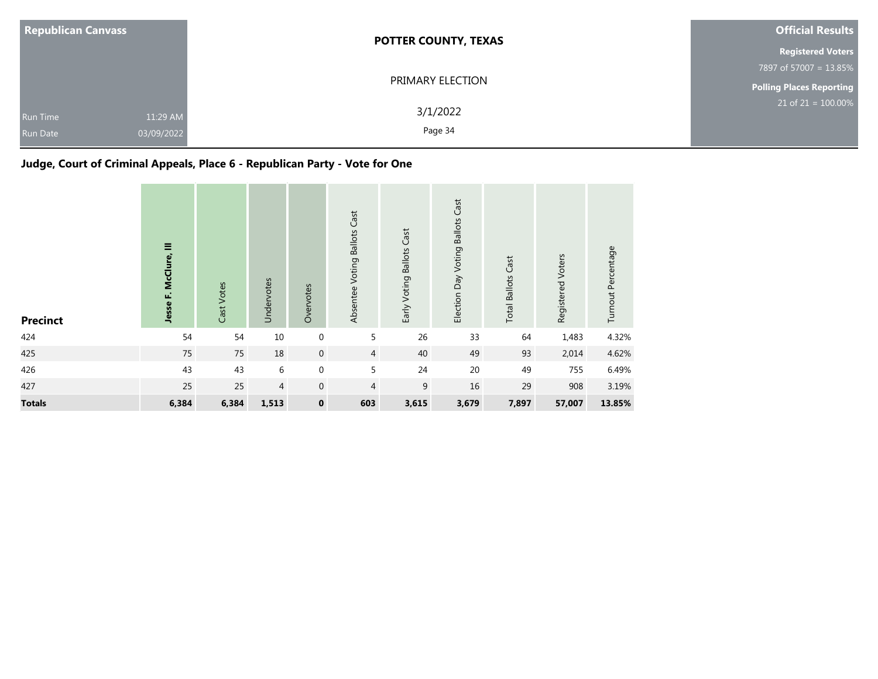**Republican Canvass**

Run Time 11:29 AM
Run Date 03/09/2022

**POTTER COUNTY, TEXAS**

PRIMARY ELECTION

3/1/2022

**Official Results**

**Registered Voters**
7897 of 57007 = 13.85%

**Polling Places Reporting**
21 of 21 = 100.00%

## Judge, Court of Criminal Appeals, Place 6 - Republican Party - Vote for One

| Precinct | Jesse F. McClure, III | Cast Votes | Undervotes | Overvotes | Absentee Voting Ballots Cast | Early Voting Ballots Cast | Election Day Voting Ballots Cast | Total Ballots Cast | Registered Voters | Turnout Percentage |
|---|---|---|---|---|---|---|---|---|---|---|
| 424 | 54 | 54 | 10 | 0 | 5 | 26 | 33 | 64 | 1,483 | 4.32% |
| 425 | 75 | 75 | 18 | 0 | 4 | 40 | 49 | 93 | 2,014 | 4.62% |
| 426 | 43 | 43 | 6 | 0 | 5 | 24 | 20 | 49 | 755 | 6.49% |
| 427 | 25 | 25 | 4 | 0 | 4 | 9 | 16 | 29 | 908 | 3.19% |
| **Totals** | **6,384** | **6,384** | **1,513** | **0** | **603** | **3,615** | **3,679** | **7,897** | **57,007** | **13.85%** |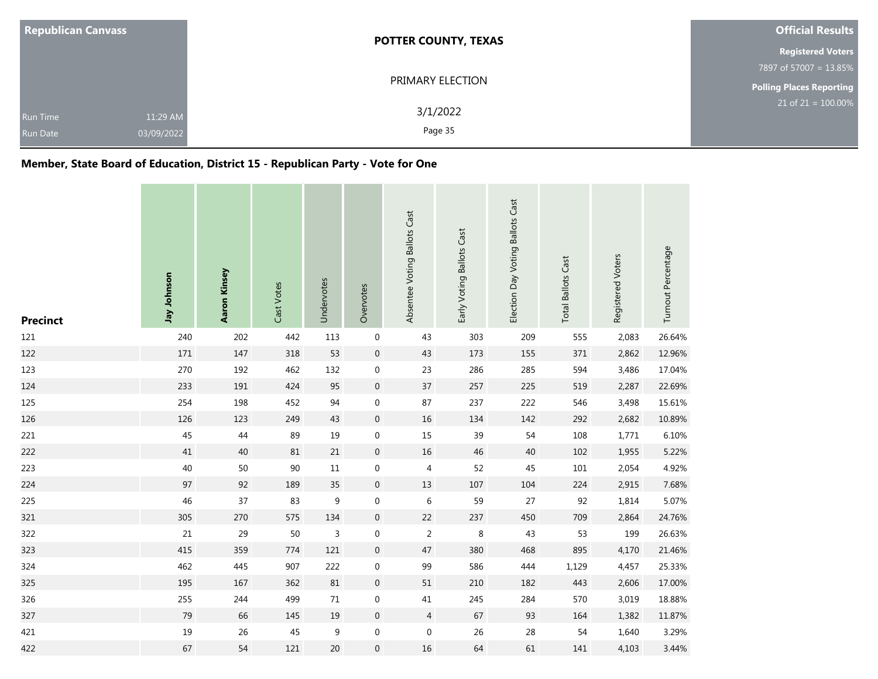| Republican Canvass | POTTER COUNTY, TEXAS | Official Results |
| --- | --- | --- |
| | PRIMARY ELECTION | Registered Voters |
| | | 7897 of 57007 = 13.85% |
| | | Polling Places Reporting |
| Run Time 11:29 AM | 3/1/2022 | 21 of 21 = 100.00% |
| Run Date 03/09/2022 | | |

## Member, State Board of Education, District 15 - Republican Party - Vote for One

| Precinct | Jay Johnson | Aaron Kinsey | Cast Votes | Undervotes | Overvotes | Absentee Voting Ballots Cast | Early Voting Ballots Cast | Election Day Voting Ballots Cast | Total Ballots Cast | Registered Voters | Turnout Percentage |
| --- | --- | --- | --- | --- | --- | --- | --- | --- | --- | --- | --- |
| 121 | 240 | 202 | 442 | 113 | 0 | 43 | 303 | 209 | 555 | 2,083 | 26.64% |
| 122 | 171 | 147 | 318 | 53 | 0 | 43 | 173 | 155 | 371 | 2,862 | 12.96% |
| 123 | 270 | 192 | 462 | 132 | 0 | 23 | 286 | 285 | 594 | 3,486 | 17.04% |
| 124 | 233 | 191 | 424 | 95 | 0 | 37 | 257 | 225 | 519 | 2,287 | 22.69% |
| 125 | 254 | 198 | 452 | 94 | 0 | 87 | 237 | 222 | 546 | 3,498 | 15.61% |
| 126 | 126 | 123 | 249 | 43 | 0 | 16 | 134 | 142 | 292 | 2,682 | 10.89% |
| 221 | 45 | 44 | 89 | 19 | 0 | 15 | 39 | 54 | 108 | 1,771 | 6.10% |
| 222 | 41 | 40 | 81 | 21 | 0 | 16 | 46 | 40 | 102 | 1,955 | 5.22% |
| 223 | 40 | 50 | 90 | 11 | 0 | 4 | 52 | 45 | 101 | 2,054 | 4.92% |
| 224 | 97 | 92 | 189 | 35 | 0 | 13 | 107 | 104 | 224 | 2,915 | 7.68% |
| 225 | 46 | 37 | 83 | 9 | 0 | 6 | 59 | 27 | 92 | 1,814 | 5.07% |
| 321 | 305 | 270 | 575 | 134 | 0 | 22 | 237 | 450 | 709 | 2,864 | 24.76% |
| 322 | 21 | 29 | 50 | 3 | 0 | 2 | 8 | 43 | 53 | 199 | 26.63% |
| 323 | 415 | 359 | 774 | 121 | 0 | 47 | 380 | 468 | 895 | 4,170 | 21.46% |
| 324 | 462 | 445 | 907 | 222 | 0 | 99 | 586 | 444 | 1,129 | 4,457 | 25.33% |
| 325 | 195 | 167 | 362 | 81 | 0 | 51 | 210 | 182 | 443 | 2,606 | 17.00% |
| 326 | 255 | 244 | 499 | 71 | 0 | 41 | 245 | 284 | 570 | 3,019 | 18.88% |
| 327 | 79 | 66 | 145 | 19 | 0 | 4 | 67 | 93 | 164 | 1,382 | 11.87% |
| 421 | 19 | 26 | 45 | 9 | 0 | 0 | 26 | 28 | 54 | 1,640 | 3.29% |
| 422 | 67 | 54 | 121 | 20 | 0 | 16 | 64 | 61 | 141 | 4,103 | 3.44% |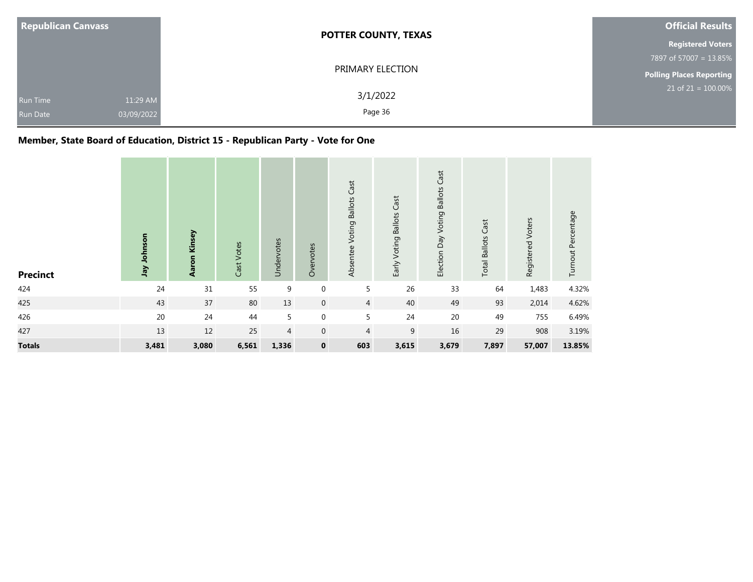Republican Canvass

Run Time 11:29 AM
Run Date 03/09/2022

**POTTER COUNTY, TEXAS**

PRIMARY ELECTION

3/1/2022

**Official Results**

**Registered Voters**
7897 of 57007 = 13.85%

**Polling Places Reporting**
21 of 21 = 100.00%

## Member, State Board of Education, District 15 - Republican Party - Vote for One

| Precinct | Jay Johnson | Aaron Kinsey | Cast Votes | Undervotes | Overvotes | Absentee Voting Ballots Cast | Early Voting Ballots Cast | Election Day Voting Ballots Cast | Total Ballots Cast | Registered Voters | Turnout Percentage |
|---|---|---|---|---|---|---|---|---|---|---|---|
| 424 | 24 | 31 | 55 | 9 | 0 | 5 | 26 | 33 | 64 | 1,483 | 4.32% |
| 425 | 43 | 37 | 80 | 13 | 0 | 4 | 40 | 49 | 93 | 2,014 | 4.62% |
| 426 | 20 | 24 | 44 | 5 | 0 | 5 | 24 | 20 | 49 | 755 | 6.49% |
| 427 | 13 | 12 | 25 | 4 | 0 | 4 | 9 | 16 | 29 | 908 | 3.19% |
| **Totals** | **3,481** | **3,080** | **6,561** | **1,336** | **0** | **603** | **3,615** | **3,679** | **7,897** | **57,007** | **13.85%** |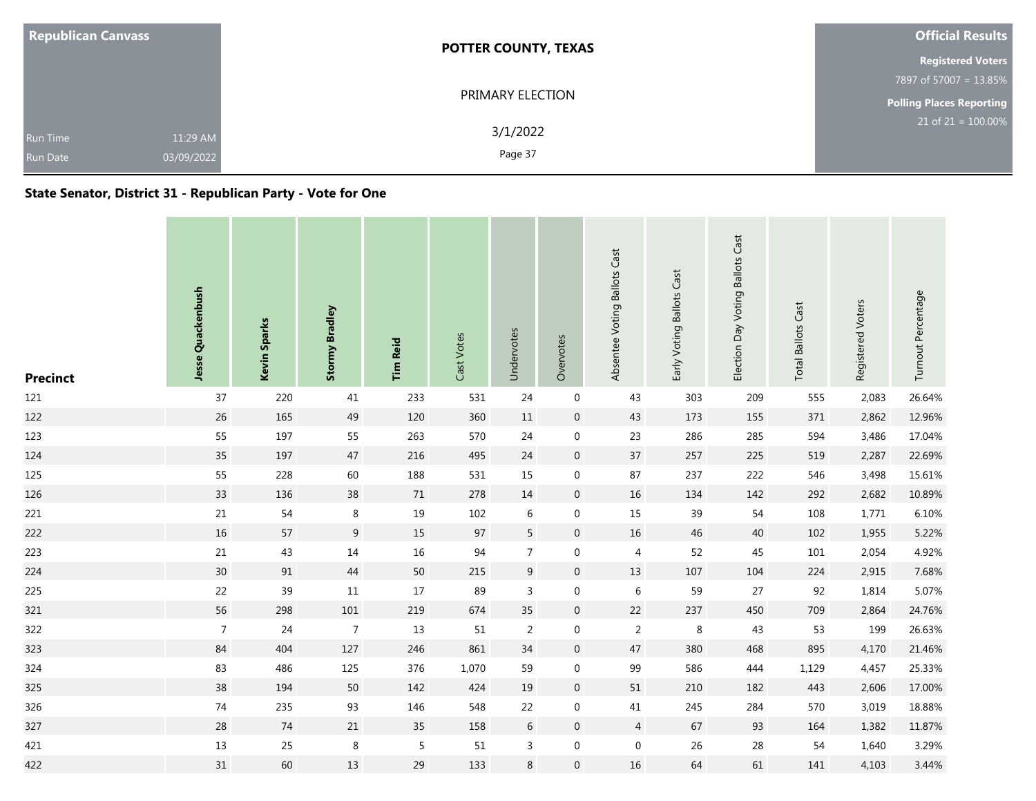Republican Canvass

**POTTER COUNTY, TEXAS**

PRIMARY ELECTION

3/1/2022

Run Time 11:29 AM
Run Date 03/09/2022

**Official Results**

**Registered Voters**
7897 of 57007 = 13.85%

**Polling Places Reporting**
21 of 21 = 100.00%

## State Senator, District 31 - Republican Party - Vote for One

| Precinct | Jesse Quackenbush | Kevin Sparks | Stormy Bradley | Tim Reid | Cast Votes | Undervotes | Overvotes | Absentee Voting Ballots Cast | Early Voting Ballots Cast | Election Day Voting Ballots Cast | Total Ballots Cast | Registered Voters | Turnout Percentage |
|---|---|---|---|---|---|---|---|---|---|---|---|---|---|
| 121 | 37 | 220 | 41 | 233 | 531 | 24 | 0 | 43 | 303 | 209 | 555 | 2,083 | 26.64% |
| 122 | 26 | 165 | 49 | 120 | 360 | 11 | 0 | 43 | 173 | 155 | 371 | 2,862 | 12.96% |
| 123 | 55 | 197 | 55 | 263 | 570 | 24 | 0 | 23 | 286 | 285 | 594 | 3,486 | 17.04% |
| 124 | 35 | 197 | 47 | 216 | 495 | 24 | 0 | 37 | 257 | 225 | 519 | 2,287 | 22.69% |
| 125 | 55 | 228 | 60 | 188 | 531 | 15 | 0 | 87 | 237 | 222 | 546 | 3,498 | 15.61% |
| 126 | 33 | 136 | 38 | 71 | 278 | 14 | 0 | 16 | 134 | 142 | 292 | 2,682 | 10.89% |
| 221 | 21 | 54 | 8 | 19 | 102 | 6 | 0 | 15 | 39 | 54 | 108 | 1,771 | 6.10% |
| 222 | 16 | 57 | 9 | 15 | 97 | 5 | 0 | 16 | 46 | 40 | 102 | 1,955 | 5.22% |
| 223 | 21 | 43 | 14 | 16 | 94 | 7 | 0 | 4 | 52 | 45 | 101 | 2,054 | 4.92% |
| 224 | 30 | 91 | 44 | 50 | 215 | 9 | 0 | 13 | 107 | 104 | 224 | 2,915 | 7.68% |
| 225 | 22 | 39 | 11 | 17 | 89 | 3 | 0 | 6 | 59 | 27 | 92 | 1,814 | 5.07% |
| 321 | 56 | 298 | 101 | 219 | 674 | 35 | 0 | 22 | 237 | 450 | 709 | 2,864 | 24.76% |
| 322 | 7 | 24 | 7 | 13 | 51 | 2 | 0 | 2 | 8 | 43 | 53 | 199 | 26.63% |
| 323 | 84 | 404 | 127 | 246 | 861 | 34 | 0 | 47 | 380 | 468 | 895 | 4,170 | 21.46% |
| 324 | 83 | 486 | 125 | 376 | 1,070 | 59 | 0 | 99 | 586 | 444 | 1,129 | 4,457 | 25.33% |
| 325 | 38 | 194 | 50 | 142 | 424 | 19 | 0 | 51 | 210 | 182 | 443 | 2,606 | 17.00% |
| 326 | 74 | 235 | 93 | 146 | 548 | 22 | 0 | 41 | 245 | 284 | 570 | 3,019 | 18.88% |
| 327 | 28 | 74 | 21 | 35 | 158 | 6 | 0 | 4 | 67 | 93 | 164 | 1,382 | 11.87% |
| 421 | 13 | 25 | 8 | 5 | 51 | 3 | 0 | 0 | 26 | 28 | 54 | 1,640 | 3.29% |
| 422 | 31 | 60 | 13 | 29 | 133 | 8 | 0 | 16 | 64 | 61 | 141 | 4,103 | 3.44% |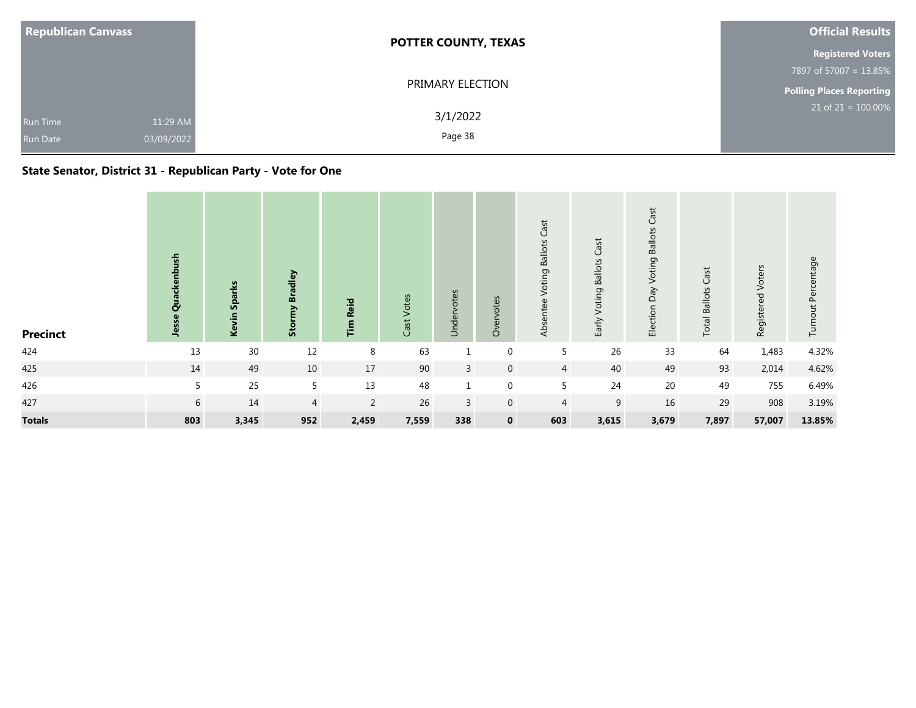| Republican Canvass | POTTER COUNTY, TEXAS | Official Results |
|---|---|---|
| | PRIMARY ELECTION | Registered Voters 7897 of 57007 = 13.85% |
| Run Time 11:29 AM | 3/1/2022 | Polling Places Reporting 21 of 21 = 100.00% |
| Run Date 03/09/2022 | | |

## State Senator, District 31 - Republican Party - Vote for One

| Precinct | Jesse Quackenbush | Kevin Sparks | Stormy Bradley | Tim Reid | Cast Votes | Undervotes | Overvotes | Absentee Voting Ballots Cast | Early Voting Ballots Cast | Election Day Voting Ballots Cast | Total Ballots Cast | Registered Voters | Turnout Percentage |
|---|---|---|---|---|---|---|---|---|---|---|---|---|---|
| 424 | 13 | 30 | 12 | 8 | 63 | 1 | 0 | 5 | 26 | 33 | 64 | 1,483 | 4.32% |
| 425 | 14 | 49 | 10 | 17 | 90 | 3 | 0 | 4 | 40 | 49 | 93 | 2,014 | 4.62% |
| 426 | 5 | 25 | 5 | 13 | 48 | 1 | 0 | 5 | 24 | 20 | 49 | 755 | 6.49% |
| 427 | 6 | 14 | 4 | 2 | 26 | 3 | 0 | 4 | 9 | 16 | 29 | 908 | 3.19% |
| **Totals** | **803** | **3,345** | **952** | **2,459** | **7,559** | **338** | **0** | **603** | **3,615** | **3,679** | **7,897** | **57,007** | **13.85%** |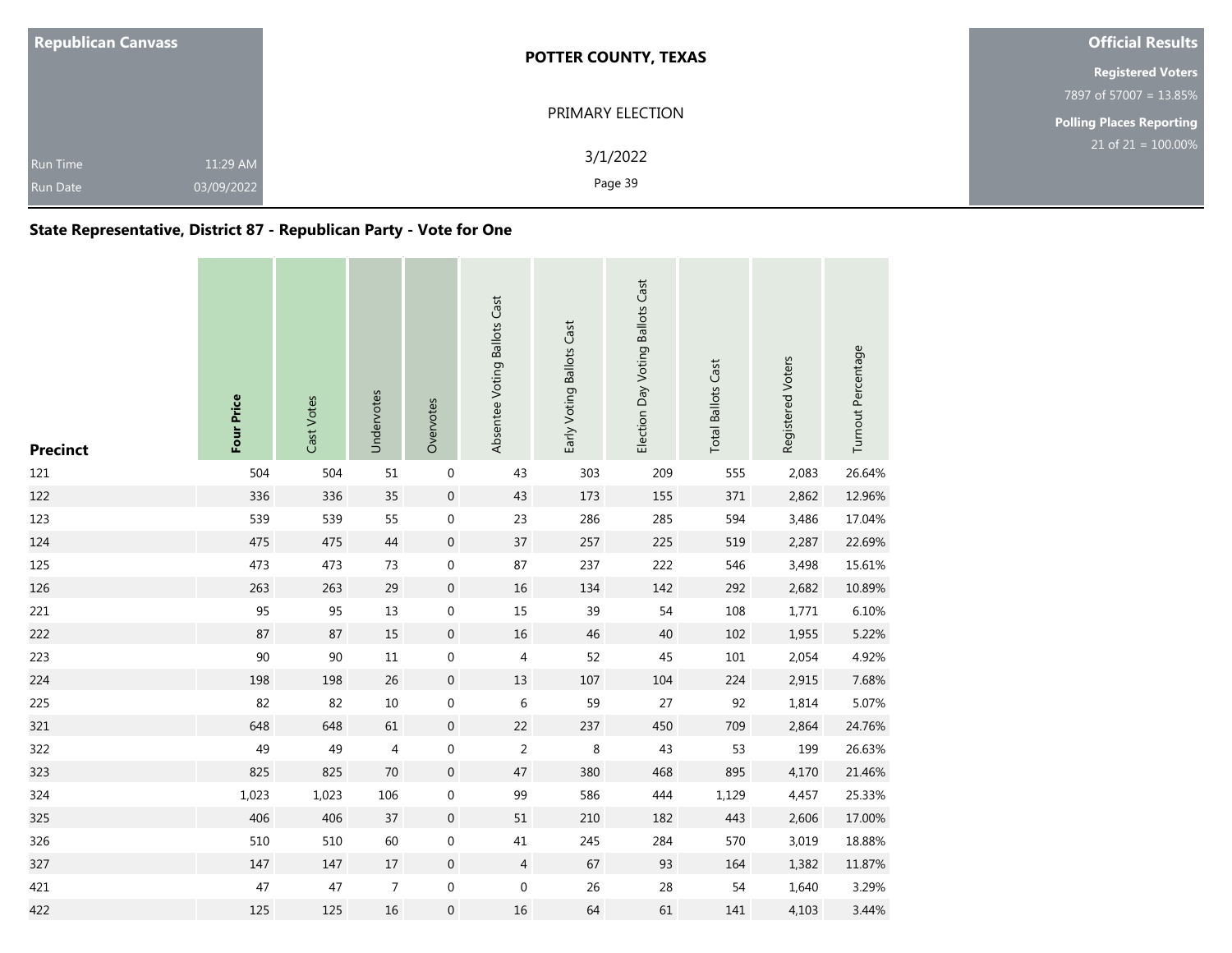**Republican Canvass**

Run Time 11:29 AM
Run Date 03/09/2022

**POTTER COUNTY, TEXAS**

PRIMARY ELECTION

3/1/2022

**Official Results**

**Registered Voters**
7897 of 57007 = 13.85%

**Polling Places Reporting**
21 of 21 = 100.00%

## State Representative, District 87 - Republican Party - Vote for One

| Precinct | **Four Price** | Cast Votes | Undervotes | Overvotes | Absentee Voting Ballots Cast | Early Voting Ballots Cast | Election Day Voting Ballots Cast | Total Ballots Cast | Registered Voters | Turnout Percentage |
|---|---|---|---|---|---|---|---|---|---|---|
| 121 | 504 | 504 | 51 | 0 | 43 | 303 | 209 | 555 | 2,083 | 26.64% |
| 122 | 336 | 336 | 35 | 0 | 43 | 173 | 155 | 371 | 2,862 | 12.96% |
| 123 | 539 | 539 | 55 | 0 | 23 | 286 | 285 | 594 | 3,486 | 17.04% |
| 124 | 475 | 475 | 44 | 0 | 37 | 257 | 225 | 519 | 2,287 | 22.69% |
| 125 | 473 | 473 | 73 | 0 | 87 | 237 | 222 | 546 | 3,498 | 15.61% |
| 126 | 263 | 263 | 29 | 0 | 16 | 134 | 142 | 292 | 2,682 | 10.89% |
| 221 | 95 | 95 | 13 | 0 | 15 | 39 | 54 | 108 | 1,771 | 6.10% |
| 222 | 87 | 87 | 15 | 0 | 16 | 46 | 40 | 102 | 1,955 | 5.22% |
| 223 | 90 | 90 | 11 | 0 | 4 | 52 | 45 | 101 | 2,054 | 4.92% |
| 224 | 198 | 198 | 26 | 0 | 13 | 107 | 104 | 224 | 2,915 | 7.68% |
| 225 | 82 | 82 | 10 | 0 | 6 | 59 | 27 | 92 | 1,814 | 5.07% |
| 321 | 648 | 648 | 61 | 0 | 22 | 237 | 450 | 709 | 2,864 | 24.76% |
| 322 | 49 | 49 | 4 | 0 | 2 | 8 | 43 | 53 | 199 | 26.63% |
| 323 | 825 | 825 | 70 | 0 | 47 | 380 | 468 | 895 | 4,170 | 21.46% |
| 324 | 1,023 | 1,023 | 106 | 0 | 99 | 586 | 444 | 1,129 | 4,457 | 25.33% |
| 325 | 406 | 406 | 37 | 0 | 51 | 210 | 182 | 443 | 2,606 | 17.00% |
| 326 | 510 | 510 | 60 | 0 | 41 | 245 | 284 | 570 | 3,019 | 18.88% |
| 327 | 147 | 147 | 17 | 0 | 4 | 67 | 93 | 164 | 1,382 | 11.87% |
| 421 | 47 | 47 | 7 | 0 | 0 | 26 | 28 | 54 | 1,640 | 3.29% |
| 422 | 125 | 125 | 16 | 0 | 16 | 64 | 61 | 141 | 4,103 | 3.44% |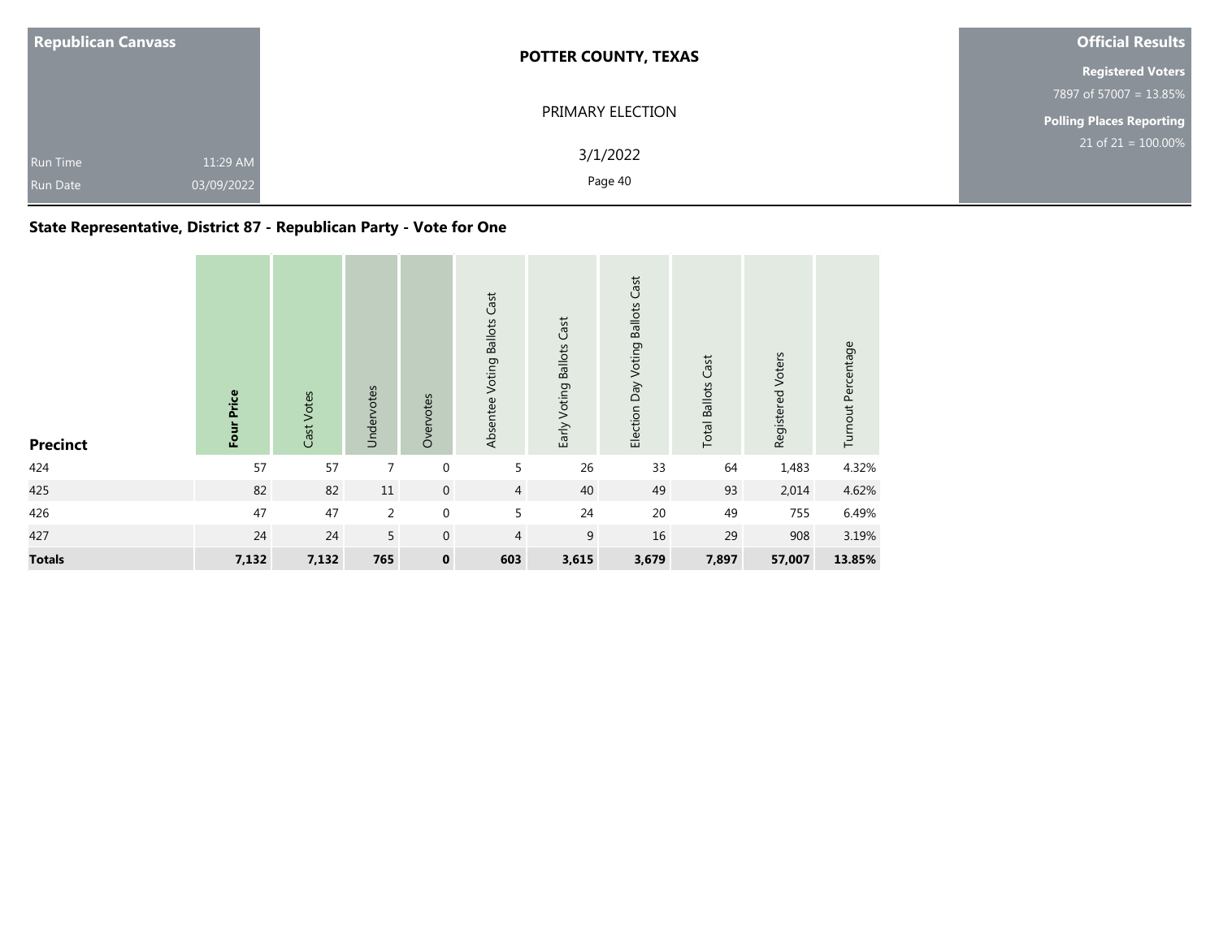| Republican Canvass | POTTER COUNTY, TEXAS | Official Results |
|---|---|---|
| | PRIMARY ELECTION | Registered Voters 7897 of 57007 = 13.85% |
| Run Time 11:29 AM | 3/1/2022 | Polling Places Reporting 21 of 21 = 100.00% |
| Run Date 03/09/2022 | | |

## State Representative, District 87 - Republican Party - Vote for One

| Precinct | **Four Price** | Cast Votes | Undervotes | Overvotes | Absentee Voting Ballots Cast | Early Voting Ballots Cast | Election Day Voting Ballots Cast | Total Ballots Cast | Registered Voters | Turnout Percentage |
|---|---|---|---|---|---|---|---|---|---|---|
| 424 | 57 | 57 | 7 | 0 | 5 | 26 | 33 | 64 | 1,483 | 4.32% |
| 425 | 82 | 82 | 11 | 0 | 4 | 40 | 49 | 93 | 2,014 | 4.62% |
| 426 | 47 | 47 | 2 | 0 | 5 | 24 | 20 | 49 | 755 | 6.49% |
| 427 | 24 | 24 | 5 | 0 | 4 | 9 | 16 | 29 | 908 | 3.19% |
| **Totals** | **7,132** | **7,132** | **765** | **0** | **603** | **3,615** | **3,679** | **7,897** | **57,007** | **13.85%** |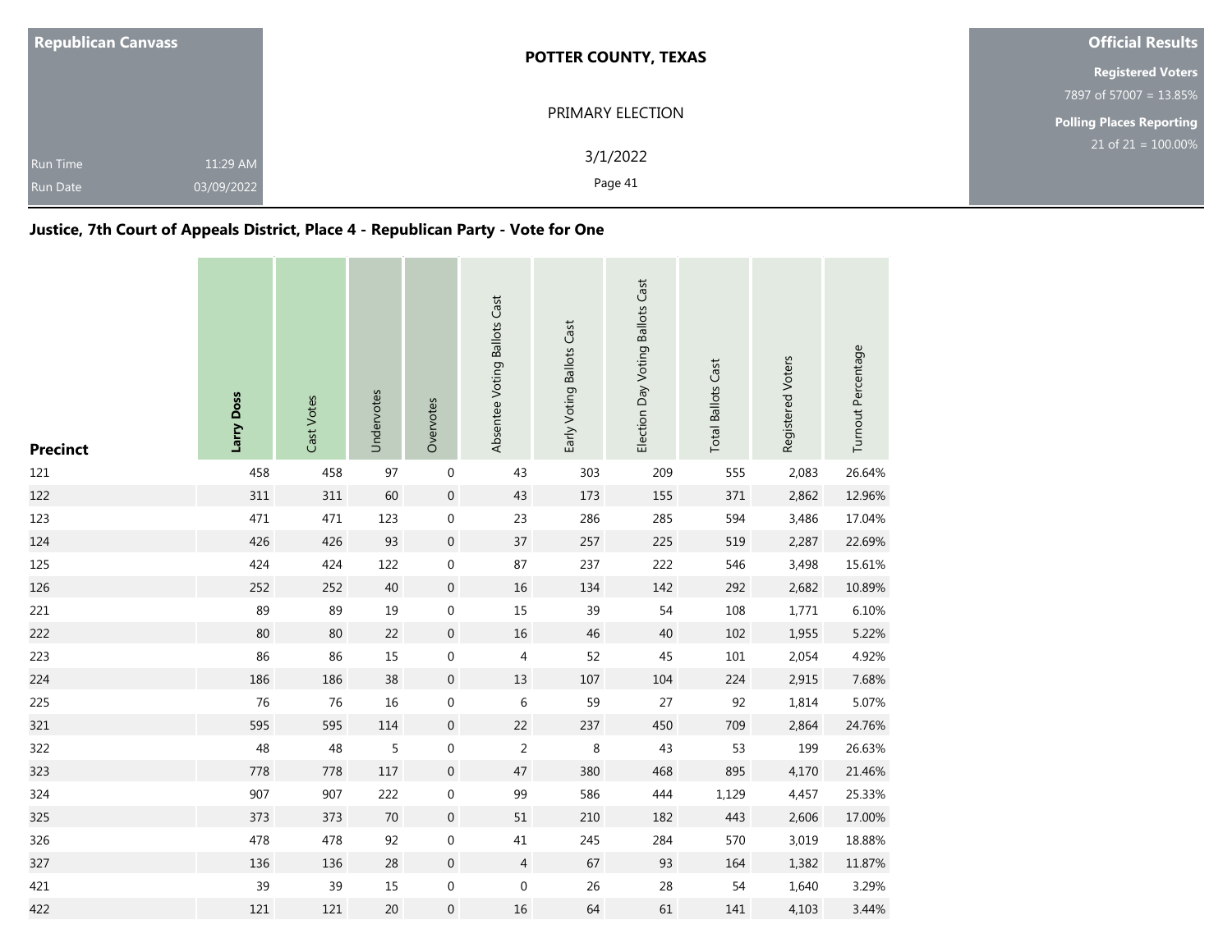**Republican Canvass**

Run Time 11:29 AM
Run Date 03/09/2022

**POTTER COUNTY, TEXAS**

PRIMARY ELECTION

3/1/2022

**Official Results**

**Registered Voters**
7897 of 57007 = 13.85%

**Polling Places Reporting**
21 of 21 = 100.00%

## Justice, 7th Court of Appeals District, Place 4 - Republican Party - Vote for One

| Precinct | Larry Doss | Cast Votes | Undervotes | Overvotes | Absentee Voting Ballots Cast | Early Voting Ballots Cast | Election Day Voting Ballots Cast | Total Ballots Cast | Registered Voters | Turnout Percentage |
|---|---|---|---|---|---|---|---|---|---|---|
| 121 | 458 | 458 | 97 | 0 | 43 | 303 | 209 | 555 | 2,083 | 26.64% |
| 122 | 311 | 311 | 60 | 0 | 43 | 173 | 155 | 371 | 2,862 | 12.96% |
| 123 | 471 | 471 | 123 | 0 | 23 | 286 | 285 | 594 | 3,486 | 17.04% |
| 124 | 426 | 426 | 93 | 0 | 37 | 257 | 225 | 519 | 2,287 | 22.69% |
| 125 | 424 | 424 | 122 | 0 | 87 | 237 | 222 | 546 | 3,498 | 15.61% |
| 126 | 252 | 252 | 40 | 0 | 16 | 134 | 142 | 292 | 2,682 | 10.89% |
| 221 | 89 | 89 | 19 | 0 | 15 | 39 | 54 | 108 | 1,771 | 6.10% |
| 222 | 80 | 80 | 22 | 0 | 16 | 46 | 40 | 102 | 1,955 | 5.22% |
| 223 | 86 | 86 | 15 | 0 | 4 | 52 | 45 | 101 | 2,054 | 4.92% |
| 224 | 186 | 186 | 38 | 0 | 13 | 107 | 104 | 224 | 2,915 | 7.68% |
| 225 | 76 | 76 | 16 | 0 | 6 | 59 | 27 | 92 | 1,814 | 5.07% |
| 321 | 595 | 595 | 114 | 0 | 22 | 237 | 450 | 709 | 2,864 | 24.76% |
| 322 | 48 | 48 | 5 | 0 | 2 | 8 | 43 | 53 | 199 | 26.63% |
| 323 | 778 | 778 | 117 | 0 | 47 | 380 | 468 | 895 | 4,170 | 21.46% |
| 324 | 907 | 907 | 222 | 0 | 99 | 586 | 444 | 1,129 | 4,457 | 25.33% |
| 325 | 373 | 373 | 70 | 0 | 51 | 210 | 182 | 443 | 2,606 | 17.00% |
| 326 | 478 | 478 | 92 | 0 | 41 | 245 | 284 | 570 | 3,019 | 18.88% |
| 327 | 136 | 136 | 28 | 0 | 4 | 67 | 93 | 164 | 1,382 | 11.87% |
| 421 | 39 | 39 | 15 | 0 | 0 | 26 | 28 | 54 | 1,640 | 3.29% |
| 422 | 121 | 121 | 20 | 0 | 16 | 64 | 61 | 141 | 4,103 | 3.44% |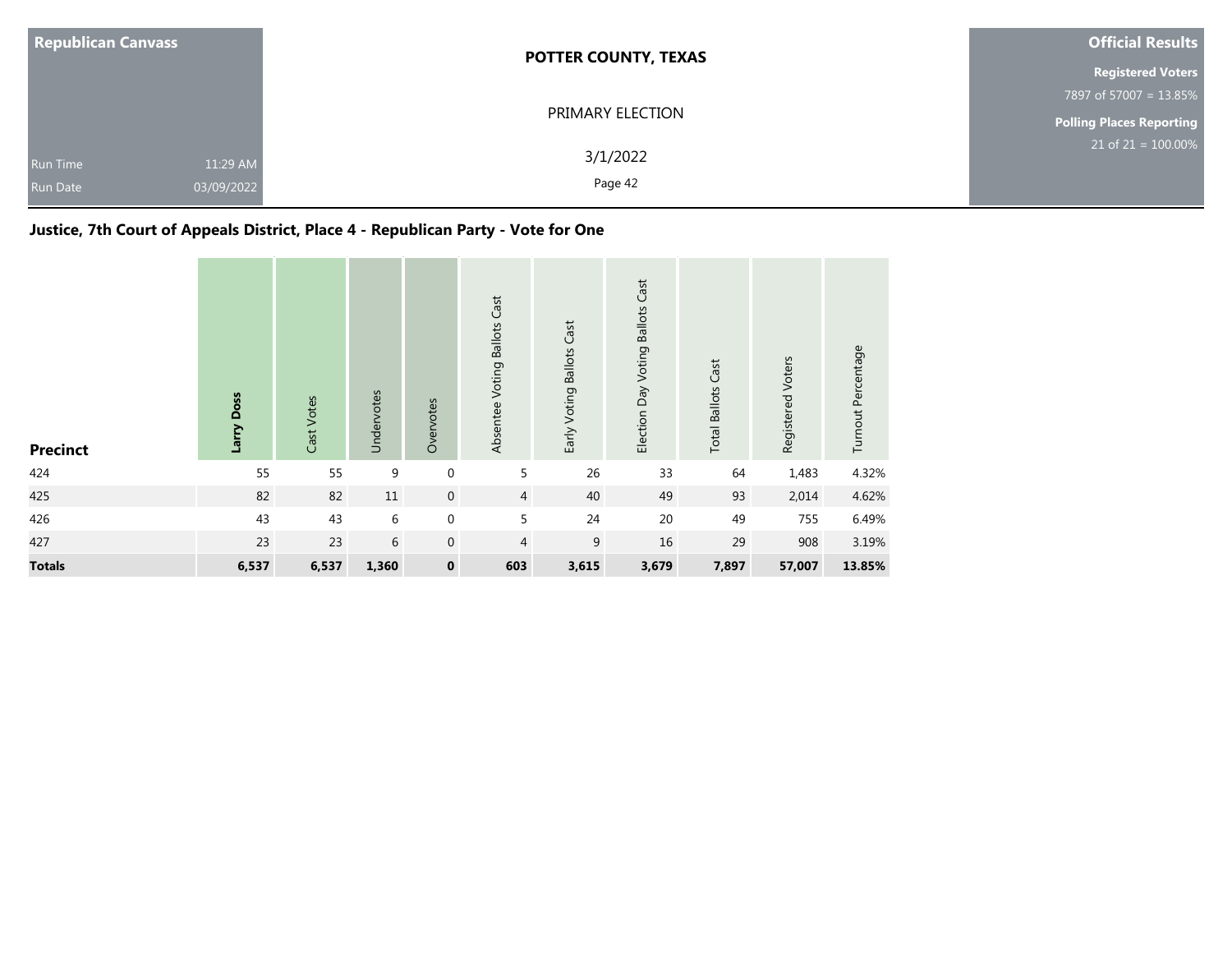| Republican Canvass | POTTER COUNTY, TEXAS | Official Results |
|---|---|---|
| | PRIMARY ELECTION | **Registered Voters** 7897 of 57007 = 13.85% |
| Run Time 11:29 AM | 3/1/2022 | **Polling Places Reporting** 21 of 21 = 100.00% |
| Run Date 03/09/2022 | | |

## Justice, 7th Court of Appeals District, Place 4 - Republican Party - Vote for One

| Precinct | **Larry Doss** | Cast Votes | Undervotes | Overvotes | Absentee Voting Ballots Cast | Early Voting Ballots Cast | Election Day Voting Ballots Cast | Total Ballots Cast | Registered Voters | Turnout Percentage |
|---|---|---|---|---|---|---|---|---|---|---|
| 424 | 55 | 55 | 9 | 0 | 5 | 26 | 33 | 64 | 1,483 | 4.32% |
| 425 | 82 | 82 | 11 | 0 | 4 | 40 | 49 | 93 | 2,014 | 4.62% |
| 426 | 43 | 43 | 6 | 0 | 5 | 24 | 20 | 49 | 755 | 6.49% |
| 427 | 23 | 23 | 6 | 0 | 4 | 9 | 16 | 29 | 908 | 3.19% |
| **Totals** | **6,537** | **6,537** | **1,360** | **0** | **603** | **3,615** | **3,679** | **7,897** | **57,007** | **13.85%** |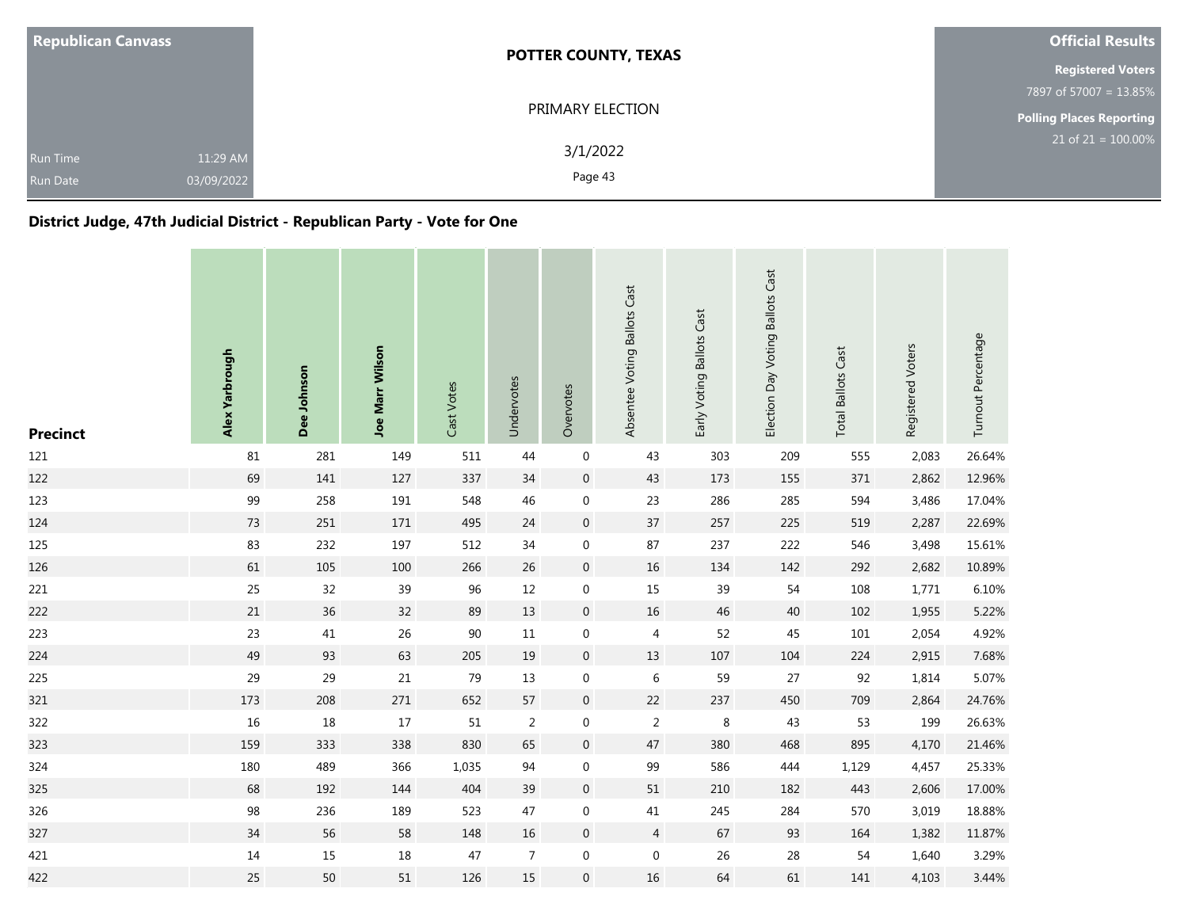Republican Canvass

Run Time 11:29 AM

Run Date 03/09/2022

**POTTER COUNTY, TEXAS**

PRIMARY ELECTION

3/1/2022

**Official Results**

**Registered Voters**

7897 of 57007 = 13.85%

**Polling Places Reporting**

21 of 21 = 100.00%

## District Judge, 47th Judicial District - Republican Party - Vote for One

| Precinct | Alex Yarbrough | Dee Johnson | Joe Marr Wilson | Cast Votes | Undervotes | Overvotes | Absentee Voting Ballots Cast | Early Voting Ballots Cast | Election Day Voting Ballots Cast | Total Ballots Cast | Registered Voters | Turnout Percentage |
|---|---|---|---|---|---|---|---|---|---|---|---|---|
| 121 | 81 | 281 | 149 | 511 | 44 | 0 | 43 | 303 | 209 | 555 | 2,083 | 26.64% |
| 122 | 69 | 141 | 127 | 337 | 34 | 0 | 43 | 173 | 155 | 371 | 2,862 | 12.96% |
| 123 | 99 | 258 | 191 | 548 | 46 | 0 | 23 | 286 | 285 | 594 | 3,486 | 17.04% |
| 124 | 73 | 251 | 171 | 495 | 24 | 0 | 37 | 257 | 225 | 519 | 2,287 | 22.69% |
| 125 | 83 | 232 | 197 | 512 | 34 | 0 | 87 | 237 | 222 | 546 | 3,498 | 15.61% |
| 126 | 61 | 105 | 100 | 266 | 26 | 0 | 16 | 134 | 142 | 292 | 2,682 | 10.89% |
| 221 | 25 | 32 | 39 | 96 | 12 | 0 | 15 | 39 | 54 | 108 | 1,771 | 6.10% |
| 222 | 21 | 36 | 32 | 89 | 13 | 0 | 16 | 46 | 40 | 102 | 1,955 | 5.22% |
| 223 | 23 | 41 | 26 | 90 | 11 | 0 | 4 | 52 | 45 | 101 | 2,054 | 4.92% |
| 224 | 49 | 93 | 63 | 205 | 19 | 0 | 13 | 107 | 104 | 224 | 2,915 | 7.68% |
| 225 | 29 | 29 | 21 | 79 | 13 | 0 | 6 | 59 | 27 | 92 | 1,814 | 5.07% |
| 321 | 173 | 208 | 271 | 652 | 57 | 0 | 22 | 237 | 450 | 709 | 2,864 | 24.76% |
| 322 | 16 | 18 | 17 | 51 | 2 | 0 | 2 | 8 | 43 | 53 | 199 | 26.63% |
| 323 | 159 | 333 | 338 | 830 | 65 | 0 | 47 | 380 | 468 | 895 | 4,170 | 21.46% |
| 324 | 180 | 489 | 366 | 1,035 | 94 | 0 | 99 | 586 | 444 | 1,129 | 4,457 | 25.33% |
| 325 | 68 | 192 | 144 | 404 | 39 | 0 | 51 | 210 | 182 | 443 | 2,606 | 17.00% |
| 326 | 98 | 236 | 189 | 523 | 47 | 0 | 41 | 245 | 284 | 570 | 3,019 | 18.88% |
| 327 | 34 | 56 | 58 | 148 | 16 | 0 | 4 | 67 | 93 | 164 | 1,382 | 11.87% |
| 421 | 14 | 15 | 18 | 47 | 7 | 0 | 0 | 26 | 28 | 54 | 1,640 | 3.29% |
| 422 | 25 | 50 | 51 | 126 | 15 | 0 | 16 | 64 | 61 | 141 | 4,103 | 3.44% |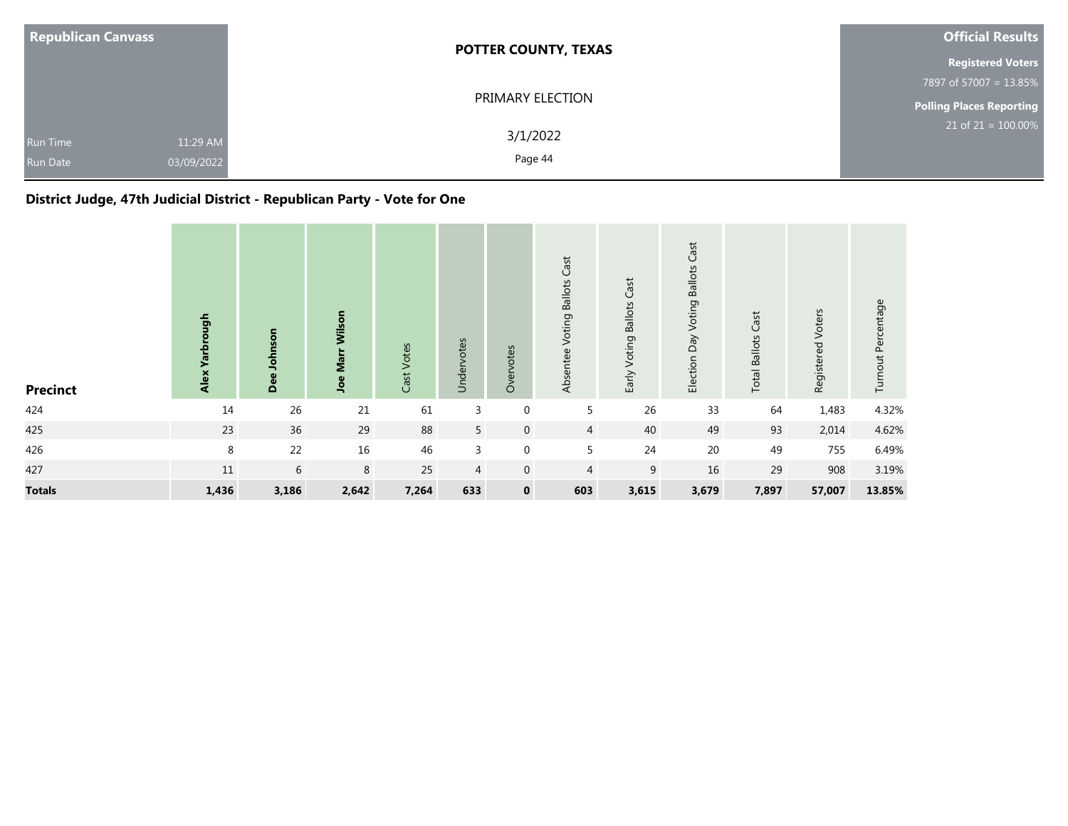| Republican Canvass | POTTER COUNTY, TEXAS | Official Results |
|---|---|---|
| | PRIMARY ELECTION | Registered Voters 7897 of 57007 = 13.85% |
| Run Time 11:29 AM | 3/1/2022 | Polling Places Reporting 21 of 21 = 100.00% |
| Run Date 03/09/2022 | | |

## District Judge, 47th Judicial District - Republican Party - Vote for One

| Precinct | Alex Yarbrough | Dee Johnson | Joe Marr Wilson | Cast Votes | Undervotes | Overvotes | Absentee Voting Ballots Cast | Early Voting Ballots Cast | Election Day Voting Ballots Cast | Total Ballots Cast | Registered Voters | Turnout Percentage |
|---|---|---|---|---|---|---|---|---|---|---|---|---|
| 424 | 14 | 26 | 21 | 61 | 3 | 0 | 5 | 26 | 33 | 64 | 1,483 | 4.32% |
| 425 | 23 | 36 | 29 | 88 | 5 | 0 | 4 | 40 | 49 | 93 | 2,014 | 4.62% |
| 426 | 8 | 22 | 16 | 46 | 3 | 0 | 5 | 24 | 20 | 49 | 755 | 6.49% |
| 427 | 11 | 6 | 8 | 25 | 4 | 0 | 4 | 9 | 16 | 29 | 908 | 3.19% |
| **Totals** | **1,436** | **3,186** | **2,642** | **7,264** | **633** | **0** | **603** | **3,615** | **3,679** | **7,897** | **57,007** | **13.85%** |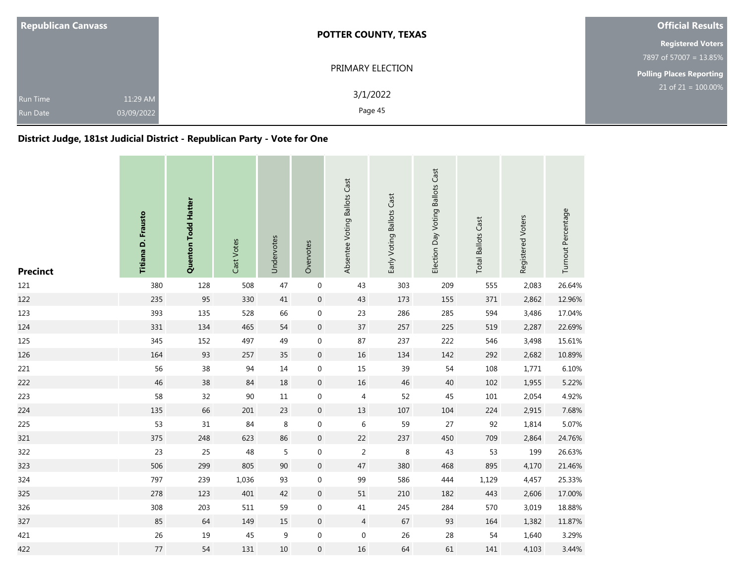**Republican Canvass**

Run Time 11:29 AM
Run Date 03/09/2022

**POTTER COUNTY, TEXAS**

PRIMARY ELECTION

3/1/2022

**Official Results**

**Registered Voters**
7897 of 57007 = 13.85%

**Polling Places Reporting**
21 of 21 = 100.00%

## District Judge, 181st Judicial District - Republican Party - Vote for One

| Precinct | Titiana D. Frausto | Quenton Todd Hatter | Cast Votes | Undervotes | Overvotes | Absentee Voting Ballots Cast | Early Voting Ballots Cast | Election Day Voting Ballots Cast | Total Ballots Cast | Registered Voters | Turnout Percentage |
|---|---|---|---|---|---|---|---|---|---|---|---|
| 121 | 380 | 128 | 508 | 47 | 0 | 43 | 303 | 209 | 555 | 2,083 | 26.64% |
| 122 | 235 | 95 | 330 | 41 | 0 | 43 | 173 | 155 | 371 | 2,862 | 12.96% |
| 123 | 393 | 135 | 528 | 66 | 0 | 23 | 286 | 285 | 594 | 3,486 | 17.04% |
| 124 | 331 | 134 | 465 | 54 | 0 | 37 | 257 | 225 | 519 | 2,287 | 22.69% |
| 125 | 345 | 152 | 497 | 49 | 0 | 87 | 237 | 222 | 546 | 3,498 | 15.61% |
| 126 | 164 | 93 | 257 | 35 | 0 | 16 | 134 | 142 | 292 | 2,682 | 10.89% |
| 221 | 56 | 38 | 94 | 14 | 0 | 15 | 39 | 54 | 108 | 1,771 | 6.10% |
| 222 | 46 | 38 | 84 | 18 | 0 | 16 | 46 | 40 | 102 | 1,955 | 5.22% |
| 223 | 58 | 32 | 90 | 11 | 0 | 4 | 52 | 45 | 101 | 2,054 | 4.92% |
| 224 | 135 | 66 | 201 | 23 | 0 | 13 | 107 | 104 | 224 | 2,915 | 7.68% |
| 225 | 53 | 31 | 84 | 8 | 0 | 6 | 59 | 27 | 92 | 1,814 | 5.07% |
| 321 | 375 | 248 | 623 | 86 | 0 | 22 | 237 | 450 | 709 | 2,864 | 24.76% |
| 322 | 23 | 25 | 48 | 5 | 0 | 2 | 8 | 43 | 53 | 199 | 26.63% |
| 323 | 506 | 299 | 805 | 90 | 0 | 47 | 380 | 468 | 895 | 4,170 | 21.46% |
| 324 | 797 | 239 | 1,036 | 93 | 0 | 99 | 586 | 444 | 1,129 | 4,457 | 25.33% |
| 325 | 278 | 123 | 401 | 42 | 0 | 51 | 210 | 182 | 443 | 2,606 | 17.00% |
| 326 | 308 | 203 | 511 | 59 | 0 | 41 | 245 | 284 | 570 | 3,019 | 18.88% |
| 327 | 85 | 64 | 149 | 15 | 0 | 4 | 67 | 93 | 164 | 1,382 | 11.87% |
| 421 | 26 | 19 | 45 | 9 | 0 | 0 | 26 | 28 | 54 | 1,640 | 3.29% |
| 422 | 77 | 54 | 131 | 10 | 0 | 16 | 64 | 61 | 141 | 4,103 | 3.44% |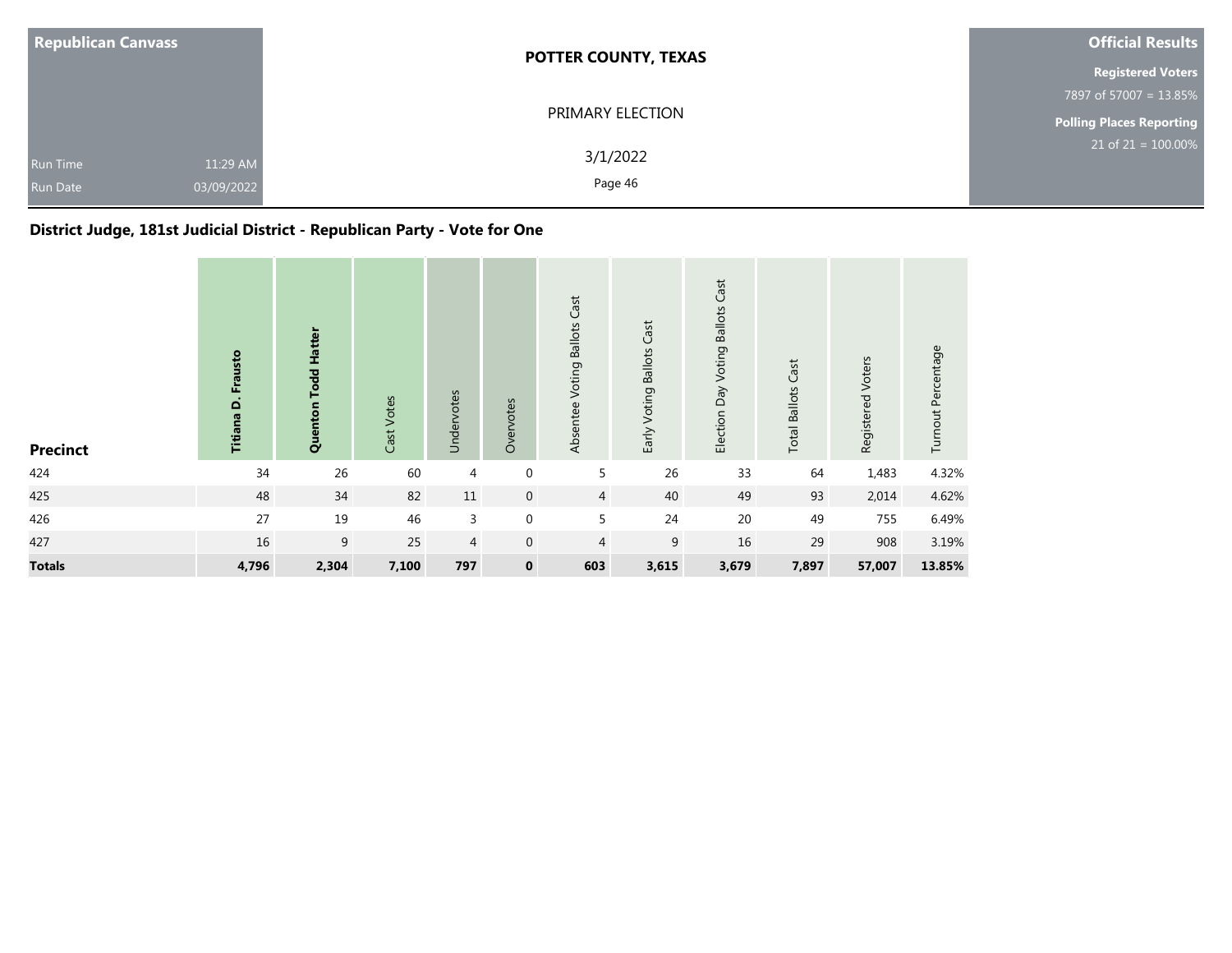| Republican Canvass | | POTTER COUNTY, TEXAS | Official Results |
|---|---|---|---|
| | | PRIMARY ELECTION | Registered Voters |
| | | | 7897 of 57007 = 13.85% |
| | | | Polling Places Reporting |
| Run Time | 11:29 AM | 3/1/2022 | 21 of 21 = 100.00% |
| Run Date | 03/09/2022 | | |

## District Judge, 181st Judicial District - Republican Party - Vote for One

| Precinct | Titiana D. Frausto | Quenton Todd Hatter | Cast Votes | Undervotes | Overvotes | Absentee Voting Ballots Cast | Early Voting Ballots Cast | Election Day Voting Ballots Cast | Total Ballots Cast | Registered Voters | Turnout Percentage |
|---|---|---|---|---|---|---|---|---|---|---|---|
| 424 | 34 | 26 | 60 | 4 | 0 | 5 | 26 | 33 | 64 | 1,483 | 4.32% |
| 425 | 48 | 34 | 82 | 11 | 0 | 4 | 40 | 49 | 93 | 2,014 | 4.62% |
| 426 | 27 | 19 | 46 | 3 | 0 | 5 | 24 | 20 | 49 | 755 | 6.49% |
| 427 | 16 | 9 | 25 | 4 | 0 | 4 | 9 | 16 | 29 | 908 | 3.19% |
| **Totals** | **4,796** | **2,304** | **7,100** | **797** | **0** | **603** | **3,615** | **3,679** | **7,897** | **57,007** | **13.85%** |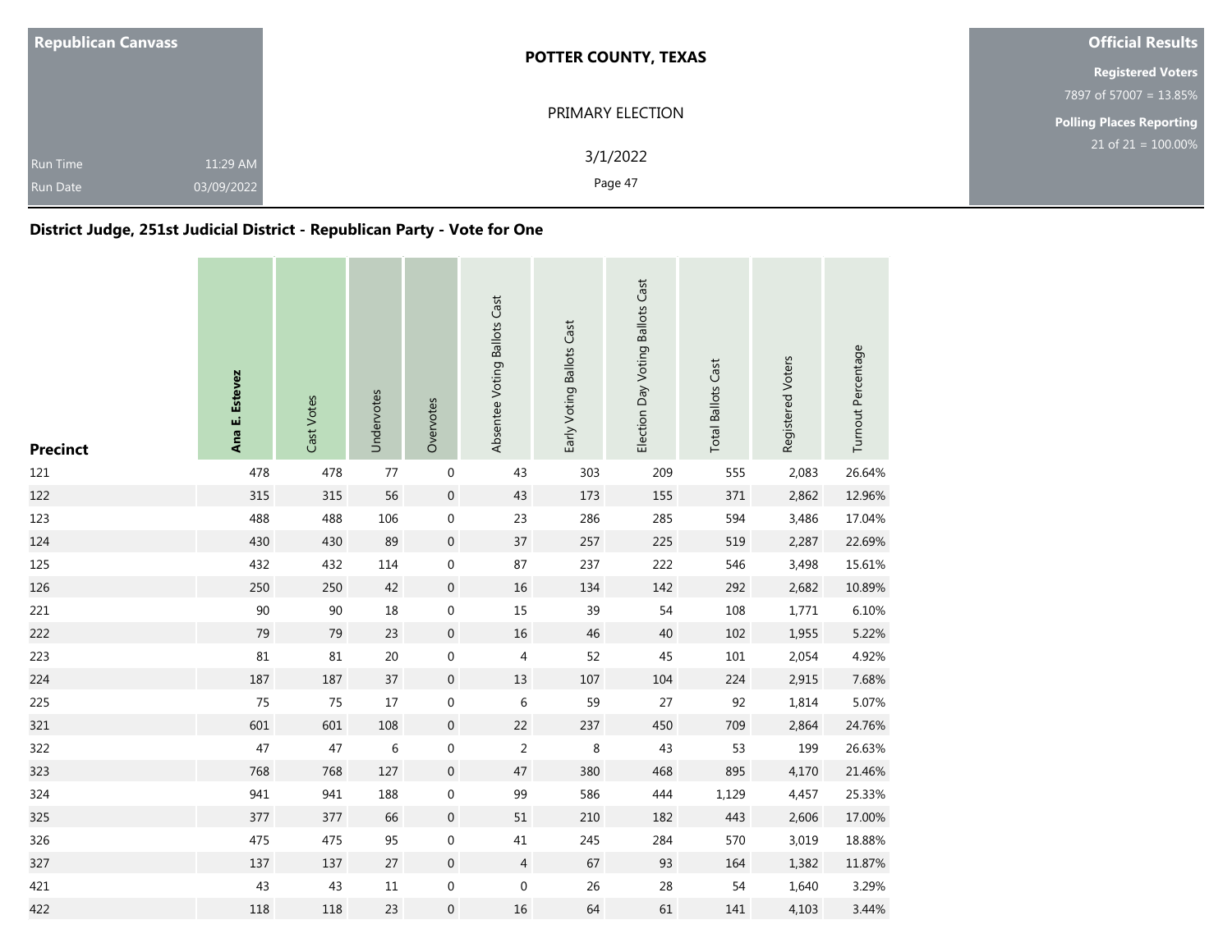**Republican Canvass**

Run Time 11:29 AM
Run Date 03/09/2022

**POTTER COUNTY, TEXAS**

PRIMARY ELECTION

3/1/2022

**Official Results**

**Registered Voters**
7897 of 57007 = 13.85%

**Polling Places Reporting**
21 of 21 = 100.00%

## District Judge, 251st Judicial District - Republican Party - Vote for One

| Precinct | Ana E. Estevez | Cast Votes | Undervotes | Overvotes | Absentee Voting Ballots Cast | Early Voting Ballots Cast | Election Day Voting Ballots Cast | Total Ballots Cast | Registered Voters | Turnout Percentage |
|---|---|---|---|---|---|---|---|---|---|---|
| 121 | 478 | 478 | 77 | 0 | 43 | 303 | 209 | 555 | 2,083 | 26.64% |
| 122 | 315 | 315 | 56 | 0 | 43 | 173 | 155 | 371 | 2,862 | 12.96% |
| 123 | 488 | 488 | 106 | 0 | 23 | 286 | 285 | 594 | 3,486 | 17.04% |
| 124 | 430 | 430 | 89 | 0 | 37 | 257 | 225 | 519 | 2,287 | 22.69% |
| 125 | 432 | 432 | 114 | 0 | 87 | 237 | 222 | 546 | 3,498 | 15.61% |
| 126 | 250 | 250 | 42 | 0 | 16 | 134 | 142 | 292 | 2,682 | 10.89% |
| 221 | 90 | 90 | 18 | 0 | 15 | 39 | 54 | 108 | 1,771 | 6.10% |
| 222 | 79 | 79 | 23 | 0 | 16 | 46 | 40 | 102 | 1,955 | 5.22% |
| 223 | 81 | 81 | 20 | 0 | 4 | 52 | 45 | 101 | 2,054 | 4.92% |
| 224 | 187 | 187 | 37 | 0 | 13 | 107 | 104 | 224 | 2,915 | 7.68% |
| 225 | 75 | 75 | 17 | 0 | 6 | 59 | 27 | 92 | 1,814 | 5.07% |
| 321 | 601 | 601 | 108 | 0 | 22 | 237 | 450 | 709 | 2,864 | 24.76% |
| 322 | 47 | 47 | 6 | 0 | 2 | 8 | 43 | 53 | 199 | 26.63% |
| 323 | 768 | 768 | 127 | 0 | 47 | 380 | 468 | 895 | 4,170 | 21.46% |
| 324 | 941 | 941 | 188 | 0 | 99 | 586 | 444 | 1,129 | 4,457 | 25.33% |
| 325 | 377 | 377 | 66 | 0 | 51 | 210 | 182 | 443 | 2,606 | 17.00% |
| 326 | 475 | 475 | 95 | 0 | 41 | 245 | 284 | 570 | 3,019 | 18.88% |
| 327 | 137 | 137 | 27 | 0 | 4 | 67 | 93 | 164 | 1,382 | 11.87% |
| 421 | 43 | 43 | 11 | 0 | 0 | 26 | 28 | 54 | 1,640 | 3.29% |
| 422 | 118 | 118 | 23 | 0 | 16 | 64 | 61 | 141 | 4,103 | 3.44% |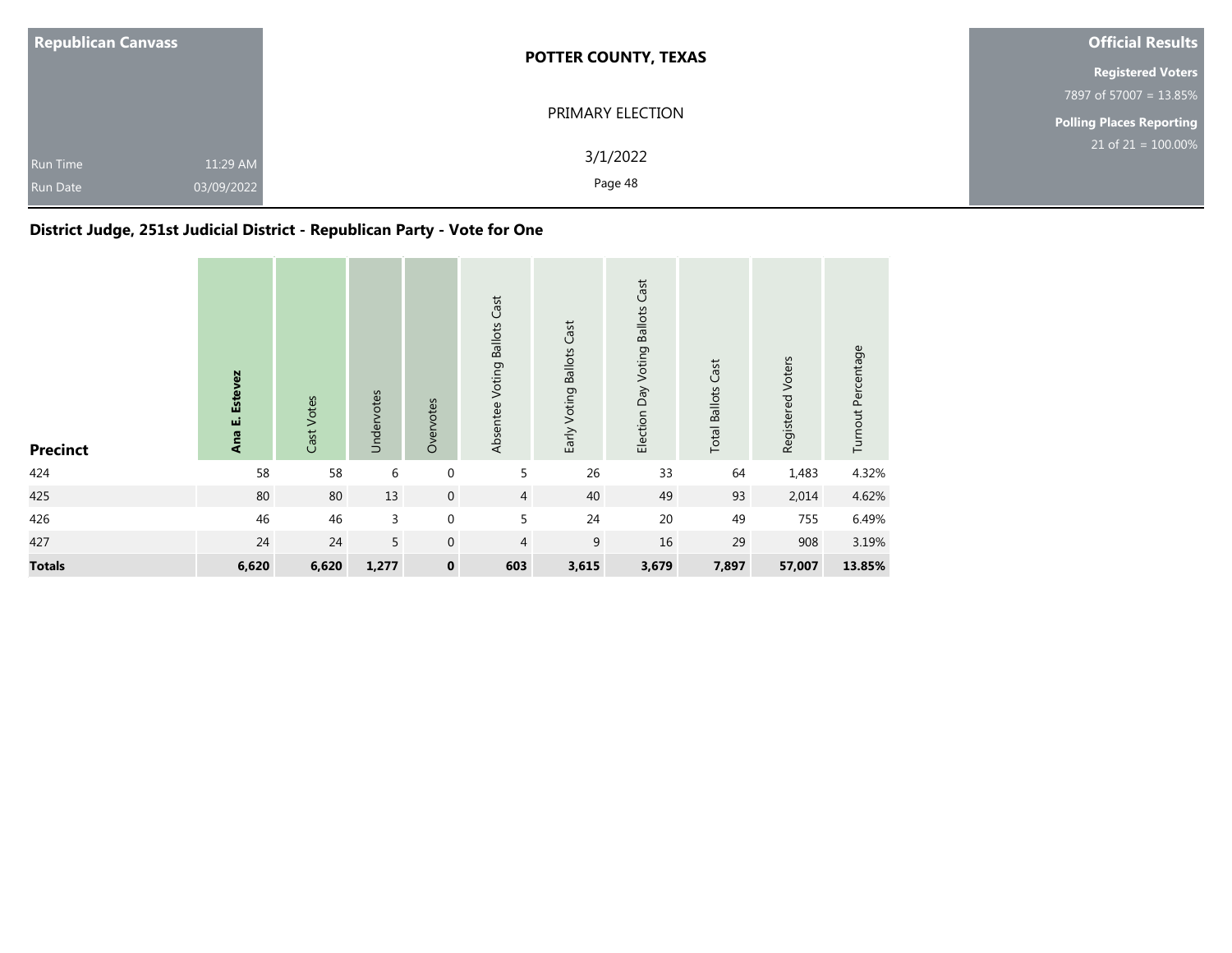Republican Canvass

**POTTER COUNTY, TEXAS**

PRIMARY ELECTION

3/1/2022

Run Time 11:29 AM
Run Date 03/09/2022

**Official Results**

**Registered Voters**
7897 of 57007 = 13.85%

**Polling Places Reporting**
21 of 21 = 100.00%

### District Judge, 251st Judicial District - Republican Party - Vote for One

| Precinct | Ana E. Estevez | Cast Votes | Undervotes | Overvotes | Absentee Voting Ballots Cast | Early Voting Ballots Cast | Election Day Voting Ballots Cast | Total Ballots Cast | Registered Voters | Turnout Percentage |
|---|---|---|---|---|---|---|---|---|---|---|
| 424 | 58 | 58 | 6 | 0 | 5 | 26 | 33 | 64 | 1,483 | 4.32% |
| 425 | 80 | 80 | 13 | 0 | 4 | 40 | 49 | 93 | 2,014 | 4.62% |
| 426 | 46 | 46 | 3 | 0 | 5 | 24 | 20 | 49 | 755 | 6.49% |
| 427 | 24 | 24 | 5 | 0 | 4 | 9 | 16 | 29 | 908 | 3.19% |
| **Totals** | **6,620** | **6,620** | **1,277** | **0** | **603** | **3,615** | **3,679** | **7,897** | **57,007** | **13.85%** |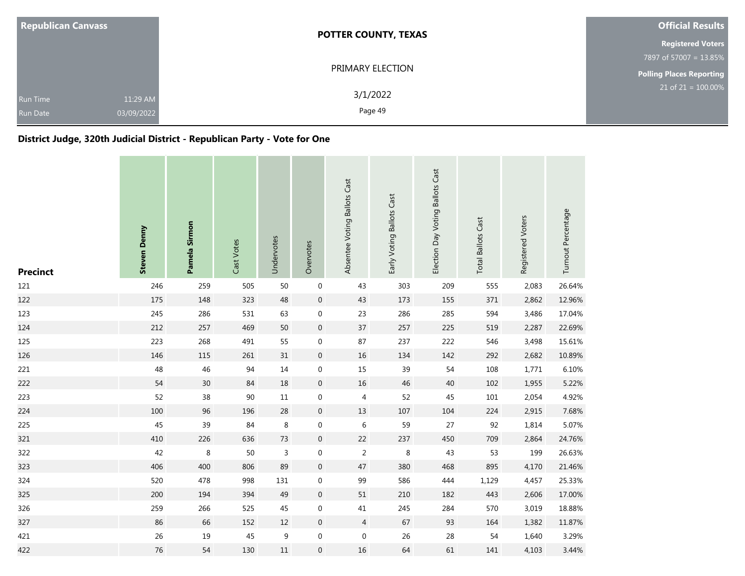Republican Canvass

Run Time 11:29 AM

Run Date 03/09/2022

**POTTER COUNTY, TEXAS**

PRIMARY ELECTION

3/1/2022

**Official Results**

**Registered Voters**

7897 of 57007 = 13.85%

**Polling Places Reporting**

21 of 21 = 100.00%

## District Judge, 320th Judicial District - Republican Party - Vote for One

| Precinct | Steven Denny | Pamela Sirmon | Cast Votes | Undervotes | Overvotes | Absentee Voting Ballots Cast | Early Voting Ballots Cast | Election Day Voting Ballots Cast | Total Ballots Cast | Registered Voters | Turnout Percentage |
|---|---|---|---|---|---|---|---|---|---|---|---|
| 121 | 246 | 259 | 505 | 50 | 0 | 43 | 303 | 209 | 555 | 2,083 | 26.64% |
| 122 | 175 | 148 | 323 | 48 | 0 | 43 | 173 | 155 | 371 | 2,862 | 12.96% |
| 123 | 245 | 286 | 531 | 63 | 0 | 23 | 286 | 285 | 594 | 3,486 | 17.04% |
| 124 | 212 | 257 | 469 | 50 | 0 | 37 | 257 | 225 | 519 | 2,287 | 22.69% |
| 125 | 223 | 268 | 491 | 55 | 0 | 87 | 237 | 222 | 546 | 3,498 | 15.61% |
| 126 | 146 | 115 | 261 | 31 | 0 | 16 | 134 | 142 | 292 | 2,682 | 10.89% |
| 221 | 48 | 46 | 94 | 14 | 0 | 15 | 39 | 54 | 108 | 1,771 | 6.10% |
| 222 | 54 | 30 | 84 | 18 | 0 | 16 | 46 | 40 | 102 | 1,955 | 5.22% |
| 223 | 52 | 38 | 90 | 11 | 0 | 4 | 52 | 45 | 101 | 2,054 | 4.92% |
| 224 | 100 | 96 | 196 | 28 | 0 | 13 | 107 | 104 | 224 | 2,915 | 7.68% |
| 225 | 45 | 39 | 84 | 8 | 0 | 6 | 59 | 27 | 92 | 1,814 | 5.07% |
| 321 | 410 | 226 | 636 | 73 | 0 | 22 | 237 | 450 | 709 | 2,864 | 24.76% |
| 322 | 42 | 8 | 50 | 3 | 0 | 2 | 8 | 43 | 53 | 199 | 26.63% |
| 323 | 406 | 400 | 806 | 89 | 0 | 47 | 380 | 468 | 895 | 4,170 | 21.46% |
| 324 | 520 | 478 | 998 | 131 | 0 | 99 | 586 | 444 | 1,129 | 4,457 | 25.33% |
| 325 | 200 | 194 | 394 | 49 | 0 | 51 | 210 | 182 | 443 | 2,606 | 17.00% |
| 326 | 259 | 266 | 525 | 45 | 0 | 41 | 245 | 284 | 570 | 3,019 | 18.88% |
| 327 | 86 | 66 | 152 | 12 | 0 | 4 | 67 | 93 | 164 | 1,382 | 11.87% |
| 421 | 26 | 19 | 45 | 9 | 0 | 0 | 26 | 28 | 54 | 1,640 | 3.29% |
| 422 | 76 | 54 | 130 | 11 | 0 | 16 | 64 | 61 | 141 | 4,103 | 3.44% |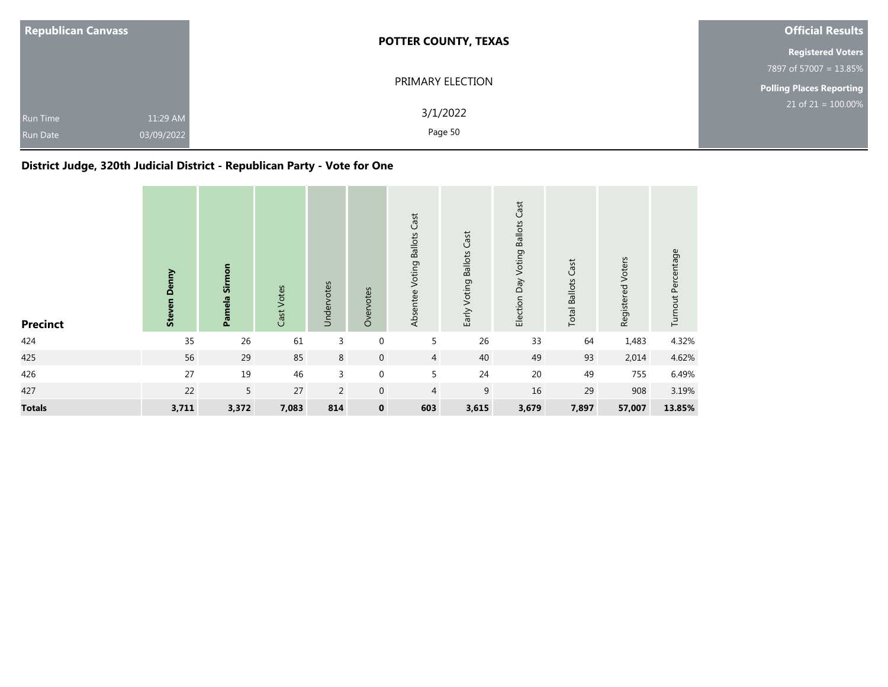| Republican Canvass | | POTTER COUNTY, TEXAS | Official Results |
|---|---|---|---|
| | | PRIMARY ELECTION | **Registered Voters** 7897 of 57007 = 13.85% |
| Run Time | 11:29 AM | 3/1/2022 | **Polling Places Reporting** 21 of 21 = 100.00% |
| Run Date | 03/09/2022 | | |

## District Judge, 320th Judicial District - Republican Party - Vote for One

| Precinct | **Steven Denny** | **Pamela Sirmon** | Cast Votes | Undervotes | Overvotes | Absentee Voting Ballots Cast | Early Voting Ballots Cast | Election Day Voting Ballots Cast | Total Ballots Cast | Registered Voters | Turnout Percentage |
|---|---|---|---|---|---|---|---|---|---|---|---|
| 424 | 35 | 26 | 61 | 3 | 0 | 5 | 26 | 33 | 64 | 1,483 | 4.32% |
| 425 | 56 | 29 | 85 | 8 | 0 | 4 | 40 | 49 | 93 | 2,014 | 4.62% |
| 426 | 27 | 19 | 46 | 3 | 0 | 5 | 24 | 20 | 49 | 755 | 6.49% |
| 427 | 22 | 5 | 27 | 2 | 0 | 4 | 9 | 16 | 29 | 908 | 3.19% |
| **Totals** | **3,711** | **3,372** | **7,083** | **814** | **0** | **603** | **3,615** | **3,679** | **7,897** | **57,007** | **13.85%** |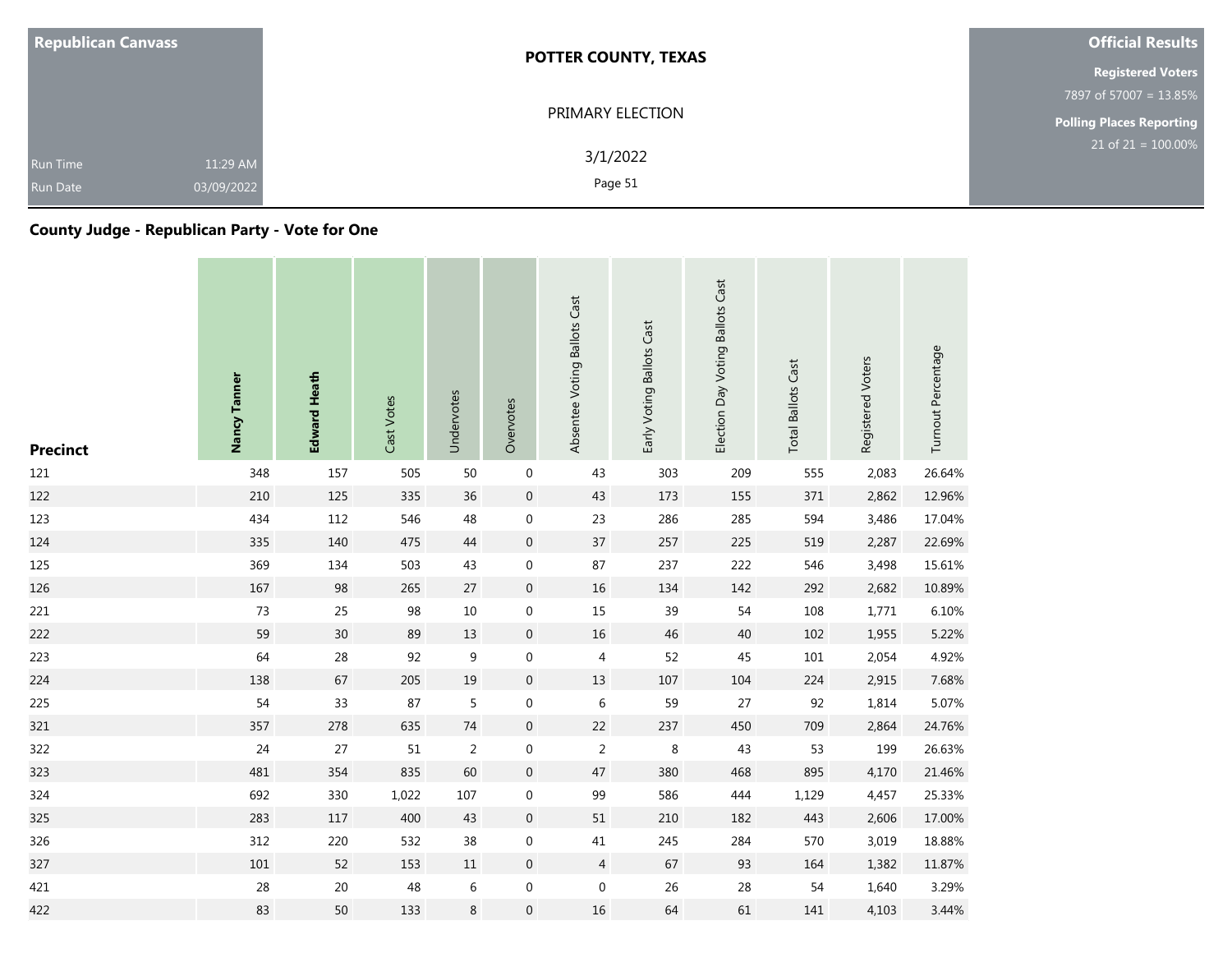**Republican Canvass**

Run Time 11:29 AM
Run Date 03/09/2022

**POTTER COUNTY, TEXAS**

PRIMARY ELECTION

3/1/2022

**Official Results**

**Registered Voters**
7897 of 57007 = 13.85%

**Polling Places Reporting**
21 of 21 = 100.00%

## County Judge - Republican Party - Vote for One

| Precinct | Nancy Tanner | Edward Heath | Cast Votes | Undervotes | Overvotes | Absentee Voting Ballots Cast | Early Voting Ballots Cast | Election Day Voting Ballots Cast | Total Ballots Cast | Registered Voters | Turnout Percentage |
|---|---|---|---|---|---|---|---|---|---|---|---|
| 121 | 348 | 157 | 505 | 50 | 0 | 43 | 303 | 209 | 555 | 2,083 | 26.64% |
| 122 | 210 | 125 | 335 | 36 | 0 | 43 | 173 | 155 | 371 | 2,862 | 12.96% |
| 123 | 434 | 112 | 546 | 48 | 0 | 23 | 286 | 285 | 594 | 3,486 | 17.04% |
| 124 | 335 | 140 | 475 | 44 | 0 | 37 | 257 | 225 | 519 | 2,287 | 22.69% |
| 125 | 369 | 134 | 503 | 43 | 0 | 87 | 237 | 222 | 546 | 3,498 | 15.61% |
| 126 | 167 | 98 | 265 | 27 | 0 | 16 | 134 | 142 | 292 | 2,682 | 10.89% |
| 221 | 73 | 25 | 98 | 10 | 0 | 15 | 39 | 54 | 108 | 1,771 | 6.10% |
| 222 | 59 | 30 | 89 | 13 | 0 | 16 | 46 | 40 | 102 | 1,955 | 5.22% |
| 223 | 64 | 28 | 92 | 9 | 0 | 4 | 52 | 45 | 101 | 2,054 | 4.92% |
| 224 | 138 | 67 | 205 | 19 | 0 | 13 | 107 | 104 | 224 | 2,915 | 7.68% |
| 225 | 54 | 33 | 87 | 5 | 0 | 6 | 59 | 27 | 92 | 1,814 | 5.07% |
| 321 | 357 | 278 | 635 | 74 | 0 | 22 | 237 | 450 | 709 | 2,864 | 24.76% |
| 322 | 24 | 27 | 51 | 2 | 0 | 2 | 8 | 43 | 53 | 199 | 26.63% |
| 323 | 481 | 354 | 835 | 60 | 0 | 47 | 380 | 468 | 895 | 4,170 | 21.46% |
| 324 | 692 | 330 | 1,022 | 107 | 0 | 99 | 586 | 444 | 1,129 | 4,457 | 25.33% |
| 325 | 283 | 117 | 400 | 43 | 0 | 51 | 210 | 182 | 443 | 2,606 | 17.00% |
| 326 | 312 | 220 | 532 | 38 | 0 | 41 | 245 | 284 | 570 | 3,019 | 18.88% |
| 327 | 101 | 52 | 153 | 11 | 0 | 4 | 67 | 93 | 164 | 1,382 | 11.87% |
| 421 | 28 | 20 | 48 | 6 | 0 | 0 | 26 | 28 | 54 | 1,640 | 3.29% |
| 422 | 83 | 50 | 133 | 8 | 0 | 16 | 64 | 61 | 141 | 4,103 | 3.44% |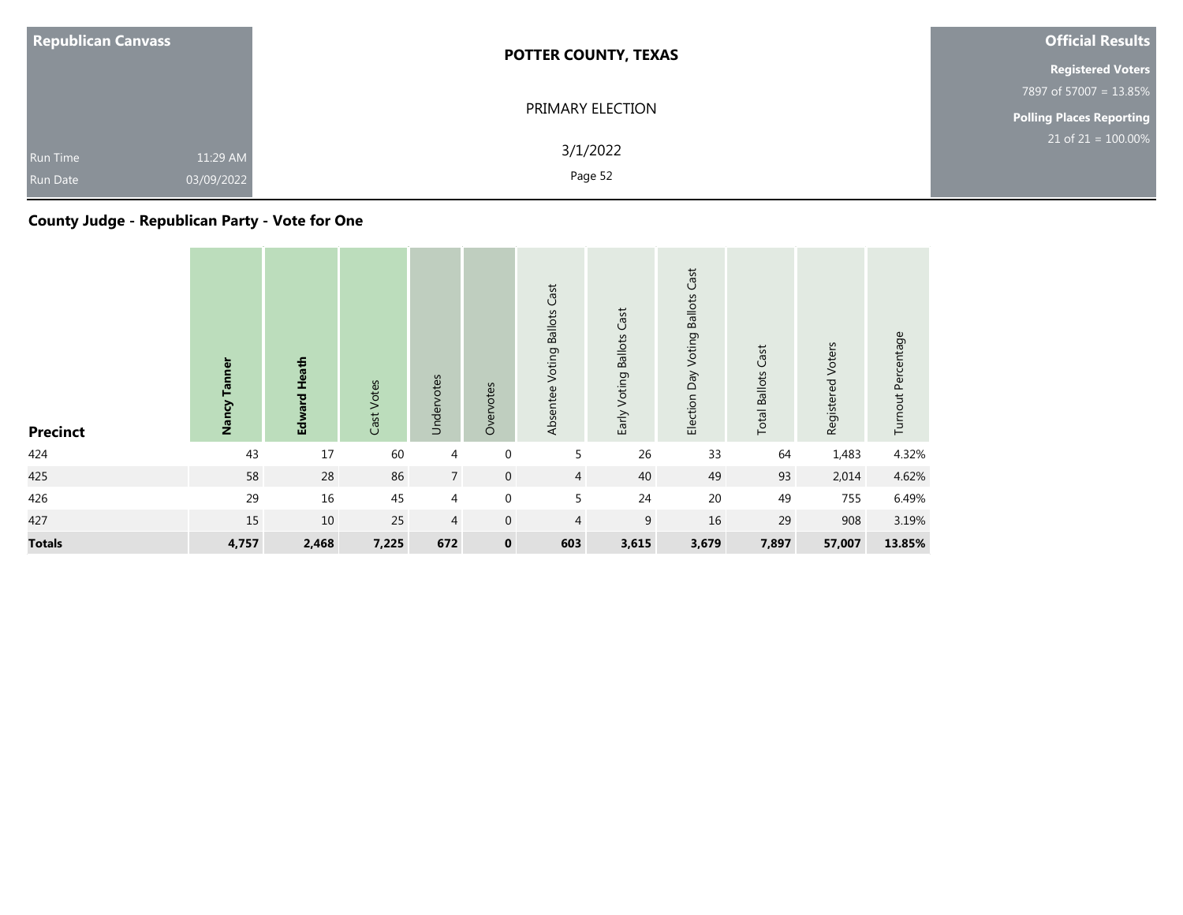**Republican Canvass**

Run Time 11:29 AM

Run Date 03/09/2022

**POTTER COUNTY, TEXAS**

PRIMARY ELECTION

3/1/2022

**Official Results**

**Registered Voters**

7897 of 57007 = 13.85%

**Polling Places Reporting**

21 of 21 = 100.00%

## County Judge - Republican Party - Vote for One

| Precinct | Nancy Tanner | Edward Heath | Cast Votes | Undervotes | Overvotes | Absentee Voting Ballots Cast | Early Voting Ballots Cast | Election Day Voting Ballots Cast | Total Ballots Cast | Registered Voters | Turnout Percentage |
|---|---|---|---|---|---|---|---|---|---|---|---|
| 424 | 43 | 17 | 60 | 4 | 0 | 5 | 26 | 33 | 64 | 1,483 | 4.32% |
| 425 | 58 | 28 | 86 | 7 | 0 | 4 | 40 | 49 | 93 | 2,014 | 4.62% |
| 426 | 29 | 16 | 45 | 4 | 0 | 5 | 24 | 20 | 49 | 755 | 6.49% |
| 427 | 15 | 10 | 25 | 4 | 0 | 4 | 9 | 16 | 29 | 908 | 3.19% |
| **Totals** | **4,757** | **2,468** | **7,225** | **672** | **0** | **603** | **3,615** | **3,679** | **7,897** | **57,007** | **13.85%** |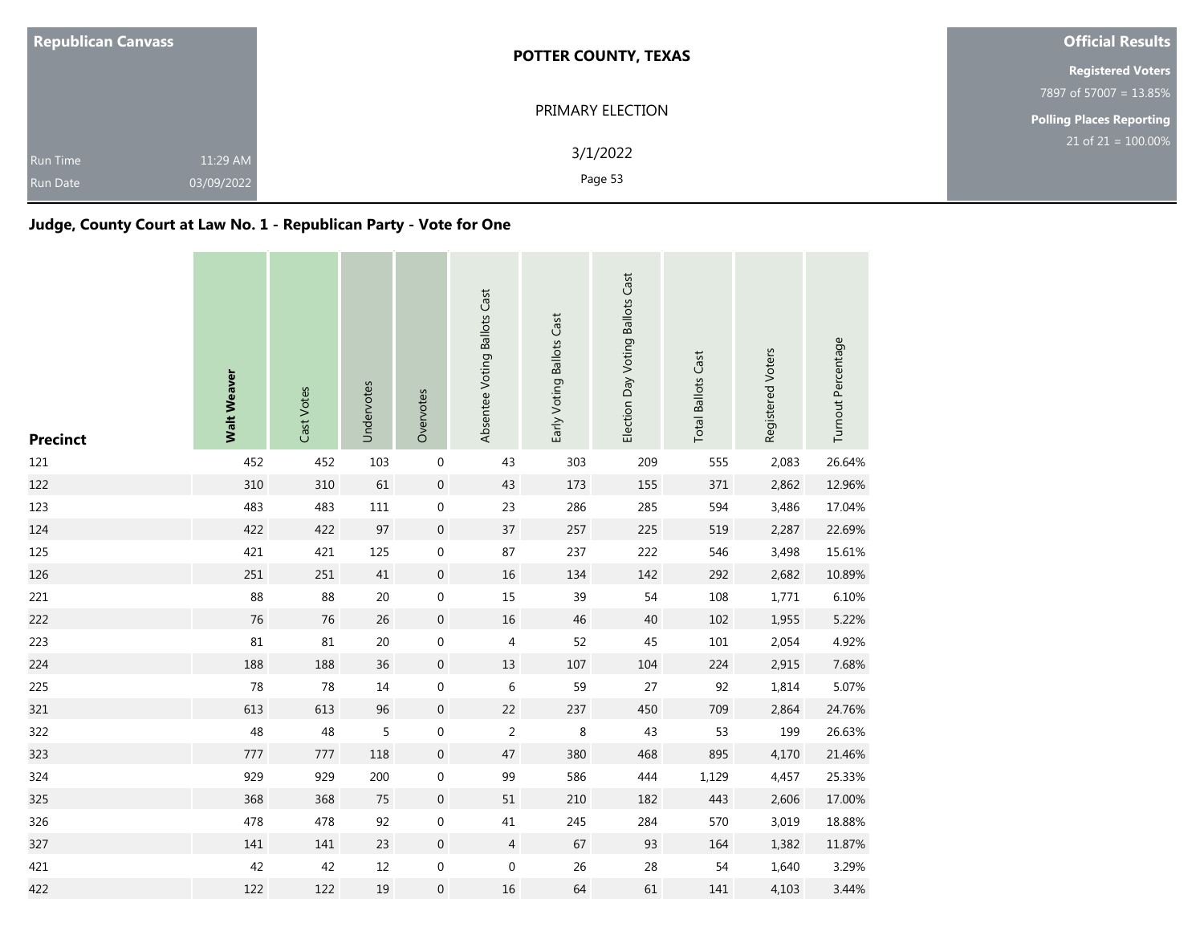| Republican Canvass | | POTTER COUNTY, TEXAS | Official Results |
|---|---|---|---|
| | | PRIMARY ELECTION | Registered Voters |
| | | | 7897 of 57007 = 13.85% |
| | | | Polling Places Reporting |
| Run Time | 11:29 AM | 3/1/2022 | 21 of 21 = 100.00% |
| Run Date | 03/09/2022 | | |

## Judge, County Court at Law No. 1 - Republican Party - Vote for One

| Precinct | Walt Weaver | Cast Votes | Undervotes | Overvotes | Absentee Voting Ballots Cast | Early Voting Ballots Cast | Election Day Voting Ballots Cast | Total Ballots Cast | Registered Voters | Turnout Percentage |
|---|---|---|---|---|---|---|---|---|---|---|
| 121 | 452 | 452 | 103 | 0 | 43 | 303 | 209 | 555 | 2,083 | 26.64% |
| 122 | 310 | 310 | 61 | 0 | 43 | 173 | 155 | 371 | 2,862 | 12.96% |
| 123 | 483 | 483 | 111 | 0 | 23 | 286 | 285 | 594 | 3,486 | 17.04% |
| 124 | 422 | 422 | 97 | 0 | 37 | 257 | 225 | 519 | 2,287 | 22.69% |
| 125 | 421 | 421 | 125 | 0 | 87 | 237 | 222 | 546 | 3,498 | 15.61% |
| 126 | 251 | 251 | 41 | 0 | 16 | 134 | 142 | 292 | 2,682 | 10.89% |
| 221 | 88 | 88 | 20 | 0 | 15 | 39 | 54 | 108 | 1,771 | 6.10% |
| 222 | 76 | 76 | 26 | 0 | 16 | 46 | 40 | 102 | 1,955 | 5.22% |
| 223 | 81 | 81 | 20 | 0 | 4 | 52 | 45 | 101 | 2,054 | 4.92% |
| 224 | 188 | 188 | 36 | 0 | 13 | 107 | 104 | 224 | 2,915 | 7.68% |
| 225 | 78 | 78 | 14 | 0 | 6 | 59 | 27 | 92 | 1,814 | 5.07% |
| 321 | 613 | 613 | 96 | 0 | 22 | 237 | 450 | 709 | 2,864 | 24.76% |
| 322 | 48 | 48 | 5 | 0 | 2 | 8 | 43 | 53 | 199 | 26.63% |
| 323 | 777 | 777 | 118 | 0 | 47 | 380 | 468 | 895 | 4,170 | 21.46% |
| 324 | 929 | 929 | 200 | 0 | 99 | 586 | 444 | 1,129 | 4,457 | 25.33% |
| 325 | 368 | 368 | 75 | 0 | 51 | 210 | 182 | 443 | 2,606 | 17.00% |
| 326 | 478 | 478 | 92 | 0 | 41 | 245 | 284 | 570 | 3,019 | 18.88% |
| 327 | 141 | 141 | 23 | 0 | 4 | 67 | 93 | 164 | 1,382 | 11.87% |
| 421 | 42 | 42 | 12 | 0 | 0 | 26 | 28 | 54 | 1,640 | 3.29% |
| 422 | 122 | 122 | 19 | 0 | 16 | 64 | 61 | 141 | 4,103 | 3.44% |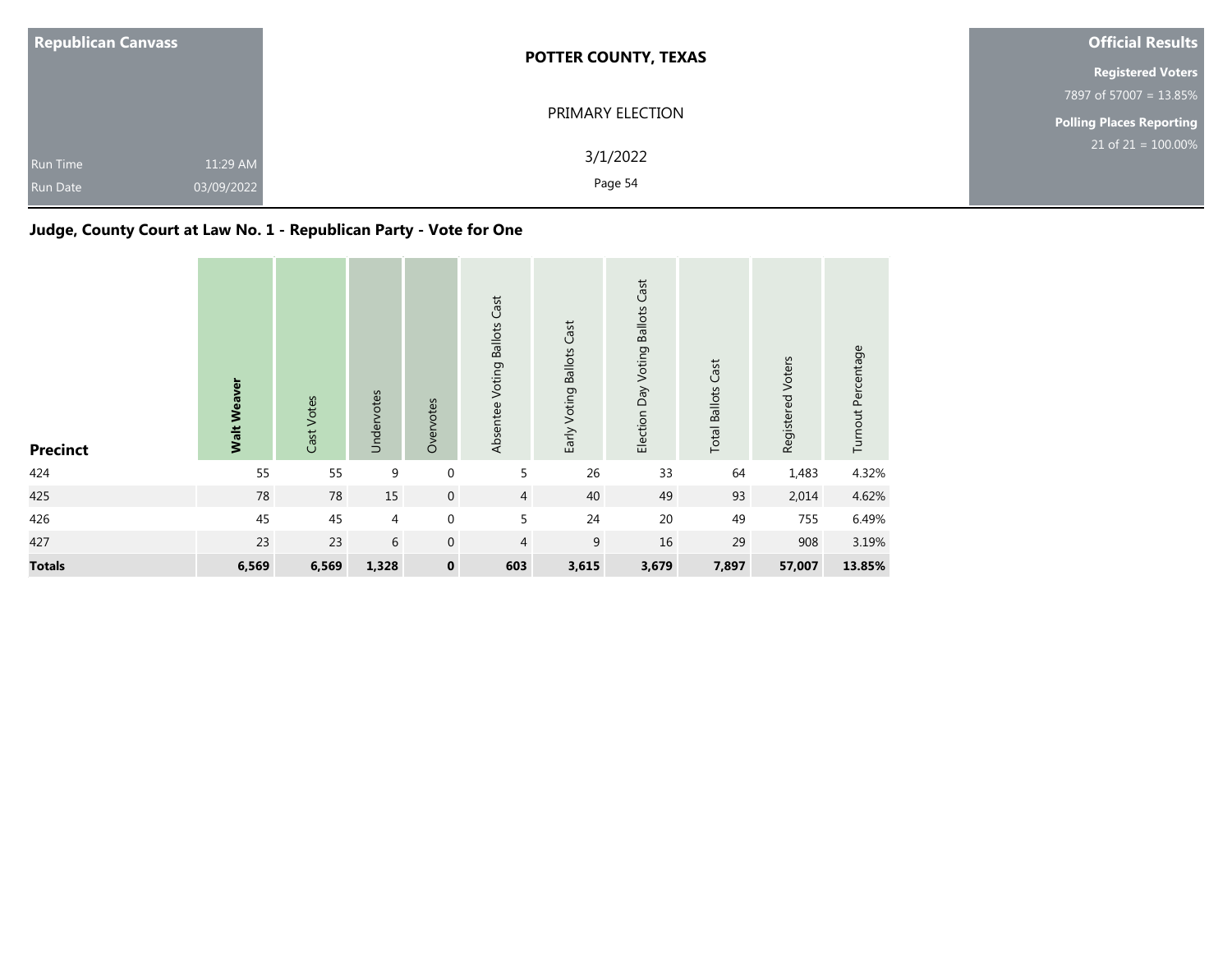| Republican Canvass | | POTTER COUNTY, TEXAS | Official Results |
|---|---|---|---|
| | | PRIMARY ELECTION | Registered Voters |
| | | | 7897 of 57007 = 13.85% |
| | | | Polling Places Reporting |
| Run Time | 11:29 AM | 3/1/2022 | 21 of 21 = 100.00% |
| Run Date | 03/09/2022 | | |

## Judge, County Court at Law No. 1 - Republican Party - Vote for One

| Precinct | **Walt Weaver** | Cast Votes | Undervotes | Overvotes | Absentee Voting Ballots Cast | Early Voting Ballots Cast | Election Day Voting Ballots Cast | Total Ballots Cast | Registered Voters | Turnout Percentage |
|---|---|---|---|---|---|---|---|---|---|---|
| 424 | 55 | 55 | 9 | 0 | 5 | 26 | 33 | 64 | 1,483 | 4.32% |
| 425 | 78 | 78 | 15 | 0 | 4 | 40 | 49 | 93 | 2,014 | 4.62% |
| 426 | 45 | 45 | 4 | 0 | 5 | 24 | 20 | 49 | 755 | 6.49% |
| 427 | 23 | 23 | 6 | 0 | 4 | 9 | 16 | 29 | 908 | 3.19% |
| **Totals** | **6,569** | **6,569** | **1,328** | **0** | **603** | **3,615** | **3,679** | **7,897** | **57,007** | **13.85%** |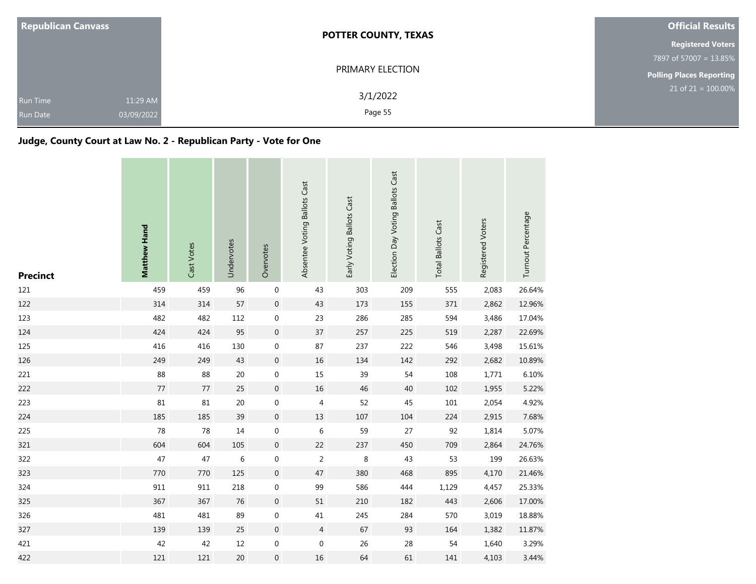| Republican Canvass | | POTTER COUNTY, TEXAS | Official Results |
|---|---|---|---|
| | | PRIMARY ELECTION | Registered Voters |
| | | | 7897 of 57007 = 13.85% |
| | | 3/1/2022 | Polling Places Reporting |
| Run Time | 11:29 AM | | 21 of 21 = 100.00% |
| Run Date | 03/09/2022 | | |

## Judge, County Court at Law No. 2 - Republican Party - Vote for One

| Precinct | **Matthew Hand** | Cast Votes | Undervotes | Overvotes | Absentee Voting Ballots Cast | Early Voting Ballots Cast | Election Day Voting Ballots Cast | Total Ballots Cast | Registered Voters | Turnout Percentage |
|---|---|---|---|---|---|---|---|---|---|---|
| 121 | 459 | 459 | 96 | 0 | 43 | 303 | 209 | 555 | 2,083 | 26.64% |
| 122 | 314 | 314 | 57 | 0 | 43 | 173 | 155 | 371 | 2,862 | 12.96% |
| 123 | 482 | 482 | 112 | 0 | 23 | 286 | 285 | 594 | 3,486 | 17.04% |
| 124 | 424 | 424 | 95 | 0 | 37 | 257 | 225 | 519 | 2,287 | 22.69% |
| 125 | 416 | 416 | 130 | 0 | 87 | 237 | 222 | 546 | 3,498 | 15.61% |
| 126 | 249 | 249 | 43 | 0 | 16 | 134 | 142 | 292 | 2,682 | 10.89% |
| 221 | 88 | 88 | 20 | 0 | 15 | 39 | 54 | 108 | 1,771 | 6.10% |
| 222 | 77 | 77 | 25 | 0 | 16 | 46 | 40 | 102 | 1,955 | 5.22% |
| 223 | 81 | 81 | 20 | 0 | 4 | 52 | 45 | 101 | 2,054 | 4.92% |
| 224 | 185 | 185 | 39 | 0 | 13 | 107 | 104 | 224 | 2,915 | 7.68% |
| 225 | 78 | 78 | 14 | 0 | 6 | 59 | 27 | 92 | 1,814 | 5.07% |
| 321 | 604 | 604 | 105 | 0 | 22 | 237 | 450 | 709 | 2,864 | 24.76% |
| 322 | 47 | 47 | 6 | 0 | 2 | 8 | 43 | 53 | 199 | 26.63% |
| 323 | 770 | 770 | 125 | 0 | 47 | 380 | 468 | 895 | 4,170 | 21.46% |
| 324 | 911 | 911 | 218 | 0 | 99 | 586 | 444 | 1,129 | 4,457 | 25.33% |
| 325 | 367 | 367 | 76 | 0 | 51 | 210 | 182 | 443 | 2,606 | 17.00% |
| 326 | 481 | 481 | 89 | 0 | 41 | 245 | 284 | 570 | 3,019 | 18.88% |
| 327 | 139 | 139 | 25 | 0 | 4 | 67 | 93 | 164 | 1,382 | 11.87% |
| 421 | 42 | 42 | 12 | 0 | 0 | 26 | 28 | 54 | 1,640 | 3.29% |
| 422 | 121 | 121 | 20 | 0 | 16 | 64 | 61 | 141 | 4,103 | 3.44% |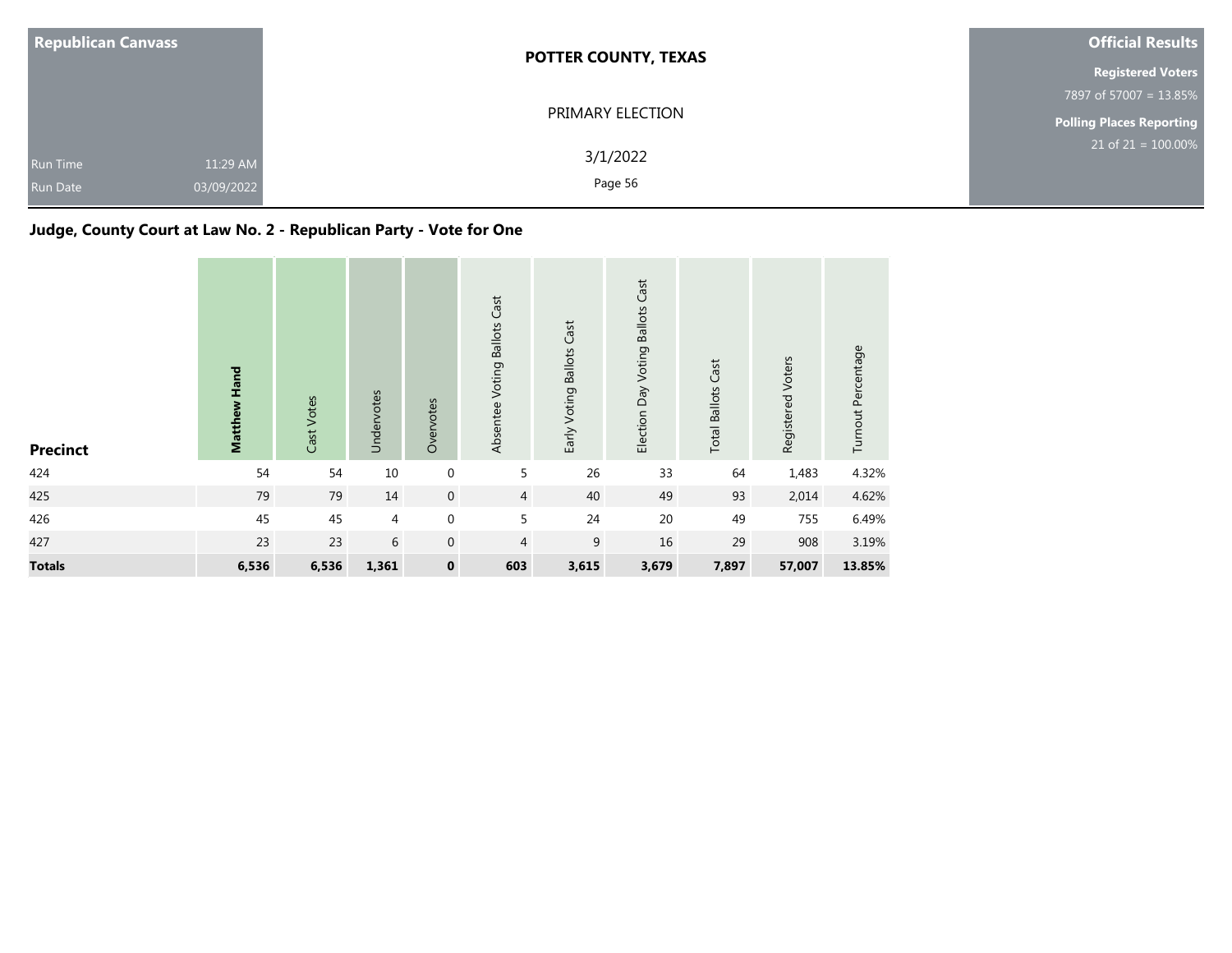**Republican Canvass**

Run Time 11:29 AM
Run Date 03/09/2022

**POTTER COUNTY, TEXAS**

PRIMARY ELECTION

3/1/2022

**Official Results**

**Registered Voters**
7897 of 57007 = 13.85%

**Polling Places Reporting**
21 of 21 = 100.00%

## Judge, County Court at Law No. 2 - Republican Party - Vote for One

| Precinct | Matthew Hand | Cast Votes | Undervotes | Overvotes | Absentee Voting Ballots Cast | Early Voting Ballots Cast | Election Day Voting Ballots Cast | Total Ballots Cast | Registered Voters | Turnout Percentage |
|---|---|---|---|---|---|---|---|---|---|---|
| 424 | 54 | 54 | 10 | 0 | 5 | 26 | 33 | 64 | 1,483 | 4.32% |
| 425 | 79 | 79 | 14 | 0 | 4 | 40 | 49 | 93 | 2,014 | 4.62% |
| 426 | 45 | 45 | 4 | 0 | 5 | 24 | 20 | 49 | 755 | 6.49% |
| 427 | 23 | 23 | 6 | 0 | 4 | 9 | 16 | 29 | 908 | 3.19% |
| **Totals** | **6,536** | **6,536** | **1,361** | **0** | **603** | **3,615** | **3,679** | **7,897** | **57,007** | **13.85%** |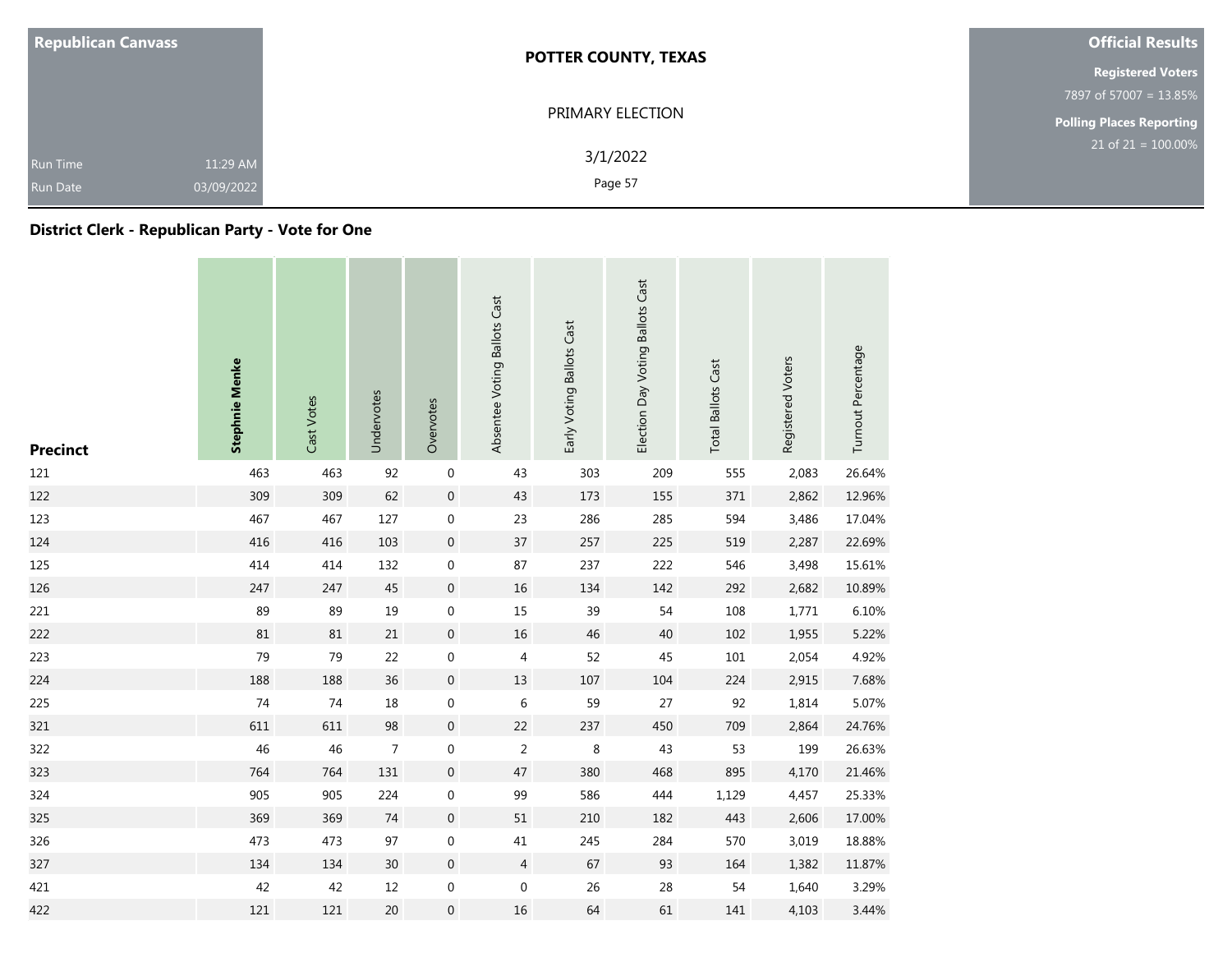Republican Canvass

Run Time 11:29 AM
Run Date 03/09/2022

**POTTER COUNTY, TEXAS**

PRIMARY ELECTION

3/1/2022

**Official Results**

**Registered Voters**
7897 of 57007 = 13.85%

**Polling Places Reporting**
21 of 21 = 100.00%

## District Clerk - Republican Party - Vote for One

| Precinct | Stephnie Menke | Cast Votes | Undervotes | Overvotes | Absentee Voting Ballots Cast | Early Voting Ballots Cast | Election Day Voting Ballots Cast | Total Ballots Cast | Registered Voters | Turnout Percentage |
|---|---|---|---|---|---|---|---|---|---|---|
| 121 | 463 | 463 | 92 | 0 | 43 | 303 | 209 | 555 | 2,083 | 26.64% |
| 122 | 309 | 309 | 62 | 0 | 43 | 173 | 155 | 371 | 2,862 | 12.96% |
| 123 | 467 | 467 | 127 | 0 | 23 | 286 | 285 | 594 | 3,486 | 17.04% |
| 124 | 416 | 416 | 103 | 0 | 37 | 257 | 225 | 519 | 2,287 | 22.69% |
| 125 | 414 | 414 | 132 | 0 | 87 | 237 | 222 | 546 | 3,498 | 15.61% |
| 126 | 247 | 247 | 45 | 0 | 16 | 134 | 142 | 292 | 2,682 | 10.89% |
| 221 | 89 | 89 | 19 | 0 | 15 | 39 | 54 | 108 | 1,771 | 6.10% |
| 222 | 81 | 81 | 21 | 0 | 16 | 46 | 40 | 102 | 1,955 | 5.22% |
| 223 | 79 | 79 | 22 | 0 | 4 | 52 | 45 | 101 | 2,054 | 4.92% |
| 224 | 188 | 188 | 36 | 0 | 13 | 107 | 104 | 224 | 2,915 | 7.68% |
| 225 | 74 | 74 | 18 | 0 | 6 | 59 | 27 | 92 | 1,814 | 5.07% |
| 321 | 611 | 611 | 98 | 0 | 22 | 237 | 450 | 709 | 2,864 | 24.76% |
| 322 | 46 | 46 | 7 | 0 | 2 | 8 | 43 | 53 | 199 | 26.63% |
| 323 | 764 | 764 | 131 | 0 | 47 | 380 | 468 | 895 | 4,170 | 21.46% |
| 324 | 905 | 905 | 224 | 0 | 99 | 586 | 444 | 1,129 | 4,457 | 25.33% |
| 325 | 369 | 369 | 74 | 0 | 51 | 210 | 182 | 443 | 2,606 | 17.00% |
| 326 | 473 | 473 | 97 | 0 | 41 | 245 | 284 | 570 | 3,019 | 18.88% |
| 327 | 134 | 134 | 30 | 0 | 4 | 67 | 93 | 164 | 1,382 | 11.87% |
| 421 | 42 | 42 | 12 | 0 | 0 | 26 | 28 | 54 | 1,640 | 3.29% |
| 422 | 121 | 121 | 20 | 0 | 16 | 64 | 61 | 141 | 4,103 | 3.44% |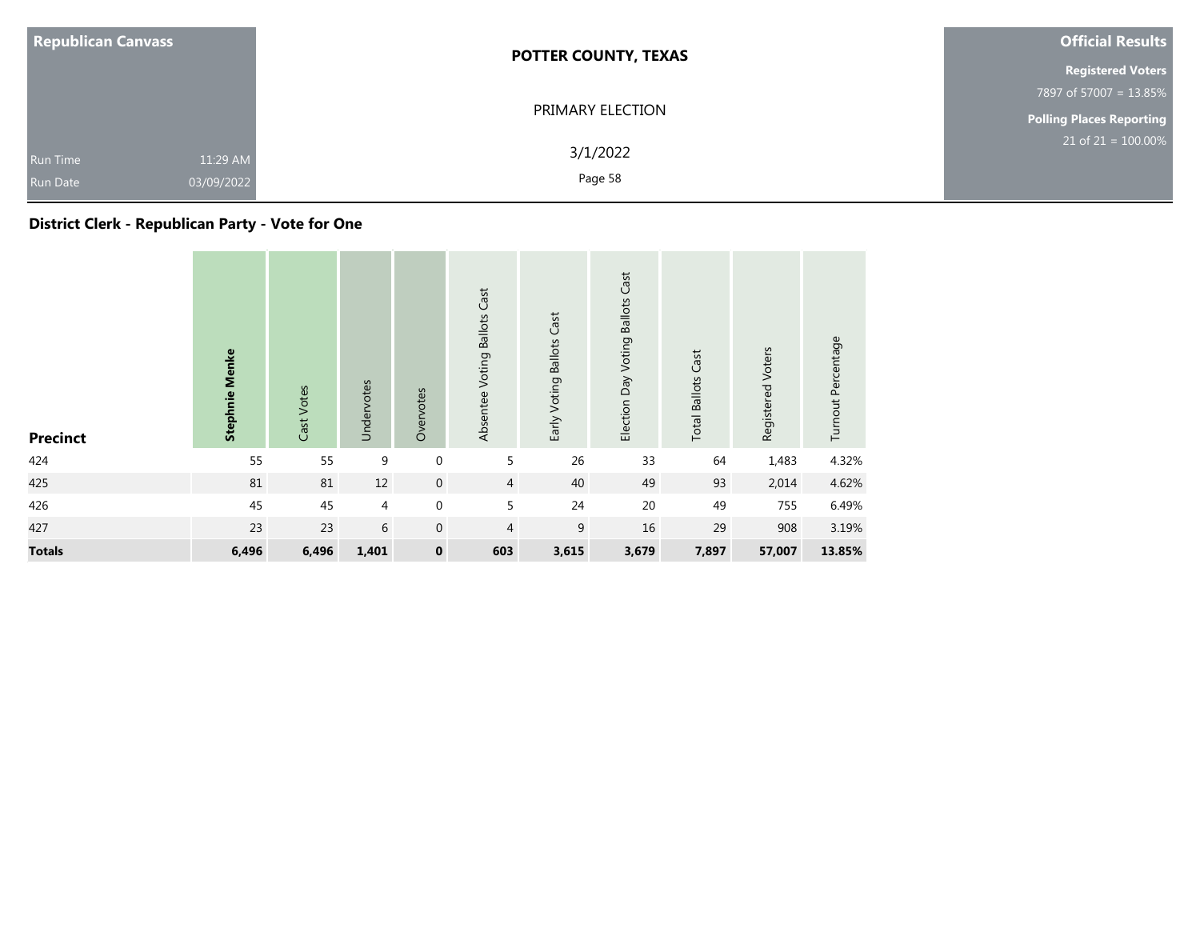| Republican Canvass | | POTTER COUNTY, TEXAS | Official Results |
|---|---|---|---|
| | | PRIMARY ELECTION | Registered Voters |
| | | | 7897 of 57007 = 13.85% |
| | | 3/1/2022 | Polling Places Reporting |
| Run Time | 11:29 AM | | 21 of 21 = 100.00% |
| Run Date | 03/09/2022 | | |

## District Clerk - Republican Party - Vote for One

| Precinct | Stephnie Menke | Cast Votes | Undervotes | Overvotes | Absentee Voting Ballots Cast | Early Voting Ballots Cast | Election Day Voting Ballots Cast | Total Ballots Cast | Registered Voters | Turnout Percentage |
|---|---|---|---|---|---|---|---|---|---|---|
| 424 | 55 | 55 | 9 | 0 | 5 | 26 | 33 | 64 | 1,483 | 4.32% |
| 425 | 81 | 81 | 12 | 0 | 4 | 40 | 49 | 93 | 2,014 | 4.62% |
| 426 | 45 | 45 | 4 | 0 | 5 | 24 | 20 | 49 | 755 | 6.49% |
| 427 | 23 | 23 | 6 | 0 | 4 | 9 | 16 | 29 | 908 | 3.19% |
| **Totals** | **6,496** | **6,496** | **1,401** | **0** | **603** | **3,615** | **3,679** | **7,897** | **57,007** | **13.85%** |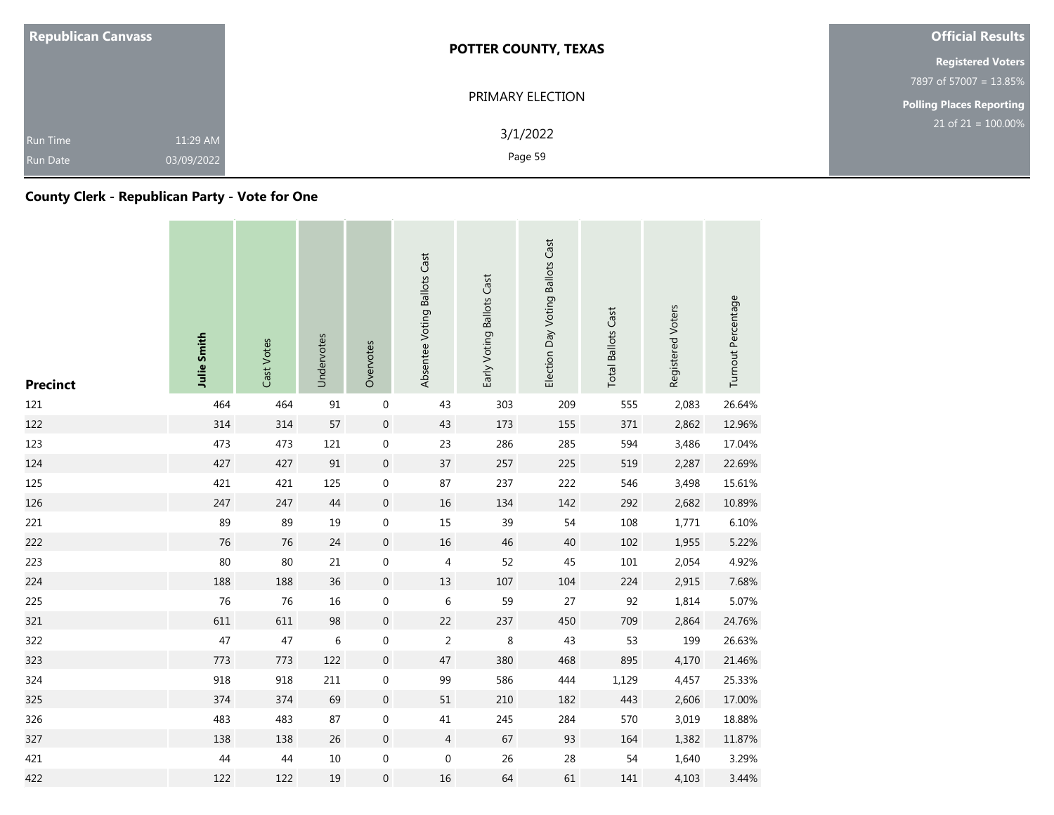**Republican Canvass**

Run Time 11:29 AM

Run Date 03/09/2022

**POTTER COUNTY, TEXAS**

PRIMARY ELECTION

3/1/2022

**Official Results**

**Registered Voters**

7897 of 57007 = 13.85%

**Polling Places Reporting**

21 of 21 = 100.00%

## County Clerk - Republican Party - Vote for One

| Precinct | Julie Smith | Cast Votes | Undervotes | Overvotes | Absentee Voting Ballots Cast | Early Voting Ballots Cast | Election Day Voting Ballots Cast | Total Ballots Cast | Registered Voters | Turnout Percentage |
|---|---|---|---|---|---|---|---|---|---|---|
| 121 | 464 | 464 | 91 | 0 | 43 | 303 | 209 | 555 | 2,083 | 26.64% |
| 122 | 314 | 314 | 57 | 0 | 43 | 173 | 155 | 371 | 2,862 | 12.96% |
| 123 | 473 | 473 | 121 | 0 | 23 | 286 | 285 | 594 | 3,486 | 17.04% |
| 124 | 427 | 427 | 91 | 0 | 37 | 257 | 225 | 519 | 2,287 | 22.69% |
| 125 | 421 | 421 | 125 | 0 | 87 | 237 | 222 | 546 | 3,498 | 15.61% |
| 126 | 247 | 247 | 44 | 0 | 16 | 134 | 142 | 292 | 2,682 | 10.89% |
| 221 | 89 | 89 | 19 | 0 | 15 | 39 | 54 | 108 | 1,771 | 6.10% |
| 222 | 76 | 76 | 24 | 0 | 16 | 46 | 40 | 102 | 1,955 | 5.22% |
| 223 | 80 | 80 | 21 | 0 | 4 | 52 | 45 | 101 | 2,054 | 4.92% |
| 224 | 188 | 188 | 36 | 0 | 13 | 107 | 104 | 224 | 2,915 | 7.68% |
| 225 | 76 | 76 | 16 | 0 | 6 | 59 | 27 | 92 | 1,814 | 5.07% |
| 321 | 611 | 611 | 98 | 0 | 22 | 237 | 450 | 709 | 2,864 | 24.76% |
| 322 | 47 | 47 | 6 | 0 | 2 | 8 | 43 | 53 | 199 | 26.63% |
| 323 | 773 | 773 | 122 | 0 | 47 | 380 | 468 | 895 | 4,170 | 21.46% |
| 324 | 918 | 918 | 211 | 0 | 99 | 586 | 444 | 1,129 | 4,457 | 25.33% |
| 325 | 374 | 374 | 69 | 0 | 51 | 210 | 182 | 443 | 2,606 | 17.00% |
| 326 | 483 | 483 | 87 | 0 | 41 | 245 | 284 | 570 | 3,019 | 18.88% |
| 327 | 138 | 138 | 26 | 0 | 4 | 67 | 93 | 164 | 1,382 | 11.87% |
| 421 | 44 | 44 | 10 | 0 | 0 | 26 | 28 | 54 | 1,640 | 3.29% |
| 422 | 122 | 122 | 19 | 0 | 16 | 64 | 61 | 141 | 4,103 | 3.44% |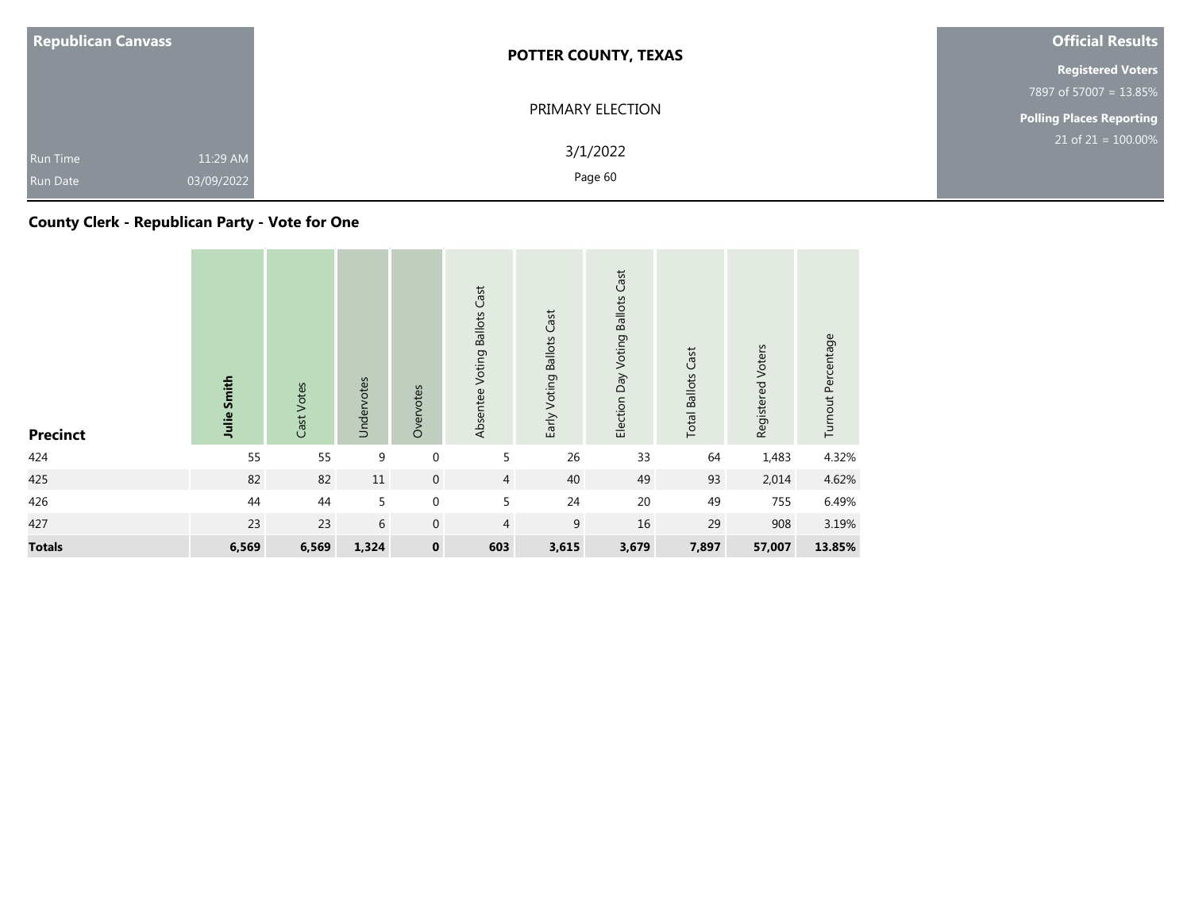| Republican Canvass | |
|---|---|
| Run Time | 11:29 AM |
| Run Date | 03/09/2022 |

**POTTER COUNTY, TEXAS**

PRIMARY ELECTION

3/1/2022

**Official Results**

**Registered Voters**
7897 of 57007 = 13.85%

**Polling Places Reporting**
21 of 21 = 100.00%

## County Clerk - Republican Party - Vote for One

| Precinct | Julie Smith | Cast Votes | Undervotes | Overvotes | Absentee Voting Ballots Cast | Early Voting Ballots Cast | Election Day Voting Ballots Cast | Total Ballots Cast | Registered Voters | Turnout Percentage |
|---|---|---|---|---|---|---|---|---|---|---|
| 424 | 55 | 55 | 9 | 0 | 5 | 26 | 33 | 64 | 1,483 | 4.32% |
| 425 | 82 | 82 | 11 | 0 | 4 | 40 | 49 | 93 | 2,014 | 4.62% |
| 426 | 44 | 44 | 5 | 0 | 5 | 24 | 20 | 49 | 755 | 6.49% |
| 427 | 23 | 23 | 6 | 0 | 4 | 9 | 16 | 29 | 908 | 3.19% |
| **Totals** | **6,569** | **6,569** | **1,324** | **0** | **603** | **3,615** | **3,679** | **7,897** | **57,007** | **13.85%** |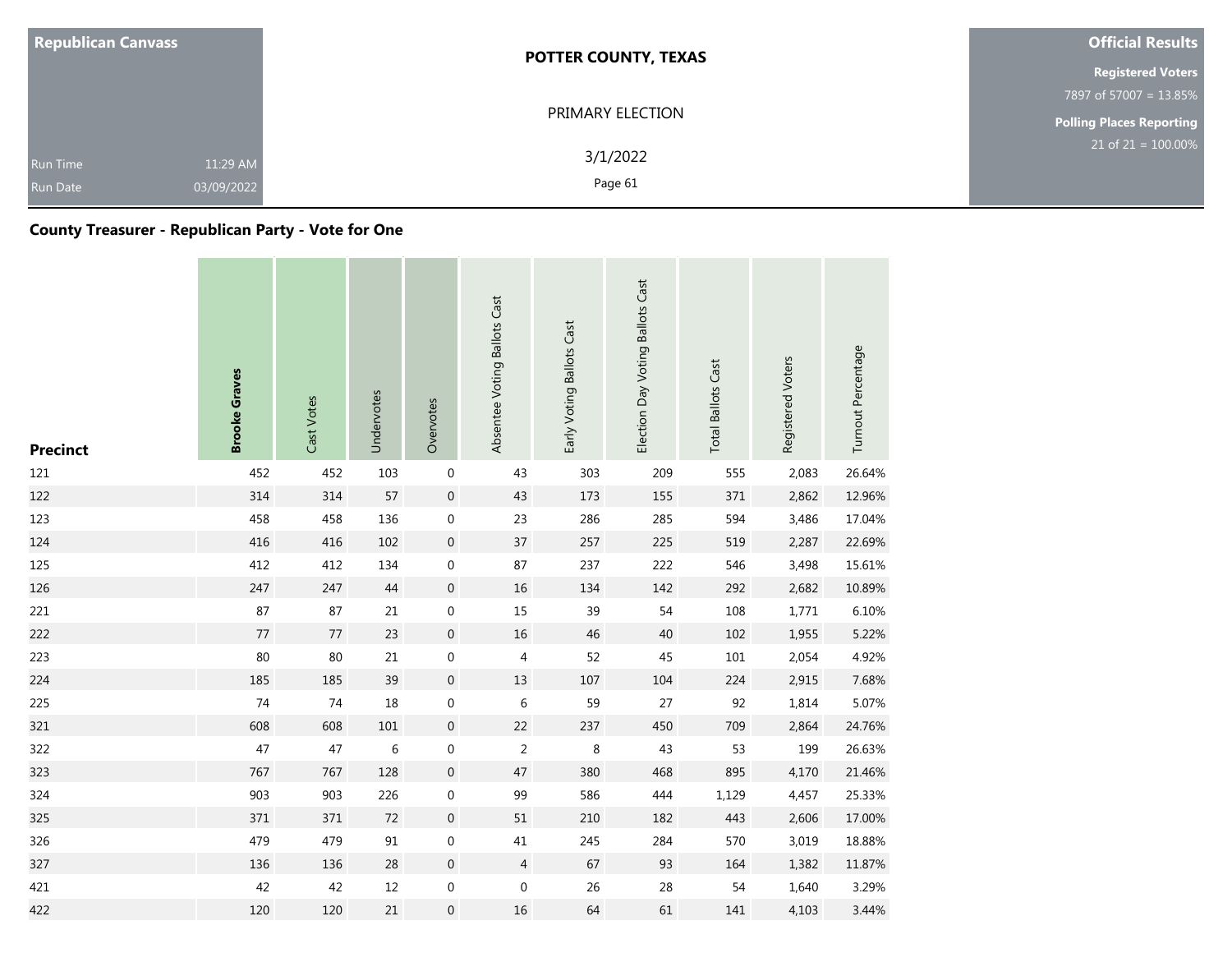| Republican Canvass | | POTTER COUNTY, TEXAS | Official Results |
|---|---|---|---|
| | | PRIMARY ELECTION | Registered Voters |
| | | 3/1/2022 | 7897 of 57007 = 13.85% |
| Run Time | 11:29 AM | | Polling Places Reporting |
| Run Date | 03/09/2022 | | 21 of 21 = 100.00% |

## County Treasurer - Republican Party - Vote for One

| Precinct | **Brooke Graves** | Cast Votes | Undervotes | Overvotes | Absentee Voting Ballots Cast | Early Voting Ballots Cast | Election Day Voting Ballots Cast | Total Ballots Cast | Registered Voters | Turnout Percentage |
|---|---|---|---|---|---|---|---|---|---|---|
| 121 | 452 | 452 | 103 | 0 | 43 | 303 | 209 | 555 | 2,083 | 26.64% |
| 122 | 314 | 314 | 57 | 0 | 43 | 173 | 155 | 371 | 2,862 | 12.96% |
| 123 | 458 | 458 | 136 | 0 | 23 | 286 | 285 | 594 | 3,486 | 17.04% |
| 124 | 416 | 416 | 102 | 0 | 37 | 257 | 225 | 519 | 2,287 | 22.69% |
| 125 | 412 | 412 | 134 | 0 | 87 | 237 | 222 | 546 | 3,498 | 15.61% |
| 126 | 247 | 247 | 44 | 0 | 16 | 134 | 142 | 292 | 2,682 | 10.89% |
| 221 | 87 | 87 | 21 | 0 | 15 | 39 | 54 | 108 | 1,771 | 6.10% |
| 222 | 77 | 77 | 23 | 0 | 16 | 46 | 40 | 102 | 1,955 | 5.22% |
| 223 | 80 | 80 | 21 | 0 | 4 | 52 | 45 | 101 | 2,054 | 4.92% |
| 224 | 185 | 185 | 39 | 0 | 13 | 107 | 104 | 224 | 2,915 | 7.68% |
| 225 | 74 | 74 | 18 | 0 | 6 | 59 | 27 | 92 | 1,814 | 5.07% |
| 321 | 608 | 608 | 101 | 0 | 22 | 237 | 450 | 709 | 2,864 | 24.76% |
| 322 | 47 | 47 | 6 | 0 | 2 | 8 | 43 | 53 | 199 | 26.63% |
| 323 | 767 | 767 | 128 | 0 | 47 | 380 | 468 | 895 | 4,170 | 21.46% |
| 324 | 903 | 903 | 226 | 0 | 99 | 586 | 444 | 1,129 | 4,457 | 25.33% |
| 325 | 371 | 371 | 72 | 0 | 51 | 210 | 182 | 443 | 2,606 | 17.00% |
| 326 | 479 | 479 | 91 | 0 | 41 | 245 | 284 | 570 | 3,019 | 18.88% |
| 327 | 136 | 136 | 28 | 0 | 4 | 67 | 93 | 164 | 1,382 | 11.87% |
| 421 | 42 | 42 | 12 | 0 | 0 | 26 | 28 | 54 | 1,640 | 3.29% |
| 422 | 120 | 120 | 21 | 0 | 16 | 64 | 61 | 141 | 4,103 | 3.44% |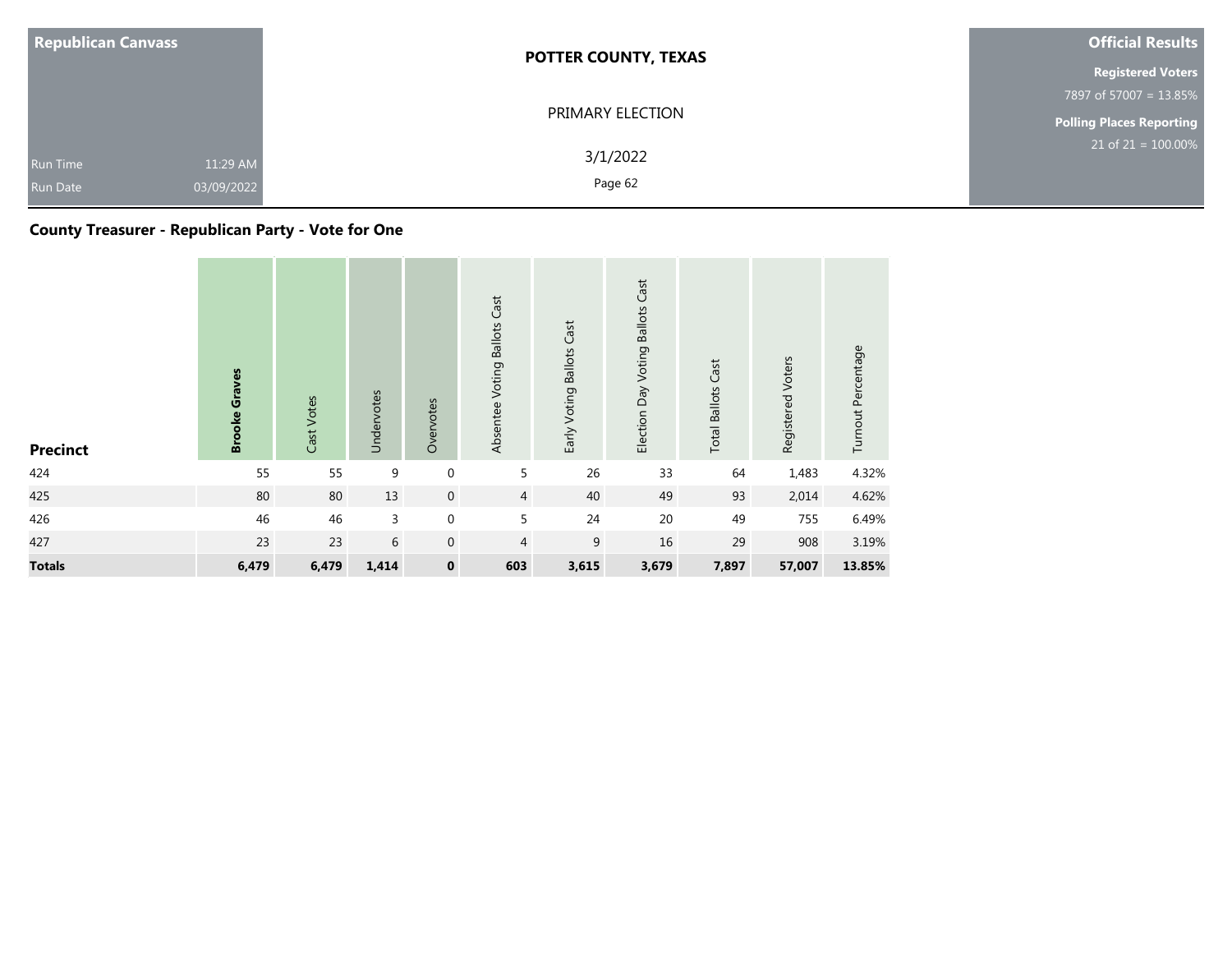Republican Canvass

Run Time 11:29 AM
Run Date 03/09/2022

**POTTER COUNTY, TEXAS**

PRIMARY ELECTION

3/1/2022

**Official Results**

**Registered Voters**
7897 of 57007 = 13.85%

**Polling Places Reporting**
21 of 21 = 100.00%

## County Treasurer - Republican Party - Vote for One

| Precinct | Brooke Graves | Cast Votes | Undervotes | Overvotes | Absentee Voting Ballots Cast | Early Voting Ballots Cast | Election Day Voting Ballots Cast | Total Ballots Cast | Registered Voters | Turnout Percentage |
|---|---|---|---|---|---|---|---|---|---|---|
| 424 | 55 | 55 | 9 | 0 | 5 | 26 | 33 | 64 | 1,483 | 4.32% |
| 425 | 80 | 80 | 13 | 0 | 4 | 40 | 49 | 93 | 2,014 | 4.62% |
| 426 | 46 | 46 | 3 | 0 | 5 | 24 | 20 | 49 | 755 | 6.49% |
| 427 | 23 | 23 | 6 | 0 | 4 | 9 | 16 | 29 | 908 | 3.19% |
| **Totals** | **6,479** | **6,479** | **1,414** | **0** | **603** | **3,615** | **3,679** | **7,897** | **57,007** | **13.85%** |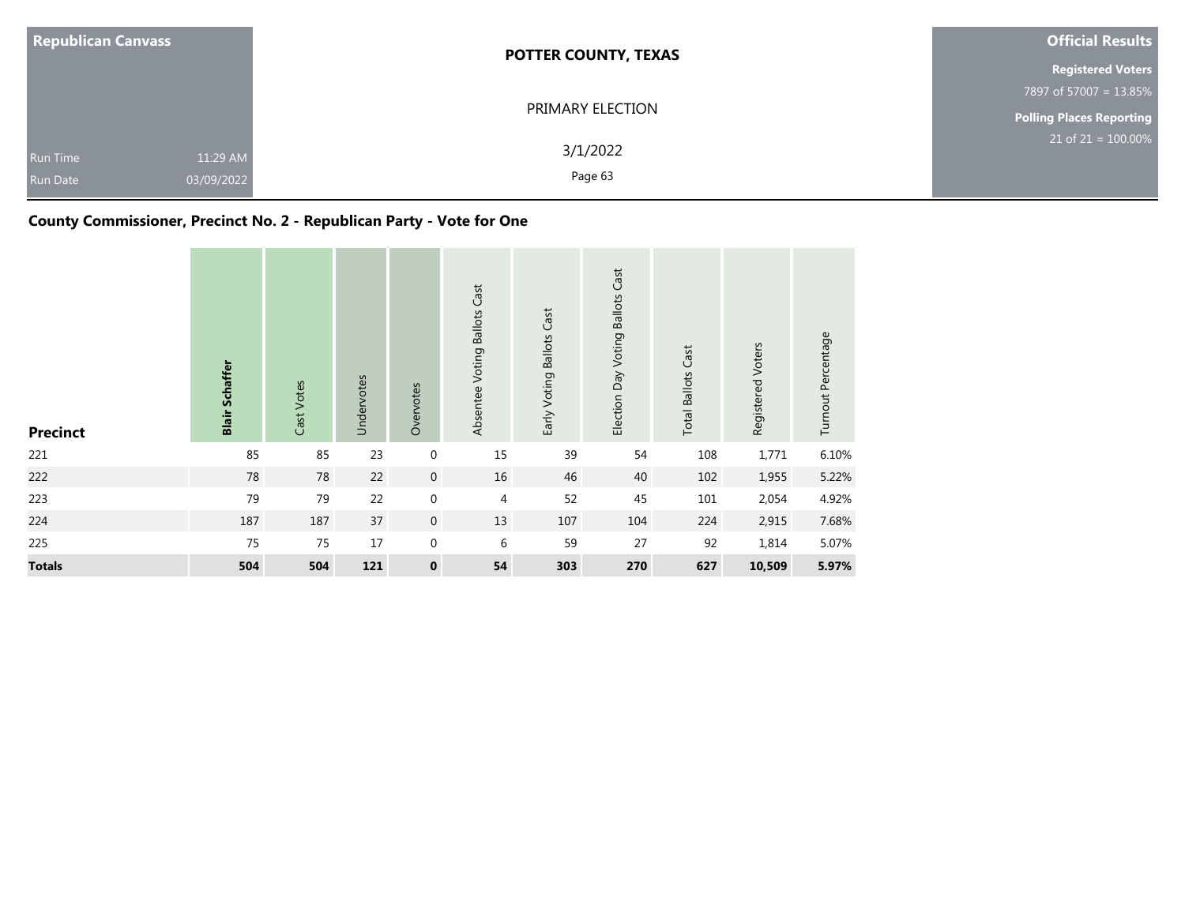**Republican Canvass**

Run Time 11:29 AM

Run Date 03/09/2022

# POTTER COUNTY, TEXAS

PRIMARY ELECTION

3/1/2022

**Official Results**

**Registered Voters**

7897 of 57007 = 13.85%

**Polling Places Reporting**

21 of 21 = 100.00%

## County Commissioner, Precinct No. 2 - Republican Party - Vote for One

| Precinct | **Blair Schaffer** | Cast Votes | Undervotes | Overvotes | Absentee Voting Ballots Cast | Early Voting Ballots Cast | Election Day Voting Ballots Cast | Total Ballots Cast | Registered Voters | Turnout Percentage |
|---|---|---|---|---|---|---|---|---|---|---|
| 221 | 85 | 85 | 23 | 0 | 15 | 39 | 54 | 108 | 1,771 | 6.10% |
| 222 | 78 | 78 | 22 | 0 | 16 | 46 | 40 | 102 | 1,955 | 5.22% |
| 223 | 79 | 79 | 22 | 0 | 4 | 52 | 45 | 101 | 2,054 | 4.92% |
| 224 | 187 | 187 | 37 | 0 | 13 | 107 | 104 | 224 | 2,915 | 7.68% |
| 225 | 75 | 75 | 17 | 0 | 6 | 59 | 27 | 92 | 1,814 | 5.07% |
| **Totals** | **504** | **504** | **121** | **0** | **54** | **303** | **270** | **627** | **10,509** | **5.97%** |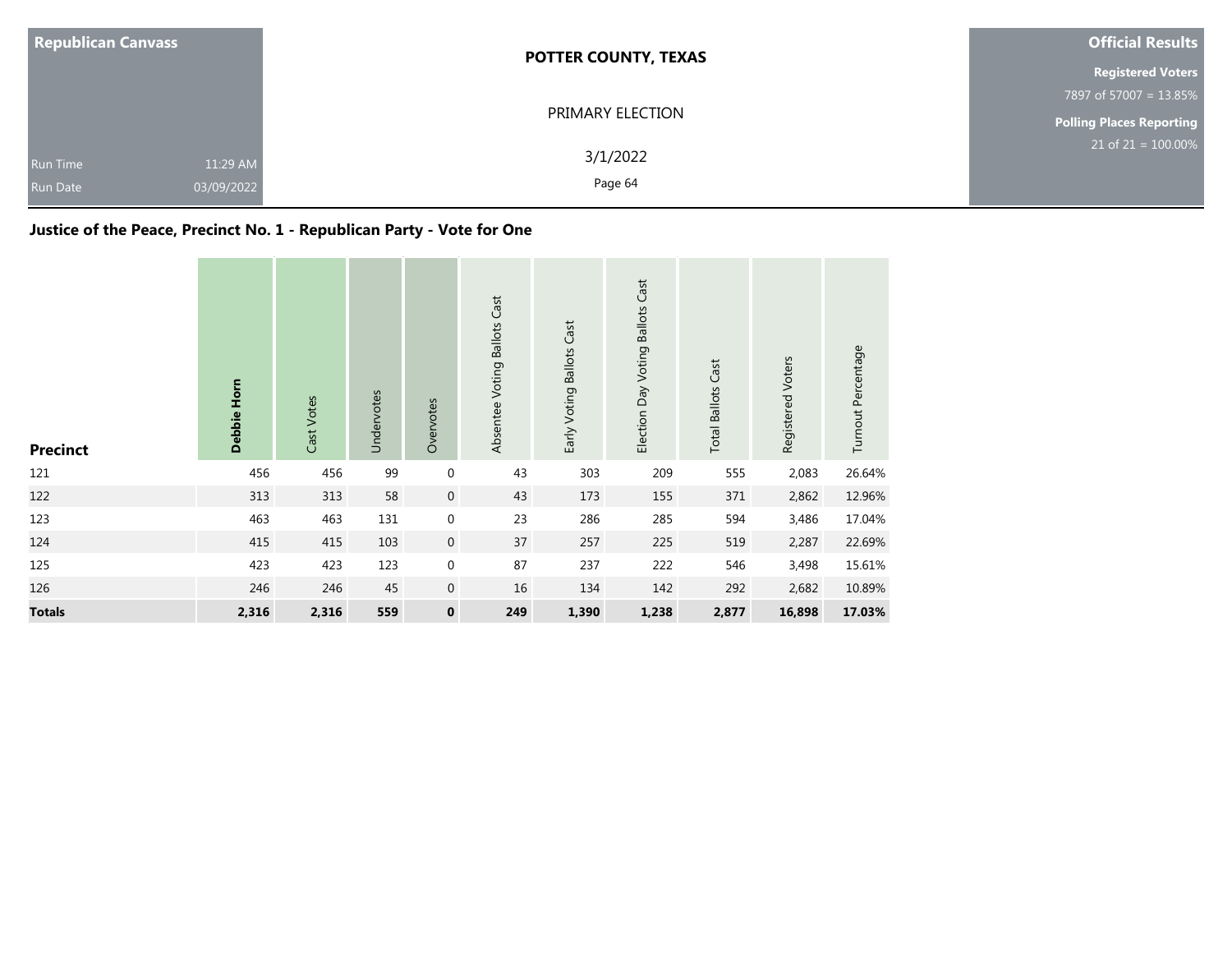Republican Canvass

Run Time 11:29 AM
Run Date 03/09/2022

**POTTER COUNTY, TEXAS**

PRIMARY ELECTION

3/1/2022

**Official Results**

**Registered Voters**
7897 of 57007 = 13.85%

**Polling Places Reporting**
21 of 21 = 100.00%

## Justice of the Peace, Precinct No. 1 - Republican Party - Vote for One

| Precinct | Debbie Horn | Cast Votes | Undervotes | Overvotes | Absentee Voting Ballots Cast | Early Voting Ballots Cast | Election Day Voting Ballots Cast | Total Ballots Cast | Registered Voters | Turnout Percentage |
|---|---|---|---|---|---|---|---|---|---|---|
| 121 | 456 | 456 | 99 | 0 | 43 | 303 | 209 | 555 | 2,083 | 26.64% |
| 122 | 313 | 313 | 58 | 0 | 43 | 173 | 155 | 371 | 2,862 | 12.96% |
| 123 | 463 | 463 | 131 | 0 | 23 | 286 | 285 | 594 | 3,486 | 17.04% |
| 124 | 415 | 415 | 103 | 0 | 37 | 257 | 225 | 519 | 2,287 | 22.69% |
| 125 | 423 | 423 | 123 | 0 | 87 | 237 | 222 | 546 | 3,498 | 15.61% |
| 126 | 246 | 246 | 45 | 0 | 16 | 134 | 142 | 292 | 2,682 | 10.89% |
| **Totals** | **2,316** | **2,316** | **559** | **0** | **249** | **1,390** | **1,238** | **2,877** | **16,898** | **17.03%** |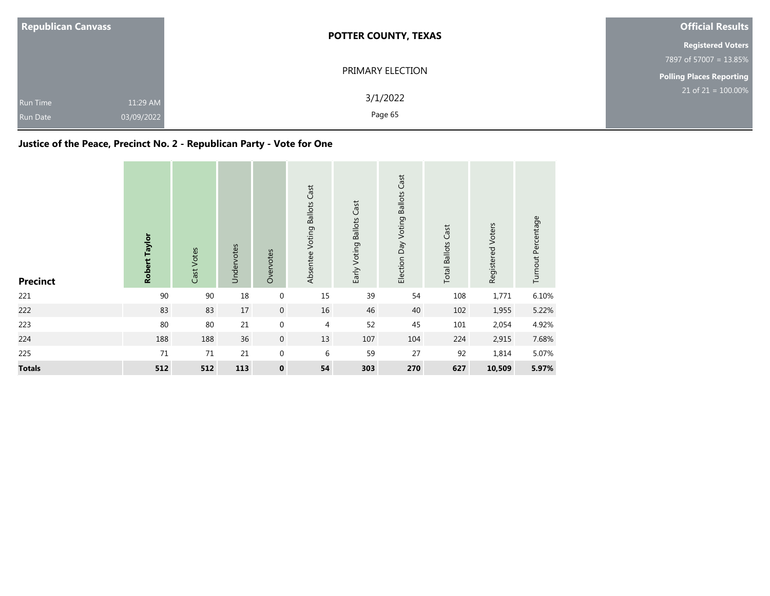| Republican Canvass | | POTTER COUNTY, TEXAS | Official Results |
|---|---|---|---|
| | | PRIMARY ELECTION | **Registered Voters** 7897 of 57007 = 13.85% |
| Run Time | 11:29 AM | 3/1/2022 | **Polling Places Reporting** 21 of 21 = 100.00% |
| Run Date | 03/09/2022 | | |

## Justice of the Peace, Precinct No. 2 - Republican Party - Vote for One

| Precinct | **Robert Taylor** | Cast Votes | Undervotes | Overvotes | Absentee Voting Ballots Cast | Early Voting Ballots Cast | Election Day Voting Ballots Cast | Total Ballots Cast | Registered Voters | Turnout Percentage |
|---|---|---|---|---|---|---|---|---|---|---|
| 221 | 90 | 90 | 18 | 0 | 15 | 39 | 54 | 108 | 1,771 | 6.10% |
| 222 | 83 | 83 | 17 | 0 | 16 | 46 | 40 | 102 | 1,955 | 5.22% |
| 223 | 80 | 80 | 21 | 0 | 4 | 52 | 45 | 101 | 2,054 | 4.92% |
| 224 | 188 | 188 | 36 | 0 | 13 | 107 | 104 | 224 | 2,915 | 7.68% |
| 225 | 71 | 71 | 21 | 0 | 6 | 59 | 27 | 92 | 1,814 | 5.07% |
| **Totals** | **512** | **512** | **113** | **0** | **54** | **303** | **270** | **627** | **10,509** | **5.97%** |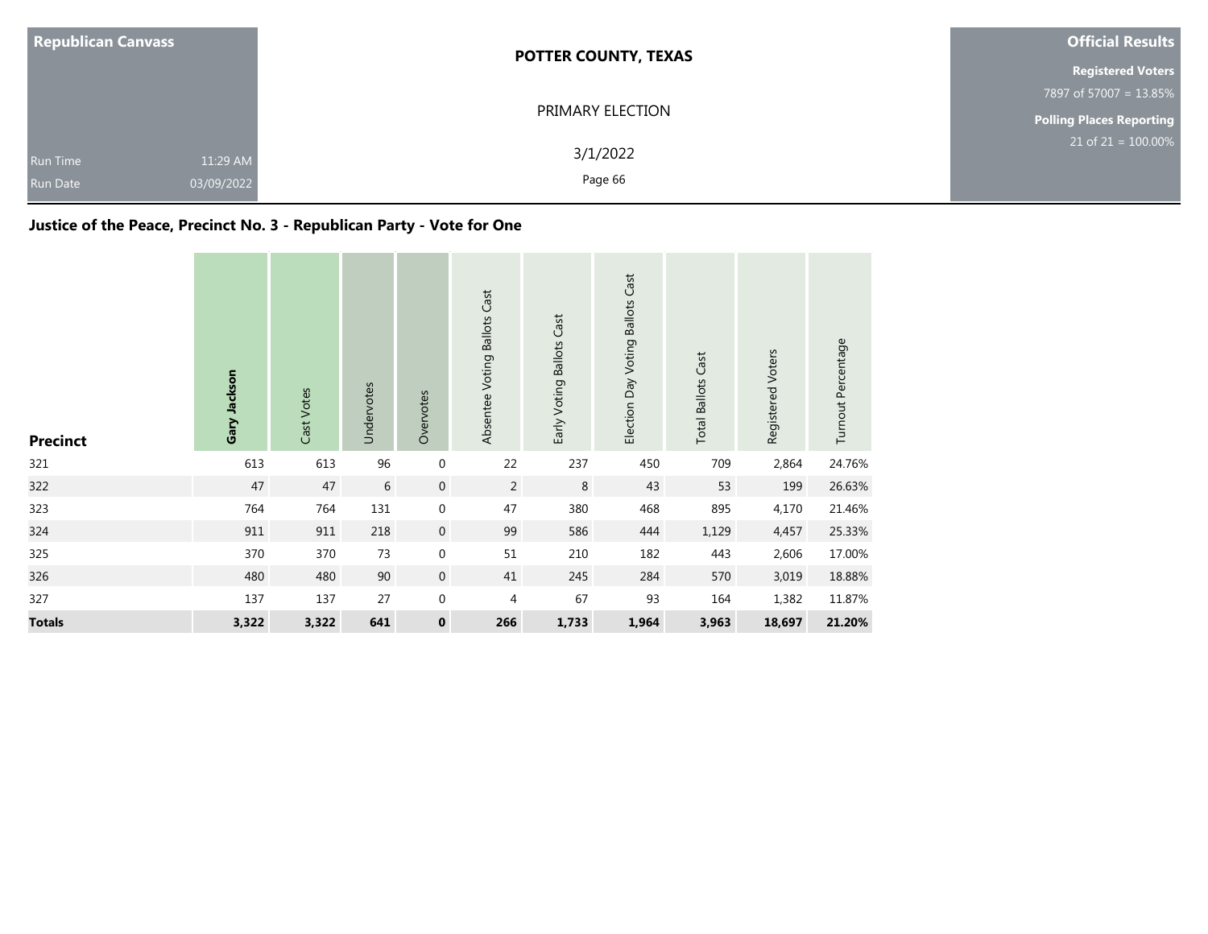Republican Canvass

Run Time 11:29 AM
Run Date 03/09/2022

**POTTER COUNTY, TEXAS**

PRIMARY ELECTION

3/1/2022

**Official Results**

**Registered Voters**
7897 of 57007 = 13.85%

**Polling Places Reporting**
21 of 21 = 100.00%

### Justice of the Peace, Precinct No. 3 - Republican Party - Vote for One

| Precinct | Gary Jackson | Cast Votes | Undervotes | Overvotes | Absentee Voting Ballots Cast | Early Voting Ballots Cast | Election Day Voting Ballots Cast | Total Ballots Cast | Registered Voters | Turnout Percentage |
|---|---|---|---|---|---|---|---|---|---|---|
| 321 | 613 | 613 | 96 | 0 | 22 | 237 | 450 | 709 | 2,864 | 24.76% |
| 322 | 47 | 47 | 6 | 0 | 2 | 8 | 43 | 53 | 199 | 26.63% |
| 323 | 764 | 764 | 131 | 0 | 47 | 380 | 468 | 895 | 4,170 | 21.46% |
| 324 | 911 | 911 | 218 | 0 | 99 | 586 | 444 | 1,129 | 4,457 | 25.33% |
| 325 | 370 | 370 | 73 | 0 | 51 | 210 | 182 | 443 | 2,606 | 17.00% |
| 326 | 480 | 480 | 90 | 0 | 41 | 245 | 284 | 570 | 3,019 | 18.88% |
| 327 | 137 | 137 | 27 | 0 | 4 | 67 | 93 | 164 | 1,382 | 11.87% |
| **Totals** | **3,322** | **3,322** | **641** | **0** | **266** | **1,733** | **1,964** | **3,963** | **18,697** | **21.20%** |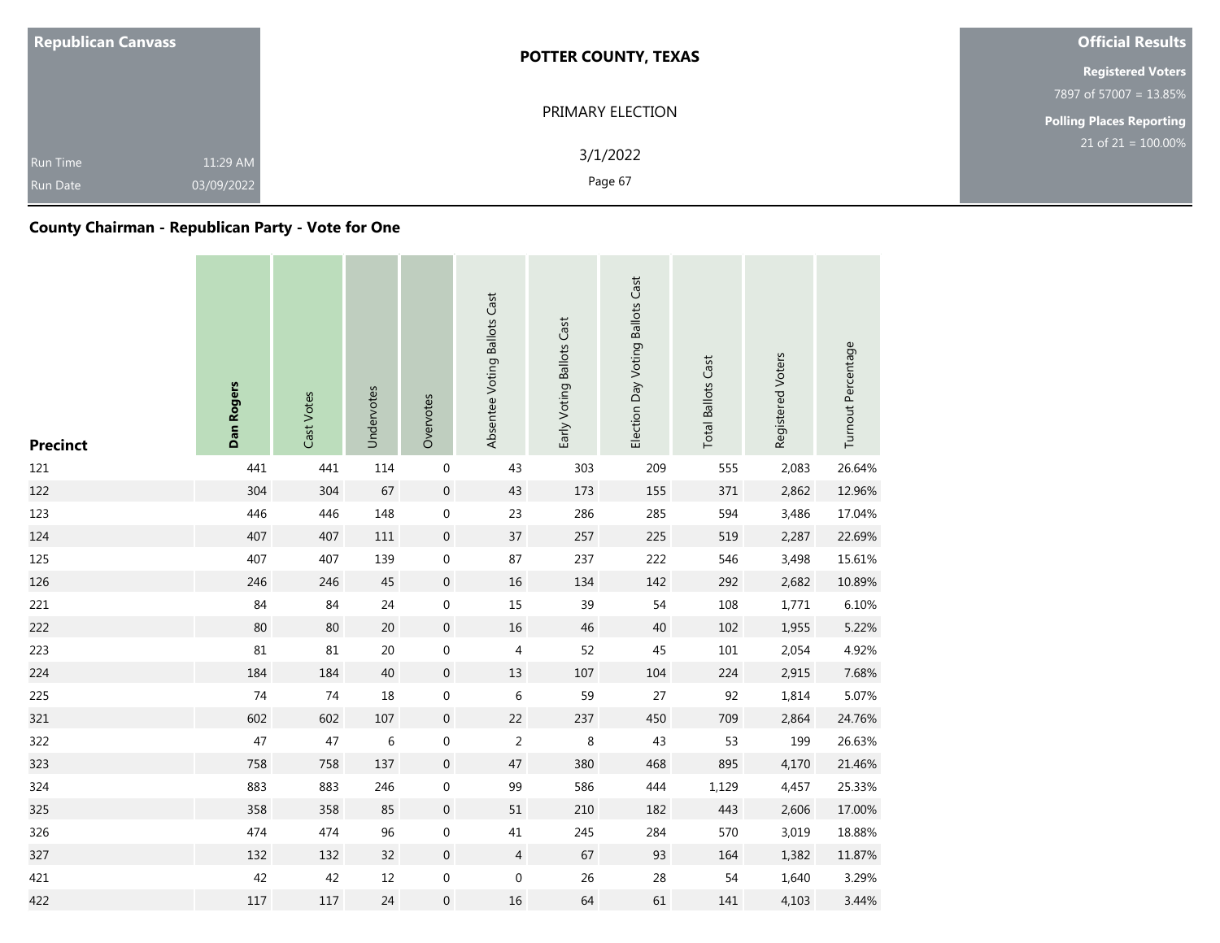**Republican Canvass**

Run Time 11:29 AM

Run Date 03/09/2022

**POTTER COUNTY, TEXAS**

PRIMARY ELECTION

3/1/2022

**Official Results**

**Registered Voters**

7897 of 57007 = 13.85%

**Polling Places Reporting**

21 of 21 = 100.00%

## County Chairman - Republican Party - Vote for One

| Precinct | Dan Rogers | Cast Votes | Undervotes | Overvotes | Absentee Voting Ballots Cast | Early Voting Ballots Cast | Election Day Voting Ballots Cast | Total Ballots Cast | Registered Voters | Turnout Percentage |
|---|---|---|---|---|---|---|---|---|---|---|
| 121 | 441 | 441 | 114 | 0 | 43 | 303 | 209 | 555 | 2,083 | 26.64% |
| 122 | 304 | 304 | 67 | 0 | 43 | 173 | 155 | 371 | 2,862 | 12.96% |
| 123 | 446 | 446 | 148 | 0 | 23 | 286 | 285 | 594 | 3,486 | 17.04% |
| 124 | 407 | 407 | 111 | 0 | 37 | 257 | 225 | 519 | 2,287 | 22.69% |
| 125 | 407 | 407 | 139 | 0 | 87 | 237 | 222 | 546 | 3,498 | 15.61% |
| 126 | 246 | 246 | 45 | 0 | 16 | 134 | 142 | 292 | 2,682 | 10.89% |
| 221 | 84 | 84 | 24 | 0 | 15 | 39 | 54 | 108 | 1,771 | 6.10% |
| 222 | 80 | 80 | 20 | 0 | 16 | 46 | 40 | 102 | 1,955 | 5.22% |
| 223 | 81 | 81 | 20 | 0 | 4 | 52 | 45 | 101 | 2,054 | 4.92% |
| 224 | 184 | 184 | 40 | 0 | 13 | 107 | 104 | 224 | 2,915 | 7.68% |
| 225 | 74 | 74 | 18 | 0 | 6 | 59 | 27 | 92 | 1,814 | 5.07% |
| 321 | 602 | 602 | 107 | 0 | 22 | 237 | 450 | 709 | 2,864 | 24.76% |
| 322 | 47 | 47 | 6 | 0 | 2 | 8 | 43 | 53 | 199 | 26.63% |
| 323 | 758 | 758 | 137 | 0 | 47 | 380 | 468 | 895 | 4,170 | 21.46% |
| 324 | 883 | 883 | 246 | 0 | 99 | 586 | 444 | 1,129 | 4,457 | 25.33% |
| 325 | 358 | 358 | 85 | 0 | 51 | 210 | 182 | 443 | 2,606 | 17.00% |
| 326 | 474 | 474 | 96 | 0 | 41 | 245 | 284 | 570 | 3,019 | 18.88% |
| 327 | 132 | 132 | 32 | 0 | 4 | 67 | 93 | 164 | 1,382 | 11.87% |
| 421 | 42 | 42 | 12 | 0 | 0 | 26 | 28 | 54 | 1,640 | 3.29% |
| 422 | 117 | 117 | 24 | 0 | 16 | 64 | 61 | 141 | 4,103 | 3.44% |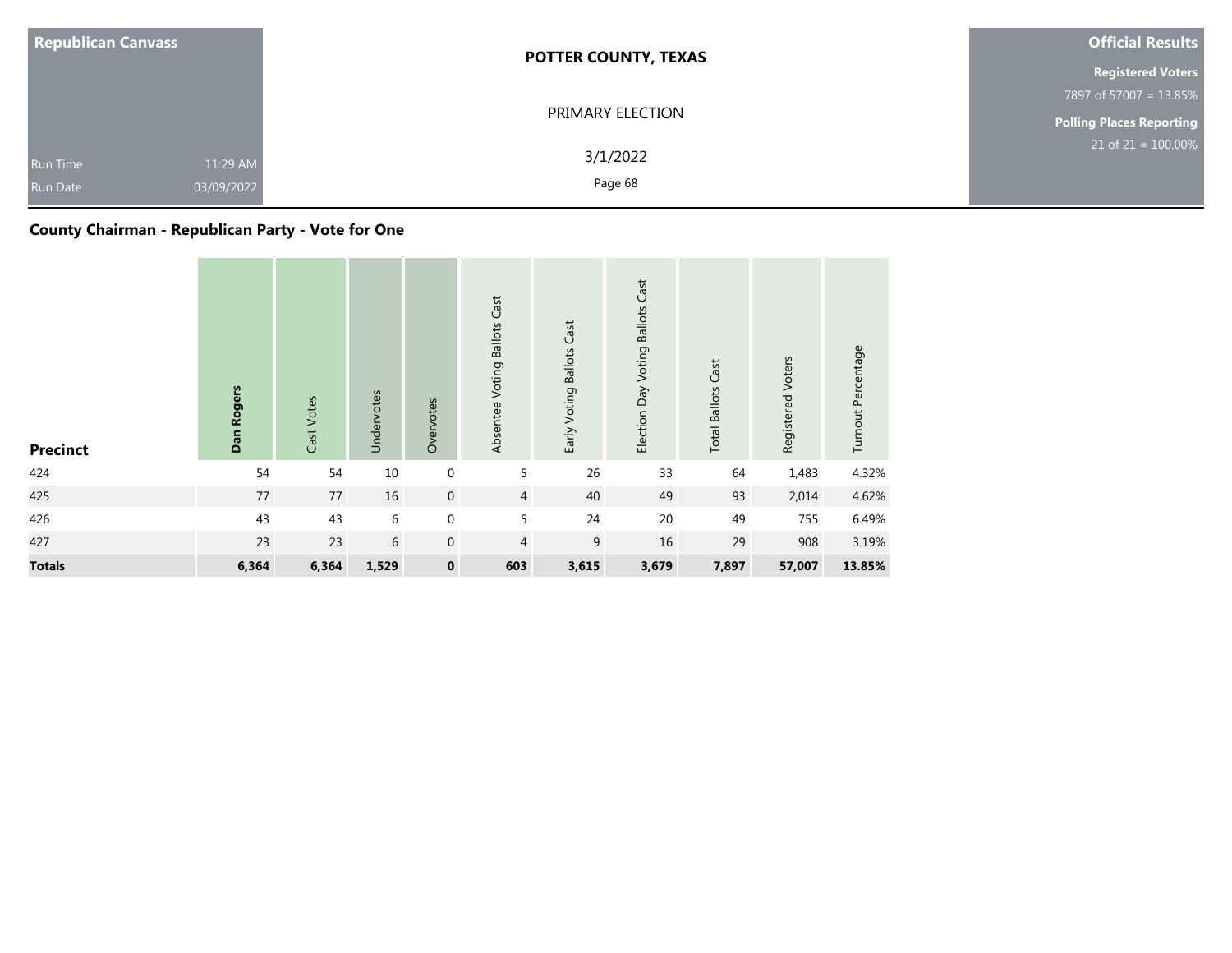**Republican Canvass**

Run Time 11:29 AM
Run Date 03/09/2022

**POTTER COUNTY, TEXAS**

PRIMARY ELECTION

3/1/2022

**Official Results**

**Registered Voters**
7897 of 57007 = 13.85%

**Polling Places Reporting**
21 of 21 = 100.00%

## County Chairman - Republican Party - Vote for One

| Precinct | Dan Rogers | Cast Votes | Undervotes | Overvotes | Absentee Voting Ballots Cast | Early Voting Ballots Cast | Election Day Voting Ballots Cast | Total Ballots Cast | Registered Voters | Turnout Percentage |
|---|---|---|---|---|---|---|---|---|---|---|
| 424 | 54 | 54 | 10 | 0 | 5 | 26 | 33 | 64 | 1,483 | 4.32% |
| 425 | 77 | 77 | 16 | 0 | 4 | 40 | 49 | 93 | 2,014 | 4.62% |
| 426 | 43 | 43 | 6 | 0 | 5 | 24 | 20 | 49 | 755 | 6.49% |
| 427 | 23 | 23 | 6 | 0 | 4 | 9 | 16 | 29 | 908 | 3.19% |
| **Totals** | **6,364** | **6,364** | **1,529** | **0** | **603** | **3,615** | **3,679** | **7,897** | **57,007** | **13.85%** |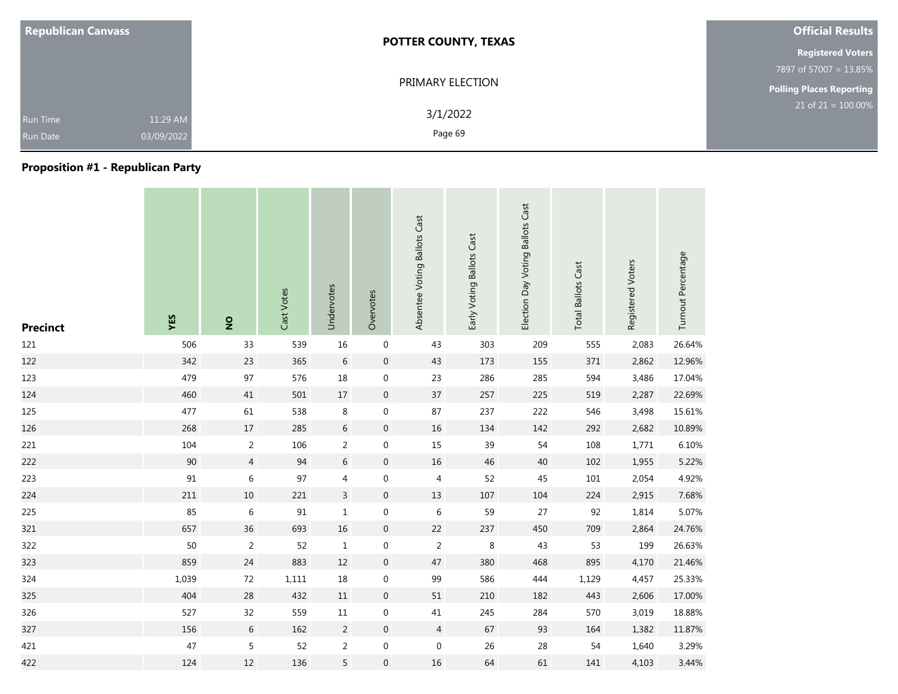**Republican Canvass**

Run Time 11:29 AM
Run Date 03/09/2022

**POTTER COUNTY, TEXAS**

PRIMARY ELECTION

3/1/2022

**Official Results**

**Registered Voters**
7897 of 57007 = 13.85%

**Polling Places Reporting**
21 of 21 = 100.00%

## Proposition #1 - Republican Party

| Precinct | YES | NO | Cast Votes | Undervotes | Overvotes | Absentee Voting Ballots Cast | Early Voting Ballots Cast | Election Day Voting Ballots Cast | Total Ballots Cast | Registered Voters | Turnout Percentage |
|---|---|---|---|---|---|---|---|---|---|---|---|
| 121 | 506 | 33 | 539 | 16 | 0 | 43 | 303 | 209 | 555 | 2,083 | 26.64% |
| 122 | 342 | 23 | 365 | 6 | 0 | 43 | 173 | 155 | 371 | 2,862 | 12.96% |
| 123 | 479 | 97 | 576 | 18 | 0 | 23 | 286 | 285 | 594 | 3,486 | 17.04% |
| 124 | 460 | 41 | 501 | 17 | 0 | 37 | 257 | 225 | 519 | 2,287 | 22.69% |
| 125 | 477 | 61 | 538 | 8 | 0 | 87 | 237 | 222 | 546 | 3,498 | 15.61% |
| 126 | 268 | 17 | 285 | 6 | 0 | 16 | 134 | 142 | 292 | 2,682 | 10.89% |
| 221 | 104 | 2 | 106 | 2 | 0 | 15 | 39 | 54 | 108 | 1,771 | 6.10% |
| 222 | 90 | 4 | 94 | 6 | 0 | 16 | 46 | 40 | 102 | 1,955 | 5.22% |
| 223 | 91 | 6 | 97 | 4 | 0 | 4 | 52 | 45 | 101 | 2,054 | 4.92% |
| 224 | 211 | 10 | 221 | 3 | 0 | 13 | 107 | 104 | 224 | 2,915 | 7.68% |
| 225 | 85 | 6 | 91 | 1 | 0 | 6 | 59 | 27 | 92 | 1,814 | 5.07% |
| 321 | 657 | 36 | 693 | 16 | 0 | 22 | 237 | 450 | 709 | 2,864 | 24.76% |
| 322 | 50 | 2 | 52 | 1 | 0 | 2 | 8 | 43 | 53 | 199 | 26.63% |
| 323 | 859 | 24 | 883 | 12 | 0 | 47 | 380 | 468 | 895 | 4,170 | 21.46% |
| 324 | 1,039 | 72 | 1,111 | 18 | 0 | 99 | 586 | 444 | 1,129 | 4,457 | 25.33% |
| 325 | 404 | 28 | 432 | 11 | 0 | 51 | 210 | 182 | 443 | 2,606 | 17.00% |
| 326 | 527 | 32 | 559 | 11 | 0 | 41 | 245 | 284 | 570 | 3,019 | 18.88% |
| 327 | 156 | 6 | 162 | 2 | 0 | 4 | 67 | 93 | 164 | 1,382 | 11.87% |
| 421 | 47 | 5 | 52 | 2 | 0 | 0 | 26 | 28 | 54 | 1,640 | 3.29% |
| 422 | 124 | 12 | 136 | 5 | 0 | 16 | 64 | 61 | 141 | 4,103 | 3.44% |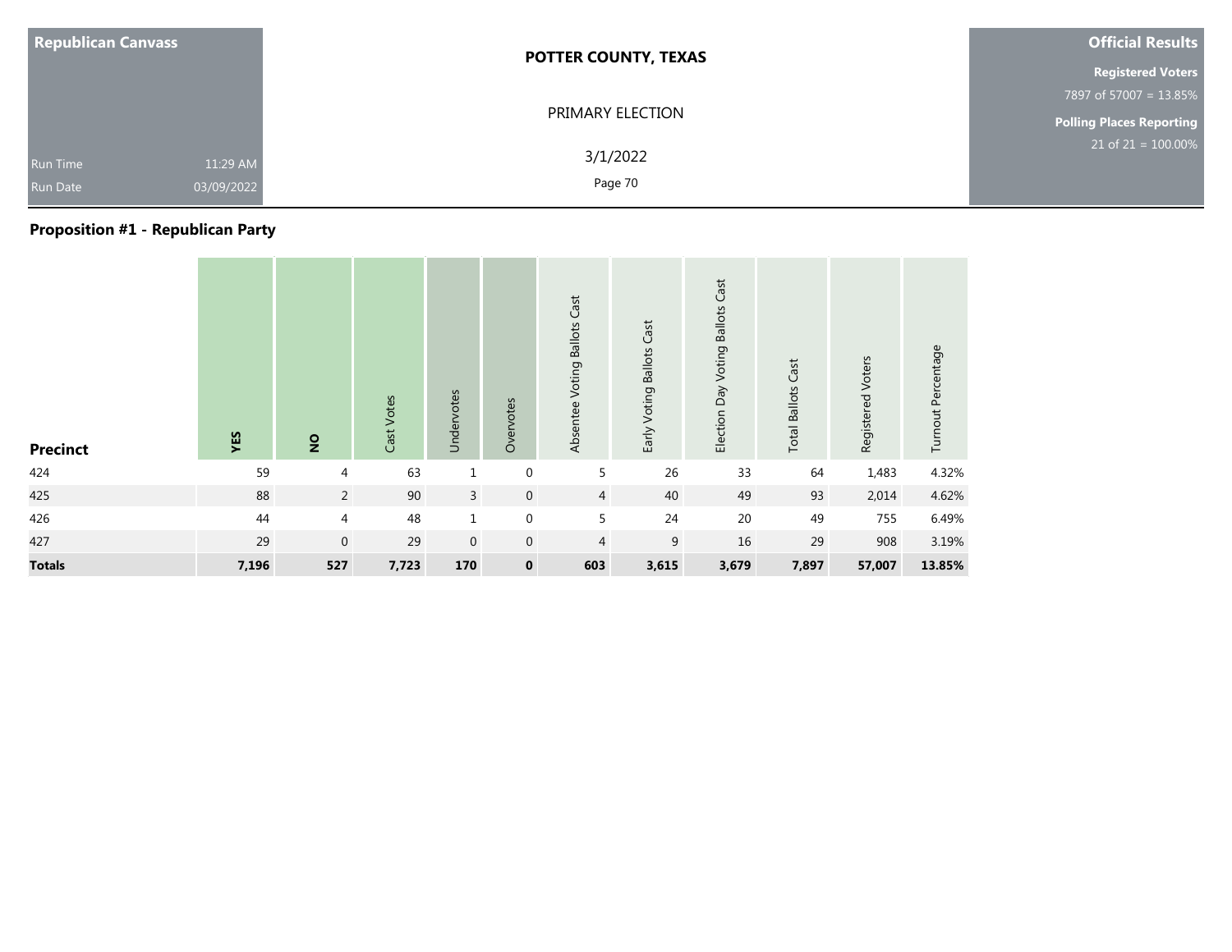| Republican Canvass | POTTER COUNTY, TEXAS | Official Results |
|---|---|---|
| | PRIMARY ELECTION | Registered Voters |
| | | 7897 of 57007 = 13.85% |
| | | Polling Places Reporting |
| Run Time 11:29 AM | 3/1/2022 | 21 of 21 = 100.00% |
| Run Date 03/09/2022 | | |

## Proposition #1 - Republican Party

| Precinct | YES | NO | Cast Votes | Undervotes | Overvotes | Absentee Voting Ballots Cast | Early Voting Ballots Cast | Election Day Voting Ballots Cast | Total Ballots Cast | Registered Voters | Turnout Percentage |
|---|---|---|---|---|---|---|---|---|---|---|---|
| 424 | 59 | 4 | 63 | 1 | 0 | 5 | 26 | 33 | 64 | 1,483 | 4.32% |
| 425 | 88 | 2 | 90 | 3 | 0 | 4 | 40 | 49 | 93 | 2,014 | 4.62% |
| 426 | 44 | 4 | 48 | 1 | 0 | 5 | 24 | 20 | 49 | 755 | 6.49% |
| 427 | 29 | 0 | 29 | 0 | 0 | 4 | 9 | 16 | 29 | 908 | 3.19% |
| **Totals** | **7,196** | **527** | **7,723** | **170** | **0** | **603** | **3,615** | **3,679** | **7,897** | **57,007** | **13.85%** |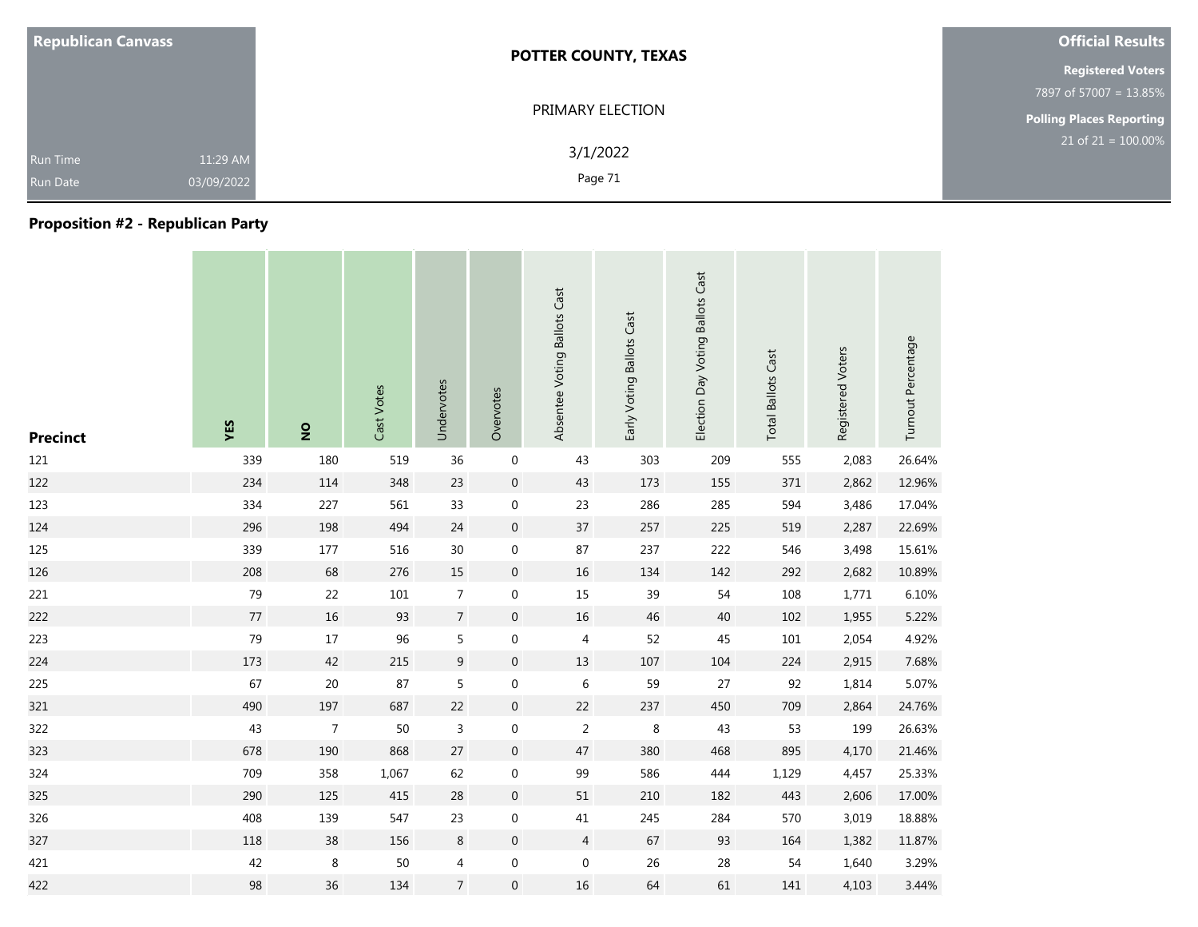| Republican Canvass | POTTER COUNTY, TEXAS | Official Results |
|---|---|---|
| | PRIMARY ELECTION | Registered Voters |
| | | 7897 of 57007 = 13.85% |
| Run Time 11:29 AM | 3/1/2022 | Polling Places Reporting |
| Run Date 03/09/2022 | | 21 of 21 = 100.00% |

## Proposition #2 - Republican Party

| Precinct | YES | NO | Cast Votes | Undervotes | Overvotes | Absentee Voting Ballots Cast | Early Voting Ballots Cast | Election Day Voting Ballots Cast | Total Ballots Cast | Registered Voters | Turnout Percentage |
|---|---|---|---|---|---|---|---|---|---|---|---|
| 121 | 339 | 180 | 519 | 36 | 0 | 43 | 303 | 209 | 555 | 2,083 | 26.64% |
| 122 | 234 | 114 | 348 | 23 | 0 | 43 | 173 | 155 | 371 | 2,862 | 12.96% |
| 123 | 334 | 227 | 561 | 33 | 0 | 23 | 286 | 285 | 594 | 3,486 | 17.04% |
| 124 | 296 | 198 | 494 | 24 | 0 | 37 | 257 | 225 | 519 | 2,287 | 22.69% |
| 125 | 339 | 177 | 516 | 30 | 0 | 87 | 237 | 222 | 546 | 3,498 | 15.61% |
| 126 | 208 | 68 | 276 | 15 | 0 | 16 | 134 | 142 | 292 | 2,682 | 10.89% |
| 221 | 79 | 22 | 101 | 7 | 0 | 15 | 39 | 54 | 108 | 1,771 | 6.10% |
| 222 | 77 | 16 | 93 | 7 | 0 | 16 | 46 | 40 | 102 | 1,955 | 5.22% |
| 223 | 79 | 17 | 96 | 5 | 0 | 4 | 52 | 45 | 101 | 2,054 | 4.92% |
| 224 | 173 | 42 | 215 | 9 | 0 | 13 | 107 | 104 | 224 | 2,915 | 7.68% |
| 225 | 67 | 20 | 87 | 5 | 0 | 6 | 59 | 27 | 92 | 1,814 | 5.07% |
| 321 | 490 | 197 | 687 | 22 | 0 | 22 | 237 | 450 | 709 | 2,864 | 24.76% |
| 322 | 43 | 7 | 50 | 3 | 0 | 2 | 8 | 43 | 53 | 199 | 26.63% |
| 323 | 678 | 190 | 868 | 27 | 0 | 47 | 380 | 468 | 895 | 4,170 | 21.46% |
| 324 | 709 | 358 | 1,067 | 62 | 0 | 99 | 586 | 444 | 1,129 | 4,457 | 25.33% |
| 325 | 290 | 125 | 415 | 28 | 0 | 51 | 210 | 182 | 443 | 2,606 | 17.00% |
| 326 | 408 | 139 | 547 | 23 | 0 | 41 | 245 | 284 | 570 | 3,019 | 18.88% |
| 327 | 118 | 38 | 156 | 8 | 0 | 4 | 67 | 93 | 164 | 1,382 | 11.87% |
| 421 | 42 | 8 | 50 | 4 | 0 | 0 | 26 | 28 | 54 | 1,640 | 3.29% |
| 422 | 98 | 36 | 134 | 7 | 0 | 16 | 64 | 61 | 141 | 4,103 | 3.44% |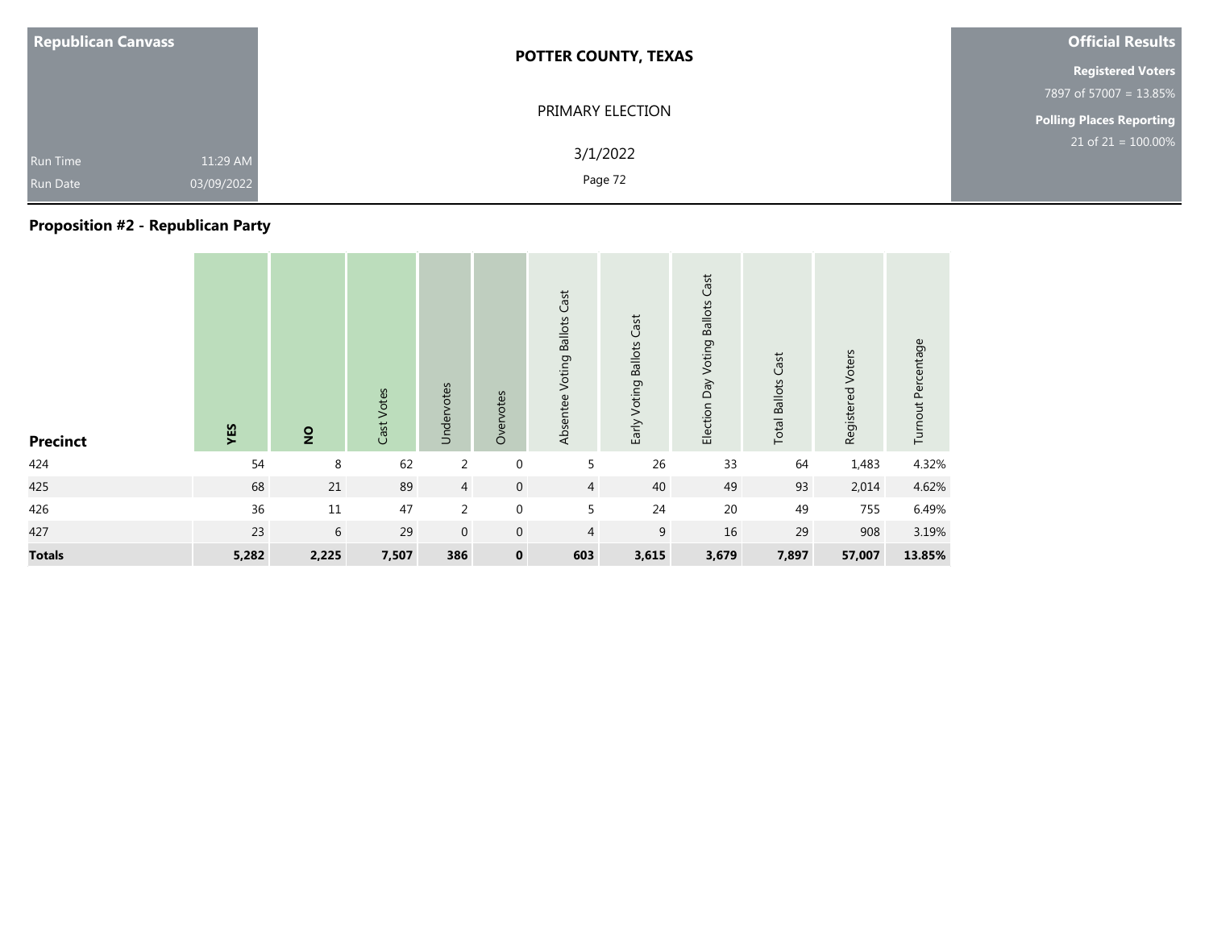**Republican Canvass**

Run Time 11:29 AM
Run Date 03/09/2022

**POTTER COUNTY, TEXAS**

PRIMARY ELECTION

3/1/2022

**Official Results**

**Registered Voters**
7897 of 57007 = 13.85%

**Polling Places Reporting**
21 of 21 = 100.00%

## Proposition #2 - Republican Party

| Precinct | YES | NO | Cast Votes | Undervotes | Overvotes | Absentee Voting Ballots Cast | Early Voting Ballots Cast | Election Day Voting Ballots Cast | Total Ballots Cast | Registered Voters | Turnout Percentage |
|---|---|---|---|---|---|---|---|---|---|---|---|
| 424 | 54 | 8 | 62 | 2 | 0 | 5 | 26 | 33 | 64 | 1,483 | 4.32% |
| 425 | 68 | 21 | 89 | 4 | 0 | 4 | 40 | 49 | 93 | 2,014 | 4.62% |
| 426 | 36 | 11 | 47 | 2 | 0 | 5 | 24 | 20 | 49 | 755 | 6.49% |
| 427 | 23 | 6 | 29 | 0 | 0 | 4 | 9 | 16 | 29 | 908 | 3.19% |
| **Totals** | **5,282** | **2,225** | **7,507** | **386** | **0** | **603** | **3,615** | **3,679** | **7,897** | **57,007** | **13.85%** |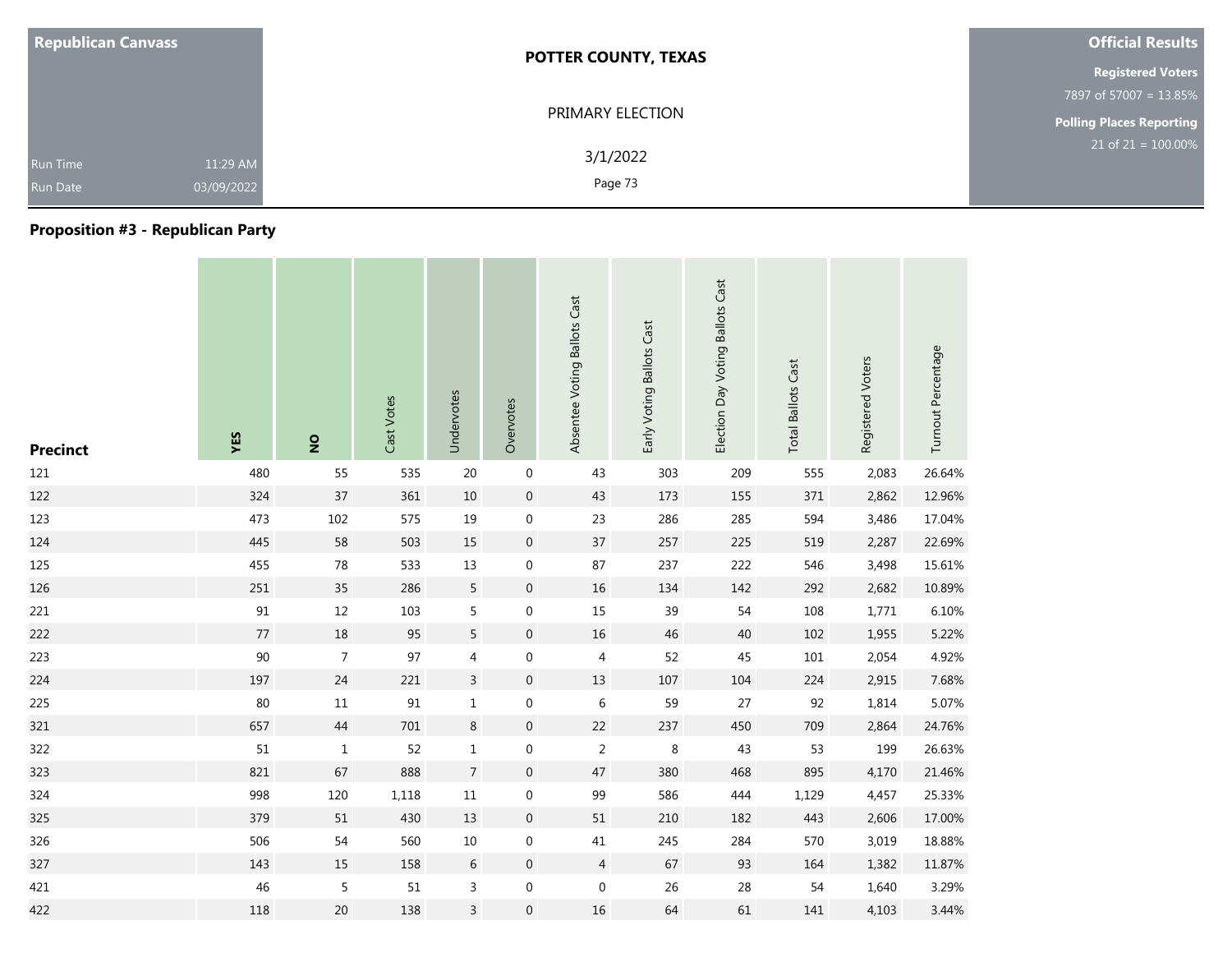| Republican Canvass | POTTER COUNTY, TEXAS | Official Results |
|---|---|---|
| | PRIMARY ELECTION | Registered Voters 7897 of 57007 = 13.85% |
| Run Time 11:29 AM | 3/1/2022 | Polling Places Reporting 21 of 21 = 100.00% |
| Run Date 03/09/2022 | | |

## Proposition #3 - Republican Party

| Precinct | YES | NO | Cast Votes | Undervotes | Overvotes | Absentee Voting Ballots Cast | Early Voting Ballots Cast | Election Day Voting Ballots Cast | Total Ballots Cast | Registered Voters | Turnout Percentage |
|---|---|---|---|---|---|---|---|---|---|---|---|
| 121 | 480 | 55 | 535 | 20 | 0 | 43 | 303 | 209 | 555 | 2,083 | 26.64% |
| 122 | 324 | 37 | 361 | 10 | 0 | 43 | 173 | 155 | 371 | 2,862 | 12.96% |
| 123 | 473 | 102 | 575 | 19 | 0 | 23 | 286 | 285 | 594 | 3,486 | 17.04% |
| 124 | 445 | 58 | 503 | 15 | 0 | 37 | 257 | 225 | 519 | 2,287 | 22.69% |
| 125 | 455 | 78 | 533 | 13 | 0 | 87 | 237 | 222 | 546 | 3,498 | 15.61% |
| 126 | 251 | 35 | 286 | 5 | 0 | 16 | 134 | 142 | 292 | 2,682 | 10.89% |
| 221 | 91 | 12 | 103 | 5 | 0 | 15 | 39 | 54 | 108 | 1,771 | 6.10% |
| 222 | 77 | 18 | 95 | 5 | 0 | 16 | 46 | 40 | 102 | 1,955 | 5.22% |
| 223 | 90 | 7 | 97 | 4 | 0 | 4 | 52 | 45 | 101 | 2,054 | 4.92% |
| 224 | 197 | 24 | 221 | 3 | 0 | 13 | 107 | 104 | 224 | 2,915 | 7.68% |
| 225 | 80 | 11 | 91 | 1 | 0 | 6 | 59 | 27 | 92 | 1,814 | 5.07% |
| 321 | 657 | 44 | 701 | 8 | 0 | 22 | 237 | 450 | 709 | 2,864 | 24.76% |
| 322 | 51 | 1 | 52 | 1 | 0 | 2 | 8 | 43 | 53 | 199 | 26.63% |
| 323 | 821 | 67 | 888 | 7 | 0 | 47 | 380 | 468 | 895 | 4,170 | 21.46% |
| 324 | 998 | 120 | 1,118 | 11 | 0 | 99 | 586 | 444 | 1,129 | 4,457 | 25.33% |
| 325 | 379 | 51 | 430 | 13 | 0 | 51 | 210 | 182 | 443 | 2,606 | 17.00% |
| 326 | 506 | 54 | 560 | 10 | 0 | 41 | 245 | 284 | 570 | 3,019 | 18.88% |
| 327 | 143 | 15 | 158 | 6 | 0 | 4 | 67 | 93 | 164 | 1,382 | 11.87% |
| 421 | 46 | 5 | 51 | 3 | 0 | 0 | 26 | 28 | 54 | 1,640 | 3.29% |
| 422 | 118 | 20 | 138 | 3 | 0 | 16 | 64 | 61 | 141 | 4,103 | 3.44% |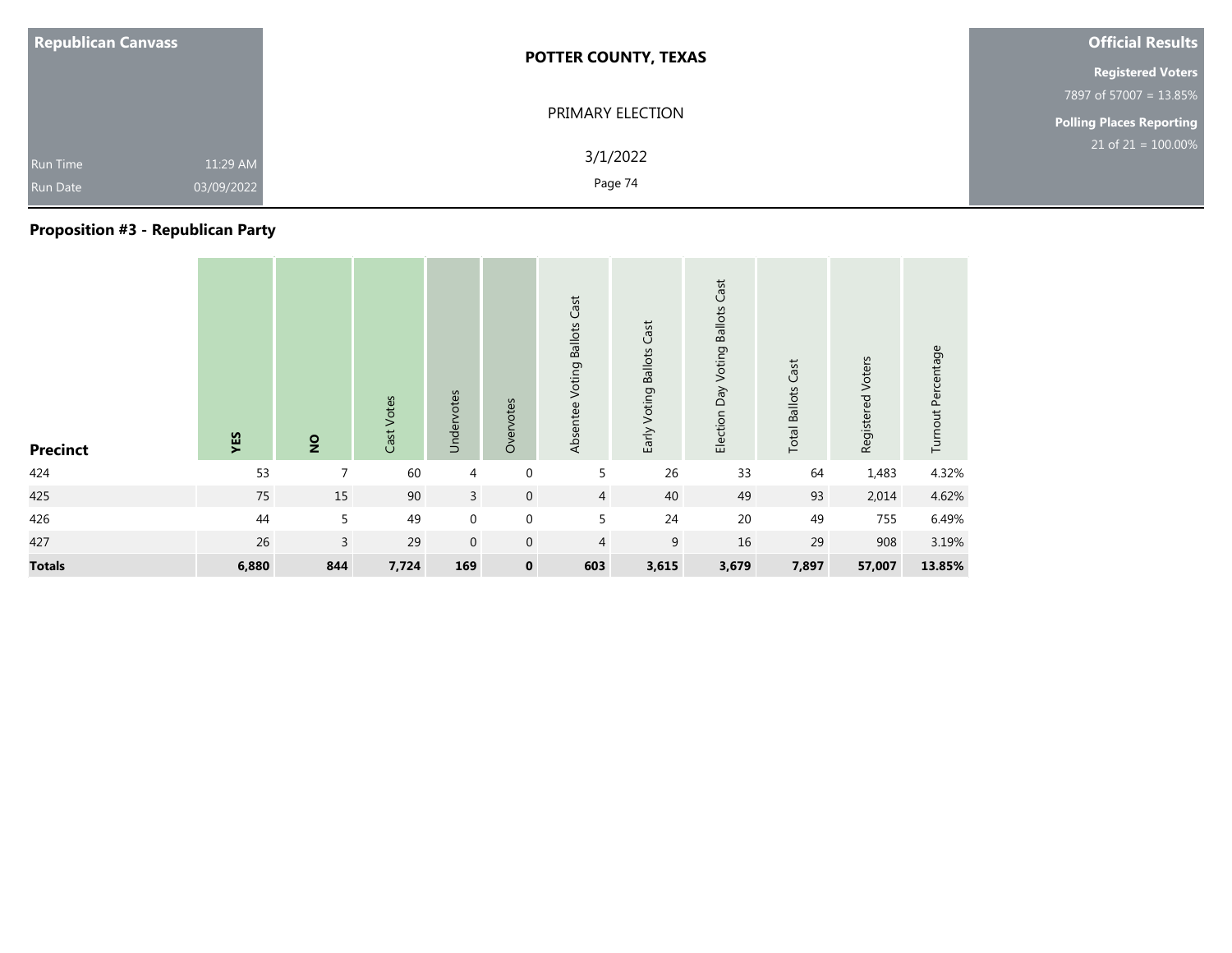| Republican Canvass | |
|---|---|
| Run Time | 11:29 AM |
| Run Date | 03/09/2022 |

**POTTER COUNTY, TEXAS**

PRIMARY ELECTION

3/1/2022

**Official Results**

**Registered Voters**
7897 of 57007 = 13.85%

**Polling Places Reporting**
21 of 21 = 100.00%

## Proposition #3 - Republican Party

| Precinct | YES | NO | Cast Votes | Undervotes | Overvotes | Absentee Voting Ballots Cast | Early Voting Ballots Cast | Election Day Voting Ballots Cast | Total Ballots Cast | Registered Voters | Turnout Percentage |
|---|---|---|---|---|---|---|---|---|---|---|---|
| 424 | 53 | 7 | 60 | 4 | 0 | 5 | 26 | 33 | 64 | 1,483 | 4.32% |
| 425 | 75 | 15 | 90 | 3 | 0 | 4 | 40 | 49 | 93 | 2,014 | 4.62% |
| 426 | 44 | 5 | 49 | 0 | 0 | 5 | 24 | 20 | 49 | 755 | 6.49% |
| 427 | 26 | 3 | 29 | 0 | 0 | 4 | 9 | 16 | 29 | 908 | 3.19% |
| **Totals** | **6,880** | **844** | **7,724** | **169** | **0** | **603** | **3,615** | **3,679** | **7,897** | **57,007** | **13.85%** |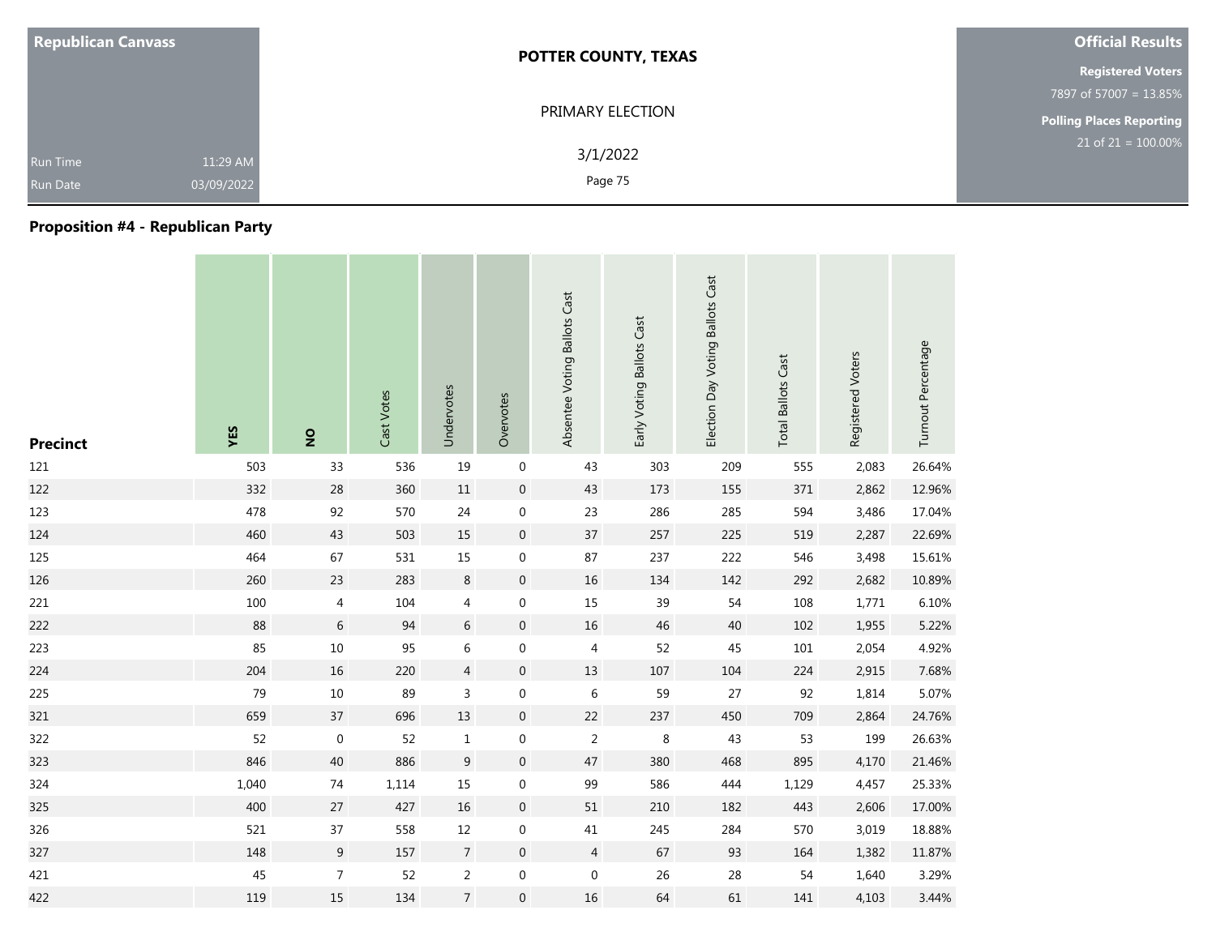**Republican Canvass**

Run Time 11:29 AM
Run Date 03/09/2022

**POTTER COUNTY, TEXAS**

PRIMARY ELECTION

3/1/2022

**Official Results**

**Registered Voters**
7897 of 57007 = 13.85%

**Polling Places Reporting**
21 of 21 = 100.00%

## Proposition #4 - Republican Party

| Precinct | YES | NO | Cast Votes | Undervotes | Overvotes | Absentee Voting Ballots Cast | Early Voting Ballots Cast | Election Day Voting Ballots Cast | Total Ballots Cast | Registered Voters | Turnout Percentage |
|---|---|---|---|---|---|---|---|---|---|---|---|
| 121 | 503 | 33 | 536 | 19 | 0 | 43 | 303 | 209 | 555 | 2,083 | 26.64% |
| 122 | 332 | 28 | 360 | 11 | 0 | 43 | 173 | 155 | 371 | 2,862 | 12.96% |
| 123 | 478 | 92 | 570 | 24 | 0 | 23 | 286 | 285 | 594 | 3,486 | 17.04% |
| 124 | 460 | 43 | 503 | 15 | 0 | 37 | 257 | 225 | 519 | 2,287 | 22.69% |
| 125 | 464 | 67 | 531 | 15 | 0 | 87 | 237 | 222 | 546 | 3,498 | 15.61% |
| 126 | 260 | 23 | 283 | 8 | 0 | 16 | 134 | 142 | 292 | 2,682 | 10.89% |
| 221 | 100 | 4 | 104 | 4 | 0 | 15 | 39 | 54 | 108 | 1,771 | 6.10% |
| 222 | 88 | 6 | 94 | 6 | 0 | 16 | 46 | 40 | 102 | 1,955 | 5.22% |
| 223 | 85 | 10 | 95 | 6 | 0 | 4 | 52 | 45 | 101 | 2,054 | 4.92% |
| 224 | 204 | 16 | 220 | 4 | 0 | 13 | 107 | 104 | 224 | 2,915 | 7.68% |
| 225 | 79 | 10 | 89 | 3 | 0 | 6 | 59 | 27 | 92 | 1,814 | 5.07% |
| 321 | 659 | 37 | 696 | 13 | 0 | 22 | 237 | 450 | 709 | 2,864 | 24.76% |
| 322 | 52 | 0 | 52 | 1 | 0 | 2 | 8 | 43 | 53 | 199 | 26.63% |
| 323 | 846 | 40 | 886 | 9 | 0 | 47 | 380 | 468 | 895 | 4,170 | 21.46% |
| 324 | 1,040 | 74 | 1,114 | 15 | 0 | 99 | 586 | 444 | 1,129 | 4,457 | 25.33% |
| 325 | 400 | 27 | 427 | 16 | 0 | 51 | 210 | 182 | 443 | 2,606 | 17.00% |
| 326 | 521 | 37 | 558 | 12 | 0 | 41 | 245 | 284 | 570 | 3,019 | 18.88% |
| 327 | 148 | 9 | 157 | 7 | 0 | 4 | 67 | 93 | 164 | 1,382 | 11.87% |
| 421 | 45 | 7 | 52 | 2 | 0 | 0 | 26 | 28 | 54 | 1,640 | 3.29% |
| 422 | 119 | 15 | 134 | 7 | 0 | 16 | 64 | 61 | 141 | 4,103 | 3.44% |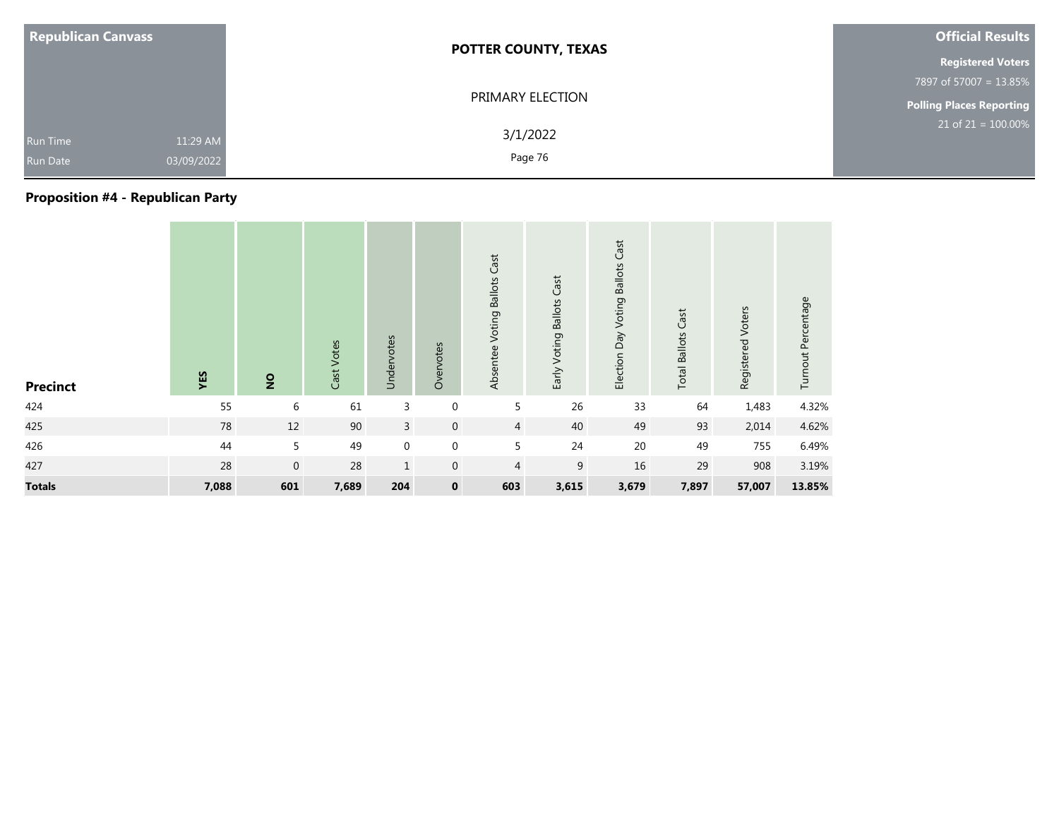**Republican Canvass**

Run Time 11:29 AM
Run Date 03/09/2022

**POTTER COUNTY, TEXAS**

PRIMARY ELECTION

3/1/2022

**Official Results**

**Registered Voters**
7897 of 57007 = 13.85%

**Polling Places Reporting**
21 of 21 = 100.00%

## Proposition #4 - Republican Party

| Precinct | YES | NO | Cast Votes | Undervotes | Overvotes | Absentee Voting Ballots Cast | Early Voting Ballots Cast | Election Day Voting Ballots Cast | Total Ballots Cast | Registered Voters | Turnout Percentage |
|---|---|---|---|---|---|---|---|---|---|---|---|
| 424 | 55 | 6 | 61 | 3 | 0 | 5 | 26 | 33 | 64 | 1,483 | 4.32% |
| 425 | 78 | 12 | 90 | 3 | 0 | 4 | 40 | 49 | 93 | 2,014 | 4.62% |
| 426 | 44 | 5 | 49 | 0 | 0 | 5 | 24 | 20 | 49 | 755 | 6.49% |
| 427 | 28 | 0 | 28 | 1 | 0 | 4 | 9 | 16 | 29 | 908 | 3.19% |
| **Totals** | **7,088** | **601** | **7,689** | **204** | **0** | **603** | **3,615** | **3,679** | **7,897** | **57,007** | **13.85%** |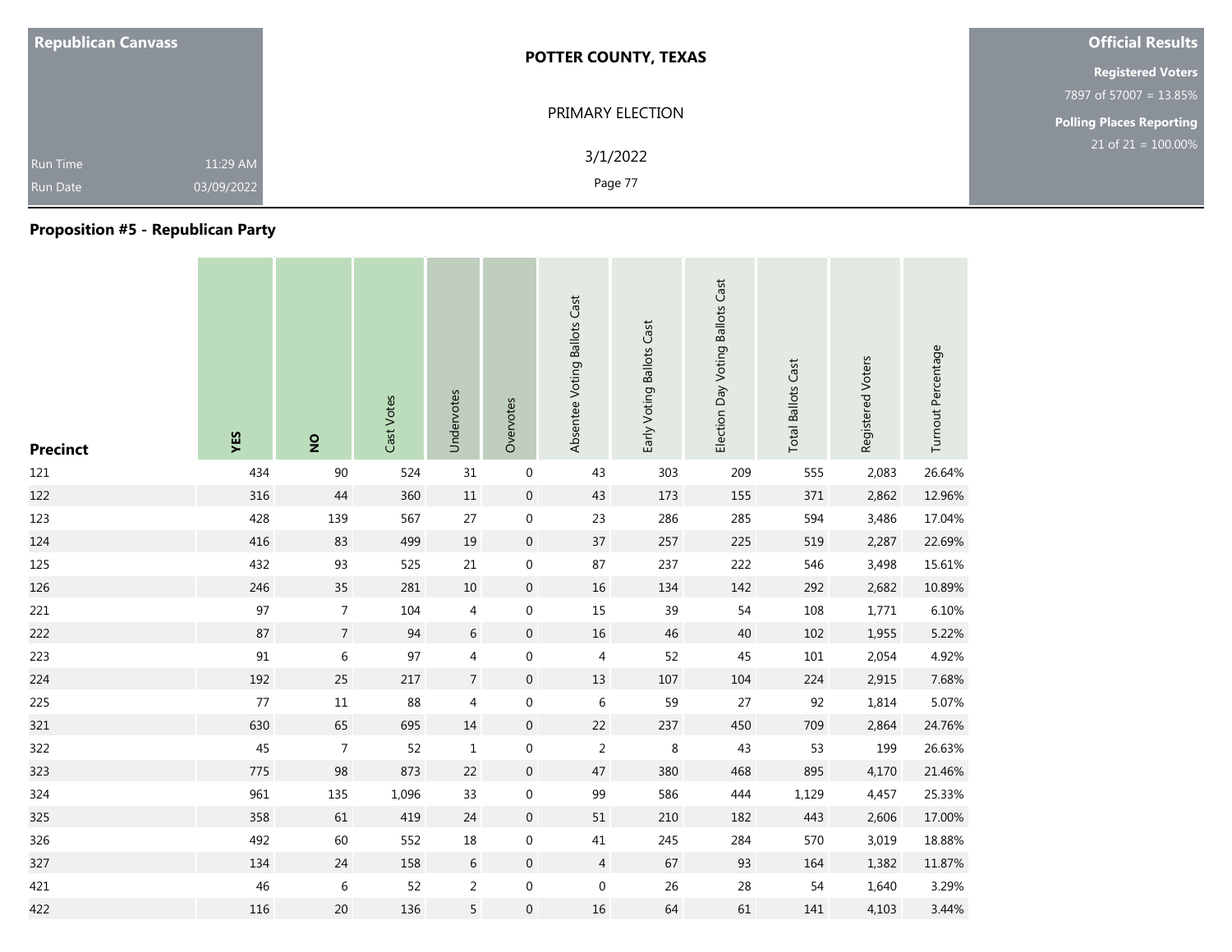| Republican Canvass | POTTER COUNTY, TEXAS | Official Results |
|---|---|---|
| Run Time 11:29 AM | PRIMARY ELECTION | Registered Voters 7897 of 57007 = 13.85% |
| Run Date 03/09/2022 | 3/1/2022 | Polling Places Reporting 21 of 21 = 100.00% |

## Proposition #5 - Republican Party

| Precinct | YES | NO | Cast Votes | Undervotes | Overvotes | Absentee Voting Ballots Cast | Early Voting Ballots Cast | Election Day Voting Ballots Cast | Total Ballots Cast | Registered Voters | Turnout Percentage |
|---|---|---|---|---|---|---|---|---|---|---|---|
| 121 | 434 | 90 | 524 | 31 | 0 | 43 | 303 | 209 | 555 | 2,083 | 26.64% |
| 122 | 316 | 44 | 360 | 11 | 0 | 43 | 173 | 155 | 371 | 2,862 | 12.96% |
| 123 | 428 | 139 | 567 | 27 | 0 | 23 | 286 | 285 | 594 | 3,486 | 17.04% |
| 124 | 416 | 83 | 499 | 19 | 0 | 37 | 257 | 225 | 519 | 2,287 | 22.69% |
| 125 | 432 | 93 | 525 | 21 | 0 | 87 | 237 | 222 | 546 | 3,498 | 15.61% |
| 126 | 246 | 35 | 281 | 10 | 0 | 16 | 134 | 142 | 292 | 2,682 | 10.89% |
| 221 | 97 | 7 | 104 | 4 | 0 | 15 | 39 | 54 | 108 | 1,771 | 6.10% |
| 222 | 87 | 7 | 94 | 6 | 0 | 16 | 46 | 40 | 102 | 1,955 | 5.22% |
| 223 | 91 | 6 | 97 | 4 | 0 | 4 | 52 | 45 | 101 | 2,054 | 4.92% |
| 224 | 192 | 25 | 217 | 7 | 0 | 13 | 107 | 104 | 224 | 2,915 | 7.68% |
| 225 | 77 | 11 | 88 | 4 | 0 | 6 | 59 | 27 | 92 | 1,814 | 5.07% |
| 321 | 630 | 65 | 695 | 14 | 0 | 22 | 237 | 450 | 709 | 2,864 | 24.76% |
| 322 | 45 | 7 | 52 | 1 | 0 | 2 | 8 | 43 | 53 | 199 | 26.63% |
| 323 | 775 | 98 | 873 | 22 | 0 | 47 | 380 | 468 | 895 | 4,170 | 21.46% |
| 324 | 961 | 135 | 1,096 | 33 | 0 | 99 | 586 | 444 | 1,129 | 4,457 | 25.33% |
| 325 | 358 | 61 | 419 | 24 | 0 | 51 | 210 | 182 | 443 | 2,606 | 17.00% |
| 326 | 492 | 60 | 552 | 18 | 0 | 41 | 245 | 284 | 570 | 3,019 | 18.88% |
| 327 | 134 | 24 | 158 | 6 | 0 | 4 | 67 | 93 | 164 | 1,382 | 11.87% |
| 421 | 46 | 6 | 52 | 2 | 0 | 0 | 26 | 28 | 54 | 1,640 | 3.29% |
| 422 | 116 | 20 | 136 | 5 | 0 | 16 | 64 | 61 | 141 | 4,103 | 3.44% |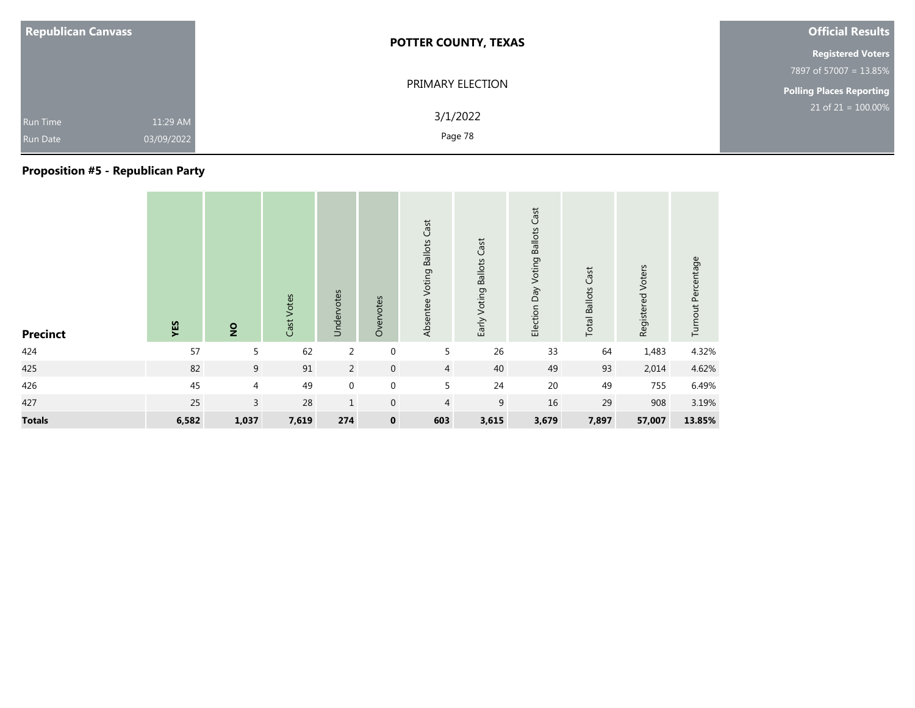| Republican Canvass | | POTTER COUNTY, TEXAS | Official Results |
|---|---|---|---|
| | | PRIMARY ELECTION | Registered Voters |
| | | | 7897 of 57007 = 13.85% |
| | | | Polling Places Reporting |
| Run Time | 11:29 AM | 3/1/2022 | 21 of 21 = 100.00% |
| Run Date | 03/09/2022 | | |

## Proposition #5 - Republican Party

| Precinct | YES | NO | Cast Votes | Undervotes | Overvotes | Absentee Voting Ballots Cast | Early Voting Ballots Cast | Election Day Voting Ballots Cast | Total Ballots Cast | Registered Voters | Turnout Percentage |
|---|---|---|---|---|---|---|---|---|---|---|---|
| 424 | 57 | 5 | 62 | 2 | 0 | 5 | 26 | 33 | 64 | 1,483 | 4.32% |
| 425 | 82 | 9 | 91 | 2 | 0 | 4 | 40 | 49 | 93 | 2,014 | 4.62% |
| 426 | 45 | 4 | 49 | 0 | 0 | 5 | 24 | 20 | 49 | 755 | 6.49% |
| 427 | 25 | 3 | 28 | 1 | 0 | 4 | 9 | 16 | 29 | 908 | 3.19% |
| **Totals** | **6,582** | **1,037** | **7,619** | **274** | **0** | **603** | **3,615** | **3,679** | **7,897** | **57,007** | **13.85%** |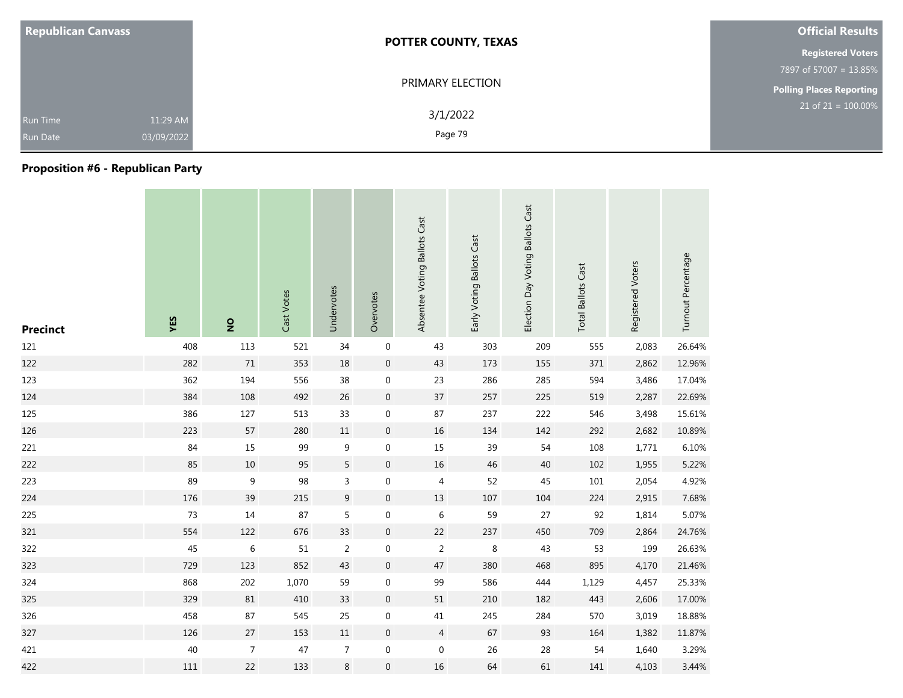| Republican Canvass | | |
|---|---|---|
| Run Time | 11:29 AM | |
| Run Date | 03/09/2022 | |

**POTTER COUNTY, TEXAS**

PRIMARY ELECTION

3/1/2022

**Official Results**

**Registered Voters**

7897 of 57007 = 13.85%

**Polling Places Reporting**

21 of 21 = 100.00%

## Proposition #6 - Republican Party

| Precinct | YES | NO | Cast Votes | Undervotes | Overvotes | Absentee Voting Ballots Cast | Early Voting Ballots Cast | Election Day Voting Ballots Cast | Total Ballots Cast | Registered Voters | Turnout Percentage |
|---|---|---|---|---|---|---|---|---|---|---|---|
| 121 | 408 | 113 | 521 | 34 | 0 | 43 | 303 | 209 | 555 | 2,083 | 26.64% |
| 122 | 282 | 71 | 353 | 18 | 0 | 43 | 173 | 155 | 371 | 2,862 | 12.96% |
| 123 | 362 | 194 | 556 | 38 | 0 | 23 | 286 | 285 | 594 | 3,486 | 17.04% |
| 124 | 384 | 108 | 492 | 26 | 0 | 37 | 257 | 225 | 519 | 2,287 | 22.69% |
| 125 | 386 | 127 | 513 | 33 | 0 | 87 | 237 | 222 | 546 | 3,498 | 15.61% |
| 126 | 223 | 57 | 280 | 11 | 0 | 16 | 134 | 142 | 292 | 2,682 | 10.89% |
| 221 | 84 | 15 | 99 | 9 | 0 | 15 | 39 | 54 | 108 | 1,771 | 6.10% |
| 222 | 85 | 10 | 95 | 5 | 0 | 16 | 46 | 40 | 102 | 1,955 | 5.22% |
| 223 | 89 | 9 | 98 | 3 | 0 | 4 | 52 | 45 | 101 | 2,054 | 4.92% |
| 224 | 176 | 39 | 215 | 9 | 0 | 13 | 107 | 104 | 224 | 2,915 | 7.68% |
| 225 | 73 | 14 | 87 | 5 | 0 | 6 | 59 | 27 | 92 | 1,814 | 5.07% |
| 321 | 554 | 122 | 676 | 33 | 0 | 22 | 237 | 450 | 709 | 2,864 | 24.76% |
| 322 | 45 | 6 | 51 | 2 | 0 | 2 | 8 | 43 | 53 | 199 | 26.63% |
| 323 | 729 | 123 | 852 | 43 | 0 | 47 | 380 | 468 | 895 | 4,170 | 21.46% |
| 324 | 868 | 202 | 1,070 | 59 | 0 | 99 | 586 | 444 | 1,129 | 4,457 | 25.33% |
| 325 | 329 | 81 | 410 | 33 | 0 | 51 | 210 | 182 | 443 | 2,606 | 17.00% |
| 326 | 458 | 87 | 545 | 25 | 0 | 41 | 245 | 284 | 570 | 3,019 | 18.88% |
| 327 | 126 | 27 | 153 | 11 | 0 | 4 | 67 | 93 | 164 | 1,382 | 11.87% |
| 421 | 40 | 7 | 47 | 7 | 0 | 0 | 26 | 28 | 54 | 1,640 | 3.29% |
| 422 | 111 | 22 | 133 | 8 | 0 | 16 | 64 | 61 | 141 | 4,103 | 3.44% |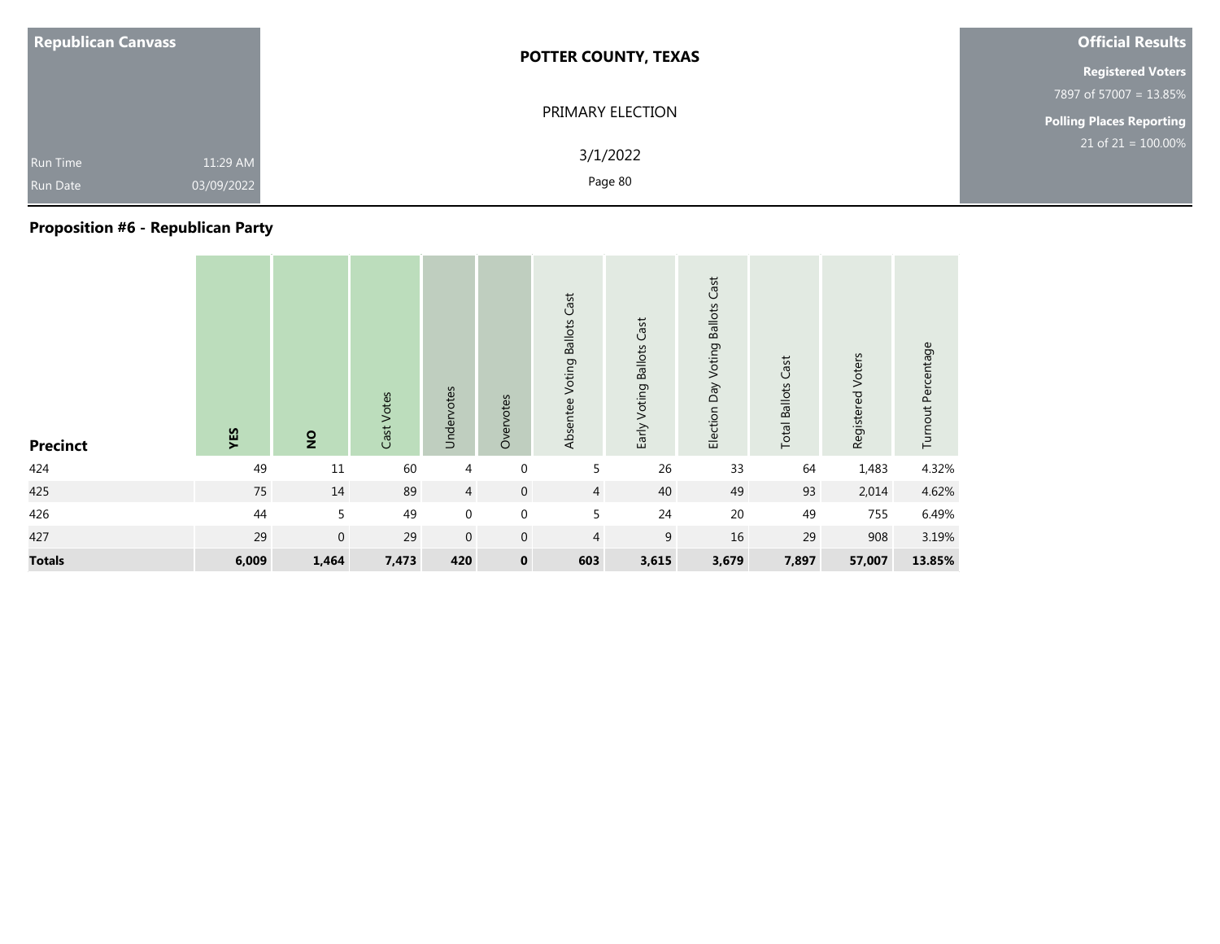| Republican Canvass | |
|---|---|
| Run Time | 11:29 AM |
| Run Date | 03/09/2022 |

**POTTER COUNTY, TEXAS**

PRIMARY ELECTION

3/1/2022

**Official Results**

**Registered Voters**
7897 of 57007 = 13.85%

**Polling Places Reporting**
21 of 21 = 100.00%

## Proposition #6 - Republican Party

| Precinct | YES | NO | Cast Votes | Undervotes | Overvotes | Absentee Voting Ballots Cast | Early Voting Ballots Cast | Election Day Voting Ballots Cast | Total Ballots Cast | Registered Voters | Turnout Percentage |
|---|---|---|---|---|---|---|---|---|---|---|---|
| 424 | 49 | 11 | 60 | 4 | 0 | 5 | 26 | 33 | 64 | 1,483 | 4.32% |
| 425 | 75 | 14 | 89 | 4 | 0 | 4 | 40 | 49 | 93 | 2,014 | 4.62% |
| 426 | 44 | 5 | 49 | 0 | 0 | 5 | 24 | 20 | 49 | 755 | 6.49% |
| 427 | 29 | 0 | 29 | 0 | 0 | 4 | 9 | 16 | 29 | 908 | 3.19% |
| **Totals** | **6,009** | **1,464** | **7,473** | **420** | **0** | **603** | **3,615** | **3,679** | **7,897** | **57,007** | **13.85%** |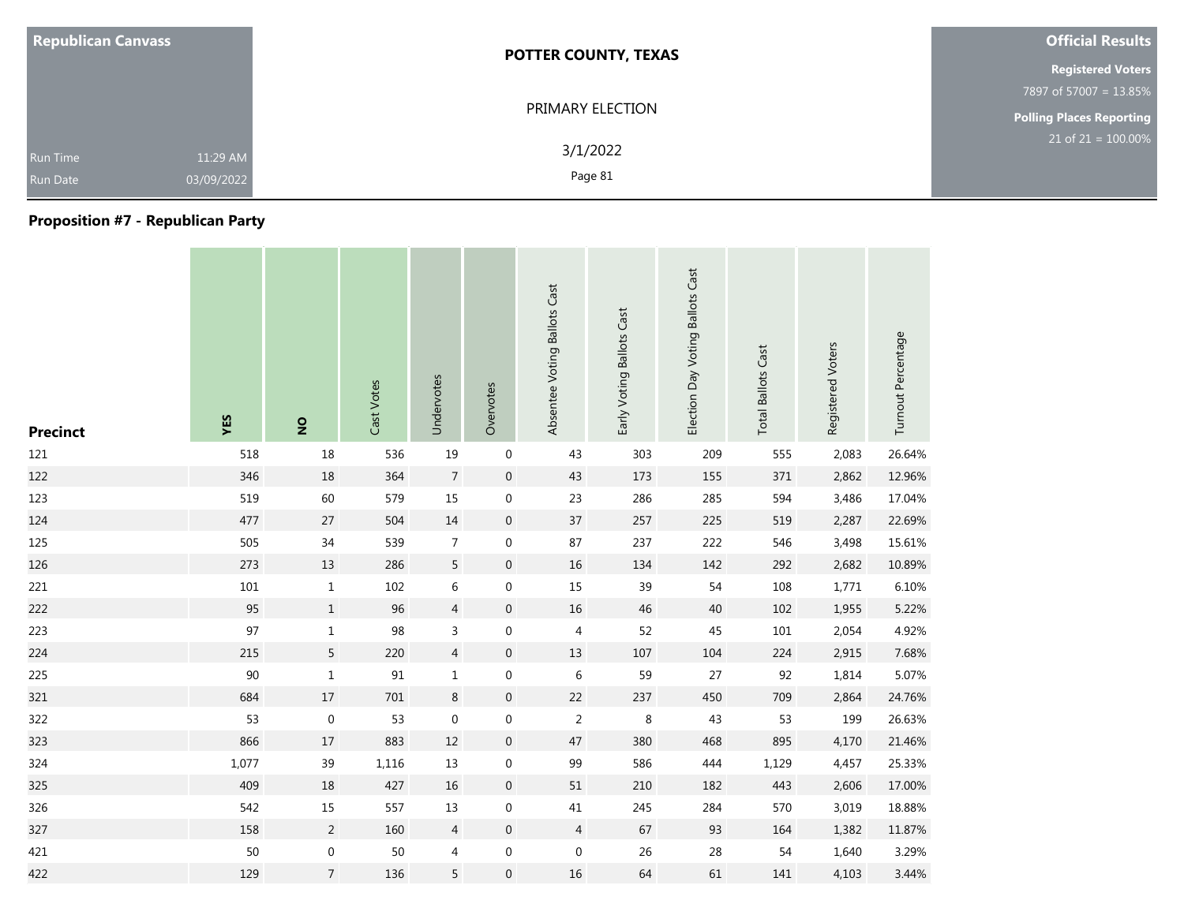**Republican Canvass**

Run Time 11:29 AM
Run Date 03/09/2022

**POTTER COUNTY, TEXAS**

PRIMARY ELECTION

3/1/2022

**Official Results**

**Registered Voters**
7897 of 57007 = 13.85%

**Polling Places Reporting**
21 of 21 = 100.00%

## Proposition #7 - Republican Party

| Precinct | YES | NO | Cast Votes | Undervotes | Overvotes | Absentee Voting Ballots Cast | Early Voting Ballots Cast | Election Day Voting Ballots Cast | Total Ballots Cast | Registered Voters | Turnout Percentage |
|---|---|---|---|---|---|---|---|---|---|---|---|
| 121 | 518 | 18 | 536 | 19 | 0 | 43 | 303 | 209 | 555 | 2,083 | 26.64% |
| 122 | 346 | 18 | 364 | 7 | 0 | 43 | 173 | 155 | 371 | 2,862 | 12.96% |
| 123 | 519 | 60 | 579 | 15 | 0 | 23 | 286 | 285 | 594 | 3,486 | 17.04% |
| 124 | 477 | 27 | 504 | 14 | 0 | 37 | 257 | 225 | 519 | 2,287 | 22.69% |
| 125 | 505 | 34 | 539 | 7 | 0 | 87 | 237 | 222 | 546 | 3,498 | 15.61% |
| 126 | 273 | 13 | 286 | 5 | 0 | 16 | 134 | 142 | 292 | 2,682 | 10.89% |
| 221 | 101 | 1 | 102 | 6 | 0 | 15 | 39 | 54 | 108 | 1,771 | 6.10% |
| 222 | 95 | 1 | 96 | 4 | 0 | 16 | 46 | 40 | 102 | 1,955 | 5.22% |
| 223 | 97 | 1 | 98 | 3 | 0 | 4 | 52 | 45 | 101 | 2,054 | 4.92% |
| 224 | 215 | 5 | 220 | 4 | 0 | 13 | 107 | 104 | 224 | 2,915 | 7.68% |
| 225 | 90 | 1 | 91 | 1 | 0 | 6 | 59 | 27 | 92 | 1,814 | 5.07% |
| 321 | 684 | 17 | 701 | 8 | 0 | 22 | 237 | 450 | 709 | 2,864 | 24.76% |
| 322 | 53 | 0 | 53 | 0 | 0 | 2 | 8 | 43 | 53 | 199 | 26.63% |
| 323 | 866 | 17 | 883 | 12 | 0 | 47 | 380 | 468 | 895 | 4,170 | 21.46% |
| 324 | 1,077 | 39 | 1,116 | 13 | 0 | 99 | 586 | 444 | 1,129 | 4,457 | 25.33% |
| 325 | 409 | 18 | 427 | 16 | 0 | 51 | 210 | 182 | 443 | 2,606 | 17.00% |
| 326 | 542 | 15 | 557 | 13 | 0 | 41 | 245 | 284 | 570 | 3,019 | 18.88% |
| 327 | 158 | 2 | 160 | 4 | 0 | 4 | 67 | 93 | 164 | 1,382 | 11.87% |
| 421 | 50 | 0 | 50 | 4 | 0 | 0 | 26 | 28 | 54 | 1,640 | 3.29% |
| 422 | 129 | 7 | 136 | 5 | 0 | 16 | 64 | 61 | 141 | 4,103 | 3.44% |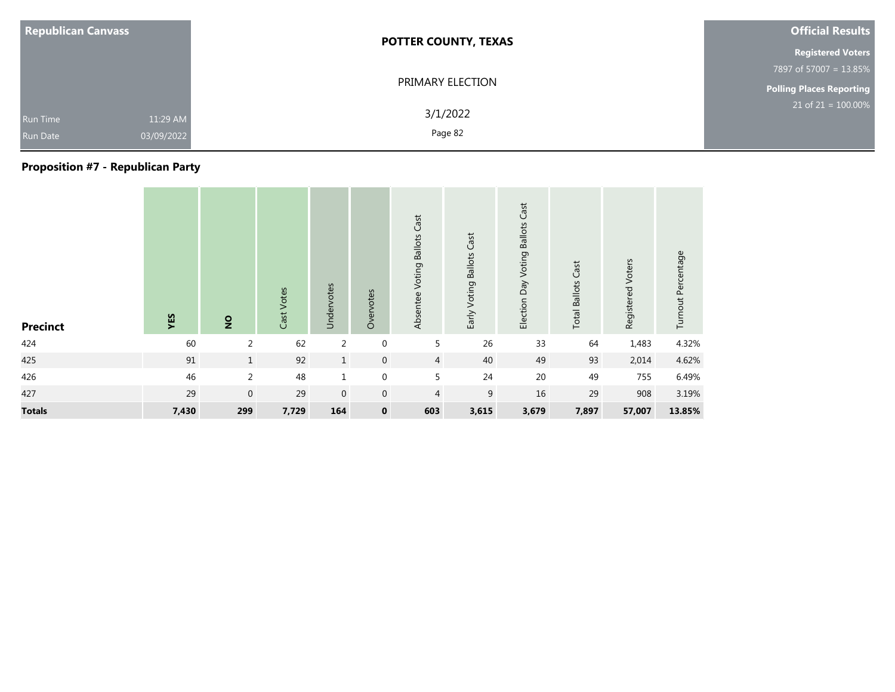| Republican Canvass | | POTTER COUNTY, TEXAS | Official Results |
|---|---|---|---|
| | | PRIMARY ELECTION | Registered Voters |
| | | | 7897 of 57007 = 13.85% |
| | | | Polling Places Reporting |
| Run Time | 11:29 AM | 3/1/2022 | 21 of 21 = 100.00% |
| Run Date | 03/09/2022 | | |

## Proposition #7 - Republican Party

| Precinct | YES | NO | Cast Votes | Undervotes | Overvotes | Absentee Voting Ballots Cast | Early Voting Ballots Cast | Election Day Voting Ballots Cast | Total Ballots Cast | Registered Voters | Turnout Percentage |
|---|---|---|---|---|---|---|---|---|---|---|---|
| 424 | 60 | 2 | 62 | 2 | 0 | 5 | 26 | 33 | 64 | 1,483 | 4.32% |
| 425 | 91 | 1 | 92 | 1 | 0 | 4 | 40 | 49 | 93 | 2,014 | 4.62% |
| 426 | 46 | 2 | 48 | 1 | 0 | 5 | 24 | 20 | 49 | 755 | 6.49% |
| 427 | 29 | 0 | 29 | 0 | 0 | 4 | 9 | 16 | 29 | 908 | 3.19% |
| **Totals** | **7,430** | **299** | **7,729** | **164** | **0** | **603** | **3,615** | **3,679** | **7,897** | **57,007** | **13.85%** |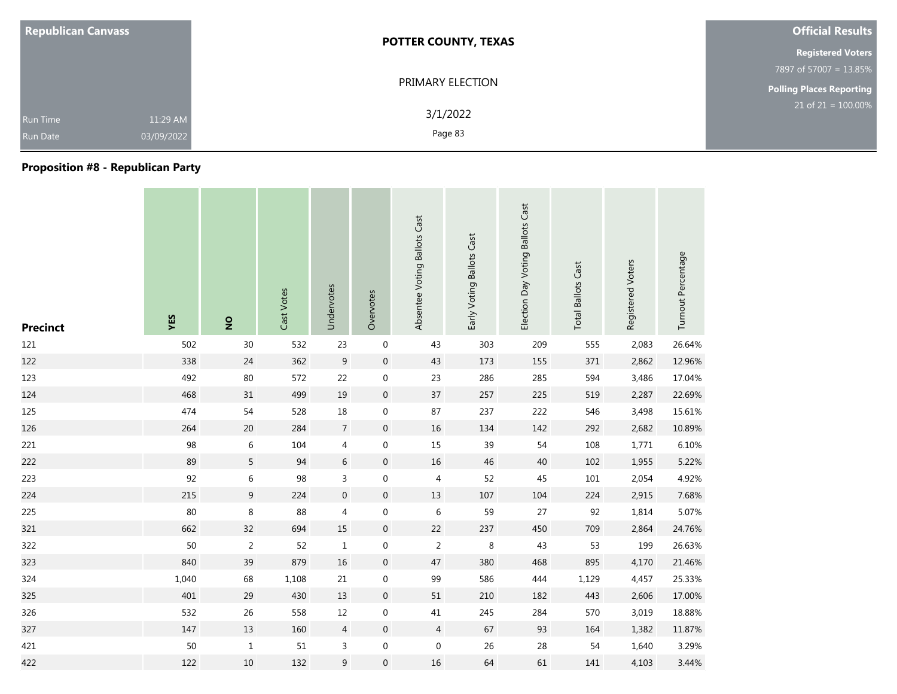**Republican Canvass**

Run Time 11:29 AM
Run Date 03/09/2022

**POTTER COUNTY, TEXAS**

PRIMARY ELECTION

3/1/2022

**Official Results**

**Registered Voters**
7897 of 57007 = 13.85%

**Polling Places Reporting**
21 of 21 = 100.00%

## Proposition #8 - Republican Party

| Precinct | YES | NO | Cast Votes | Undervotes | Overvotes | Absentee Voting Ballots Cast | Early Voting Ballots Cast | Election Day Voting Ballots Cast | Total Ballots Cast | Registered Voters | Turnout Percentage |
|---|---|---|---|---|---|---|---|---|---|---|---|
| 121 | 502 | 30 | 532 | 23 | 0 | 43 | 303 | 209 | 555 | 2,083 | 26.64% |
| 122 | 338 | 24 | 362 | 9 | 0 | 43 | 173 | 155 | 371 | 2,862 | 12.96% |
| 123 | 492 | 80 | 572 | 22 | 0 | 23 | 286 | 285 | 594 | 3,486 | 17.04% |
| 124 | 468 | 31 | 499 | 19 | 0 | 37 | 257 | 225 | 519 | 2,287 | 22.69% |
| 125 | 474 | 54 | 528 | 18 | 0 | 87 | 237 | 222 | 546 | 3,498 | 15.61% |
| 126 | 264 | 20 | 284 | 7 | 0 | 16 | 134 | 142 | 292 | 2,682 | 10.89% |
| 221 | 98 | 6 | 104 | 4 | 0 | 15 | 39 | 54 | 108 | 1,771 | 6.10% |
| 222 | 89 | 5 | 94 | 6 | 0 | 16 | 46 | 40 | 102 | 1,955 | 5.22% |
| 223 | 92 | 6 | 98 | 3 | 0 | 4 | 52 | 45 | 101 | 2,054 | 4.92% |
| 224 | 215 | 9 | 224 | 0 | 0 | 13 | 107 | 104 | 224 | 2,915 | 7.68% |
| 225 | 80 | 8 | 88 | 4 | 0 | 6 | 59 | 27 | 92 | 1,814 | 5.07% |
| 321 | 662 | 32 | 694 | 15 | 0 | 22 | 237 | 450 | 709 | 2,864 | 24.76% |
| 322 | 50 | 2 | 52 | 1 | 0 | 2 | 8 | 43 | 53 | 199 | 26.63% |
| 323 | 840 | 39 | 879 | 16 | 0 | 47 | 380 | 468 | 895 | 4,170 | 21.46% |
| 324 | 1,040 | 68 | 1,108 | 21 | 0 | 99 | 586 | 444 | 1,129 | 4,457 | 25.33% |
| 325 | 401 | 29 | 430 | 13 | 0 | 51 | 210 | 182 | 443 | 2,606 | 17.00% |
| 326 | 532 | 26 | 558 | 12 | 0 | 41 | 245 | 284 | 570 | 3,019 | 18.88% |
| 327 | 147 | 13 | 160 | 4 | 0 | 4 | 67 | 93 | 164 | 1,382 | 11.87% |
| 421 | 50 | 1 | 51 | 3 | 0 | 0 | 26 | 28 | 54 | 1,640 | 3.29% |
| 422 | 122 | 10 | 132 | 9 | 0 | 16 | 64 | 61 | 141 | 4,103 | 3.44% |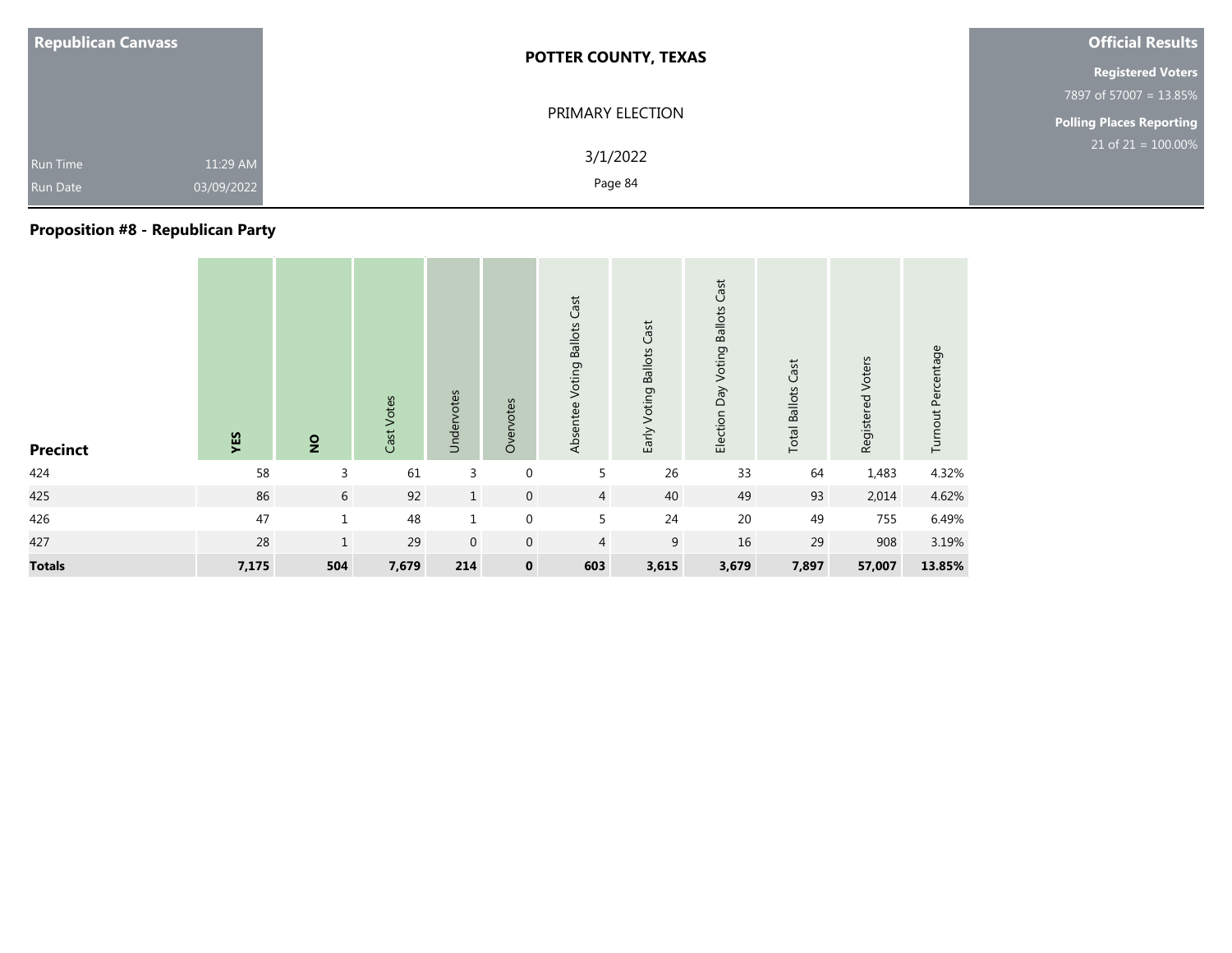| Republican Canvass | | POTTER COUNTY, TEXAS | Official Results |
|---|---|---|---|
| | | PRIMARY ELECTION | **Registered Voters** 7897 of 57007 = 13.85% |
| Run Time | 11:29 AM | 3/1/2022 | **Polling Places Reporting** 21 of 21 = 100.00% |
| Run Date | 03/09/2022 | | |

## Proposition #8 - Republican Party

| Precinct | YES | NO | Cast Votes | Undervotes | Overvotes | Absentee Voting Ballots Cast | Early Voting Ballots Cast | Election Day Voting Ballots Cast | Total Ballots Cast | Registered Voters | Turnout Percentage |
|---|---|---|---|---|---|---|---|---|---|---|---|
| 424 | 58 | 3 | 61 | 3 | 0 | 5 | 26 | 33 | 64 | 1,483 | 4.32% |
| 425 | 86 | 6 | 92 | 1 | 0 | 4 | 40 | 49 | 93 | 2,014 | 4.62% |
| 426 | 47 | 1 | 48 | 1 | 0 | 5 | 24 | 20 | 49 | 755 | 6.49% |
| 427 | 28 | 1 | 29 | 0 | 0 | 4 | 9 | 16 | 29 | 908 | 3.19% |
| **Totals** | **7,175** | **504** | **7,679** | **214** | **0** | **603** | **3,615** | **3,679** | **7,897** | **57,007** | **13.85%** |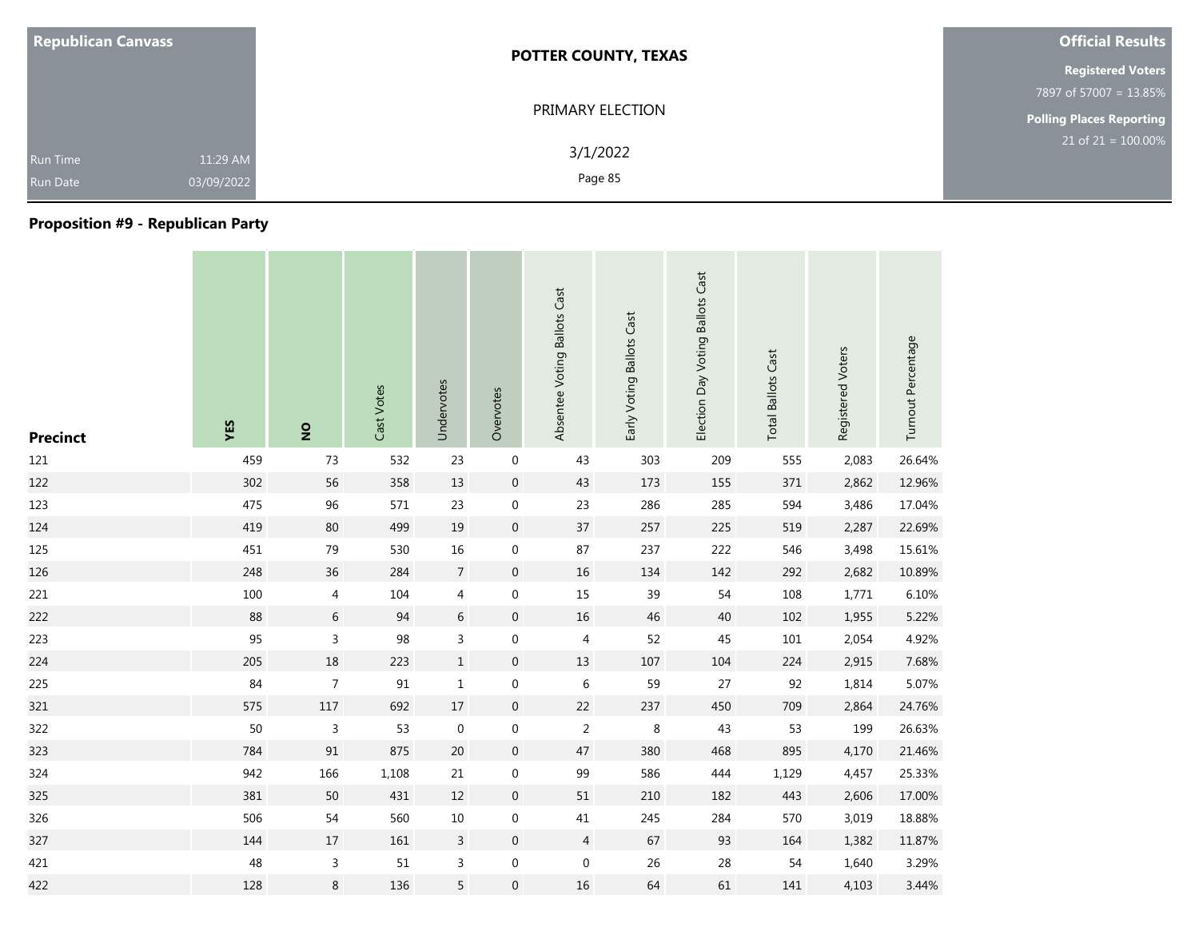| Republican Canvass | |
|---|---|
| Run Time | 11:29 AM |
| Run Date | 03/09/2022 |

**POTTER COUNTY, TEXAS**

PRIMARY ELECTION

3/1/2022

**Official Results**

**Registered Voters**
7897 of 57007 = 13.85%

**Polling Places Reporting**
21 of 21 = 100.00%

## Proposition #9 - Republican Party

| Precinct | YES | NO | Cast Votes | Undervotes | Overvotes | Absentee Voting Ballots Cast | Early Voting Ballots Cast | Election Day Voting Ballots Cast | Total Ballots Cast | Registered Voters | Turnout Percentage |
|---|---|---|---|---|---|---|---|---|---|---|---|
| 121 | 459 | 73 | 532 | 23 | 0 | 43 | 303 | 209 | 555 | 2,083 | 26.64% |
| 122 | 302 | 56 | 358 | 13 | 0 | 43 | 173 | 155 | 371 | 2,862 | 12.96% |
| 123 | 475 | 96 | 571 | 23 | 0 | 23 | 286 | 285 | 594 | 3,486 | 17.04% |
| 124 | 419 | 80 | 499 | 19 | 0 | 37 | 257 | 225 | 519 | 2,287 | 22.69% |
| 125 | 451 | 79 | 530 | 16 | 0 | 87 | 237 | 222 | 546 | 3,498 | 15.61% |
| 126 | 248 | 36 | 284 | 7 | 0 | 16 | 134 | 142 | 292 | 2,682 | 10.89% |
| 221 | 100 | 4 | 104 | 4 | 0 | 15 | 39 | 54 | 108 | 1,771 | 6.10% |
| 222 | 88 | 6 | 94 | 6 | 0 | 16 | 46 | 40 | 102 | 1,955 | 5.22% |
| 223 | 95 | 3 | 98 | 3 | 0 | 4 | 52 | 45 | 101 | 2,054 | 4.92% |
| 224 | 205 | 18 | 223 | 1 | 0 | 13 | 107 | 104 | 224 | 2,915 | 7.68% |
| 225 | 84 | 7 | 91 | 1 | 0 | 6 | 59 | 27 | 92 | 1,814 | 5.07% |
| 321 | 575 | 117 | 692 | 17 | 0 | 22 | 237 | 450 | 709 | 2,864 | 24.76% |
| 322 | 50 | 3 | 53 | 0 | 0 | 2 | 8 | 43 | 53 | 199 | 26.63% |
| 323 | 784 | 91 | 875 | 20 | 0 | 47 | 380 | 468 | 895 | 4,170 | 21.46% |
| 324 | 942 | 166 | 1,108 | 21 | 0 | 99 | 586 | 444 | 1,129 | 4,457 | 25.33% |
| 325 | 381 | 50 | 431 | 12 | 0 | 51 | 210 | 182 | 443 | 2,606 | 17.00% |
| 326 | 506 | 54 | 560 | 10 | 0 | 41 | 245 | 284 | 570 | 3,019 | 18.88% |
| 327 | 144 | 17 | 161 | 3 | 0 | 4 | 67 | 93 | 164 | 1,382 | 11.87% |
| 421 | 48 | 3 | 51 | 3 | 0 | 0 | 26 | 28 | 54 | 1,640 | 3.29% |
| 422 | 128 | 8 | 136 | 5 | 0 | 16 | 64 | 61 | 141 | 4,103 | 3.44% |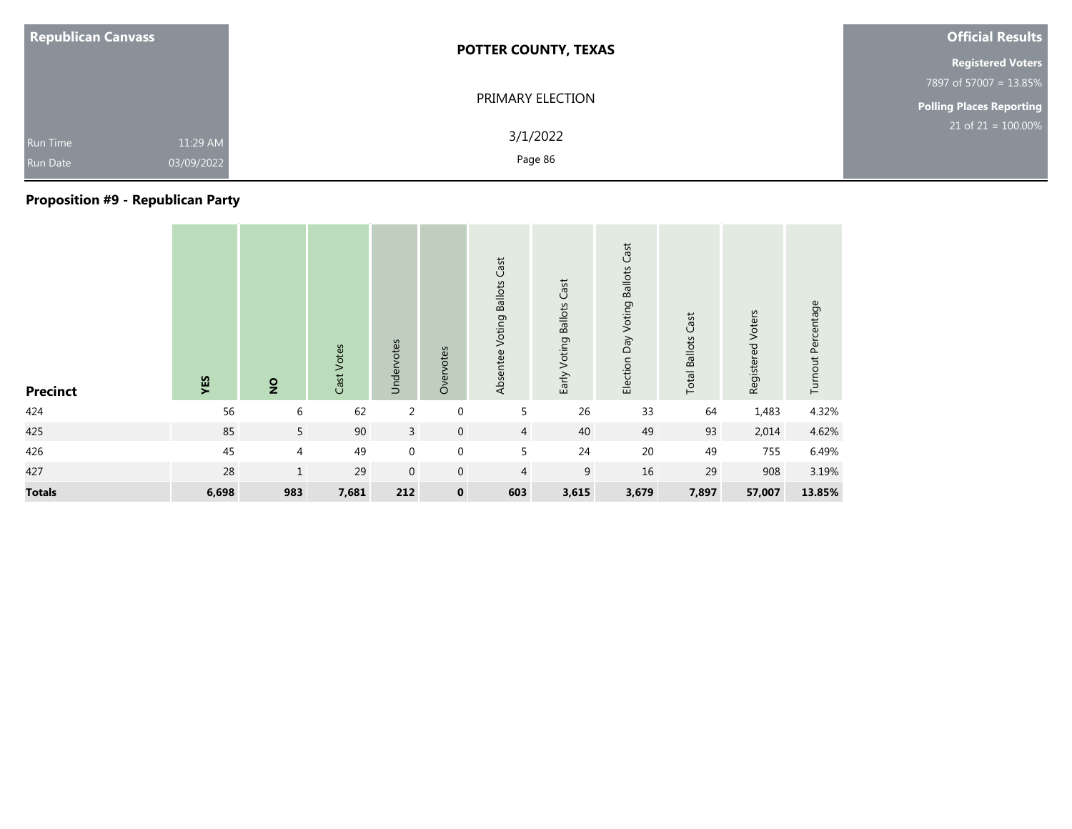**Republican Canvass**

Run Time 11:29 AM

Run Date 03/09/2022

**POTTER COUNTY, TEXAS**

PRIMARY ELECTION

3/1/2022

**Official Results**

**Registered Voters**

7897 of 57007 = 13.85%

**Polling Places Reporting**

21 of 21 = 100.00%

## Proposition #9 - Republican Party

| Precinct | YES | NO | Cast Votes | Undervotes | Overvotes | Absentee Voting Ballots Cast | Early Voting Ballots Cast | Election Day Voting Ballots Cast | Total Ballots Cast | Registered Voters | Turnout Percentage |
|---|---|---|---|---|---|---|---|---|---|---|---|
| 424 | 56 | 6 | 62 | 2 | 0 | 5 | 26 | 33 | 64 | 1,483 | 4.32% |
| 425 | 85 | 5 | 90 | 3 | 0 | 4 | 40 | 49 | 93 | 2,014 | 4.62% |
| 426 | 45 | 4 | 49 | 0 | 0 | 5 | 24 | 20 | 49 | 755 | 6.49% |
| 427 | 28 | 1 | 29 | 0 | 0 | 4 | 9 | 16 | 29 | 908 | 3.19% |
| **Totals** | **6,698** | **983** | **7,681** | **212** | **0** | **603** | **3,615** | **3,679** | **7,897** | **57,007** | **13.85%** |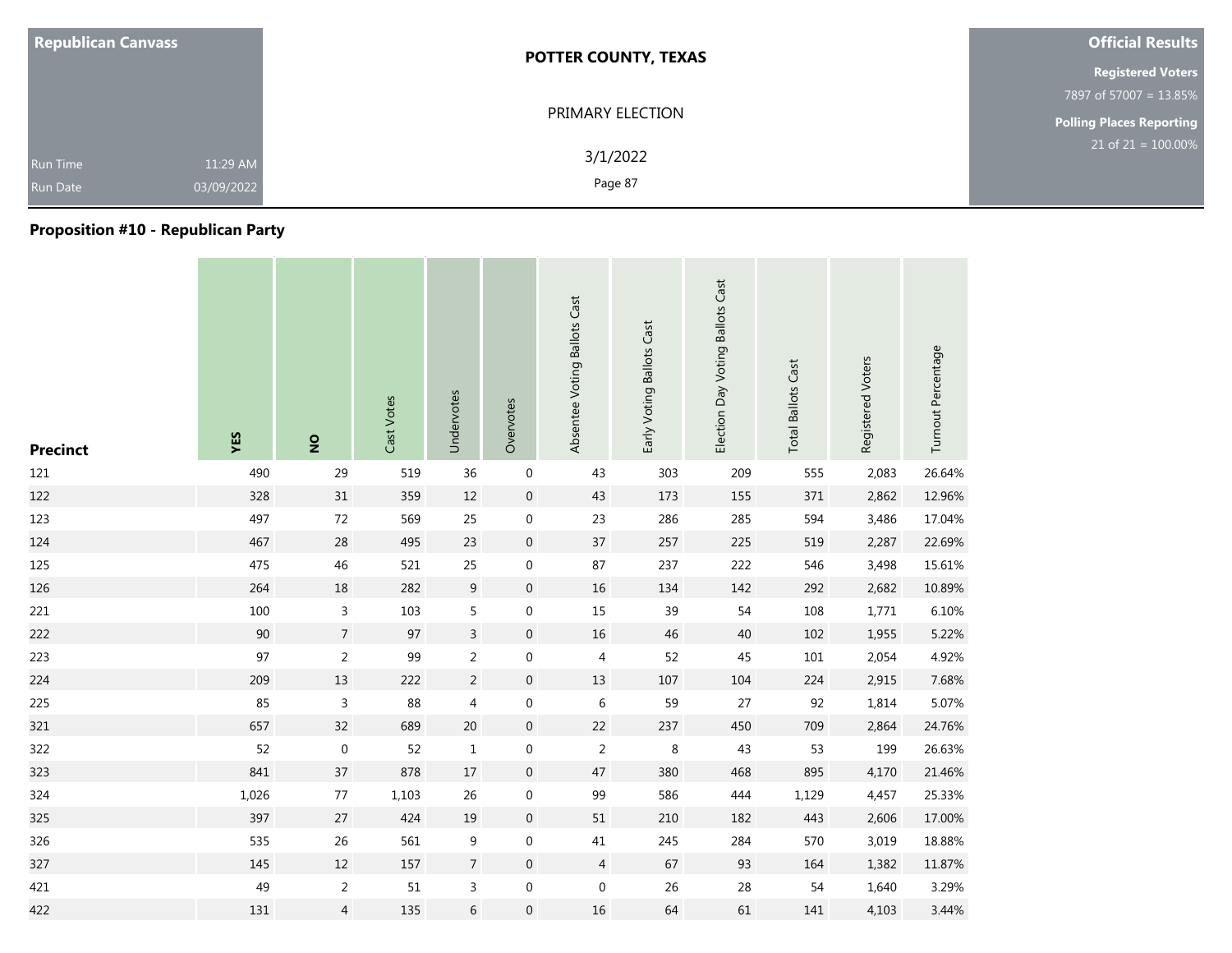**Republican Canvass**

Run Time 11:29 AM

Run Date 03/09/2022

**POTTER COUNTY, TEXAS**

PRIMARY ELECTION

3/1/2022

**Official Results**

**Registered Voters**

7897 of 57007 = 13.85%

**Polling Places Reporting**

21 of 21 = 100.00%

## Proposition #10 - Republican Party

| Precinct | YES | NO | Cast Votes | Undervotes | Overvotes | Absentee Voting Ballots Cast | Early Voting Ballots Cast | Election Day Voting Ballots Cast | Total Ballots Cast | Registered Voters | Turnout Percentage |
|---|---|---|---|---|---|---|---|---|---|---|---|
| 121 | 490 | 29 | 519 | 36 | 0 | 43 | 303 | 209 | 555 | 2,083 | 26.64% |
| 122 | 328 | 31 | 359 | 12 | 0 | 43 | 173 | 155 | 371 | 2,862 | 12.96% |
| 123 | 497 | 72 | 569 | 25 | 0 | 23 | 286 | 285 | 594 | 3,486 | 17.04% |
| 124 | 467 | 28 | 495 | 23 | 0 | 37 | 257 | 225 | 519 | 2,287 | 22.69% |
| 125 | 475 | 46 | 521 | 25 | 0 | 87 | 237 | 222 | 546 | 3,498 | 15.61% |
| 126 | 264 | 18 | 282 | 9 | 0 | 16 | 134 | 142 | 292 | 2,682 | 10.89% |
| 221 | 100 | 3 | 103 | 5 | 0 | 15 | 39 | 54 | 108 | 1,771 | 6.10% |
| 222 | 90 | 7 | 97 | 3 | 0 | 16 | 46 | 40 | 102 | 1,955 | 5.22% |
| 223 | 97 | 2 | 99 | 2 | 0 | 4 | 52 | 45 | 101 | 2,054 | 4.92% |
| 224 | 209 | 13 | 222 | 2 | 0 | 13 | 107 | 104 | 224 | 2,915 | 7.68% |
| 225 | 85 | 3 | 88 | 4 | 0 | 6 | 59 | 27 | 92 | 1,814 | 5.07% |
| 321 | 657 | 32 | 689 | 20 | 0 | 22 | 237 | 450 | 709 | 2,864 | 24.76% |
| 322 | 52 | 0 | 52 | 1 | 0 | 2 | 8 | 43 | 53 | 199 | 26.63% |
| 323 | 841 | 37 | 878 | 17 | 0 | 47 | 380 | 468 | 895 | 4,170 | 21.46% |
| 324 | 1,026 | 77 | 1,103 | 26 | 0 | 99 | 586 | 444 | 1,129 | 4,457 | 25.33% |
| 325 | 397 | 27 | 424 | 19 | 0 | 51 | 210 | 182 | 443 | 2,606 | 17.00% |
| 326 | 535 | 26 | 561 | 9 | 0 | 41 | 245 | 284 | 570 | 3,019 | 18.88% |
| 327 | 145 | 12 | 157 | 7 | 0 | 4 | 67 | 93 | 164 | 1,382 | 11.87% |
| 421 | 49 | 2 | 51 | 3 | 0 | 0 | 26 | 28 | 54 | 1,640 | 3.29% |
| 422 | 131 | 4 | 135 | 6 | 0 | 16 | 64 | 61 | 141 | 4,103 | 3.44% |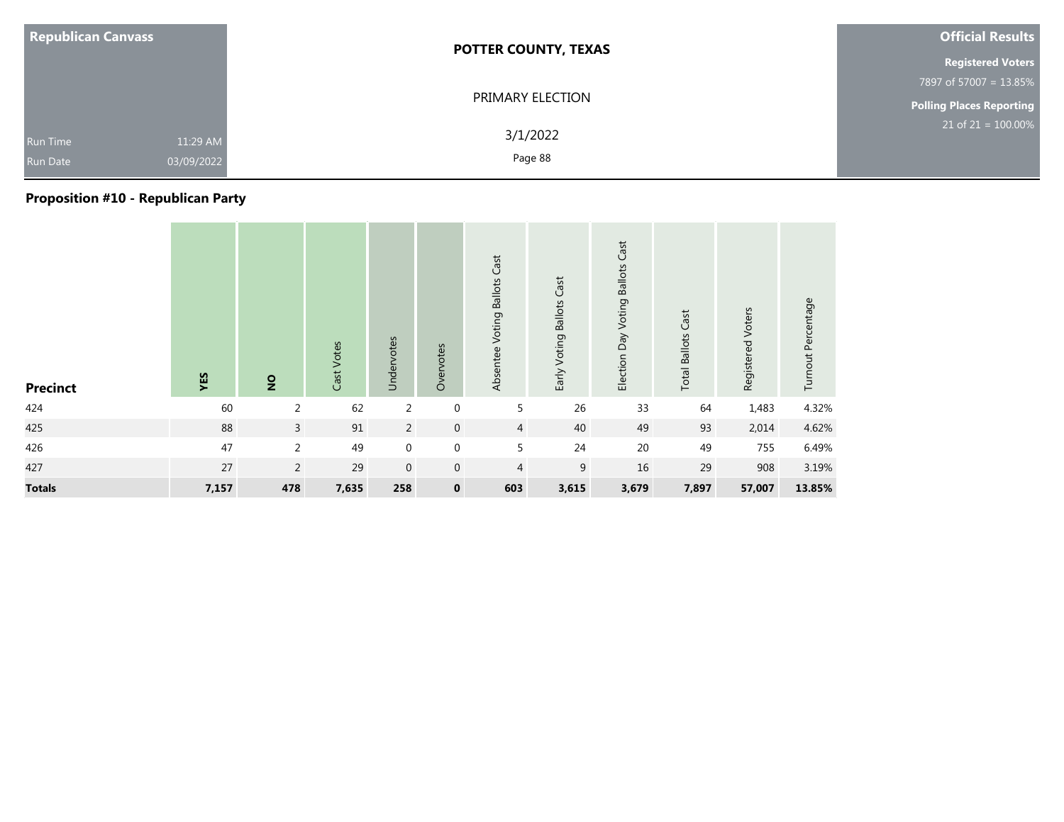**Republican Canvass**

Run Time 11:29 AM
Run Date 03/09/2022

**POTTER COUNTY, TEXAS**

PRIMARY ELECTION

3/1/2022

**Official Results**

**Registered Voters**
7897 of 57007 = 13.85%

**Polling Places Reporting**
21 of 21 = 100.00%

## Proposition #10 - Republican Party

| Precinct | YES | NO | Cast Votes | Undervotes | Overvotes | Absentee Voting Ballots Cast | Early Voting Ballots Cast | Election Day Voting Ballots Cast | Total Ballots Cast | Registered Voters | Turnout Percentage |
|---|---|---|---|---|---|---|---|---|---|---|---|
| 424 | 60 | 2 | 62 | 2 | 0 | 5 | 26 | 33 | 64 | 1,483 | 4.32% |
| 425 | 88 | 3 | 91 | 2 | 0 | 4 | 40 | 49 | 93 | 2,014 | 4.62% |
| 426 | 47 | 2 | 49 | 0 | 0 | 5 | 24 | 20 | 49 | 755 | 6.49% |
| 427 | 27 | 2 | 29 | 0 | 0 | 4 | 9 | 16 | 29 | 908 | 3.19% |
| **Totals** | **7,157** | **478** | **7,635** | **258** | **0** | **603** | **3,615** | **3,679** | **7,897** | **57,007** | **13.85%** |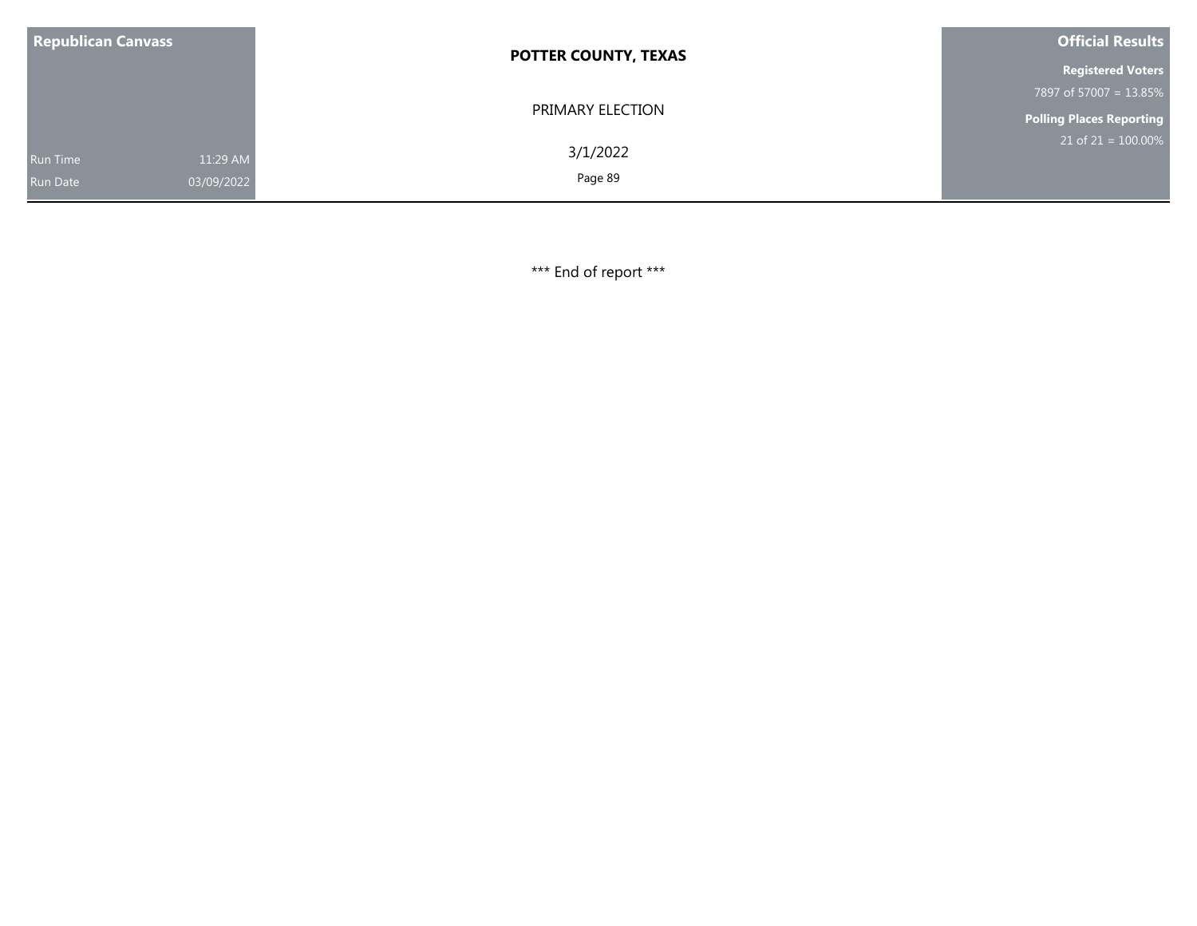*** End of report ***